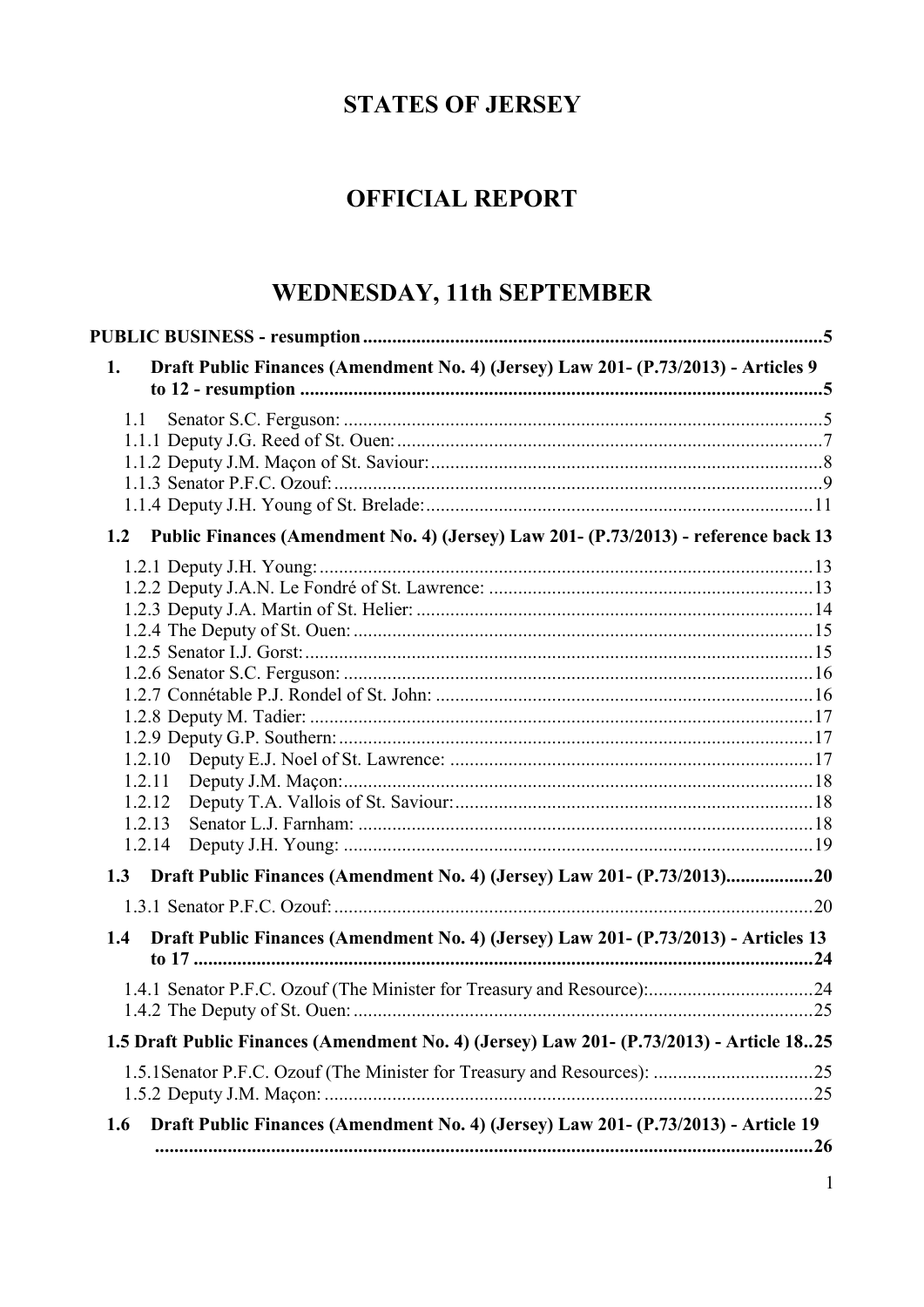# STATES OF JERSEY

# OFFICIAL REPORT

# WEDNESDAY, 11th SEPTEMBER

**PUBLIC BUSINESS - resumption** .......... **5**

**1. Draft Public Finances (Amendment No. 4) (Jersey) Law 201- (P.73/2013) - Articles 9 to 12 - resumption** .......... **5**

1.1 Senator S.C. Ferguson: .......... 5
1.1.1 Deputy J.G. Reed of St. Ouen: .......... 7
1.1.2 Deputy J.M. Maçon of St. Saviour: .......... 8
1.1.3 Senator P.F.C. Ozouf: .......... 9
1.1.4 Deputy J.H. Young of St. Brelade: .......... 11

**1.2 Public Finances (Amendment No. 4) (Jersey) Law 201- (P.73/2013) - reference back** **13**

1.2.1 Deputy J.H. Young: .......... 13
1.2.2 Deputy J.A.N. Le Fondré of St. Lawrence: .......... 13
1.2.3 Deputy J.A. Martin of St. Helier: .......... 14
1.2.4 The Deputy of St. Ouen: .......... 15
1.2.5 Senator I.J. Gorst: .......... 15
1.2.6 Senator S.C. Ferguson: .......... 16
1.2.7 Connétable P.J. Rondel of St. John: .......... 16
1.2.8 Deputy M. Tadier: .......... 17
1.2.9 Deputy G.P. Southern: .......... 17
1.2.10 Deputy E.J. Noel of St. Lawrence: .......... 17
1.2.11 Deputy J.M. Maçon: .......... 18
1.2.12 Deputy T.A. Vallois of St. Saviour: .......... 18
1.2.13 Senator L.J. Farnham: .......... 18
1.2.14 Deputy J.H. Young: .......... 19

**1.3 Draft Public Finances (Amendment No. 4) (Jersey) Law 201- (P.73/2013)** .......... **20**

1.3.1 Senator P.F.C. Ozouf: .......... 20

**1.4 Draft Public Finances (Amendment No. 4) (Jersey) Law 201- (P.73/2013) - Articles 13 to 17** .......... **24**

1.4.1 Senator P.F.C. Ozouf (The Minister for Treasury and Resource): .......... 24
1.4.2 The Deputy of St. Ouen: .......... 25

**1.5 Draft Public Finances (Amendment No. 4) (Jersey) Law 201- (P.73/2013) - Article 18** .......... **25**

1.5.1 Senator P.F.C. Ozouf (The Minister for Treasury and Resources): .......... 25
1.5.2 Deputy J.M. Maçon: .......... 25

**1.6 Draft Public Finances (Amendment No. 4) (Jersey) Law 201- (P.73/2013) - Article 19** .......... **26**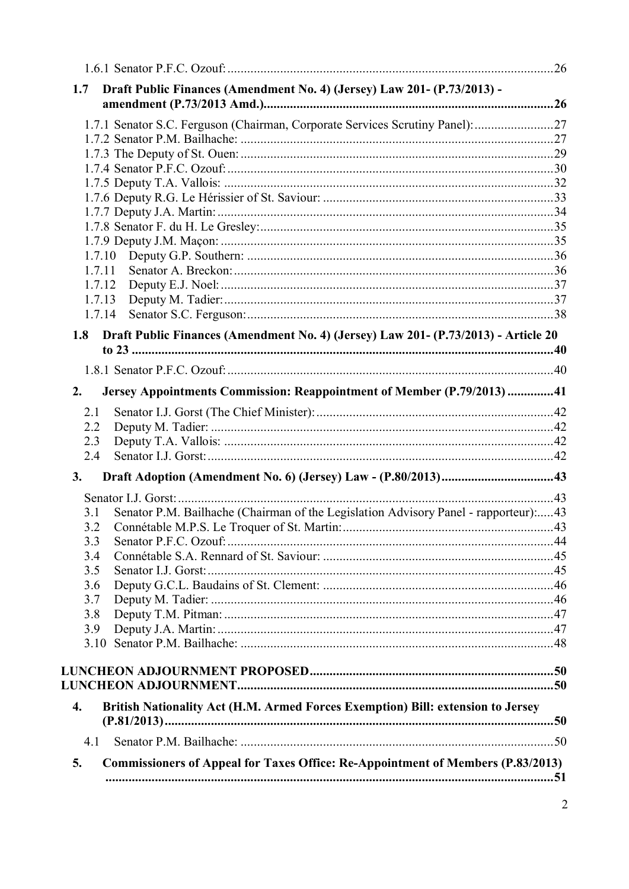1.6.1 Senator P.F.C. Ozouf: ....26

**1.7 Draft Public Finances (Amendment No. 4) (Jersey) Law 201- (P.73/2013) - amendment (P.73/2013 Amd.)....26**

1.7.1 Senator S.C. Ferguson (Chairman, Corporate Services Scrutiny Panel): ....27
1.7.2 Senator P.M. Bailhache: ....27
1.7.3 The Deputy of St. Ouen: ....29
1.7.4 Senator P.F.C. Ozouf: ....30
1.7.5 Deputy T.A. Vallois: ....32
1.7.6 Deputy R.G. Le Hérissier of St. Saviour: ....33
1.7.7 Deputy J.A. Martin: ....34
1.7.8 Senator F. du H. Le Gresley: ....35
1.7.9 Deputy J.M. Maçon: ....35
1.7.10 Deputy G.P. Southern: ....36
1.7.11 Senator A. Breckon: ....36
1.7.12 Deputy E.J. Noel: ....37
1.7.13 Deputy M. Tadier: ....37
1.7.14 Senator S.C. Ferguson: ....38

**1.8 Draft Public Finances (Amendment No. 4) (Jersey) Law 201- (P.73/2013) - Article 20 to 23 ....40**

1.8.1 Senator P.F.C. Ozouf: ....40

**2. Jersey Appointments Commission: Reappointment of Member (P.79/2013) ....41**

2.1 Senator I.J. Gorst (The Chief Minister): ....42
2.2 Deputy M. Tadier: ....42
2.3 Deputy T.A. Vallois: ....42
2.4 Senator I.J. Gorst: ....42

**3. Draft Adoption (Amendment No. 6) (Jersey) Law - (P.80/2013) ....43**

Senator I.J. Gorst: ....43
3.1 Senator P.M. Bailhache (Chairman of the Legislation Advisory Panel - rapporteur): ....43
3.2 Connétable M.P.S. Le Troquer of St. Martin: ....43
3.3 Senator P.F.C. Ozouf: ....44
3.4 Connétable S.A. Rennard of St. Saviour: ....45
3.5 Senator I.J. Gorst: ....45
3.6 Deputy G.C.L. Baudains of St. Clement: ....46
3.7 Deputy M. Tadier: ....46
3.8 Deputy T.M. Pitman: ....47
3.9 Deputy J.A. Martin: ....47
3.10 Senator P.M. Bailhache: ....48

**LUNCHEON ADJOURNMENT PROPOSED ....50**
**LUNCHEON ADJOURNMENT ....50**

**4. British Nationality Act (H.M. Armed Forces Exemption) Bill: extension to Jersey (P.81/2013) ....50**

4.1 Senator P.M. Bailhache: ....50

**5. Commissioners of Appeal for Taxes Office: Re-Appointment of Members (P.83/2013) ....51**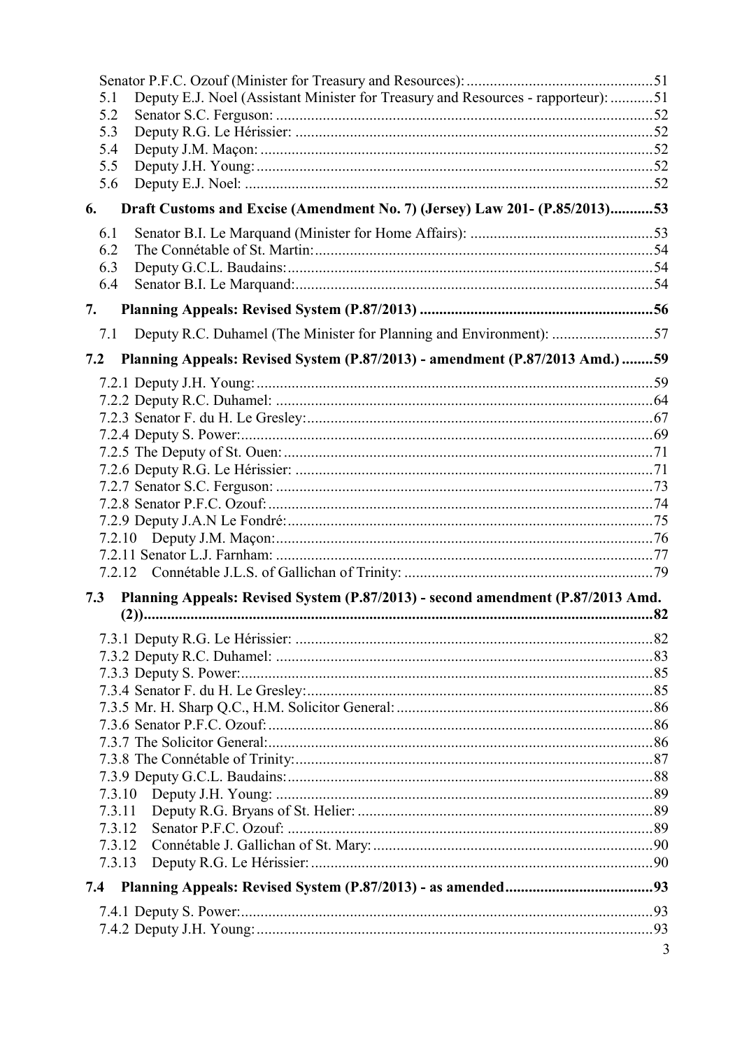Senator P.F.C. Ozouf (Minister for Treasury and Resources): ....................................................51

5.1 Deputy E.J. Noel (Assistant Minister for Treasury and Resources - rapporteur): ...........51

5.2 Senator S.C. Ferguson: ....................................................................................................52

5.3 Deputy R.G. Le Hérissier: ...............................................................................................52

5.4 Deputy J.M. Maçon: ........................................................................................................52

5.5 Deputy J.H. Young: .........................................................................................................52

5.6 Deputy E.J. Noel: ............................................................................................................52

**6. Draft Customs and Excise (Amendment No. 7) (Jersey) Law 201- (P.85/2013)...........53**

6.1 Senator B.I. Le Marquand (Minister for Home Affairs): ..................................................53

6.2 The Connétable of St. Martin: ..........................................................................................54

6.3 Deputy G.C.L. Baudains: .................................................................................................54

6.4 Senator B.I. Le Marquand: ...............................................................................................54

**7. Planning Appeals: Revised System (P.87/2013) ...........................................................56**

7.1 Deputy R.C. Duhamel (The Minister for Planning and Environment): ..........................57

**7.2 Planning Appeals: Revised System (P.87/2013) - amendment (P.87/2013 Amd.) ........59**

7.2.1 Deputy J.H. Young: ......................................................................................................59

7.2.2 Deputy R.C. Duhamel: .................................................................................................64

7.2.3 Senator F. du H. Le Gresley: .........................................................................................67

7.2.4 Deputy S. Power: ..........................................................................................................69

7.2.5 The Deputy of St. Ouen: ...............................................................................................71

7.2.6 Deputy R.G. Le Hérissier: ............................................................................................71

7.2.7 Senator S.C. Ferguson: .................................................................................................73

7.2.8 Senator P.F.C. Ozouf: ...................................................................................................74

7.2.9 Deputy J.A.N Le Fondré: ..............................................................................................75

7.2.10 Deputy J.M. Maçon: ...................................................................................................76

7.2.11 Senator L.J. Farnham: .................................................................................................77

7.2.12 Connétable J.L.S. of Gallichan of Trinity: .................................................................79

**7.3 Planning Appeals: Revised System (P.87/2013) - second amendment (P.87/2013 Amd. (2)).................................................................................................................................82**

7.3.1 Deputy R.G. Le Hérissier: ............................................................................................82

7.3.2 Deputy R.C. Duhamel: .................................................................................................83

7.3.3 Deputy S. Power: ..........................................................................................................85

7.3.4 Senator F. du H. Le Gresley: .........................................................................................85

7.3.5 Mr. H. Sharp Q.C., H.M. Solicitor General: ..................................................................86

7.3.6 Senator P.F.C. Ozouf: ...................................................................................................86

7.3.7 The Solicitor General: ...................................................................................................86

7.3.8 The Connétable of Trinity: ............................................................................................87

7.3.9 Deputy G.C.L. Baudains: ..............................................................................................88

7.3.10 Deputy J.H. Young: .....................................................................................................89

7.3.11 Deputy R.G. Bryans of St. Helier: ...............................................................................89

7.3.12 Senator P.F.C. Ozouf: ..................................................................................................89

7.3.12 Connétable J. Gallichan of St. Mary: ...........................................................................90

7.3.13 Deputy R.G. Le Hérissier: ...........................................................................................90

**7.4 Planning Appeals: Revised System (P.87/2013) - as amended......................................93**

7.4.1 Deputy S. Power: ..........................................................................................................93

7.4.2 Deputy J.H. Young: ......................................................................................................93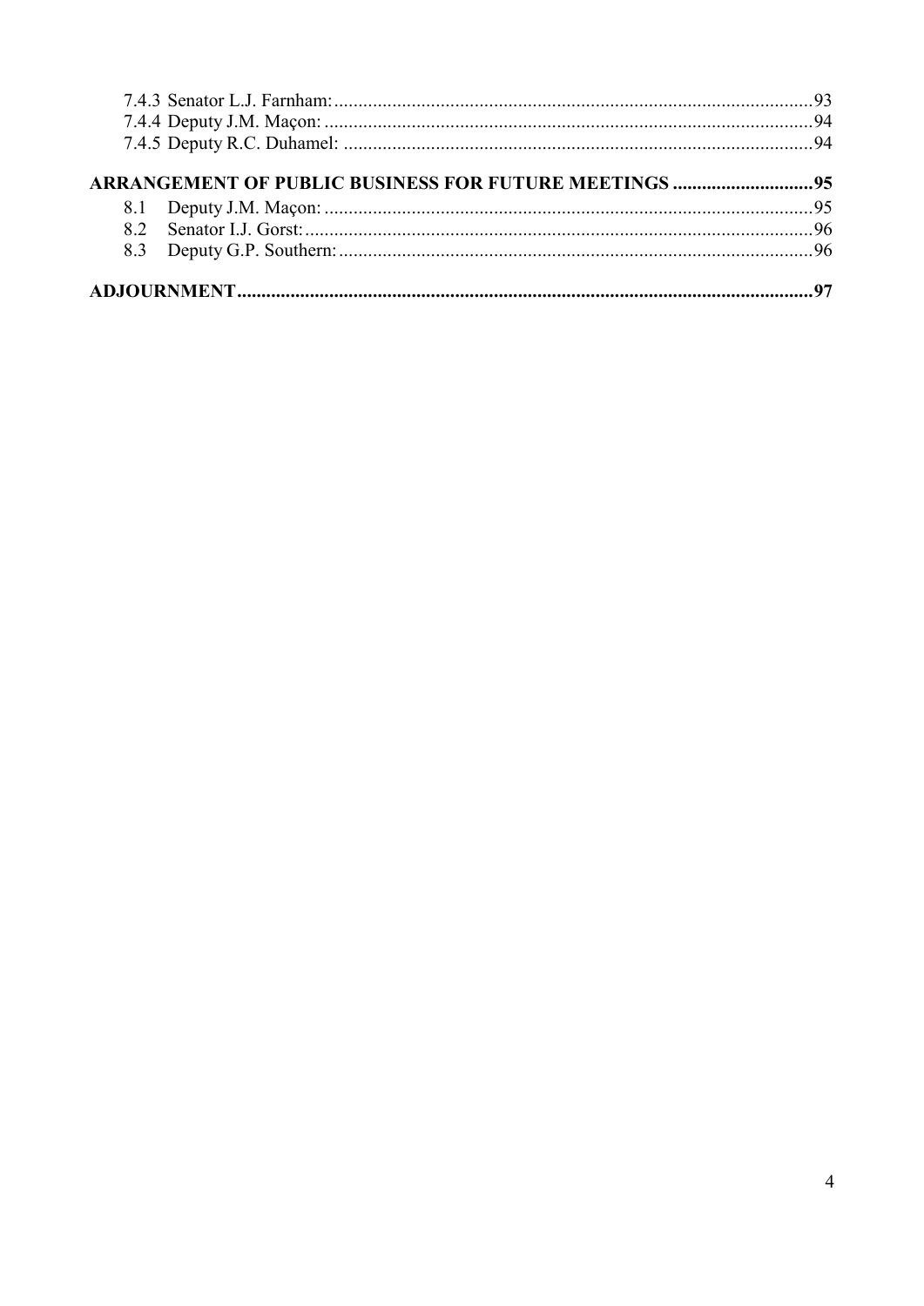7.4.3 Senator L.J. Farnham: ........................................................................................................93
7.4.4 Deputy J.M. Maçon: ........................................................................................................94
7.4.5 Deputy R.C. Duhamel: ........................................................................................................94

**ARRANGEMENT OF PUBLIC BUSINESS FOR FUTURE MEETINGS ............................95**

8.1 Deputy J.M. Maçon: ........................................................................................................95
8.2 Senator I.J. Gorst: ........................................................................................................96
8.3 Deputy G.P. Southern: ........................................................................................................96

**ADJOURNMENT ........................................................................................................97**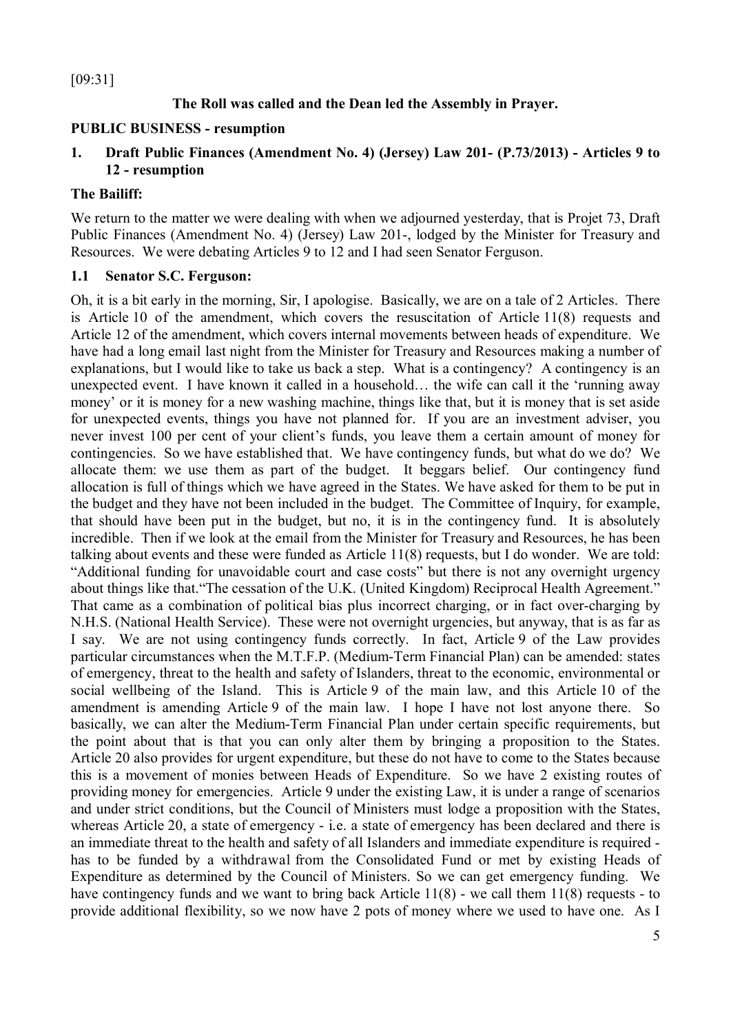[09:31]

**The Roll was called and the Dean led the Assembly in Prayer.**

**PUBLIC BUSINESS - resumption**

## 1. Draft Public Finances (Amendment No. 4) (Jersey) Law 201- (P.73/2013) - Articles 9 to 12 - resumption

**The Bailiff:**

We return to the matter we were dealing with when we adjourned yesterday, that is Projet 73, Draft Public Finances (Amendment No. 4) (Jersey) Law 201-, lodged by the Minister for Treasury and Resources. We were debating Articles 9 to 12 and I had seen Senator Ferguson.

### 1.1 Senator S.C. Ferguson:

Oh, it is a bit early in the morning, Sir, I apologise. Basically, we are on a tale of 2 Articles. There is Article 10 of the amendment, which covers the resuscitation of Article 11(8) requests and Article 12 of the amendment, which covers internal movements between heads of expenditure. We have had a long email last night from the Minister for Treasury and Resources making a number of explanations, but I would like to take us back a step. What is a contingency? A contingency is an unexpected event. I have known it called in a household… the wife can call it the 'running away money' or it is money for a new washing machine, things like that, but it is money that is set aside for unexpected events, things you have not planned for. If you are an investment adviser, you never invest 100 per cent of your client's funds, you leave them a certain amount of money for contingencies. So we have established that. We have contingency funds, but what do we do? We allocate them: we use them as part of the budget. It beggars belief. Our contingency fund allocation is full of things which we have agreed in the States. We have asked for them to be put in the budget and they have not been included in the budget. The Committee of Inquiry, for example, that should have been put in the budget, but no, it is in the contingency fund. It is absolutely incredible. Then if we look at the email from the Minister for Treasury and Resources, he has been talking about events and these were funded as Article 11(8) requests, but I do wonder. We are told: "Additional funding for unavoidable court and case costs" but there is not any overnight urgency about things like that."The cessation of the U.K. (United Kingdom) Reciprocal Health Agreement." That came as a combination of political bias plus incorrect charging, or in fact over-charging by N.H.S. (National Health Service). These were not overnight urgencies, but anyway, that is as far as I say. We are not using contingency funds correctly. In fact, Article 9 of the Law provides particular circumstances when the M.T.F.P. (Medium-Term Financial Plan) can be amended: states of emergency, threat to the health and safety of Islanders, threat to the economic, environmental or social wellbeing of the Island. This is Article 9 of the main law, and this Article 10 of the amendment is amending Article 9 of the main law. I hope I have not lost anyone there. So basically, we can alter the Medium-Term Financial Plan under certain specific requirements, but the point about that is that you can only alter them by bringing a proposition to the States. Article 20 also provides for urgent expenditure, but these do not have to come to the States because this is a movement of monies between Heads of Expenditure. So we have 2 existing routes of providing money for emergencies. Article 9 under the existing Law, it is under a range of scenarios and under strict conditions, but the Council of Ministers must lodge a proposition with the States, whereas Article 20, a state of emergency - i.e. a state of emergency has been declared and there is an immediate threat to the health and safety of all Islanders and immediate expenditure is required - has to be funded by a withdrawal from the Consolidated Fund or met by existing Heads of Expenditure as determined by the Council of Ministers. So we can get emergency funding. We have contingency funds and we want to bring back Article 11(8) - we call them 11(8) requests - to provide additional flexibility, so we now have 2 pots of money where we used to have one. As I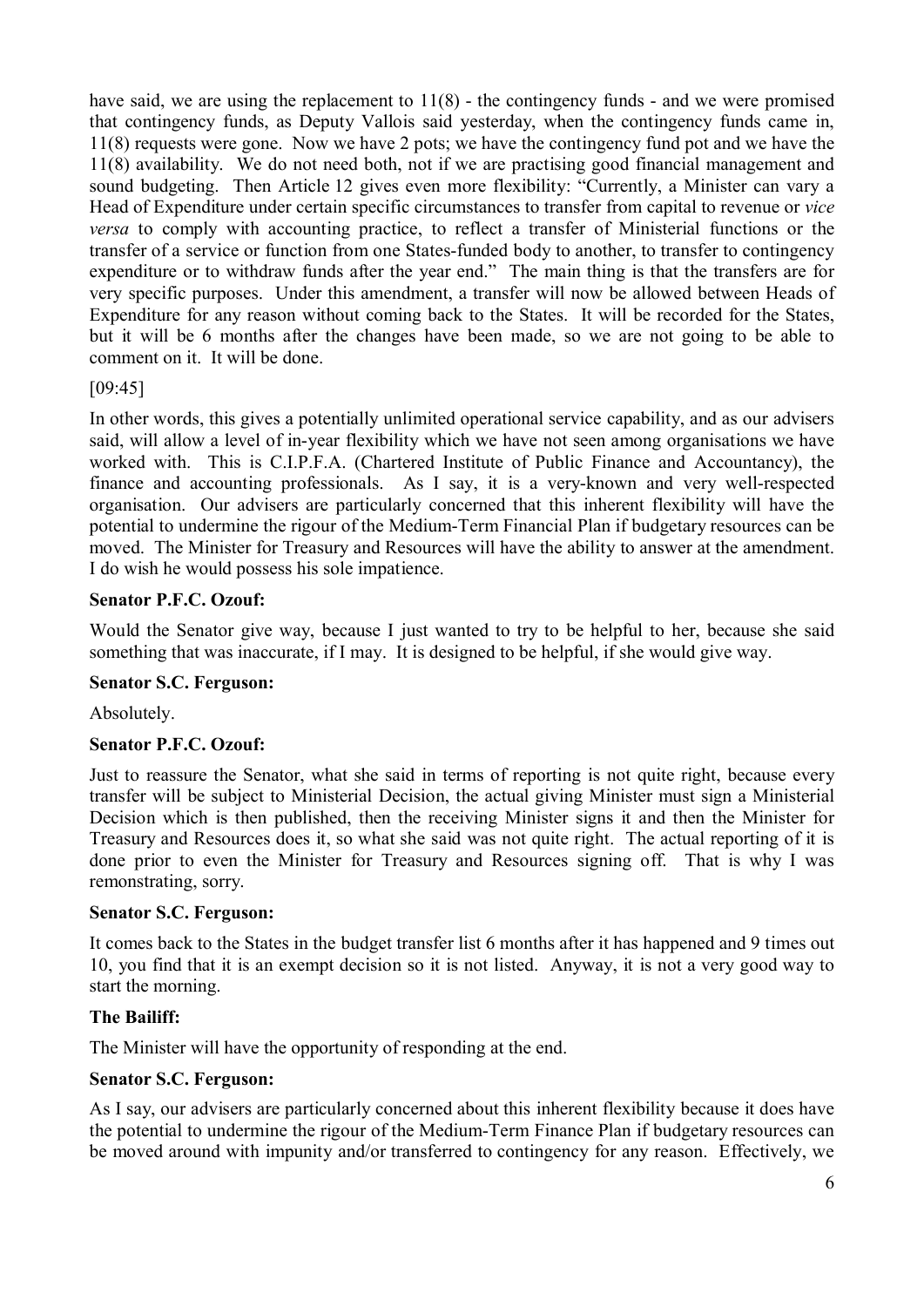have said, we are using the replacement to 11(8) - the contingency funds - and we were promised that contingency funds, as Deputy Vallois said yesterday, when the contingency funds came in, 11(8) requests were gone. Now we have 2 pots; we have the contingency fund pot and we have the 11(8) availability. We do not need both, not if we are practising good financial management and sound budgeting. Then Article 12 gives even more flexibility: "Currently, a Minister can vary a Head of Expenditure under certain specific circumstances to transfer from capital to revenue or *vice versa* to comply with accounting practice, to reflect a transfer of Ministerial functions or the transfer of a service or function from one States-funded body to another, to transfer to contingency expenditure or to withdraw funds after the year end." The main thing is that the transfers are for very specific purposes. Under this amendment, a transfer will now be allowed between Heads of Expenditure for any reason without coming back to the States. It will be recorded for the States, but it will be 6 months after the changes have been made, so we are not going to be able to comment on it. It will be done.

[09:45]

In other words, this gives a potentially unlimited operational service capability, and as our advisers said, will allow a level of in-year flexibility which we have not seen among organisations we have worked with. This is C.I.P.F.A. (Chartered Institute of Public Finance and Accountancy), the finance and accounting professionals. As I say, it is a very-known and very well-respected organisation. Our advisers are particularly concerned that this inherent flexibility will have the potential to undermine the rigour of the Medium-Term Financial Plan if budgetary resources can be moved. The Minister for Treasury and Resources will have the ability to answer at the amendment. I do wish he would possess his sole impatience.

**Senator P.F.C. Ozouf:**

Would the Senator give way, because I just wanted to try to be helpful to her, because she said something that was inaccurate, if I may. It is designed to be helpful, if she would give way.

**Senator S.C. Ferguson:**

Absolutely.

**Senator P.F.C. Ozouf:**

Just to reassure the Senator, what she said in terms of reporting is not quite right, because every transfer will be subject to Ministerial Decision, the actual giving Minister must sign a Ministerial Decision which is then published, then the receiving Minister signs it and then the Minister for Treasury and Resources does it, so what she said was not quite right. The actual reporting of it is done prior to even the Minister for Treasury and Resources signing off. That is why I was remonstrating, sorry.

**Senator S.C. Ferguson:**

It comes back to the States in the budget transfer list 6 months after it has happened and 9 times out 10, you find that it is an exempt decision so it is not listed. Anyway, it is not a very good way to start the morning.

**The Bailiff:**

The Minister will have the opportunity of responding at the end.

**Senator S.C. Ferguson:**

As I say, our advisers are particularly concerned about this inherent flexibility because it does have the potential to undermine the rigour of the Medium-Term Finance Plan if budgetary resources can be moved around with impunity and/or transferred to contingency for any reason. Effectively, we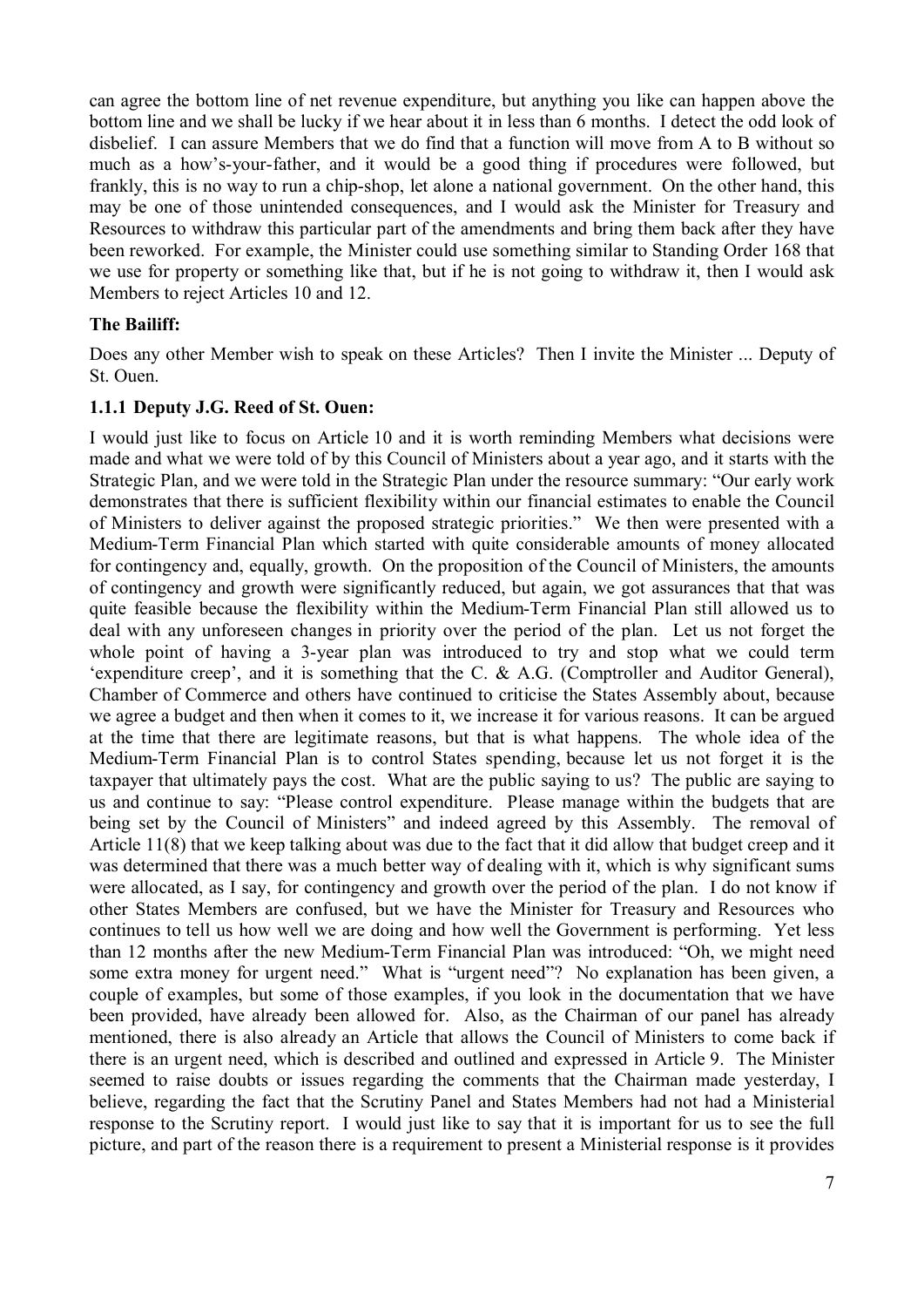can agree the bottom line of net revenue expenditure, but anything you like can happen above the bottom line and we shall be lucky if we hear about it in less than 6 months. I detect the odd look of disbelief. I can assure Members that we do find that a function will move from A to B without so much as a how's-your-father, and it would be a good thing if procedures were followed, but frankly, this is no way to run a chip-shop, let alone a national government. On the other hand, this may be one of those unintended consequences, and I would ask the Minister for Treasury and Resources to withdraw this particular part of the amendments and bring them back after they have been reworked. For example, the Minister could use something similar to Standing Order 168 that we use for property or something like that, but if he is not going to withdraw it, then I would ask Members to reject Articles 10 and 12.

**The Bailiff:**

Does any other Member wish to speak on these Articles? Then I invite the Minister ... Deputy of St. Ouen.

### 1.1.1 Deputy J.G. Reed of St. Ouen:

I would just like to focus on Article 10 and it is worth reminding Members what decisions were made and what we were told of by this Council of Ministers about a year ago, and it starts with the Strategic Plan, and we were told in the Strategic Plan under the resource summary: "Our early work demonstrates that there is sufficient flexibility within our financial estimates to enable the Council of Ministers to deliver against the proposed strategic priorities." We then were presented with a Medium-Term Financial Plan which started with quite considerable amounts of money allocated for contingency and, equally, growth. On the proposition of the Council of Ministers, the amounts of contingency and growth were significantly reduced, but again, we got assurances that that was quite feasible because the flexibility within the Medium-Term Financial Plan still allowed us to deal with any unforeseen changes in priority over the period of the plan. Let us not forget the whole point of having a 3-year plan was introduced to try and stop what we could term 'expenditure creep', and it is something that the C. & A.G. (Comptroller and Auditor General), Chamber of Commerce and others have continued to criticise the States Assembly about, because we agree a budget and then when it comes to it, we increase it for various reasons. It can be argued at the time that there are legitimate reasons, but that is what happens. The whole idea of the Medium-Term Financial Plan is to control States spending, because let us not forget it is the taxpayer that ultimately pays the cost. What are the public saying to us? The public are saying to us and continue to say: "Please control expenditure. Please manage within the budgets that are being set by the Council of Ministers" and indeed agreed by this Assembly. The removal of Article 11(8) that we keep talking about was due to the fact that it did allow that budget creep and it was determined that there was a much better way of dealing with it, which is why significant sums were allocated, as I say, for contingency and growth over the period of the plan. I do not know if other States Members are confused, but we have the Minister for Treasury and Resources who continues to tell us how well we are doing and how well the Government is performing. Yet less than 12 months after the new Medium-Term Financial Plan was introduced: "Oh, we might need some extra money for urgent need." What is "urgent need"? No explanation has been given, a couple of examples, but some of those examples, if you look in the documentation that we have been provided, have already been allowed for. Also, as the Chairman of our panel has already mentioned, there is also already an Article that allows the Council of Ministers to come back if there is an urgent need, which is described and outlined and expressed in Article 9. The Minister seemed to raise doubts or issues regarding the comments that the Chairman made yesterday, I believe, regarding the fact that the Scrutiny Panel and States Members had not had a Ministerial response to the Scrutiny report. I would just like to say that it is important for us to see the full picture, and part of the reason there is a requirement to present a Ministerial response is it provides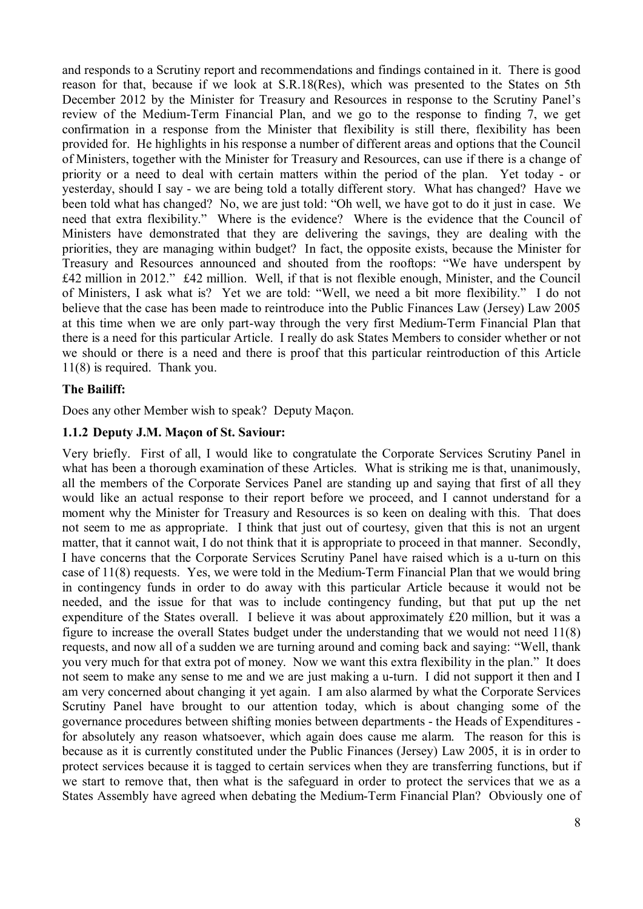and responds to a Scrutiny report and recommendations and findings contained in it. There is good reason for that, because if we look at S.R.18(Res), which was presented to the States on 5th December 2012 by the Minister for Treasury and Resources in response to the Scrutiny Panel's review of the Medium-Term Financial Plan, and we go to the response to finding 7, we get confirmation in a response from the Minister that flexibility is still there, flexibility has been provided for. He highlights in his response a number of different areas and options that the Council of Ministers, together with the Minister for Treasury and Resources, can use if there is a change of priority or a need to deal with certain matters within the period of the plan. Yet today - or yesterday, should I say - we are being told a totally different story. What has changed? Have we been told what has changed? No, we are just told: "Oh well, we have got to do it just in case. We need that extra flexibility." Where is the evidence? Where is the evidence that the Council of Ministers have demonstrated that they are delivering the savings, they are dealing with the priorities, they are managing within budget? In fact, the opposite exists, because the Minister for Treasury and Resources announced and shouted from the rooftops: "We have underspent by £42 million in 2012." £42 million. Well, if that is not flexible enough, Minister, and the Council of Ministers, I ask what is? Yet we are told: "Well, we need a bit more flexibility." I do not believe that the case has been made to reintroduce into the Public Finances Law (Jersey) Law 2005 at this time when we are only part-way through the very first Medium-Term Financial Plan that there is a need for this particular Article. I really do ask States Members to consider whether or not we should or there is a need and there is proof that this particular reintroduction of this Article 11(8) is required. Thank you.

**The Bailiff:**

Does any other Member wish to speak? Deputy Maçon.

**1.1.2 Deputy J.M. Maçon of St. Saviour:**

Very briefly. First of all, I would like to congratulate the Corporate Services Scrutiny Panel in what has been a thorough examination of these Articles. What is striking me is that, unanimously, all the members of the Corporate Services Panel are standing up and saying that first of all they would like an actual response to their report before we proceed, and I cannot understand for a moment why the Minister for Treasury and Resources is so keen on dealing with this. That does not seem to me as appropriate. I think that just out of courtesy, given that this is not an urgent matter, that it cannot wait, I do not think that it is appropriate to proceed in that manner. Secondly, I have concerns that the Corporate Services Scrutiny Panel have raised which is a u-turn on this case of 11(8) requests. Yes, we were told in the Medium-Term Financial Plan that we would bring in contingency funds in order to do away with this particular Article because it would not be needed, and the issue for that was to include contingency funding, but that put up the net expenditure of the States overall. I believe it was about approximately £20 million, but it was a figure to increase the overall States budget under the understanding that we would not need 11(8) requests, and now all of a sudden we are turning around and coming back and saying: "Well, thank you very much for that extra pot of money. Now we want this extra flexibility in the plan." It does not seem to make any sense to me and we are just making a u-turn. I did not support it then and I am very concerned about changing it yet again. I am also alarmed by what the Corporate Services Scrutiny Panel have brought to our attention today, which is about changing some of the governance procedures between shifting monies between departments - the Heads of Expenditures - for absolutely any reason whatsoever, which again does cause me alarm. The reason for this is because as it is currently constituted under the Public Finances (Jersey) Law 2005, it is in order to protect services because it is tagged to certain services when they are transferring functions, but if we start to remove that, then what is the safeguard in order to protect the services that we as a States Assembly have agreed when debating the Medium-Term Financial Plan? Obviously one of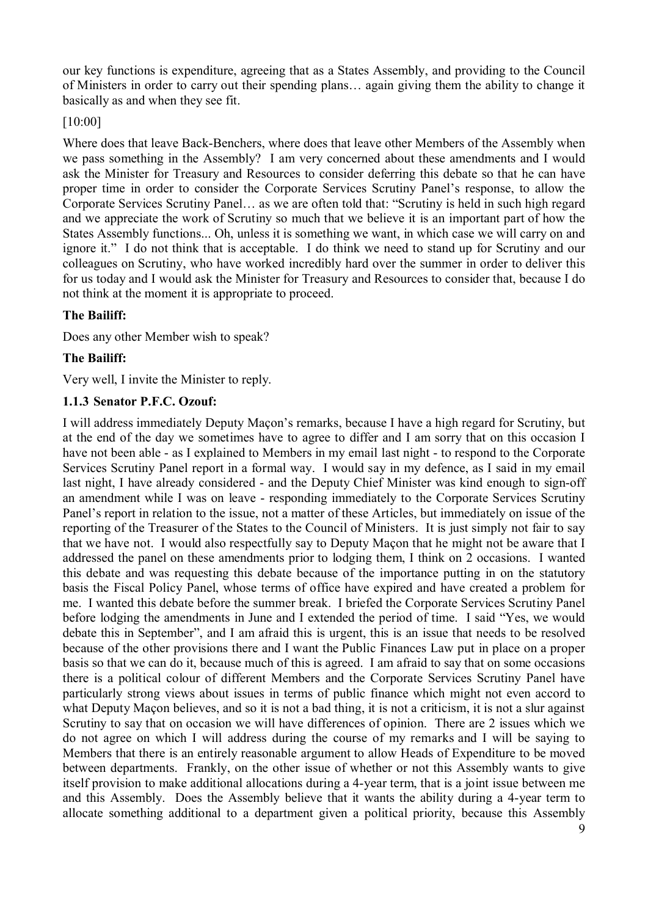our key functions is expenditure, agreeing that as a States Assembly, and providing to the Council of Ministers in order to carry out their spending plans… again giving them the ability to change it basically as and when they see fit.

[10:00]

Where does that leave Back-Benchers, where does that leave other Members of the Assembly when we pass something in the Assembly? I am very concerned about these amendments and I would ask the Minister for Treasury and Resources to consider deferring this debate so that he can have proper time in order to consider the Corporate Services Scrutiny Panel's response, to allow the Corporate Services Scrutiny Panel… as we are often told that: "Scrutiny is held in such high regard and we appreciate the work of Scrutiny so much that we believe it is an important part of how the States Assembly functions... Oh, unless it is something we want, in which case we will carry on and ignore it." I do not think that is acceptable. I do think we need to stand up for Scrutiny and our colleagues on Scrutiny, who have worked incredibly hard over the summer in order to deliver this for us today and I would ask the Minister for Treasury and Resources to consider that, because I do not think at the moment it is appropriate to proceed.

**The Bailiff:**

Does any other Member wish to speak?

**The Bailiff:**

Very well, I invite the Minister to reply.

### 1.1.3 Senator P.F.C. Ozouf:

I will address immediately Deputy Maçon's remarks, because I have a high regard for Scrutiny, but at the end of the day we sometimes have to agree to differ and I am sorry that on this occasion I have not been able - as I explained to Members in my email last night - to respond to the Corporate Services Scrutiny Panel report in a formal way. I would say in my defence, as I said in my email last night, I have already considered - and the Deputy Chief Minister was kind enough to sign-off an amendment while I was on leave - responding immediately to the Corporate Services Scrutiny Panel's report in relation to the issue, not a matter of these Articles, but immediately on issue of the reporting of the Treasurer of the States to the Council of Ministers. It is just simply not fair to say that we have not. I would also respectfully say to Deputy Maçon that he might not be aware that I addressed the panel on these amendments prior to lodging them, I think on 2 occasions. I wanted this debate and was requesting this debate because of the importance putting in on the statutory basis the Fiscal Policy Panel, whose terms of office have expired and have created a problem for me. I wanted this debate before the summer break. I briefed the Corporate Services Scrutiny Panel before lodging the amendments in June and I extended the period of time. I said "Yes, we would debate this in September", and I am afraid this is urgent, this is an issue that needs to be resolved because of the other provisions there and I want the Public Finances Law put in place on a proper basis so that we can do it, because much of this is agreed. I am afraid to say that on some occasions there is a political colour of different Members and the Corporate Services Scrutiny Panel have particularly strong views about issues in terms of public finance which might not even accord to what Deputy Maçon believes, and so it is not a bad thing, it is not a criticism, it is not a slur against Scrutiny to say that on occasion we will have differences of opinion. There are 2 issues which we do not agree on which I will address during the course of my remarks and I will be saying to Members that there is an entirely reasonable argument to allow Heads of Expenditure to be moved between departments. Frankly, on the other issue of whether or not this Assembly wants to give itself provision to make additional allocations during a 4-year term, that is a joint issue between me and this Assembly. Does the Assembly believe that it wants the ability during a 4-year term to allocate something additional to a department given a political priority, because this Assembly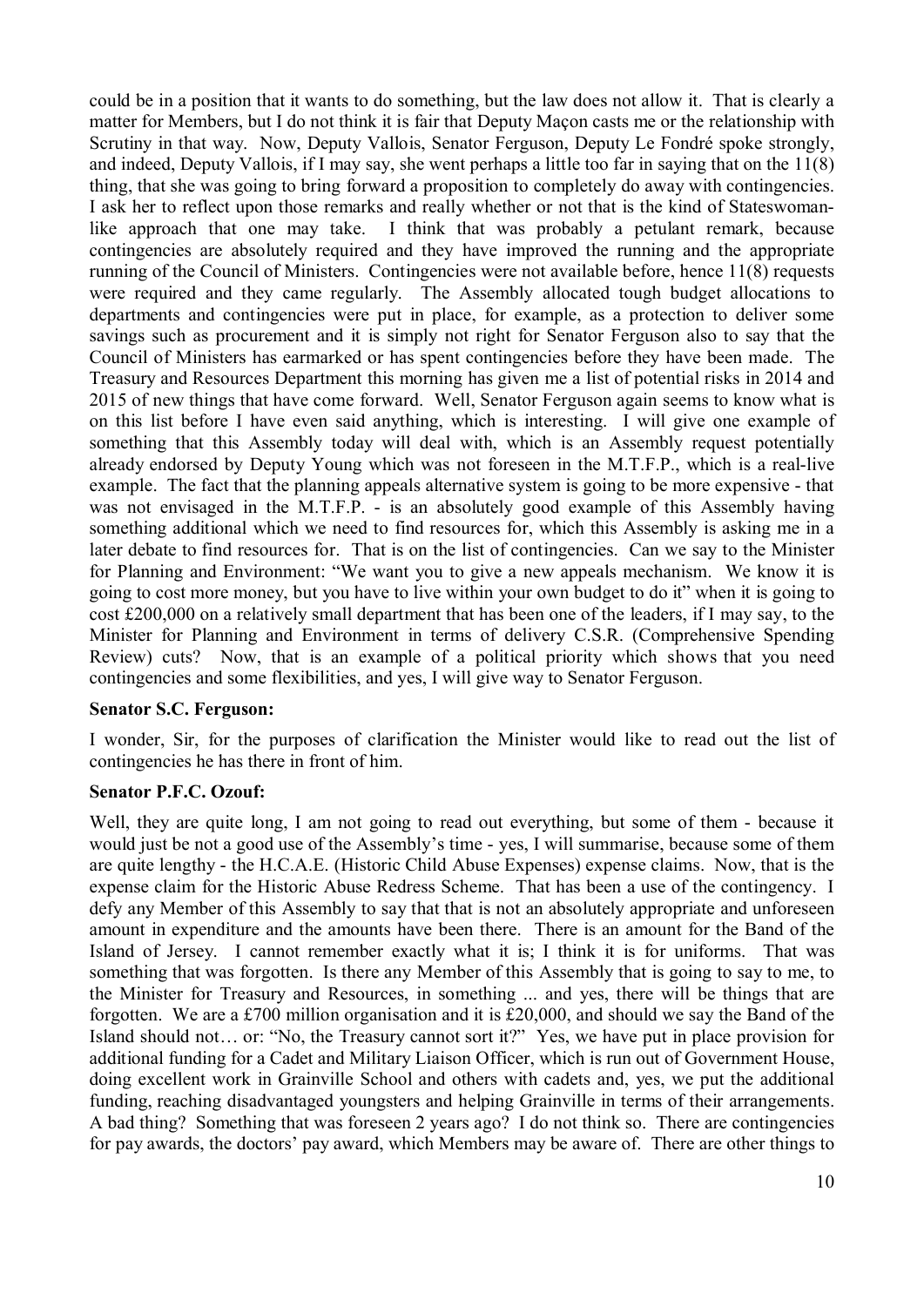could be in a position that it wants to do something, but the law does not allow it. That is clearly a matter for Members, but I do not think it is fair that Deputy Maçon casts me or the relationship with Scrutiny in that way. Now, Deputy Vallois, Senator Ferguson, Deputy Le Fondré spoke strongly, and indeed, Deputy Vallois, if I may say, she went perhaps a little too far in saying that on the 11(8) thing, that she was going to bring forward a proposition to completely do away with contingencies. I ask her to reflect upon those remarks and really whether or not that is the kind of Stateswoman-like approach that one may take. I think that was probably a petulant remark, because contingencies are absolutely required and they have improved the running and the appropriate running of the Council of Ministers. Contingencies were not available before, hence 11(8) requests were required and they came regularly. The Assembly allocated tough budget allocations to departments and contingencies were put in place, for example, as a protection to deliver some savings such as procurement and it is simply not right for Senator Ferguson also to say that the Council of Ministers has earmarked or has spent contingencies before they have been made. The Treasury and Resources Department this morning has given me a list of potential risks in 2014 and 2015 of new things that have come forward. Well, Senator Ferguson again seems to know what is on this list before I have even said anything, which is interesting. I will give one example of something that this Assembly today will deal with, which is an Assembly request potentially already endorsed by Deputy Young which was not foreseen in the M.T.F.P., which is a real-live example. The fact that the planning appeals alternative system is going to be more expensive - that was not envisaged in the M.T.F.P. - is an absolutely good example of this Assembly having something additional which we need to find resources for, which this Assembly is asking me in a later debate to find resources for. That is on the list of contingencies. Can we say to the Minister for Planning and Environment: "We want you to give a new appeals mechanism. We know it is going to cost more money, but you have to live within your own budget to do it" when it is going to cost £200,000 on a relatively small department that has been one of the leaders, if I may say, to the Minister for Planning and Environment in terms of delivery C.S.R. (Comprehensive Spending Review) cuts? Now, that is an example of a political priority which shows that you need contingencies and some flexibilities, and yes, I will give way to Senator Ferguson.

**Senator S.C. Ferguson:**

I wonder, Sir, for the purposes of clarification the Minister would like to read out the list of contingencies he has there in front of him.

**Senator P.F.C. Ozouf:**

Well, they are quite long, I am not going to read out everything, but some of them - because it would just be not a good use of the Assembly's time - yes, I will summarise, because some of them are quite lengthy - the H.C.A.E. (Historic Child Abuse Expenses) expense claims. Now, that is the expense claim for the Historic Abuse Redress Scheme. That has been a use of the contingency. I defy any Member of this Assembly to say that that is not an absolutely appropriate and unforeseen amount in expenditure and the amounts have been there. There is an amount for the Band of the Island of Jersey. I cannot remember exactly what it is; I think it is for uniforms. That was something that was forgotten. Is there any Member of this Assembly that is going to say to me, to the Minister for Treasury and Resources, in something ... and yes, there will be things that are forgotten. We are a £700 million organisation and it is £20,000, and should we say the Band of the Island should not… or: "No, the Treasury cannot sort it?" Yes, we have put in place provision for additional funding for a Cadet and Military Liaison Officer, which is run out of Government House, doing excellent work in Grainville School and others with cadets and, yes, we put the additional funding, reaching disadvantaged youngsters and helping Grainville in terms of their arrangements. A bad thing? Something that was foreseen 2 years ago? I do not think so. There are contingencies for pay awards, the doctors' pay award, which Members may be aware of. There are other things to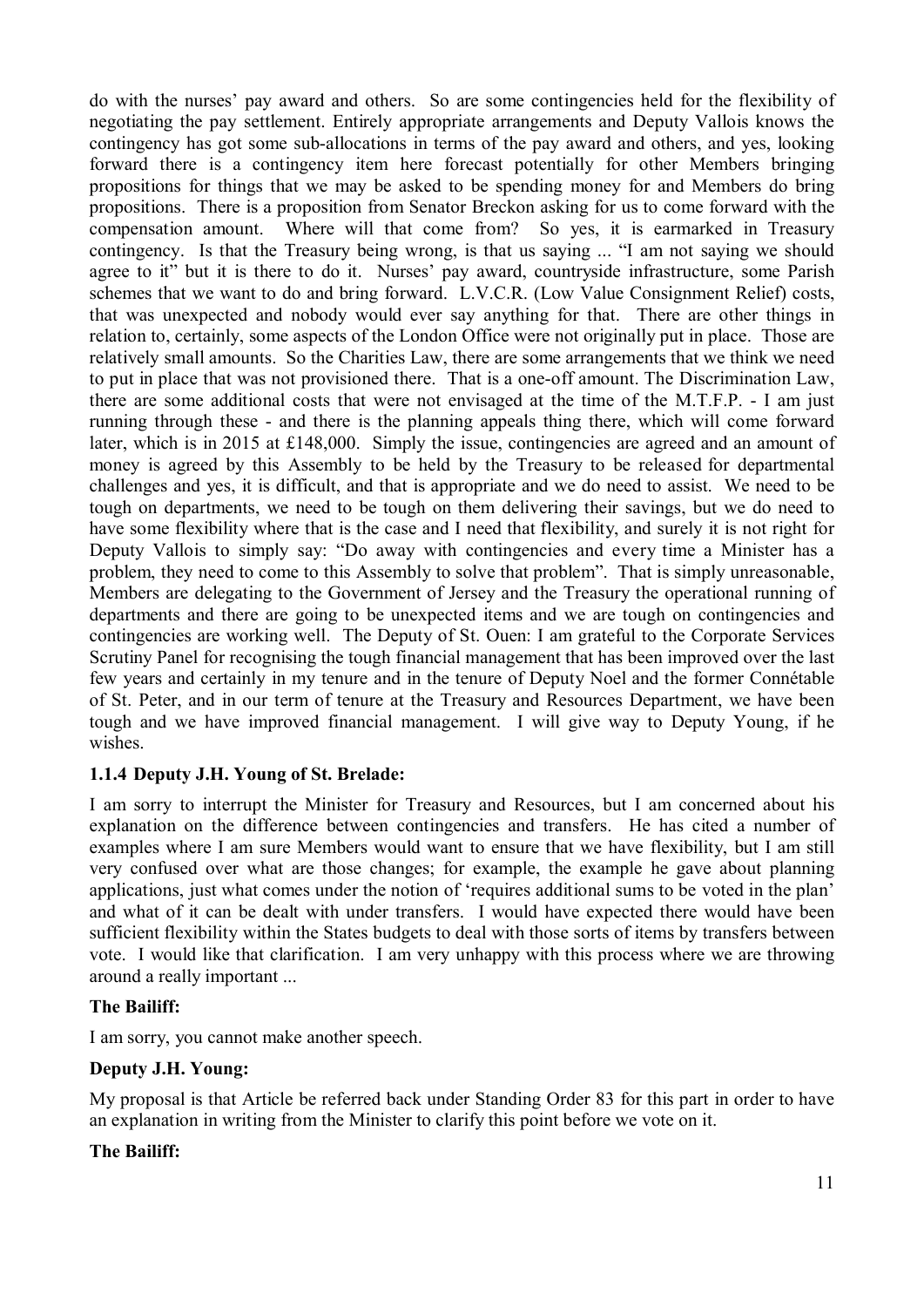do with the nurses' pay award and others. So are some contingencies held for the flexibility of negotiating the pay settlement. Entirely appropriate arrangements and Deputy Vallois knows the contingency has got some sub-allocations in terms of the pay award and others, and yes, looking forward there is a contingency item here forecast potentially for other Members bringing propositions for things that we may be asked to be spending money for and Members do bring propositions. There is a proposition from Senator Breckon asking for us to come forward with the compensation amount. Where will that come from? So yes, it is earmarked in Treasury contingency. Is that the Treasury being wrong, is that us saying ... "I am not saying we should agree to it" but it is there to do it. Nurses' pay award, countryside infrastructure, some Parish schemes that we want to do and bring forward. L.V.C.R. (Low Value Consignment Relief) costs, that was unexpected and nobody would ever say anything for that. There are other things in relation to, certainly, some aspects of the London Office were not originally put in place. Those are relatively small amounts. So the Charities Law, there are some arrangements that we think we need to put in place that was not provisioned there. That is a one-off amount. The Discrimination Law, there are some additional costs that were not envisaged at the time of the M.T.F.P. - I am just running through these - and there is the planning appeals thing there, which will come forward later, which is in 2015 at £148,000. Simply the issue, contingencies are agreed and an amount of money is agreed by this Assembly to be held by the Treasury to be released for departmental challenges and yes, it is difficult, and that is appropriate and we do need to assist. We need to be tough on departments, we need to be tough on them delivering their savings, but we do need to have some flexibility where that is the case and I need that flexibility, and surely it is not right for Deputy Vallois to simply say: "Do away with contingencies and every time a Minister has a problem, they need to come to this Assembly to solve that problem". That is simply unreasonable, Members are delegating to the Government of Jersey and the Treasury the operational running of departments and there are going to be unexpected items and we are tough on contingencies and contingencies are working well. The Deputy of St. Ouen: I am grateful to the Corporate Services Scrutiny Panel for recognising the tough financial management that has been improved over the last few years and certainly in my tenure and in the tenure of Deputy Noel and the former Connétable of St. Peter, and in our term of tenure at the Treasury and Resources Department, we have been tough and we have improved financial management. I will give way to Deputy Young, if he wishes.

### 1.1.4 Deputy J.H. Young of St. Brelade:

I am sorry to interrupt the Minister for Treasury and Resources, but I am concerned about his explanation on the difference between contingencies and transfers. He has cited a number of examples where I am sure Members would want to ensure that we have flexibility, but I am still very confused over what are those changes; for example, the example he gave about planning applications, just what comes under the notion of 'requires additional sums to be voted in the plan' and what of it can be dealt with under transfers. I would have expected there would have been sufficient flexibility within the States budgets to deal with those sorts of items by transfers between vote. I would like that clarification. I am very unhappy with this process where we are throwing around a really important ...

**The Bailiff:**

I am sorry, you cannot make another speech.

**Deputy J.H. Young:**

My proposal is that Article be referred back under Standing Order 83 for this part in order to have an explanation in writing from the Minister to clarify this point before we vote on it.

**The Bailiff:**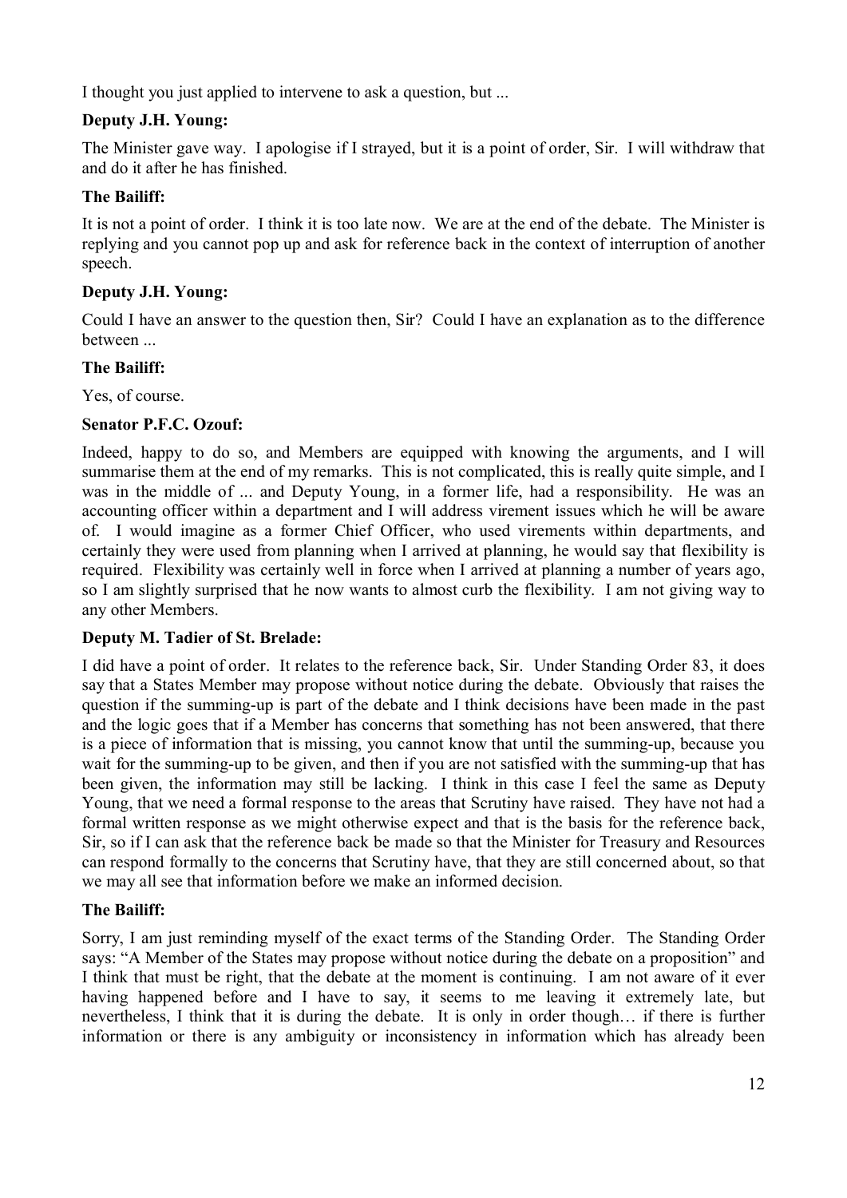I thought you just applied to intervene to ask a question, but ...

**Deputy J.H. Young:**

The Minister gave way. I apologise if I strayed, but it is a point of order, Sir. I will withdraw that and do it after he has finished.

**The Bailiff:**

It is not a point of order. I think it is too late now. We are at the end of the debate. The Minister is replying and you cannot pop up and ask for reference back in the context of interruption of another speech.

**Deputy J.H. Young:**

Could I have an answer to the question then, Sir? Could I have an explanation as to the difference between ...

**The Bailiff:**

Yes, of course.

**Senator P.F.C. Ozouf:**

Indeed, happy to do so, and Members are equipped with knowing the arguments, and I will summarise them at the end of my remarks. This is not complicated, this is really quite simple, and I was in the middle of ... and Deputy Young, in a former life, had a responsibility. He was an accounting officer within a department and I will address virement issues which he will be aware of. I would imagine as a former Chief Officer, who used virements within departments, and certainly they were used from planning when I arrived at planning, he would say that flexibility is required. Flexibility was certainly well in force when I arrived at planning a number of years ago, so I am slightly surprised that he now wants to almost curb the flexibility. I am not giving way to any other Members.

**Deputy M. Tadier of St. Brelade:**

I did have a point of order. It relates to the reference back, Sir. Under Standing Order 83, it does say that a States Member may propose without notice during the debate. Obviously that raises the question if the summing-up is part of the debate and I think decisions have been made in the past and the logic goes that if a Member has concerns that something has not been answered, that there is a piece of information that is missing, you cannot know that until the summing-up, because you wait for the summing-up to be given, and then if you are not satisfied with the summing-up that has been given, the information may still be lacking. I think in this case I feel the same as Deputy Young, that we need a formal response to the areas that Scrutiny have raised. They have not had a formal written response as we might otherwise expect and that is the basis for the reference back, Sir, so if I can ask that the reference back be made so that the Minister for Treasury and Resources can respond formally to the concerns that Scrutiny have, that they are still concerned about, so that we may all see that information before we make an informed decision.

**The Bailiff:**

Sorry, I am just reminding myself of the exact terms of the Standing Order. The Standing Order says: "A Member of the States may propose without notice during the debate on a proposition" and I think that must be right, that the debate at the moment is continuing. I am not aware of it ever having happened before and I have to say, it seems to me leaving it extremely late, but nevertheless, I think that it is during the debate. It is only in order though… if there is further information or there is any ambiguity or inconsistency in information which has already been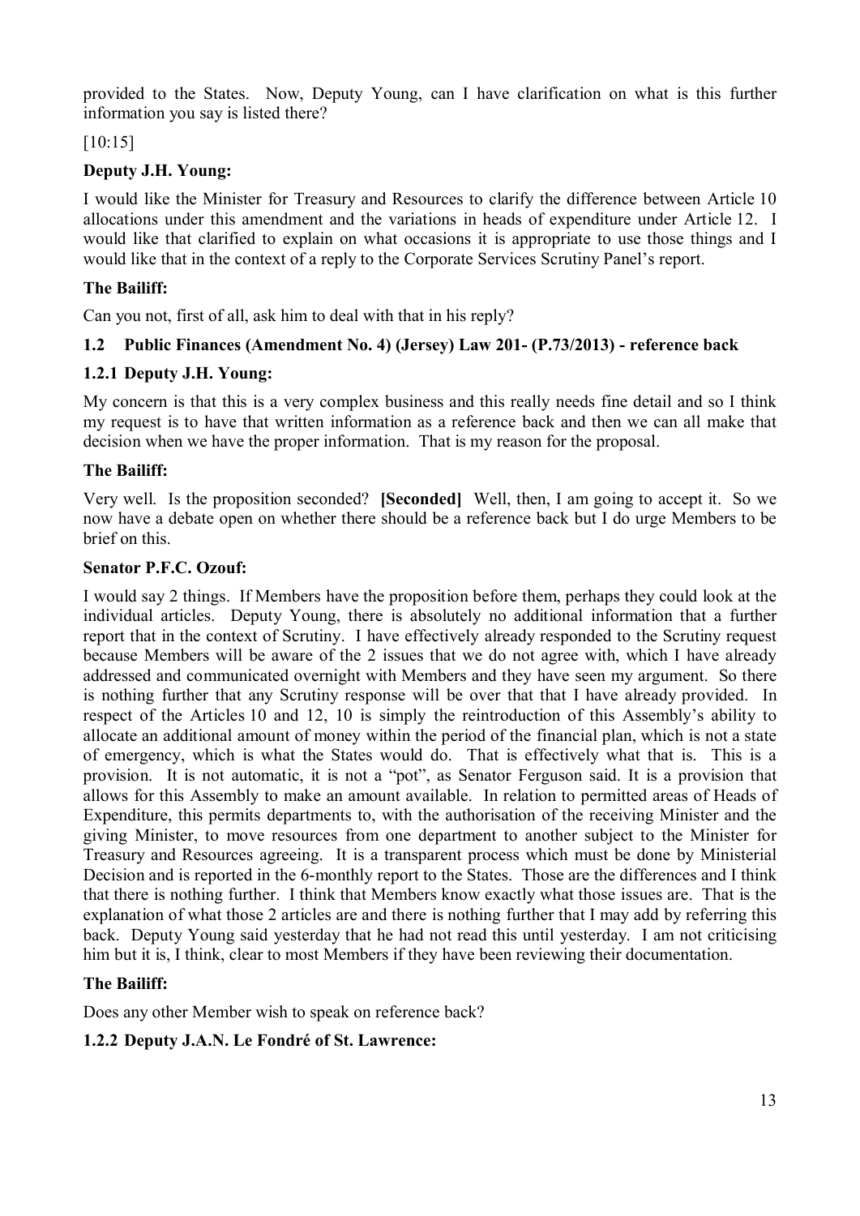provided to the States. Now, Deputy Young, can I have clarification on what is this further information you say is listed there?

[10:15]

**Deputy J.H. Young:**

I would like the Minister for Treasury and Resources to clarify the difference between Article 10 allocations under this amendment and the variations in heads of expenditure under Article 12. I would like that clarified to explain on what occasions it is appropriate to use those things and I would like that in the context of a reply to the Corporate Services Scrutiny Panel's report.

**The Bailiff:**

Can you not, first of all, ask him to deal with that in his reply?

### 1.2 Public Finances (Amendment No. 4) (Jersey) Law 201- (P.73/2013) - reference back

### 1.2.1 Deputy J.H. Young:

My concern is that this is a very complex business and this really needs fine detail and so I think my request is to have that written information as a reference back and then we can all make that decision when we have the proper information. That is my reason for the proposal.

**The Bailiff:**

Very well. Is the proposition seconded? **[Seconded]** Well, then, I am going to accept it. So we now have a debate open on whether there should be a reference back but I do urge Members to be brief on this.

**Senator P.F.C. Ozouf:**

I would say 2 things. If Members have the proposition before them, perhaps they could look at the individual articles. Deputy Young, there is absolutely no additional information that a further report that in the context of Scrutiny. I have effectively already responded to the Scrutiny request because Members will be aware of the 2 issues that we do not agree with, which I have already addressed and communicated overnight with Members and they have seen my argument. So there is nothing further that any Scrutiny response will be over that that I have already provided. In respect of the Articles 10 and 12, 10 is simply the reintroduction of this Assembly's ability to allocate an additional amount of money within the period of the financial plan, which is not a state of emergency, which is what the States would do. That is effectively what that is. This is a provision. It is not automatic, it is not a "pot", as Senator Ferguson said. It is a provision that allows for this Assembly to make an amount available. In relation to permitted areas of Heads of Expenditure, this permits departments to, with the authorisation of the receiving Minister and the giving Minister, to move resources from one department to another subject to the Minister for Treasury and Resources agreeing. It is a transparent process which must be done by Ministerial Decision and is reported in the 6-monthly report to the States. Those are the differences and I think that there is nothing further. I think that Members know exactly what those issues are. That is the explanation of what those 2 articles are and there is nothing further that I may add by referring this back. Deputy Young said yesterday that he had not read this until yesterday. I am not criticising him but it is, I think, clear to most Members if they have been reviewing their documentation.

**The Bailiff:**

Does any other Member wish to speak on reference back?

### 1.2.2 Deputy J.A.N. Le Fondré of St. Lawrence: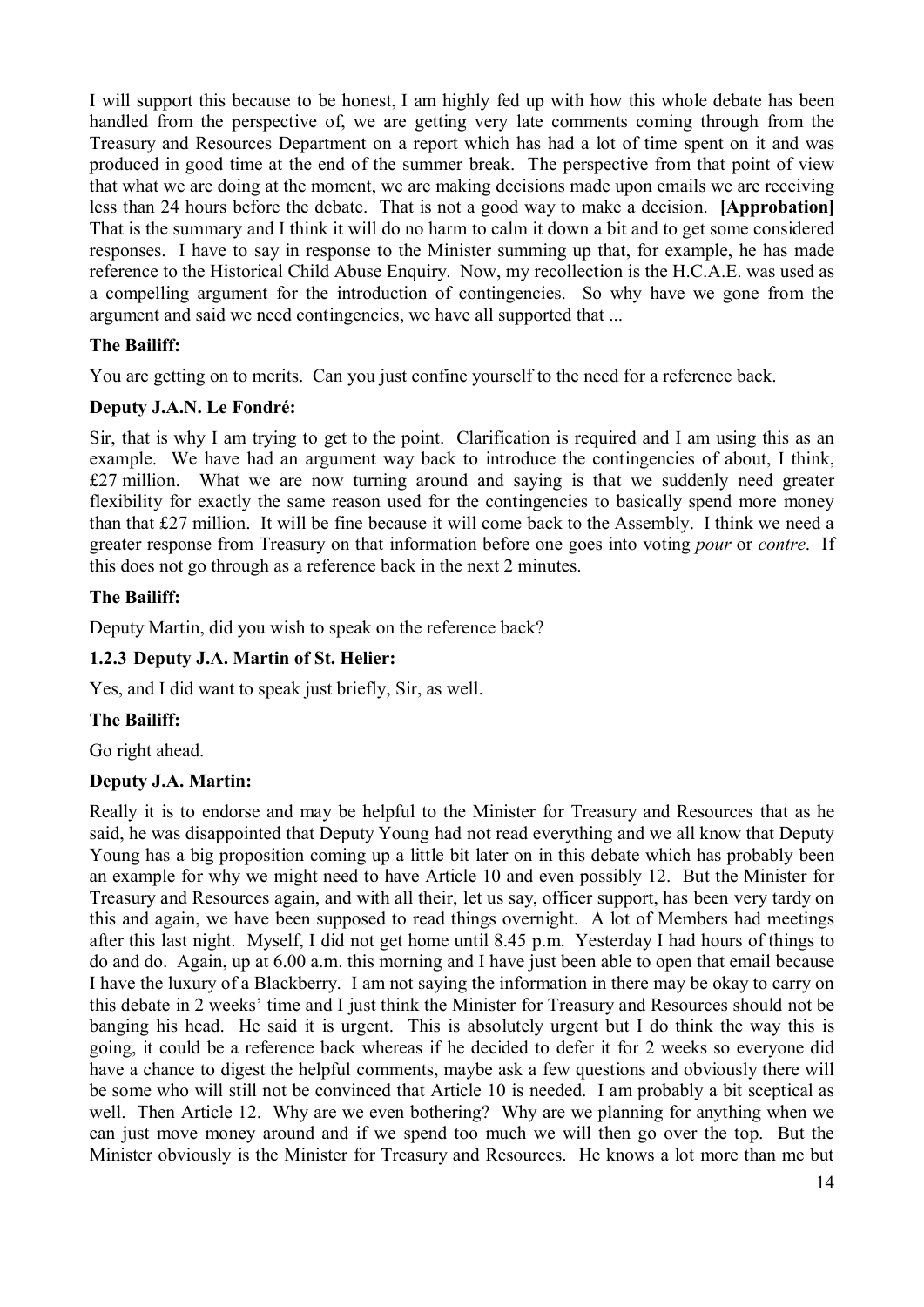I will support this because to be honest, I am highly fed up with how this whole debate has been handled from the perspective of, we are getting very late comments coming through from the Treasury and Resources Department on a report which has had a lot of time spent on it and was produced in good time at the end of the summer break. The perspective from that point of view that what we are doing at the moment, we are making decisions made upon emails we are receiving less than 24 hours before the debate. That is not a good way to make a decision. **[Approbation]** That is the summary and I think it will do no harm to calm it down a bit and to get some considered responses. I have to say in response to the Minister summing up that, for example, he has made reference to the Historical Child Abuse Enquiry. Now, my recollection is the H.C.A.E. was used as a compelling argument for the introduction of contingencies. So why have we gone from the argument and said we need contingencies, we have all supported that ...

**The Bailiff:**

You are getting on to merits. Can you just confine yourself to the need for a reference back.

**Deputy J.A.N. Le Fondré:**

Sir, that is why I am trying to get to the point. Clarification is required and I am using this as an example. We have had an argument way back to introduce the contingencies of about, I think, £27 million. What we are now turning around and saying is that we suddenly need greater flexibility for exactly the same reason used for the contingencies to basically spend more money than that £27 million. It will be fine because it will come back to the Assembly. I think we need a greater response from Treasury on that information before one goes into voting *pour* or *contre*. If this does not go through as a reference back in the next 2 minutes.

**The Bailiff:**

Deputy Martin, did you wish to speak on the reference back?

### 1.2.3 Deputy J.A. Martin of St. Helier:

Yes, and I did want to speak just briefly, Sir, as well.

**The Bailiff:**

Go right ahead.

**Deputy J.A. Martin:**

Really it is to endorse and may be helpful to the Minister for Treasury and Resources that as he said, he was disappointed that Deputy Young had not read everything and we all know that Deputy Young has a big proposition coming up a little bit later on in this debate which has probably been an example for why we might need to have Article 10 and even possibly 12. But the Minister for Treasury and Resources again, and with all their, let us say, officer support, has been very tardy on this and again, we have been supposed to read things overnight. A lot of Members had meetings after this last night. Myself, I did not get home until 8.45 p.m. Yesterday I had hours of things to do and do. Again, up at 6.00 a.m. this morning and I have just been able to open that email because I have the luxury of a Blackberry. I am not saying the information in there may be okay to carry on this debate in 2 weeks' time and I just think the Minister for Treasury and Resources should not be banging his head. He said it is urgent. This is absolutely urgent but I do think the way this is going, it could be a reference back whereas if he decided to defer it for 2 weeks so everyone did have a chance to digest the helpful comments, maybe ask a few questions and obviously there will be some who will still not be convinced that Article 10 is needed. I am probably a bit sceptical as well. Then Article 12. Why are we even bothering? Why are we planning for anything when we can just move money around and if we spend too much we will then go over the top. But the Minister obviously is the Minister for Treasury and Resources. He knows a lot more than me but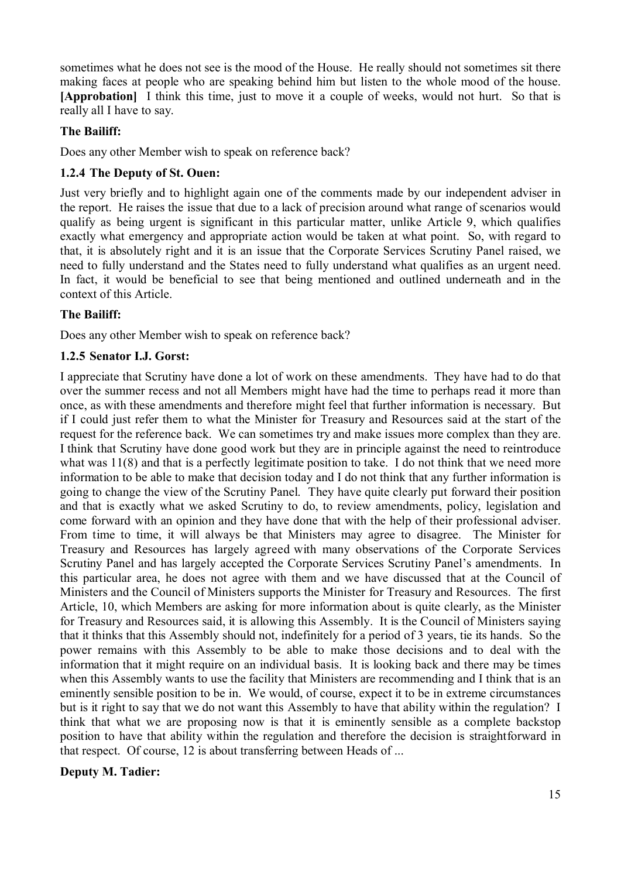sometimes what he does not see is the mood of the House. He really should not sometimes sit there making faces at people who are speaking behind him but listen to the whole mood of the house. **[Approbation]** I think this time, just to move it a couple of weeks, would not hurt. So that is really all I have to say.

**The Bailiff:**

Does any other Member wish to speak on reference back?

### 1.2.4 The Deputy of St. Ouen:

Just very briefly and to highlight again one of the comments made by our independent adviser in the report. He raises the issue that due to a lack of precision around what range of scenarios would qualify as being urgent is significant in this particular matter, unlike Article 9, which qualifies exactly what emergency and appropriate action would be taken at what point. So, with regard to that, it is absolutely right and it is an issue that the Corporate Services Scrutiny Panel raised, we need to fully understand and the States need to fully understand what qualifies as an urgent need. In fact, it would be beneficial to see that being mentioned and outlined underneath and in the context of this Article.

**The Bailiff:**

Does any other Member wish to speak on reference back?

### 1.2.5 Senator I.J. Gorst:

I appreciate that Scrutiny have done a lot of work on these amendments. They have had to do that over the summer recess and not all Members might have had the time to perhaps read it more than once, as with these amendments and therefore might feel that further information is necessary. But if I could just refer them to what the Minister for Treasury and Resources said at the start of the request for the reference back. We can sometimes try and make issues more complex than they are. I think that Scrutiny have done good work but they are in principle against the need to reintroduce what was 11(8) and that is a perfectly legitimate position to take. I do not think that we need more information to be able to make that decision today and I do not think that any further information is going to change the view of the Scrutiny Panel. They have quite clearly put forward their position and that is exactly what we asked Scrutiny to do, to review amendments, policy, legislation and come forward with an opinion and they have done that with the help of their professional adviser. From time to time, it will always be that Ministers may agree to disagree. The Minister for Treasury and Resources has largely agreed with many observations of the Corporate Services Scrutiny Panel and has largely accepted the Corporate Services Scrutiny Panel's amendments. In this particular area, he does not agree with them and we have discussed that at the Council of Ministers and the Council of Ministers supports the Minister for Treasury and Resources. The first Article, 10, which Members are asking for more information about is quite clearly, as the Minister for Treasury and Resources said, it is allowing this Assembly. It is the Council of Ministers saying that it thinks that this Assembly should not, indefinitely for a period of 3 years, tie its hands. So the power remains with this Assembly to be able to make those decisions and to deal with the information that it might require on an individual basis. It is looking back and there may be times when this Assembly wants to use the facility that Ministers are recommending and I think that is an eminently sensible position to be in. We would, of course, expect it to be in extreme circumstances but is it right to say that we do not want this Assembly to have that ability within the regulation? I think that what we are proposing now is that it is eminently sensible as a complete backstop position to have that ability within the regulation and therefore the decision is straightforward in that respect. Of course, 12 is about transferring between Heads of ...

**Deputy M. Tadier:**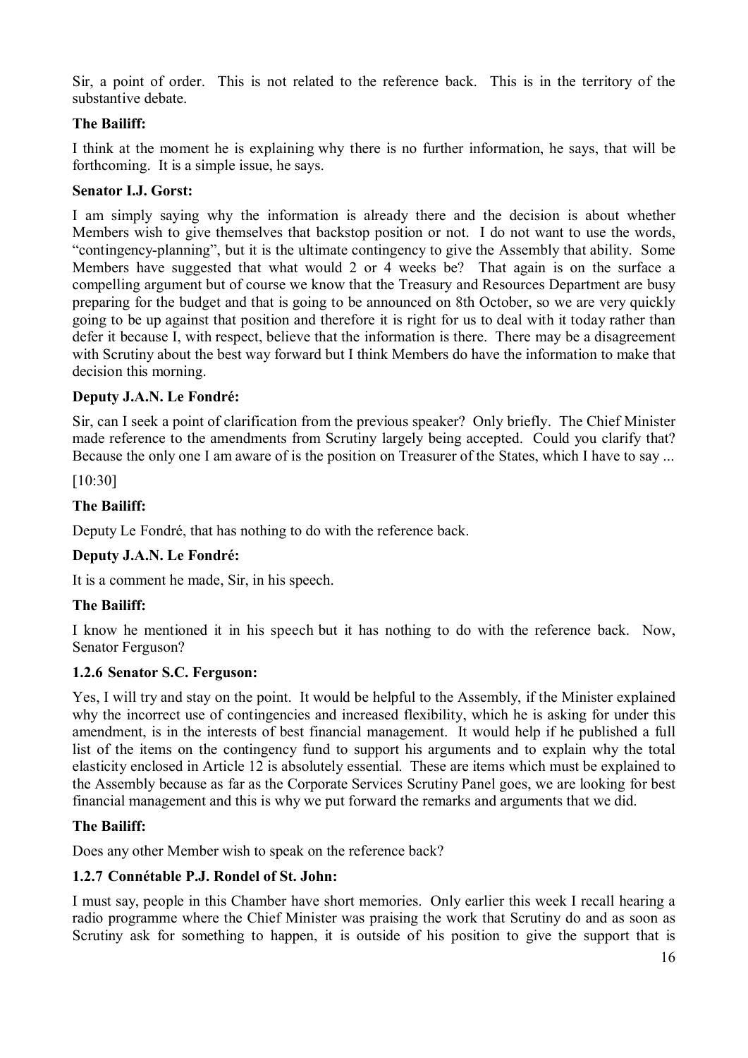Sir, a point of order. This is not related to the reference back. This is in the territory of the substantive debate.

**The Bailiff:**

I think at the moment he is explaining why there is no further information, he says, that will be forthcoming. It is a simple issue, he says.

**Senator I.J. Gorst:**

I am simply saying why the information is already there and the decision is about whether Members wish to give themselves that backstop position or not. I do not want to use the words, "contingency-planning", but it is the ultimate contingency to give the Assembly that ability. Some Members have suggested that what would 2 or 4 weeks be? That again is on the surface a compelling argument but of course we know that the Treasury and Resources Department are busy preparing for the budget and that is going to be announced on 8th October, so we are very quickly going to be up against that position and therefore it is right for us to deal with it today rather than defer it because I, with respect, believe that the information is there. There may be a disagreement with Scrutiny about the best way forward but I think Members do have the information to make that decision this morning.

**Deputy J.A.N. Le Fondré:**

Sir, can I seek a point of clarification from the previous speaker? Only briefly. The Chief Minister made reference to the amendments from Scrutiny largely being accepted. Could you clarify that? Because the only one I am aware of is the position on Treasurer of the States, which I have to say ...

[10:30]

**The Bailiff:**

Deputy Le Fondré, that has nothing to do with the reference back.

**Deputy J.A.N. Le Fondré:**

It is a comment he made, Sir, in his speech.

**The Bailiff:**

I know he mentioned it in his speech but it has nothing to do with the reference back. Now, Senator Ferguson?

### 1.2.6 Senator S.C. Ferguson:

Yes, I will try and stay on the point. It would be helpful to the Assembly, if the Minister explained why the incorrect use of contingencies and increased flexibility, which he is asking for under this amendment, is in the interests of best financial management. It would help if he published a full list of the items on the contingency fund to support his arguments and to explain why the total elasticity enclosed in Article 12 is absolutely essential. These are items which must be explained to the Assembly because as far as the Corporate Services Scrutiny Panel goes, we are looking for best financial management and this is why we put forward the remarks and arguments that we did.

**The Bailiff:**

Does any other Member wish to speak on the reference back?

### 1.2.7 Connétable P.J. Rondel of St. John:

I must say, people in this Chamber have short memories. Only earlier this week I recall hearing a radio programme where the Chief Minister was praising the work that Scrutiny do and as soon as Scrutiny ask for something to happen, it is outside of his position to give the support that is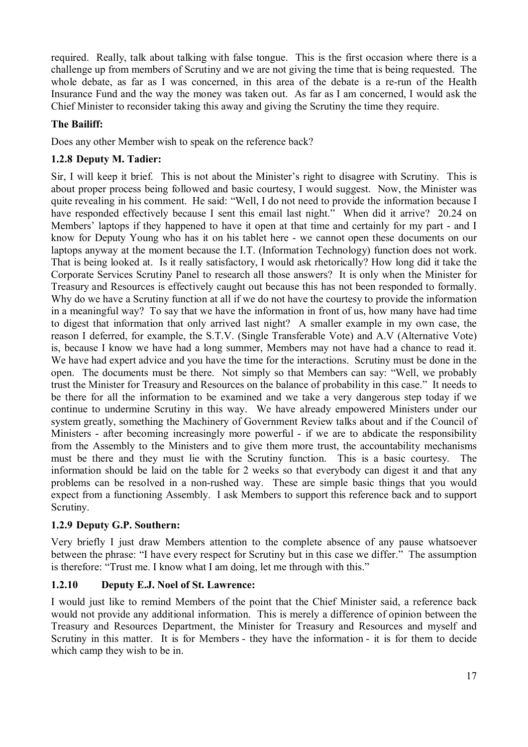required. Really, talk about talking with false tongue. This is the first occasion where there is a challenge up from members of Scrutiny and we are not giving the time that is being requested. The whole debate, as far as I was concerned, in this area of the debate is a re-run of the Health Insurance Fund and the way the money was taken out. As far as I am concerned, I would ask the Chief Minister to reconsider taking this away and giving the Scrutiny the time they require.

**The Bailiff:**

Does any other Member wish to speak on the reference back?

### 1.2.8 Deputy M. Tadier:

Sir, I will keep it brief. This is not about the Minister's right to disagree with Scrutiny. This is about proper process being followed and basic courtesy, I would suggest. Now, the Minister was quite revealing in his comment. He said: "Well, I do not need to provide the information because I have responded effectively because I sent this email last night." When did it arrive? 20.24 on Members' laptops if they happened to have it open at that time and certainly for my part - and I know for Deputy Young who has it on his tablet here - we cannot open these documents on our laptops anyway at the moment because the I.T. (Information Technology) function does not work. That is being looked at. Is it really satisfactory, I would ask rhetorically? How long did it take the Corporate Services Scrutiny Panel to research all those answers? It is only when the Minister for Treasury and Resources is effectively caught out because this has not been responded to formally. Why do we have a Scrutiny function at all if we do not have the courtesy to provide the information in a meaningful way? To say that we have the information in front of us, how many have had time to digest that information that only arrived last night? A smaller example in my own case, the reason I deferred, for example, the S.T.V. (Single Transferable Vote) and A.V (Alternative Vote) is, because I know we have had a long summer, Members may not have had a chance to read it. We have had expert advice and you have the time for the interactions. Scrutiny must be done in the open. The documents must be there. Not simply so that Members can say: "Well, we probably trust the Minister for Treasury and Resources on the balance of probability in this case." It needs to be there for all the information to be examined and we take a very dangerous step today if we continue to undermine Scrutiny in this way. We have already empowered Ministers under our system greatly, something the Machinery of Government Review talks about and if the Council of Ministers - after becoming increasingly more powerful - if we are to abdicate the responsibility from the Assembly to the Ministers and to give them more trust, the accountability mechanisms must be there and they must lie with the Scrutiny function. This is a basic courtesy. The information should be laid on the table for 2 weeks so that everybody can digest it and that any problems can be resolved in a non-rushed way. These are simple basic things that you would expect from a functioning Assembly. I ask Members to support this reference back and to support Scrutiny.

### 1.2.9 Deputy G.P. Southern:

Very briefly I just draw Members attention to the complete absence of any pause whatsoever between the phrase: "I have every respect for Scrutiny but in this case we differ." The assumption is therefore: "Trust me. I know what I am doing, let me through with this."

### 1.2.10 Deputy E.J. Noel of St. Lawrence:

I would just like to remind Members of the point that the Chief Minister said, a reference back would not provide any additional information. This is merely a difference of opinion between the Treasury and Resources Department, the Minister for Treasury and Resources and myself and Scrutiny in this matter. It is for Members - they have the information - it is for them to decide which camp they wish to be in.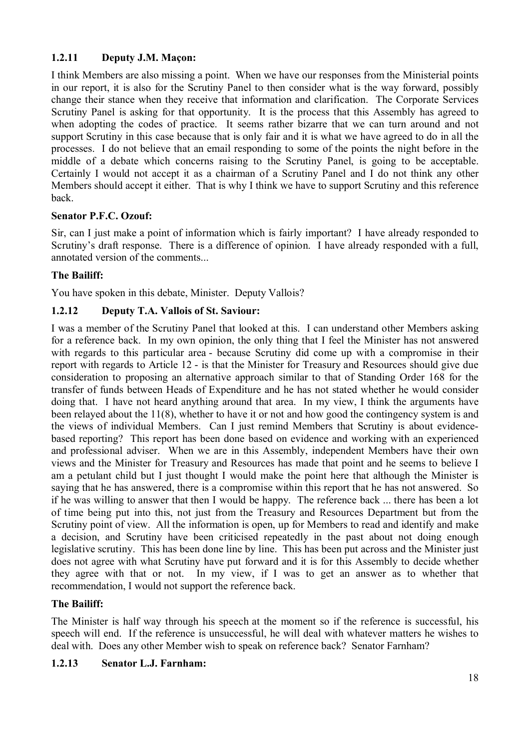### 1.2.11 Deputy J.M. Maçon:

I think Members are also missing a point. When we have our responses from the Ministerial points in our report, it is also for the Scrutiny Panel to then consider what is the way forward, possibly change their stance when they receive that information and clarification. The Corporate Services Scrutiny Panel is asking for that opportunity. It is the process that this Assembly has agreed to when adopting the codes of practice. It seems rather bizarre that we can turn around and not support Scrutiny in this case because that is only fair and it is what we have agreed to do in all the processes. I do not believe that an email responding to some of the points the night before in the middle of a debate which concerns raising to the Scrutiny Panel, is going to be acceptable. Certainly I would not accept it as a chairman of a Scrutiny Panel and I do not think any other Members should accept it either. That is why I think we have to support Scrutiny and this reference back.

**Senator P.F.C. Ozouf:**

Sir, can I just make a point of information which is fairly important? I have already responded to Scrutiny's draft response. There is a difference of opinion. I have already responded with a full, annotated version of the comments...

**The Bailiff:**

You have spoken in this debate, Minister. Deputy Vallois?

### 1.2.12 Deputy T.A. Vallois of St. Saviour:

I was a member of the Scrutiny Panel that looked at this. I can understand other Members asking for a reference back. In my own opinion, the only thing that I feel the Minister has not answered with regards to this particular area - because Scrutiny did come up with a compromise in their report with regards to Article 12 - is that the Minister for Treasury and Resources should give due consideration to proposing an alternative approach similar to that of Standing Order 168 for the transfer of funds between Heads of Expenditure and he has not stated whether he would consider doing that. I have not heard anything around that area. In my view, I think the arguments have been relayed about the 11(8), whether to have it or not and how good the contingency system is and the views of individual Members. Can I just remind Members that Scrutiny is about evidence-based reporting? This report has been done based on evidence and working with an experienced and professional adviser. When we are in this Assembly, independent Members have their own views and the Minister for Treasury and Resources has made that point and he seems to believe I am a petulant child but I just thought I would make the point here that although the Minister is saying that he has answered, there is a compromise within this report that he has not answered. So if he was willing to answer that then I would be happy. The reference back ... there has been a lot of time being put into this, not just from the Treasury and Resources Department but from the Scrutiny point of view. All the information is open, up for Members to read and identify and make a decision, and Scrutiny have been criticised repeatedly in the past about not doing enough legislative scrutiny. This has been done line by line. This has been put across and the Minister just does not agree with what Scrutiny have put forward and it is for this Assembly to decide whether they agree with that or not. In my view, if I was to get an answer as to whether that recommendation, I would not support the reference back.

**The Bailiff:**

The Minister is half way through his speech at the moment so if the reference is successful, his speech will end. If the reference is unsuccessful, he will deal with whatever matters he wishes to deal with. Does any other Member wish to speak on reference back? Senator Farnham?

### 1.2.13 Senator L.J. Farnham: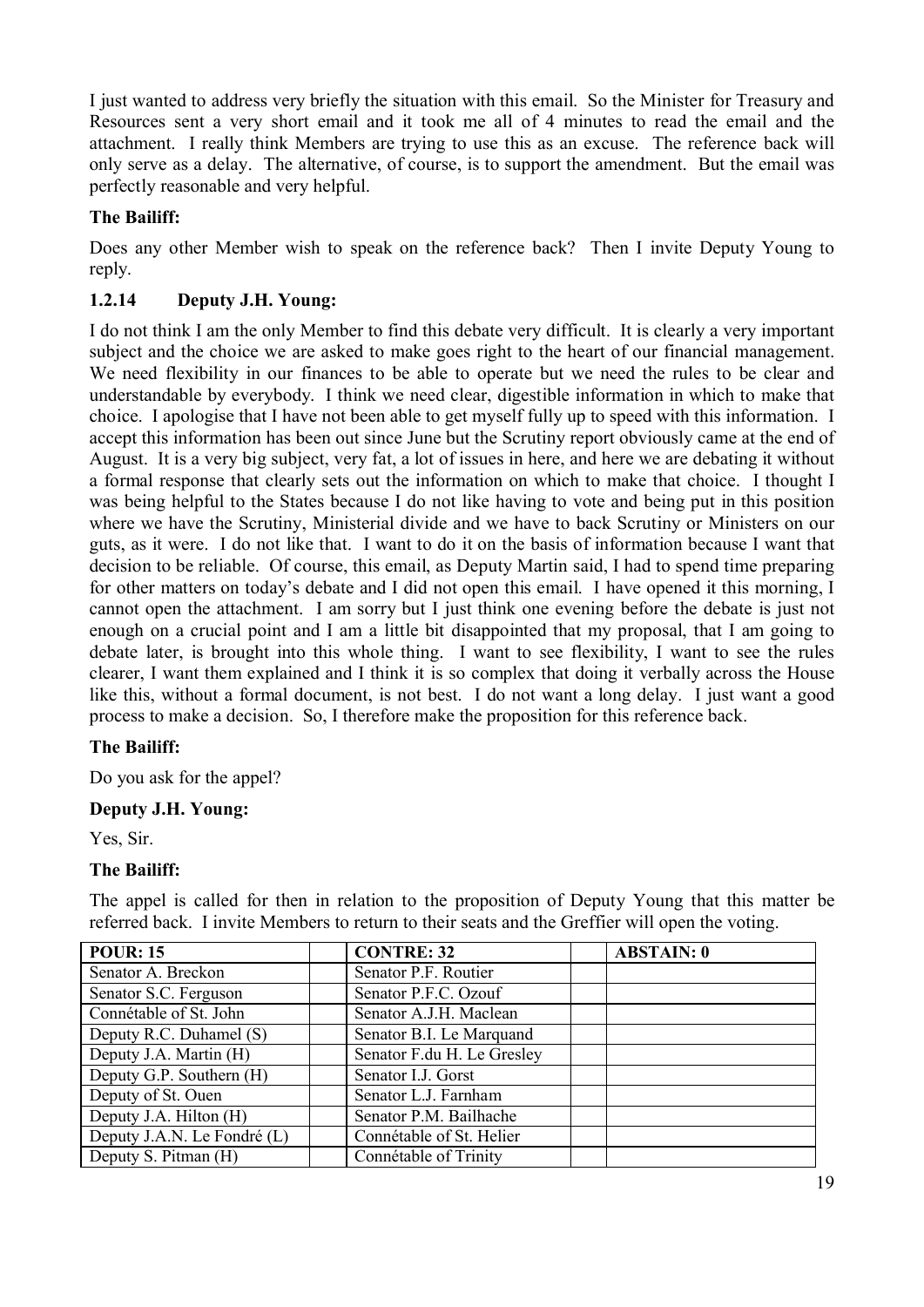I just wanted to address very briefly the situation with this email. So the Minister for Treasury and Resources sent a very short email and it took me all of 4 minutes to read the email and the attachment. I really think Members are trying to use this as an excuse. The reference back will only serve as a delay. The alternative, of course, is to support the amendment. But the email was perfectly reasonable and very helpful.

**The Bailiff:**

Does any other Member wish to speak on the reference back? Then I invite Deputy Young to reply.

### 1.2.14 Deputy J.H. Young:

I do not think I am the only Member to find this debate very difficult. It is clearly a very important subject and the choice we are asked to make goes right to the heart of our financial management. We need flexibility in our finances to be able to operate but we need the rules to be clear and understandable by everybody. I think we need clear, digestible information in which to make that choice. I apologise that I have not been able to get myself fully up to speed with this information. I accept this information has been out since June but the Scrutiny report obviously came at the end of August. It is a very big subject, very fat, a lot of issues in here, and here we are debating it without a formal response that clearly sets out the information on which to make that choice. I thought I was being helpful to the States because I do not like having to vote and being put in this position where we have the Scrutiny, Ministerial divide and we have to back Scrutiny or Ministers on our guts, as it were. I do not like that. I want to do it on the basis of information because I want that decision to be reliable. Of course, this email, as Deputy Martin said, I had to spend time preparing for other matters on today's debate and I did not open this email. I have opened it this morning, I cannot open the attachment. I am sorry but I just think one evening before the debate is just not enough on a crucial point and I am a little bit disappointed that my proposal, that I am going to debate later, is brought into this whole thing. I want to see flexibility, I want to see the rules clearer, I want them explained and I think it is so complex that doing it verbally across the House like this, without a formal document, is not best. I do not want a long delay. I just want a good process to make a decision. So, I therefore make the proposition for this reference back.

**The Bailiff:**

Do you ask for the appel?

**Deputy J.H. Young:**

Yes, Sir.

**The Bailiff:**

The appel is called for then in relation to the proposition of Deputy Young that this matter be referred back. I invite Members to return to their seats and the Greffier will open the voting.

| POUR: 15 | | CONTRE: 32 | | ABSTAIN: 0 |
|---|---|---|---|---|
| Senator A. Breckon | | Senator P.F. Routier | | |
| Senator S.C. Ferguson | | Senator P.F.C. Ozouf | | |
| Connétable of St. John | | Senator A.J.H. Maclean | | |
| Deputy R.C. Duhamel (S) | | Senator B.I. Le Marquand | | |
| Deputy J.A. Martin (H) | | Senator F.du H. Le Gresley | | |
| Deputy G.P. Southern (H) | | Senator I.J. Gorst | | |
| Deputy of St. Ouen | | Senator L.J. Farnham | | |
| Deputy J.A. Hilton (H) | | Senator P.M. Bailhache | | |
| Deputy J.A.N. Le Fondré (L) | | Connétable of St. Helier | | |
| Deputy S. Pitman (H) | | Connétable of Trinity | | |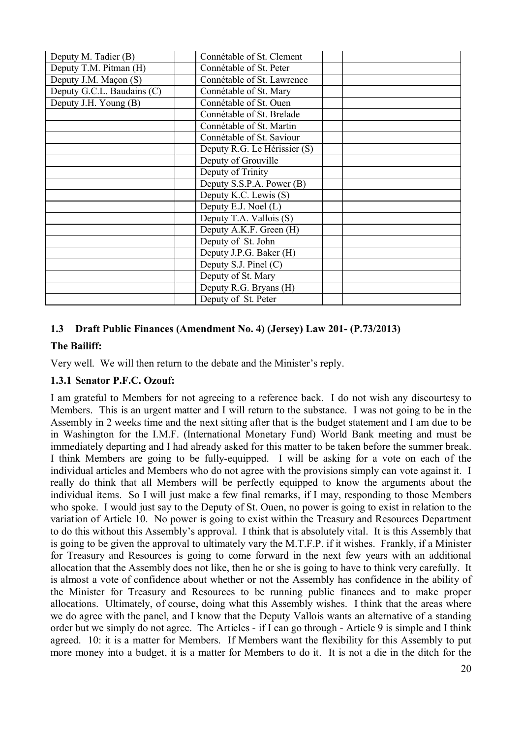| | | | | |
|---|---|---|---|---|
| Deputy M. Tadier (B) | | Connétable of St. Clement | | |
| Deputy T.M. Pitman (H) | | Connétable of St. Peter | | |
| Deputy J.M. Maçon (S) | | Connétable of St. Lawrence | | |
| Deputy G.C.L. Baudains (C) | | Connétable of St. Mary | | |
| Deputy J.H. Young (B) | | Connétable of St. Ouen | | |
| | | Connétable of St. Brelade | | |
| | | Connétable of St. Martin | | |
| | | Connétable of St. Saviour | | |
| | | Deputy R.G. Le Hérissier (S) | | |
| | | Deputy of Grouville | | |
| | | Deputy of Trinity | | |
| | | Deputy S.S.P.A. Power (B) | | |
| | | Deputy K.C. Lewis (S) | | |
| | | Deputy E.J. Noel (L) | | |
| | | Deputy T.A. Vallois (S) | | |
| | | Deputy A.K.F. Green (H) | | |
| | | Deputy of St. John | | |
| | | Deputy J.P.G. Baker (H) | | |
| | | Deputy S.J. Pinel (C) | | |
| | | Deputy of St. Mary | | |
| | | Deputy R.G. Bryans (H) | | |
| | | Deputy of St. Peter | | |

### 1.3 Draft Public Finances (Amendment No. 4) (Jersey) Law 201- (P.73/2013)

**The Bailiff:**

Very well. We will then return to the debate and the Minister's reply.

#### 1.3.1 Senator P.F.C. Ozouf:

I am grateful to Members for not agreeing to a reference back. I do not wish any discourtesy to Members. This is an urgent matter and I will return to the substance. I was not going to be in the Assembly in 2 weeks time and the next sitting after that is the budget statement and I am due to be in Washington for the I.M.F. (International Monetary Fund) World Bank meeting and must be immediately departing and I had already asked for this matter to be taken before the summer break. I think Members are going to be fully-equipped. I will be asking for a vote on each of the individual articles and Members who do not agree with the provisions simply can vote against it. I really do think that all Members will be perfectly equipped to know the arguments about the individual items. So I will just make a few final remarks, if I may, responding to those Members who spoke. I would just say to the Deputy of St. Ouen, no power is going to exist in relation to the variation of Article 10. No power is going to exist within the Treasury and Resources Department to do this without this Assembly's approval. I think that is absolutely vital. It is this Assembly that is going to be given the approval to ultimately vary the M.T.F.P. if it wishes. Frankly, if a Minister for Treasury and Resources is going to come forward in the next few years with an additional allocation that the Assembly does not like, then he or she is going to have to think very carefully. It is almost a vote of confidence about whether or not the Assembly has confidence in the ability of the Minister for Treasury and Resources to be running public finances and to make proper allocations. Ultimately, of course, doing what this Assembly wishes. I think that the areas where we do agree with the panel, and I know that the Deputy Vallois wants an alternative of a standing order but we simply do not agree. The Articles - if I can go through - Article 9 is simple and I think agreed. 10: it is a matter for Members. If Members want the flexibility for this Assembly to put more money into a budget, it is a matter for Members to do it. It is not a die in the ditch for the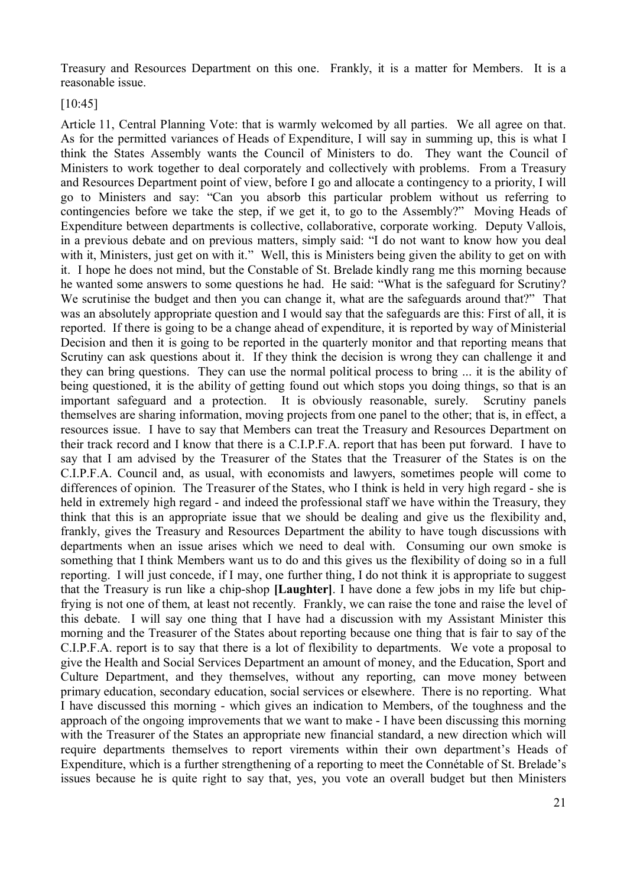Treasury and Resources Department on this one. Frankly, it is a matter for Members. It is a reasonable issue.

[10:45]

Article 11, Central Planning Vote: that is warmly welcomed by all parties. We all agree on that. As for the permitted variances of Heads of Expenditure, I will say in summing up, this is what I think the States Assembly wants the Council of Ministers to do. They want the Council of Ministers to work together to deal corporately and collectively with problems. From a Treasury and Resources Department point of view, before I go and allocate a contingency to a priority, I will go to Ministers and say: "Can you absorb this particular problem without us referring to contingencies before we take the step, if we get it, to go to the Assembly?" Moving Heads of Expenditure between departments is collective, collaborative, corporate working. Deputy Vallois, in a previous debate and on previous matters, simply said: "I do not want to know how you deal with it, Ministers, just get on with it." Well, this is Ministers being given the ability to get on with it. I hope he does not mind, but the Constable of St. Brelade kindly rang me this morning because he wanted some answers to some questions he had. He said: "What is the safeguard for Scrutiny? We scrutinise the budget and then you can change it, what are the safeguards around that?" That was an absolutely appropriate question and I would say that the safeguards are this: First of all, it is reported. If there is going to be a change ahead of expenditure, it is reported by way of Ministerial Decision and then it is going to be reported in the quarterly monitor and that reporting means that Scrutiny can ask questions about it. If they think the decision is wrong they can challenge it and they can bring questions. They can use the normal political process to bring ... it is the ability of being questioned, it is the ability of getting found out which stops you doing things, so that is an important safeguard and a protection. It is obviously reasonable, surely. Scrutiny panels themselves are sharing information, moving projects from one panel to the other; that is, in effect, a resources issue. I have to say that Members can treat the Treasury and Resources Department on their track record and I know that there is a C.I.P.F.A. report that has been put forward. I have to say that I am advised by the Treasurer of the States that the Treasurer of the States is on the C.I.P.F.A. Council and, as usual, with economists and lawyers, sometimes people will come to differences of opinion. The Treasurer of the States, who I think is held in very high regard - she is held in extremely high regard - and indeed the professional staff we have within the Treasury, they think that this is an appropriate issue that we should be dealing and give us the flexibility and, frankly, gives the Treasury and Resources Department the ability to have tough discussions with departments when an issue arises which we need to deal with. Consuming our own smoke is something that I think Members want us to do and this gives us the flexibility of doing so in a full reporting. I will just concede, if I may, one further thing, I do not think it is appropriate to suggest that the Treasury is run like a chip-shop **[Laughter]**. I have done a few jobs in my life but chip-frying is not one of them, at least not recently. Frankly, we can raise the tone and raise the level of this debate. I will say one thing that I have had a discussion with my Assistant Minister this morning and the Treasurer of the States about reporting because one thing that is fair to say of the C.I.P.F.A. report is to say that there is a lot of flexibility to departments. We vote a proposal to give the Health and Social Services Department an amount of money, and the Education, Sport and Culture Department, and they themselves, without any reporting, can move money between primary education, secondary education, social services or elsewhere. There is no reporting. What I have discussed this morning - which gives an indication to Members, of the toughness and the approach of the ongoing improvements that we want to make - I have been discussing this morning with the Treasurer of the States an appropriate new financial standard, a new direction which will require departments themselves to report virements within their own department's Heads of Expenditure, which is a further strengthening of a reporting to meet the Connétable of St. Brelade's issues because he is quite right to say that, yes, you vote an overall budget but then Ministers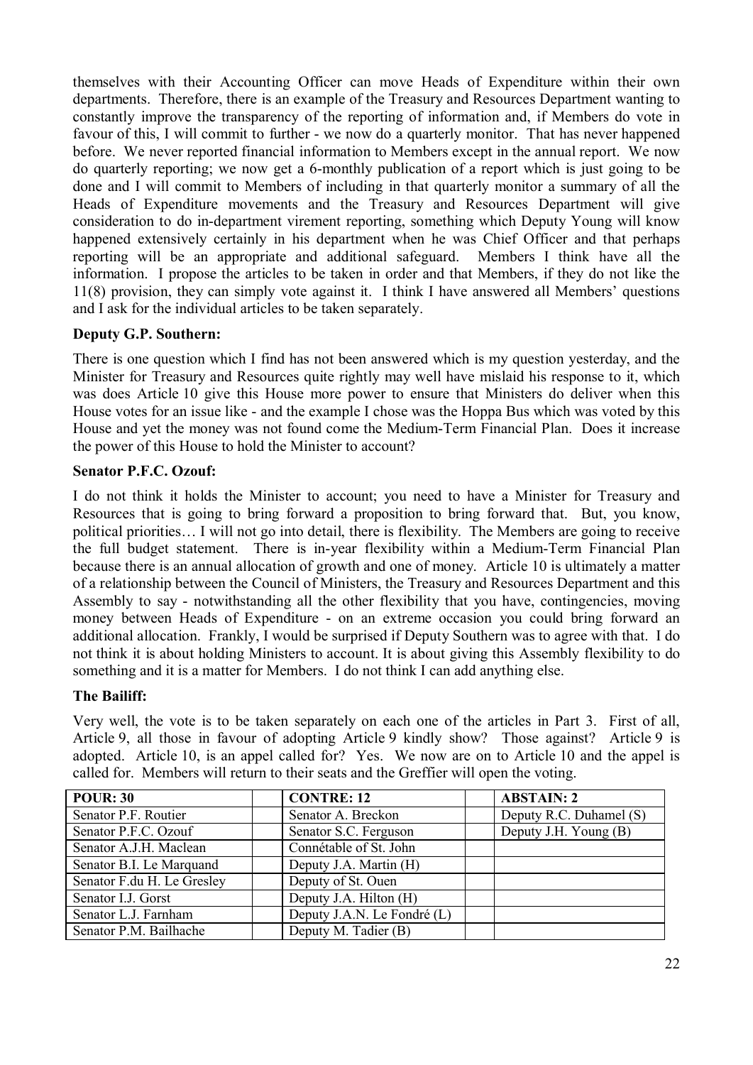themselves with their Accounting Officer can move Heads of Expenditure within their own departments. Therefore, there is an example of the Treasury and Resources Department wanting to constantly improve the transparency of the reporting of information and, if Members do vote in favour of this, I will commit to further - we now do a quarterly monitor. That has never happened before. We never reported financial information to Members except in the annual report. We now do quarterly reporting; we now get a 6-monthly publication of a report which is just going to be done and I will commit to Members of including in that quarterly monitor a summary of all the Heads of Expenditure movements and the Treasury and Resources Department will give consideration to do in-department virement reporting, something which Deputy Young will know happened extensively certainly in his department when he was Chief Officer and that perhaps reporting will be an appropriate and additional safeguard. Members I think have all the information. I propose the articles to be taken in order and that Members, if they do not like the 11(8) provision, they can simply vote against it. I think I have answered all Members' questions and I ask for the individual articles to be taken separately.

**Deputy G.P. Southern:**

There is one question which I find has not been answered which is my question yesterday, and the Minister for Treasury and Resources quite rightly may well have mislaid his response to it, which was does Article 10 give this House more power to ensure that Ministers do deliver when this House votes for an issue like - and the example I chose was the Hoppa Bus which was voted by this House and yet the money was not found come the Medium-Term Financial Plan. Does it increase the power of this House to hold the Minister to account?

**Senator P.F.C. Ozouf:**

I do not think it holds the Minister to account; you need to have a Minister for Treasury and Resources that is going to bring forward a proposition to bring forward that. But, you know, political priorities… I will not go into detail, there is flexibility. The Members are going to receive the full budget statement. There is in-year flexibility within a Medium-Term Financial Plan because there is an annual allocation of growth and one of money. Article 10 is ultimately a matter of a relationship between the Council of Ministers, the Treasury and Resources Department and this Assembly to say - notwithstanding all the other flexibility that you have, contingencies, moving money between Heads of Expenditure - on an extreme occasion you could bring forward an additional allocation. Frankly, I would be surprised if Deputy Southern was to agree with that. I do not think it is about holding Ministers to account. It is about giving this Assembly flexibility to do something and it is a matter for Members. I do not think I can add anything else.

**The Bailiff:**

Very well, the vote is to be taken separately on each one of the articles in Part 3. First of all, Article 9, all those in favour of adopting Article 9 kindly show? Those against? Article 9 is adopted. Article 10, is an appel called for? Yes. We now are on to Article 10 and the appel is called for. Members will return to their seats and the Greffier will open the voting.

| **POUR: 30** | | **CONTRE: 12** | | **ABSTAIN: 2** |
|---|---|---|---|---|
| Senator P.F. Routier | | Senator A. Breckon | | Deputy R.C. Duhamel (S) |
| Senator P.F.C. Ozouf | | Senator S.C. Ferguson | | Deputy J.H. Young (B) |
| Senator A.J.H. Maclean | | Connétable of St. John | | |
| Senator B.I. Le Marquand | | Deputy J.A. Martin (H) | | |
| Senator F.du H. Le Gresley | | Deputy of St. Ouen | | |
| Senator I.J. Gorst | | Deputy J.A. Hilton (H) | | |
| Senator L.J. Farnham | | Deputy J.A.N. Le Fondré (L) | | |
| Senator P.M. Bailhache | | Deputy M. Tadier (B) | | |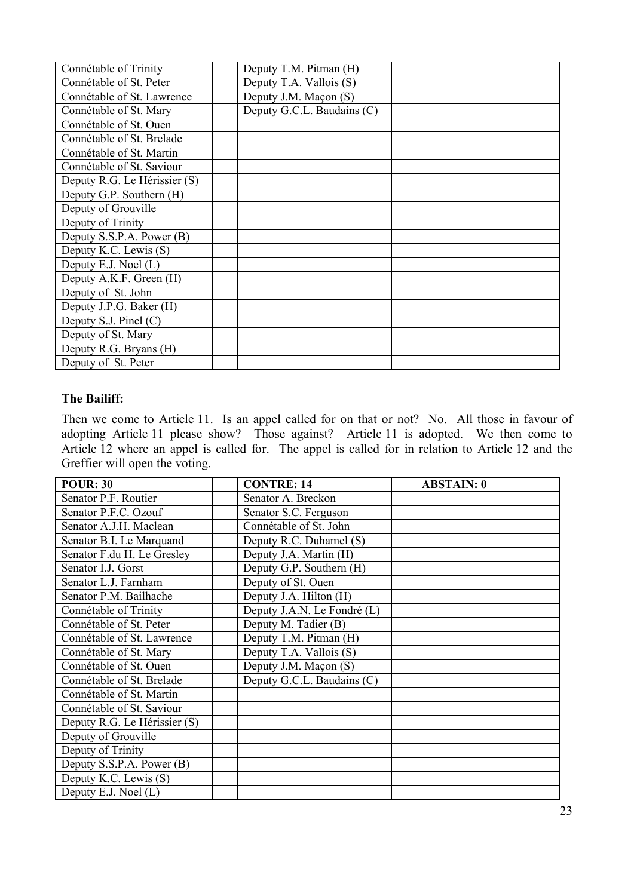| | | | | |
|---|---|---|---|---|
| Connétable of Trinity | | Deputy T.M. Pitman (H) | | |
| Connétable of St. Peter | | Deputy T.A. Vallois (S) | | |
| Connétable of St. Lawrence | | Deputy J.M. Maçon (S) | | |
| Connétable of St. Mary | | Deputy G.C.L. Baudains (C) | | |
| Connétable of St. Ouen | | | | |
| Connétable of St. Brelade | | | | |
| Connétable of St. Martin | | | | |
| Connétable of St. Saviour | | | | |
| Deputy R.G. Le Hérissier (S) | | | | |
| Deputy G.P. Southern (H) | | | | |
| Deputy of Grouville | | | | |
| Deputy of Trinity | | | | |
| Deputy S.S.P.A. Power (B) | | | | |
| Deputy K.C. Lewis (S) | | | | |
| Deputy E.J. Noel (L) | | | | |
| Deputy A.K.F. Green (H) | | | | |
| Deputy of St. John | | | | |
| Deputy J.P.G. Baker (H) | | | | |
| Deputy S.J. Pinel (C) | | | | |
| Deputy of St. Mary | | | | |
| Deputy R.G. Bryans (H) | | | | |
| Deputy of St. Peter | | | | |

**The Bailiff:**

Then we come to Article 11. Is an appel called for on that or not? No. All those in favour of adopting Article 11 please show? Those against? Article 11 is adopted. We then come to Article 12 where an appel is called for. The appel is called for in relation to Article 12 and the Greffier will open the voting.

| **POUR: 30** | | **CONTRE: 14** | | **ABSTAIN: 0** |
|---|---|---|---|---|
| Senator P.F. Routier | | Senator A. Breckon | | |
| Senator P.F.C. Ozouf | | Senator S.C. Ferguson | | |
| Senator A.J.H. Maclean | | Connétable of St. John | | |
| Senator B.I. Le Marquand | | Deputy R.C. Duhamel (S) | | |
| Senator F.du H. Le Gresley | | Deputy J.A. Martin (H) | | |
| Senator I.J. Gorst | | Deputy G.P. Southern (H) | | |
| Senator L.J. Farnham | | Deputy of St. Ouen | | |
| Senator P.M. Bailhache | | Deputy J.A. Hilton (H) | | |
| Connétable of Trinity | | Deputy J.A.N. Le Fondré (L) | | |
| Connétable of St. Peter | | Deputy M. Tadier (B) | | |
| Connétable of St. Lawrence | | Deputy T.M. Pitman (H) | | |
| Connétable of St. Mary | | Deputy T.A. Vallois (S) | | |
| Connétable of St. Ouen | | Deputy J.M. Maçon (S) | | |
| Connétable of St. Brelade | | Deputy G.C.L. Baudains (C) | | |
| Connétable of St. Martin | | | | |
| Connétable of St. Saviour | | | | |
| Deputy R.G. Le Hérissier (S) | | | | |
| Deputy of Grouville | | | | |
| Deputy of Trinity | | | | |
| Deputy S.S.P.A. Power (B) | | | | |
| Deputy K.C. Lewis (S) | | | | |
| Deputy E.J. Noel (L) | | | | |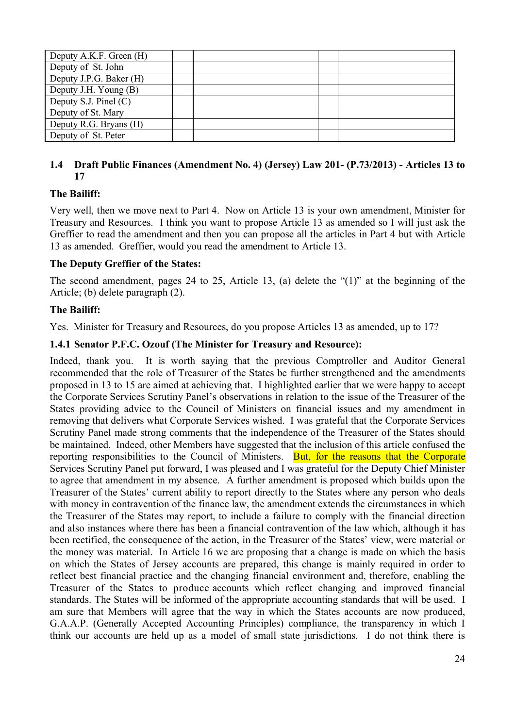| | | | | |
|---|---|---|---|---|
| Deputy A.K.F. Green (H) | | | | |
| Deputy of St. John | | | | |
| Deputy J.P.G. Baker (H) | | | | |
| Deputy J.H. Young (B) | | | | |
| Deputy S.J. Pinel (C) | | | | |
| Deputy of St. Mary | | | | |
| Deputy R.G. Bryans (H) | | | | |
| Deputy of St. Peter | | | | |

### 1.4 Draft Public Finances (Amendment No. 4) (Jersey) Law 201- (P.73/2013) - Articles 13 to 17

**The Bailiff:**

Very well, then we move next to Part 4. Now on Article 13 is your own amendment, Minister for Treasury and Resources. I think you want to propose Article 13 as amended so I will just ask the Greffier to read the amendment and then you can propose all the articles in Part 4 but with Article 13 as amended. Greffier, would you read the amendment to Article 13.

**The Deputy Greffier of the States:**

The second amendment, pages 24 to 25, Article 13, (a) delete the "(1)" at the beginning of the Article; (b) delete paragraph (2).

**The Bailiff:**

Yes. Minister for Treasury and Resources, do you propose Articles 13 as amended, up to 17?

#### 1.4.1 Senator P.F.C. Ozouf (The Minister for Treasury and Resource):

Indeed, thank you. It is worth saying that the previous Comptroller and Auditor General recommended that the role of Treasurer of the States be further strengthened and the amendments proposed in 13 to 15 are aimed at achieving that. I highlighted earlier that we were happy to accept the Corporate Services Scrutiny Panel's observations in relation to the issue of the Treasurer of the States providing advice to the Council of Ministers on financial issues and my amendment in removing that delivers what Corporate Services wished. I was grateful that the Corporate Services Scrutiny Panel made strong comments that the independence of the Treasurer of the States should be maintained. Indeed, other Members have suggested that the inclusion of this article confused the reporting responsibilities to the Council of Ministers. But, for the reasons that the Corporate Services Scrutiny Panel put forward, I was pleased and I was grateful for the Deputy Chief Minister to agree that amendment in my absence. A further amendment is proposed which builds upon the Treasurer of the States' current ability to report directly to the States where any person who deals with money in contravention of the finance law, the amendment extends the circumstances in which the Treasurer of the States may report, to include a failure to comply with the financial direction and also instances where there has been a financial contravention of the law which, although it has been rectified, the consequence of the action, in the Treasurer of the States' view, were material or the money was material. In Article 16 we are proposing that a change is made on which the basis on which the States of Jersey accounts are prepared, this change is mainly required in order to reflect best financial practice and the changing financial environment and, therefore, enabling the Treasurer of the States to produce accounts which reflect changing and improved financial standards. The States will be informed of the appropriate accounting standards that will be used. I am sure that Members will agree that the way in which the States accounts are now produced, G.A.A.P. (Generally Accepted Accounting Principles) compliance, the transparency in which I think our accounts are held up as a model of small state jurisdictions. I do not think there is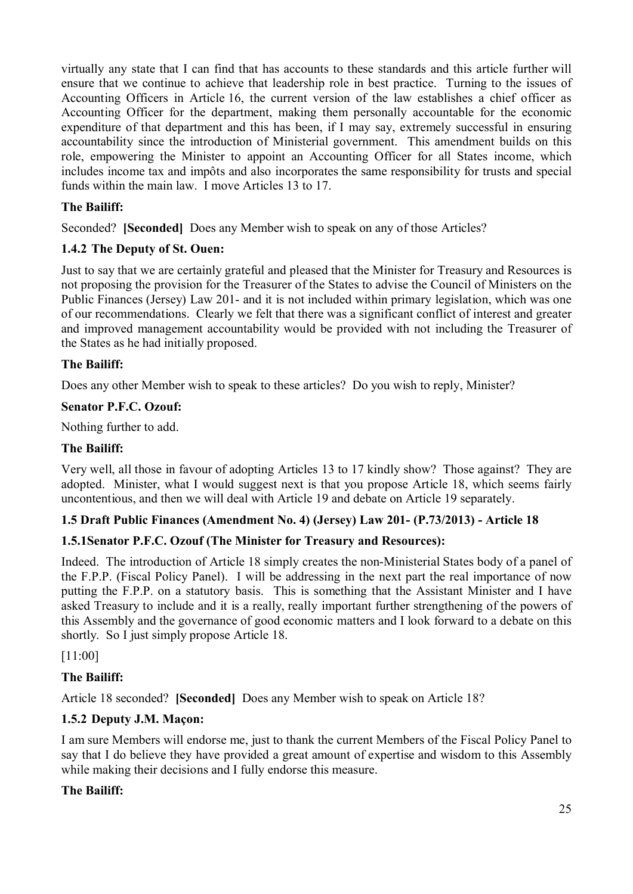virtually any state that I can find that has accounts to these standards and this article further will ensure that we continue to achieve that leadership role in best practice. Turning to the issues of Accounting Officers in Article 16, the current version of the law establishes a chief officer as Accounting Officer for the department, making them personally accountable for the economic expenditure of that department and this has been, if I may say, extremely successful in ensuring accountability since the introduction of Ministerial government. This amendment builds on this role, empowering the Minister to appoint an Accounting Officer for all States income, which includes income tax and impôts and also incorporates the same responsibility for trusts and special funds within the main law. I move Articles 13 to 17.

**The Bailiff:**

Seconded? **[Seconded]** Does any Member wish to speak on any of those Articles?

### 1.4.2 The Deputy of St. Ouen:

Just to say that we are certainly grateful and pleased that the Minister for Treasury and Resources is not proposing the provision for the Treasurer of the States to advise the Council of Ministers on the Public Finances (Jersey) Law 201- and it is not included within primary legislation, which was one of our recommendations. Clearly we felt that there was a significant conflict of interest and greater and improved management accountability would be provided with not including the Treasurer of the States as he had initially proposed.

**The Bailiff:**

Does any other Member wish to speak to these articles? Do you wish to reply, Minister?

**Senator P.F.C. Ozouf:**

Nothing further to add.

**The Bailiff:**

Very well, all those in favour of adopting Articles 13 to 17 kindly show? Those against? They are adopted. Minister, what I would suggest next is that you propose Article 18, which seems fairly uncontentious, and then we will deal with Article 19 and debate on Article 19 separately.

## 1.5 Draft Public Finances (Amendment No. 4) (Jersey) Law 201- (P.73/2013) - Article 18

### 1.5.1Senator P.F.C. Ozouf (The Minister for Treasury and Resources):

Indeed. The introduction of Article 18 simply creates the non-Ministerial States body of a panel of the F.P.P. (Fiscal Policy Panel). I will be addressing in the next part the real importance of now putting the F.P.P. on a statutory basis. This is something that the Assistant Minister and I have asked Treasury to include and it is a really, really important further strengthening of the powers of this Assembly and the governance of good economic matters and I look forward to a debate on this shortly. So I just simply propose Article 18.

[11:00]

**The Bailiff:**

Article 18 seconded? **[Seconded]** Does any Member wish to speak on Article 18?

### 1.5.2 Deputy J.M. Maçon:

I am sure Members will endorse me, just to thank the current Members of the Fiscal Policy Panel to say that I do believe they have provided a great amount of expertise and wisdom to this Assembly while making their decisions and I fully endorse this measure.

**The Bailiff:**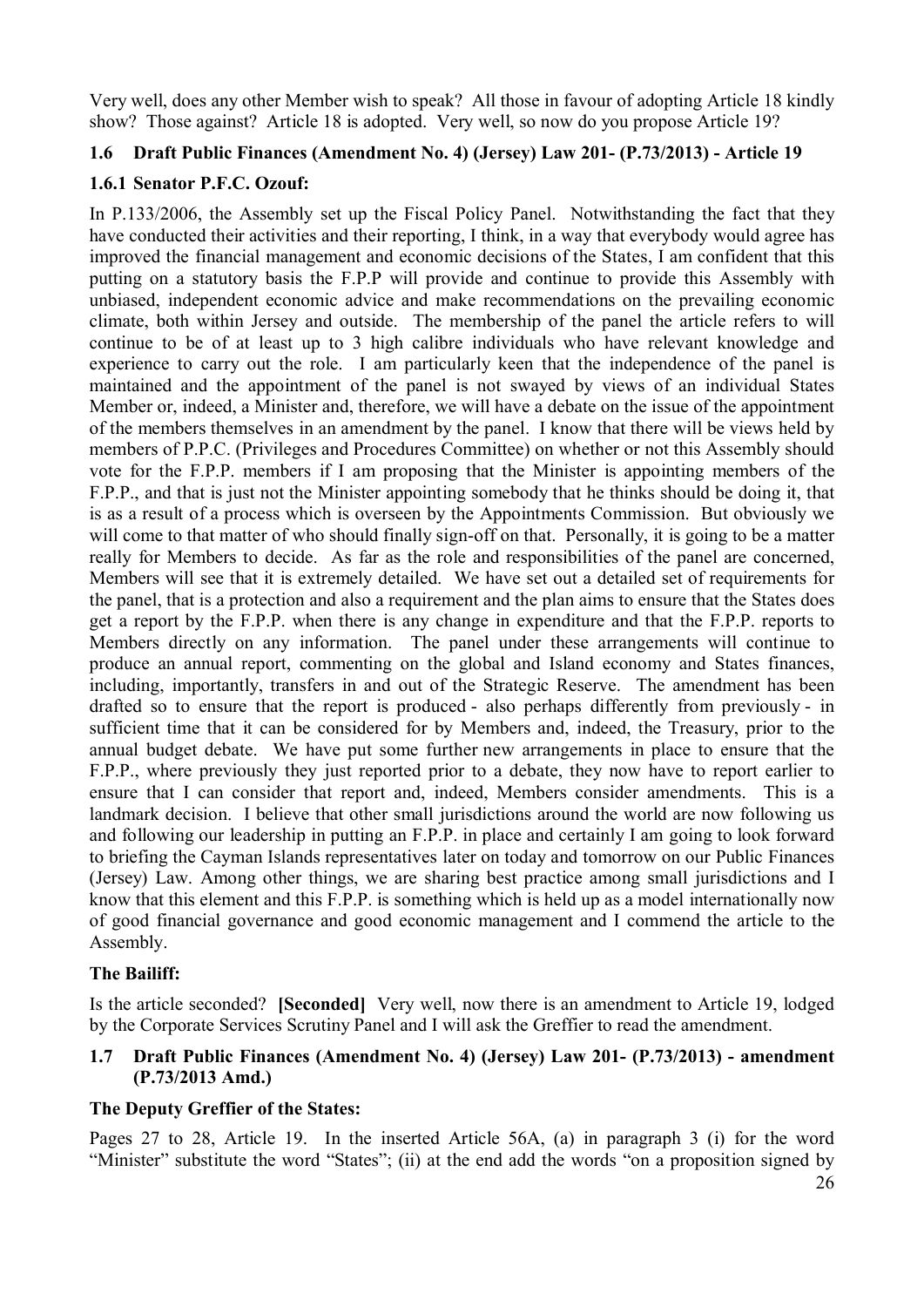Very well, does any other Member wish to speak? All those in favour of adopting Article 18 kindly show? Those against? Article 18 is adopted. Very well, so now do you propose Article 19?

### 1.6 Draft Public Finances (Amendment No. 4) (Jersey) Law 201- (P.73/2013) - Article 19

#### 1.6.1 Senator P.F.C. Ozouf:

In P.133/2006, the Assembly set up the Fiscal Policy Panel. Notwithstanding the fact that they have conducted their activities and their reporting, I think, in a way that everybody would agree has improved the financial management and economic decisions of the States, I am confident that this putting on a statutory basis the F.P.P will provide and continue to provide this Assembly with unbiased, independent economic advice and make recommendations on the prevailing economic climate, both within Jersey and outside. The membership of the panel the article refers to will continue to be of at least up to 3 high calibre individuals who have relevant knowledge and experience to carry out the role. I am particularly keen that the independence of the panel is maintained and the appointment of the panel is not swayed by views of an individual States Member or, indeed, a Minister and, therefore, we will have a debate on the issue of the appointment of the members themselves in an amendment by the panel. I know that there will be views held by members of P.P.C. (Privileges and Procedures Committee) on whether or not this Assembly should vote for the F.P.P. members if I am proposing that the Minister is appointing members of the F.P.P., and that is just not the Minister appointing somebody that he thinks should be doing it, that is as a result of a process which is overseen by the Appointments Commission. But obviously we will come to that matter of who should finally sign-off on that. Personally, it is going to be a matter really for Members to decide. As far as the role and responsibilities of the panel are concerned, Members will see that it is extremely detailed. We have set out a detailed set of requirements for the panel, that is a protection and also a requirement and the plan aims to ensure that the States does get a report by the F.P.P. when there is any change in expenditure and that the F.P.P. reports to Members directly on any information. The panel under these arrangements will continue to produce an annual report, commenting on the global and Island economy and States finances, including, importantly, transfers in and out of the Strategic Reserve. The amendment has been drafted so to ensure that the report is produced - also perhaps differently from previously - in sufficient time that it can be considered for by Members and, indeed, the Treasury, prior to the annual budget debate. We have put some further new arrangements in place to ensure that the F.P.P., where previously they just reported prior to a debate, they now have to report earlier to ensure that I can consider that report and, indeed, Members consider amendments. This is a landmark decision. I believe that other small jurisdictions around the world are now following us and following our leadership in putting an F.P.P. in place and certainly I am going to look forward to briefing the Cayman Islands representatives later on today and tomorrow on our Public Finances (Jersey) Law. Among other things, we are sharing best practice among small jurisdictions and I know that this element and this F.P.P. is something which is held up as a model internationally now of good financial governance and good economic management and I commend the article to the Assembly.

**The Bailiff:**

Is the article seconded? **[Seconded]** Very well, now there is an amendment to Article 19, lodged by the Corporate Services Scrutiny Panel and I will ask the Greffier to read the amendment.

### 1.7 Draft Public Finances (Amendment No. 4) (Jersey) Law 201- (P.73/2013) - amendment (P.73/2013 Amd.)

**The Deputy Greffier of the States:**

Pages 27 to 28, Article 19. In the inserted Article 56A, (a) in paragraph 3 (i) for the word "Minister" substitute the word "States"; (ii) at the end add the words "on a proposition signed by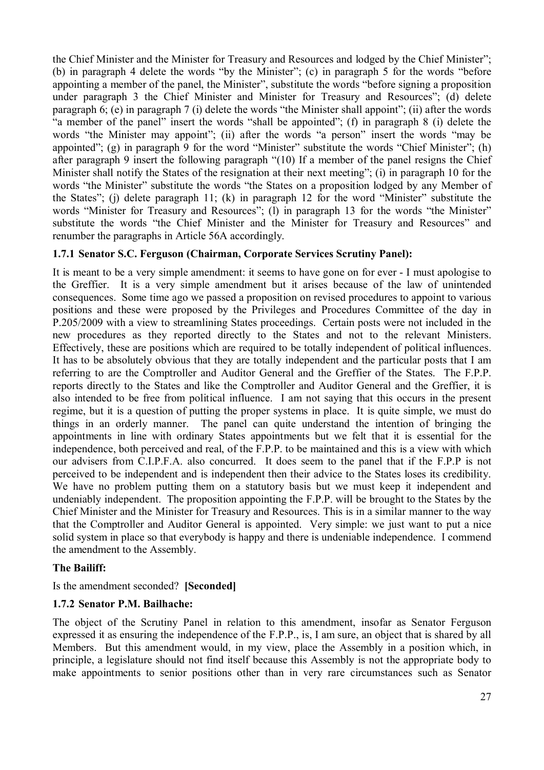the Chief Minister and the Minister for Treasury and Resources and lodged by the Chief Minister"; (b) in paragraph 4 delete the words "by the Minister"; (c) in paragraph 5 for the words "before appointing a member of the panel, the Minister", substitute the words "before signing a proposition under paragraph 3 the Chief Minister and Minister for Treasury and Resources"; (d) delete paragraph 6; (e) in paragraph 7 (i) delete the words "the Minister shall appoint"; (ii) after the words "a member of the panel" insert the words "shall be appointed"; (f) in paragraph 8 (i) delete the words "the Minister may appoint"; (ii) after the words "a person" insert the words "may be appointed"; (g) in paragraph 9 for the word "Minister" substitute the words "Chief Minister"; (h) after paragraph 9 insert the following paragraph "(10) If a member of the panel resigns the Chief Minister shall notify the States of the resignation at their next meeting"; (i) in paragraph 10 for the words "the Minister" substitute the words "the States on a proposition lodged by any Member of the States"; (j) delete paragraph 11; (k) in paragraph 12 for the word "Minister" substitute the words "Minister for Treasury and Resources"; (l) in paragraph 13 for the words "the Minister" substitute the words "the Chief Minister and the Minister for Treasury and Resources" and renumber the paragraphs in Article 56A accordingly.

### 1.7.1 Senator S.C. Ferguson (Chairman, Corporate Services Scrutiny Panel):

It is meant to be a very simple amendment: it seems to have gone on for ever - I must apologise to the Greffier. It is a very simple amendment but it arises because of the law of unintended consequences. Some time ago we passed a proposition on revised procedures to appoint to various positions and these were proposed by the Privileges and Procedures Committee of the day in P.205/2009 with a view to streamlining States proceedings. Certain posts were not included in the new procedures as they reported directly to the States and not to the relevant Ministers. Effectively, these are positions which are required to be totally independent of political influences. It has to be absolutely obvious that they are totally independent and the particular posts that I am referring to are the Comptroller and Auditor General and the Greffier of the States. The F.P.P. reports directly to the States and like the Comptroller and Auditor General and the Greffier, it is also intended to be free from political influence. I am not saying that this occurs in the present regime, but it is a question of putting the proper systems in place. It is quite simple, we must do things in an orderly manner. The panel can quite understand the intention of bringing the appointments in line with ordinary States appointments but we felt that it is essential for the independence, both perceived and real, of the F.P.P. to be maintained and this is a view with which our advisers from C.I.P.F.A. also concurred. It does seem to the panel that if the F.P.P is not perceived to be independent and is independent then their advice to the States loses its credibility. We have no problem putting them on a statutory basis but we must keep it independent and undeniably independent. The proposition appointing the F.P.P. will be brought to the States by the Chief Minister and the Minister for Treasury and Resources. This is in a similar manner to the way that the Comptroller and Auditor General is appointed. Very simple: we just want to put a nice solid system in place so that everybody is happy and there is undeniable independence. I commend the amendment to the Assembly.

### The Bailiff:

Is the amendment seconded? **[Seconded]**

### 1.7.2 Senator P.M. Bailhache:

The object of the Scrutiny Panel in relation to this amendment, insofar as Senator Ferguson expressed it as ensuring the independence of the F.P.P., is, I am sure, an object that is shared by all Members. But this amendment would, in my view, place the Assembly in a position which, in principle, a legislature should not find itself because this Assembly is not the appropriate body to make appointments to senior positions other than in very rare circumstances such as Senator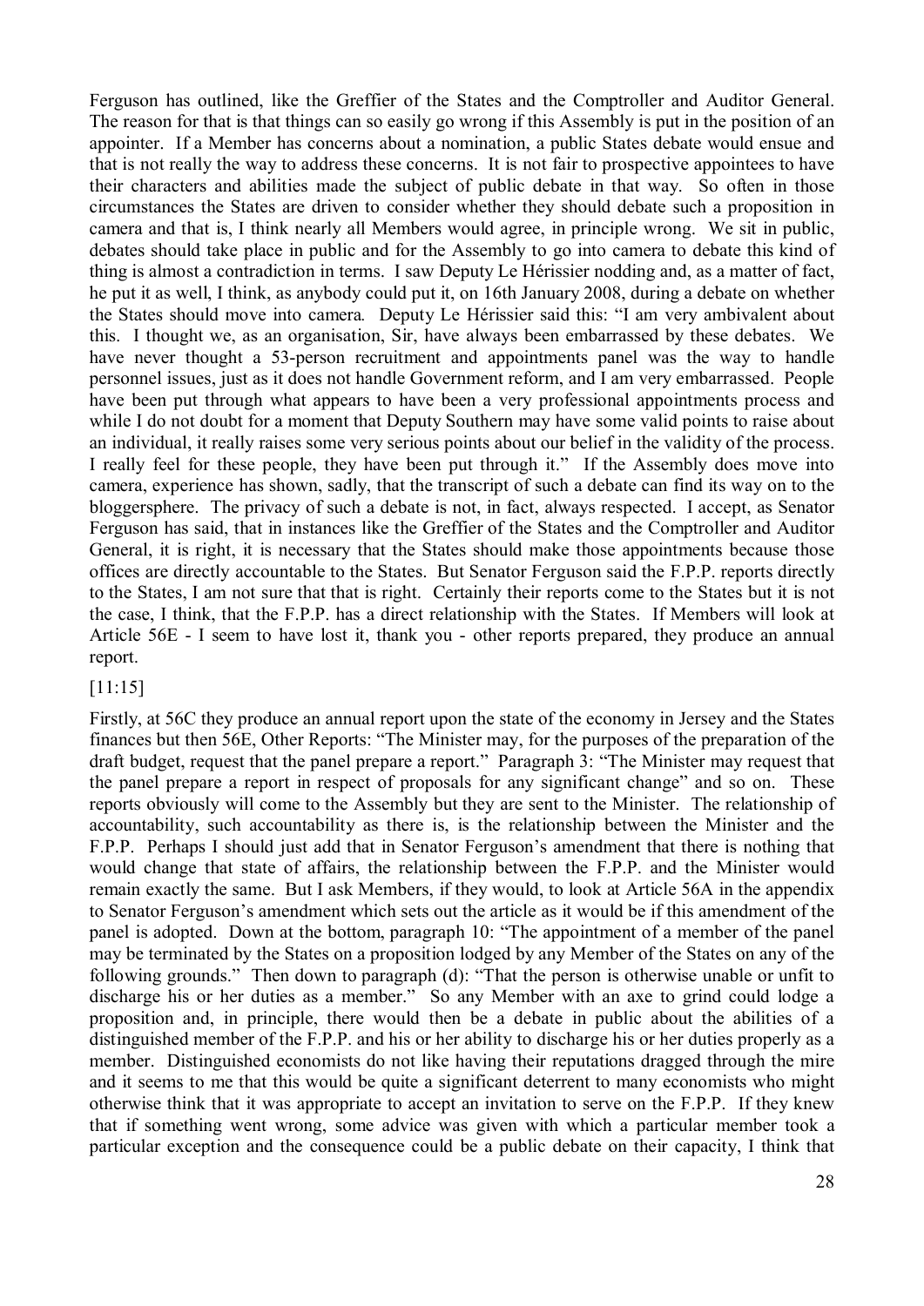Ferguson has outlined, like the Greffier of the States and the Comptroller and Auditor General. The reason for that is that things can so easily go wrong if this Assembly is put in the position of an appointer. If a Member has concerns about a nomination, a public States debate would ensue and that is not really the way to address these concerns. It is not fair to prospective appointees to have their characters and abilities made the subject of public debate in that way. So often in those circumstances the States are driven to consider whether they should debate such a proposition in camera and that is, I think nearly all Members would agree, in principle wrong. We sit in public, debates should take place in public and for the Assembly to go into camera to debate this kind of thing is almost a contradiction in terms. I saw Deputy Le Hérissier nodding and, as a matter of fact, he put it as well, I think, as anybody could put it, on 16th January 2008, during a debate on whether the States should move into camera. Deputy Le Hérissier said this: "I am very ambivalent about this. I thought we, as an organisation, Sir, have always been embarrassed by these debates. We have never thought a 53-person recruitment and appointments panel was the way to handle personnel issues, just as it does not handle Government reform, and I am very embarrassed. People have been put through what appears to have been a very professional appointments process and while I do not doubt for a moment that Deputy Southern may have some valid points to raise about an individual, it really raises some very serious points about our belief in the validity of the process. I really feel for these people, they have been put through it." If the Assembly does move into camera, experience has shown, sadly, that the transcript of such a debate can find its way on to the bloggersphere. The privacy of such a debate is not, in fact, always respected. I accept, as Senator Ferguson has said, that in instances like the Greffier of the States and the Comptroller and Auditor General, it is right, it is necessary that the States should make those appointments because those offices are directly accountable to the States. But Senator Ferguson said the F.P.P. reports directly to the States, I am not sure that that is right. Certainly their reports come to the States but it is not the case, I think, that the F.P.P. has a direct relationship with the States. If Members will look at Article 56E - I seem to have lost it, thank you - other reports prepared, they produce an annual report.

[11:15]

Firstly, at 56C they produce an annual report upon the state of the economy in Jersey and the States finances but then 56E, Other Reports: "The Minister may, for the purposes of the preparation of the draft budget, request that the panel prepare a report." Paragraph 3: "The Minister may request that the panel prepare a report in respect of proposals for any significant change" and so on. These reports obviously will come to the Assembly but they are sent to the Minister. The relationship of accountability, such accountability as there is, is the relationship between the Minister and the F.P.P. Perhaps I should just add that in Senator Ferguson's amendment that there is nothing that would change that state of affairs, the relationship between the F.P.P. and the Minister would remain exactly the same. But I ask Members, if they would, to look at Article 56A in the appendix to Senator Ferguson's amendment which sets out the article as it would be if this amendment of the panel is adopted. Down at the bottom, paragraph 10: "The appointment of a member of the panel may be terminated by the States on a proposition lodged by any Member of the States on any of the following grounds." Then down to paragraph (d): "That the person is otherwise unable or unfit to discharge his or her duties as a member." So any Member with an axe to grind could lodge a proposition and, in principle, there would then be a debate in public about the abilities of a distinguished member of the F.P.P. and his or her ability to discharge his or her duties properly as a member. Distinguished economists do not like having their reputations dragged through the mire and it seems to me that this would be quite a significant deterrent to many economists who might otherwise think that it was appropriate to accept an invitation to serve on the F.P.P. If they knew that if something went wrong, some advice was given with which a particular member took a particular exception and the consequence could be a public debate on their capacity, I think that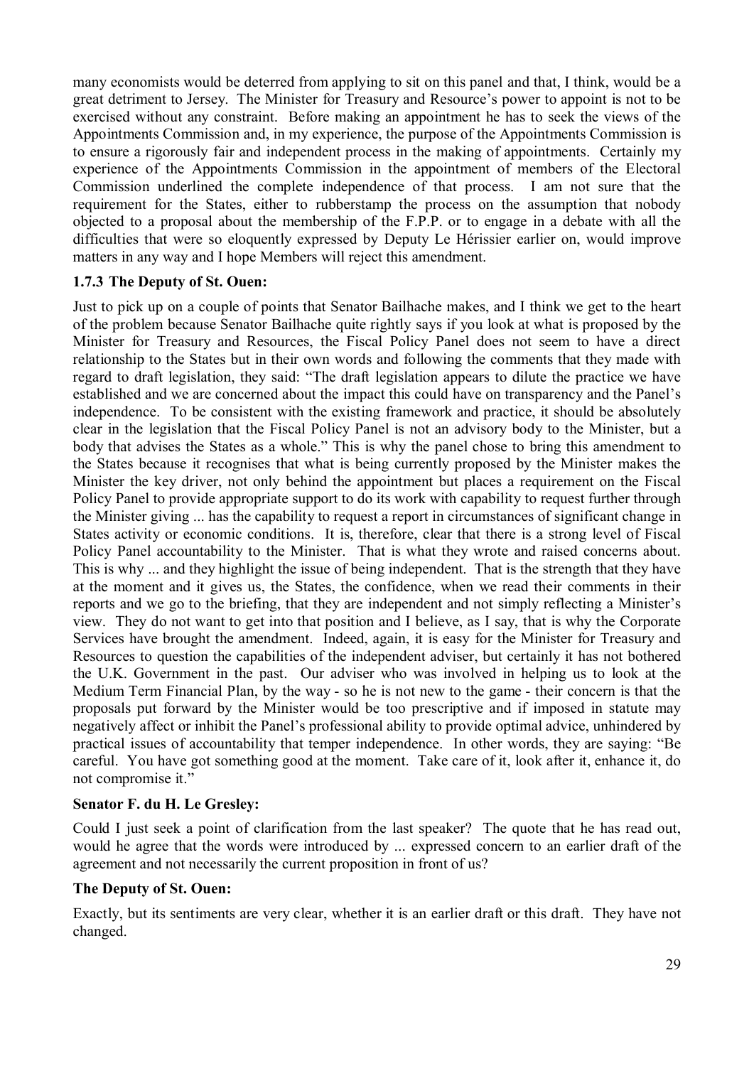many economists would be deterred from applying to sit on this panel and that, I think, would be a great detriment to Jersey. The Minister for Treasury and Resource's power to appoint is not to be exercised without any constraint. Before making an appointment he has to seek the views of the Appointments Commission and, in my experience, the purpose of the Appointments Commission is to ensure a rigorously fair and independent process in the making of appointments. Certainly my experience of the Appointments Commission in the appointment of members of the Electoral Commission underlined the complete independence of that process. I am not sure that the requirement for the States, either to rubberstamp the process on the assumption that nobody objected to a proposal about the membership of the F.P.P. or to engage in a debate with all the difficulties that were so eloquently expressed by Deputy Le Hérissier earlier on, would improve matters in any way and I hope Members will reject this amendment.

### 1.7.3 The Deputy of St. Ouen:

Just to pick up on a couple of points that Senator Bailhache makes, and I think we get to the heart of the problem because Senator Bailhache quite rightly says if you look at what is proposed by the Minister for Treasury and Resources, the Fiscal Policy Panel does not seem to have a direct relationship to the States but in their own words and following the comments that they made with regard to draft legislation, they said: "The draft legislation appears to dilute the practice we have established and we are concerned about the impact this could have on transparency and the Panel's independence. To be consistent with the existing framework and practice, it should be absolutely clear in the legislation that the Fiscal Policy Panel is not an advisory body to the Minister, but a body that advises the States as a whole." This is why the panel chose to bring this amendment to the States because it recognises that what is being currently proposed by the Minister makes the Minister the key driver, not only behind the appointment but places a requirement on the Fiscal Policy Panel to provide appropriate support to do its work with capability to request further through the Minister giving ... has the capability to request a report in circumstances of significant change in States activity or economic conditions. It is, therefore, clear that there is a strong level of Fiscal Policy Panel accountability to the Minister. That is what they wrote and raised concerns about. This is why ... and they highlight the issue of being independent. That is the strength that they have at the moment and it gives us, the States, the confidence, when we read their comments in their reports and we go to the briefing, that they are independent and not simply reflecting a Minister's view. They do not want to get into that position and I believe, as I say, that is why the Corporate Services have brought the amendment. Indeed, again, it is easy for the Minister for Treasury and Resources to question the capabilities of the independent adviser, but certainly it has not bothered the U.K. Government in the past. Our adviser who was involved in helping us to look at the Medium Term Financial Plan, by the way - so he is not new to the game - their concern is that the proposals put forward by the Minister would be too prescriptive and if imposed in statute may negatively affect or inhibit the Panel's professional ability to provide optimal advice, unhindered by practical issues of accountability that temper independence. In other words, they are saying: "Be careful. You have got something good at the moment. Take care of it, look after it, enhance it, do not compromise it."

**Senator F. du H. Le Gresley:**

Could I just seek a point of clarification from the last speaker? The quote that he has read out, would he agree that the words were introduced by ... expressed concern to an earlier draft of the agreement and not necessarily the current proposition in front of us?

**The Deputy of St. Ouen:**

Exactly, but its sentiments are very clear, whether it is an earlier draft or this draft. They have not changed.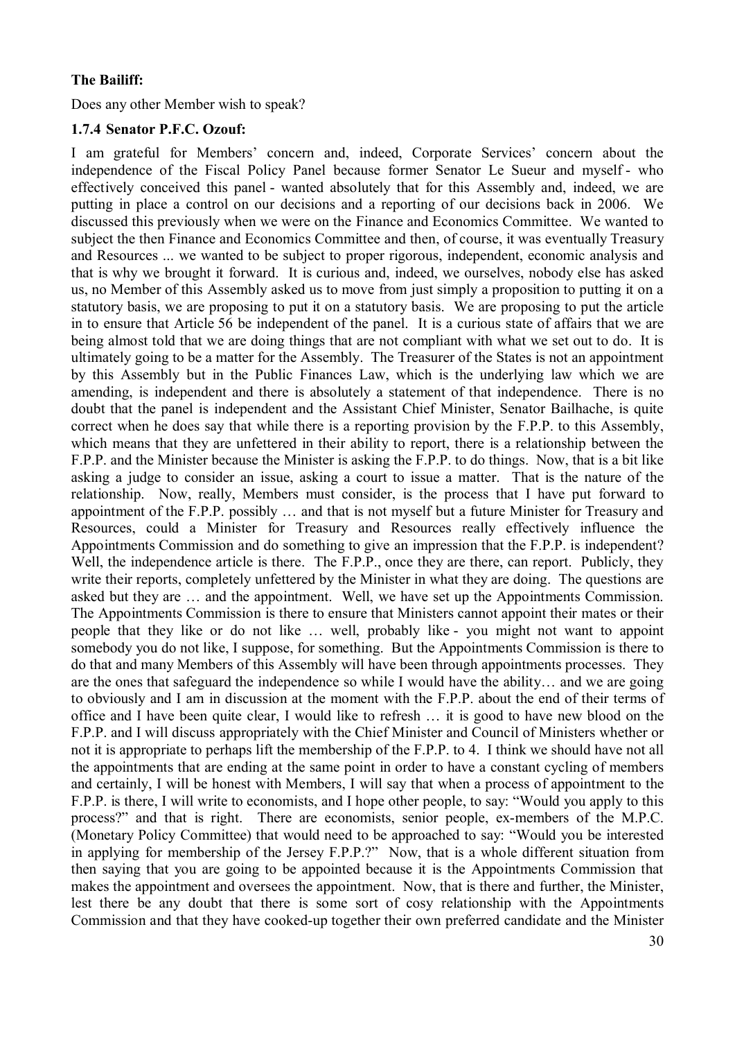**The Bailiff:**

Does any other Member wish to speak?

**1.7.4 Senator P.F.C. Ozouf:**

I am grateful for Members' concern and, indeed, Corporate Services' concern about the independence of the Fiscal Policy Panel because former Senator Le Sueur and myself - who effectively conceived this panel - wanted absolutely that for this Assembly and, indeed, we are putting in place a control on our decisions and a reporting of our decisions back in 2006. We discussed this previously when we were on the Finance and Economics Committee. We wanted to subject the then Finance and Economics Committee and then, of course, it was eventually Treasury and Resources ... we wanted to be subject to proper rigorous, independent, economic analysis and that is why we brought it forward. It is curious and, indeed, we ourselves, nobody else has asked us, no Member of this Assembly asked us to move from just simply a proposition to putting it on a statutory basis, we are proposing to put it on a statutory basis. We are proposing to put the article in to ensure that Article 56 be independent of the panel. It is a curious state of affairs that we are being almost told that we are doing things that are not compliant with what we set out to do. It is ultimately going to be a matter for the Assembly. The Treasurer of the States is not an appointment by this Assembly but in the Public Finances Law, which is the underlying law which we are amending, is independent and there is absolutely a statement of that independence. There is no doubt that the panel is independent and the Assistant Chief Minister, Senator Bailhache, is quite correct when he does say that while there is a reporting provision by the F.P.P. to this Assembly, which means that they are unfettered in their ability to report, there is a relationship between the F.P.P. and the Minister because the Minister is asking the F.P.P. to do things. Now, that is a bit like asking a judge to consider an issue, asking a court to issue a matter. That is the nature of the relationship. Now, really, Members must consider, is the process that I have put forward to appointment of the F.P.P. possibly … and that is not myself but a future Minister for Treasury and Resources, could a Minister for Treasury and Resources really effectively influence the Appointments Commission and do something to give an impression that the F.P.P. is independent? Well, the independence article is there. The F.P.P., once they are there, can report. Publicly, they write their reports, completely unfettered by the Minister in what they are doing. The questions are asked but they are … and the appointment. Well, we have set up the Appointments Commission. The Appointments Commission is there to ensure that Ministers cannot appoint their mates or their people that they like or do not like … well, probably like - you might not want to appoint somebody you do not like, I suppose, for something. But the Appointments Commission is there to do that and many Members of this Assembly will have been through appointments processes. They are the ones that safeguard the independence so while I would have the ability… and we are going to obviously and I am in discussion at the moment with the F.P.P. about the end of their terms of office and I have been quite clear, I would like to refresh … it is good to have new blood on the F.P.P. and I will discuss appropriately with the Chief Minister and Council of Ministers whether or not it is appropriate to perhaps lift the membership of the F.P.P. to 4. I think we should have not all the appointments that are ending at the same point in order to have a constant cycling of members and certainly, I will be honest with Members, I will say that when a process of appointment to the F.P.P. is there, I will write to economists, and I hope other people, to say: "Would you apply to this process?" and that is right. There are economists, senior people, ex-members of the M.P.C. (Monetary Policy Committee) that would need to be approached to say: "Would you be interested in applying for membership of the Jersey F.P.P.?" Now, that is a whole different situation from then saying that you are going to be appointed because it is the Appointments Commission that makes the appointment and oversees the appointment. Now, that is there and further, the Minister, lest there be any doubt that there is some sort of cosy relationship with the Appointments Commission and that they have cooked-up together their own preferred candidate and the Minister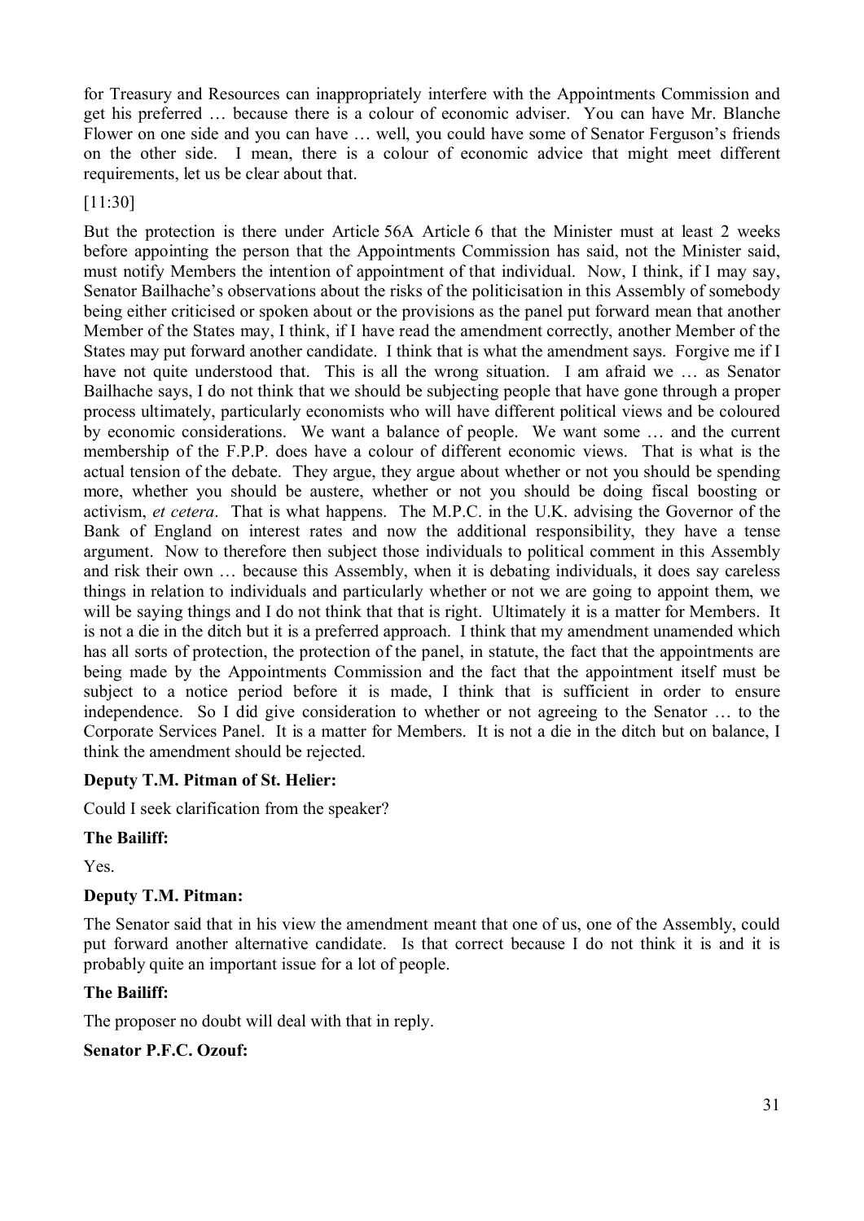for Treasury and Resources can inappropriately interfere with the Appointments Commission and get his preferred … because there is a colour of economic adviser. You can have Mr. Blanche Flower on one side and you can have … well, you could have some of Senator Ferguson's friends on the other side. I mean, there is a colour of economic advice that might meet different requirements, let us be clear about that.

[11:30]

But the protection is there under Article 56A Article 6 that the Minister must at least 2 weeks before appointing the person that the Appointments Commission has said, not the Minister said, must notify Members the intention of appointment of that individual. Now, I think, if I may say, Senator Bailhache's observations about the risks of the politicisation in this Assembly of somebody being either criticised or spoken about or the provisions as the panel put forward mean that another Member of the States may, I think, if I have read the amendment correctly, another Member of the States may put forward another candidate. I think that is what the amendment says. Forgive me if I have not quite understood that. This is all the wrong situation. I am afraid we … as Senator Bailhache says, I do not think that we should be subjecting people that have gone through a proper process ultimately, particularly economists who will have different political views and be coloured by economic considerations. We want a balance of people. We want some … and the current membership of the F.P.P. does have a colour of different economic views. That is what is the actual tension of the debate. They argue, they argue about whether or not you should be spending more, whether you should be austere, whether or not you should be doing fiscal boosting or activism, *et cetera*. That is what happens. The M.P.C. in the U.K. advising the Governor of the Bank of England on interest rates and now the additional responsibility, they have a tense argument. Now to therefore then subject those individuals to political comment in this Assembly and risk their own … because this Assembly, when it is debating individuals, it does say careless things in relation to individuals and particularly whether or not we are going to appoint them, we will be saying things and I do not think that that is right. Ultimately it is a matter for Members. It is not a die in the ditch but it is a preferred approach. I think that my amendment unamended which has all sorts of protection, the protection of the panel, in statute, the fact that the appointments are being made by the Appointments Commission and the fact that the appointment itself must be subject to a notice period before it is made, I think that is sufficient in order to ensure independence. So I did give consideration to whether or not agreeing to the Senator … to the Corporate Services Panel. It is a matter for Members. It is not a die in the ditch but on balance, I think the amendment should be rejected.

**Deputy T.M. Pitman of St. Helier:**

Could I seek clarification from the speaker?

**The Bailiff:**

Yes.

**Deputy T.M. Pitman:**

The Senator said that in his view the amendment meant that one of us, one of the Assembly, could put forward another alternative candidate. Is that correct because I do not think it is and it is probably quite an important issue for a lot of people.

**The Bailiff:**

The proposer no doubt will deal with that in reply.

**Senator P.F.C. Ozouf:**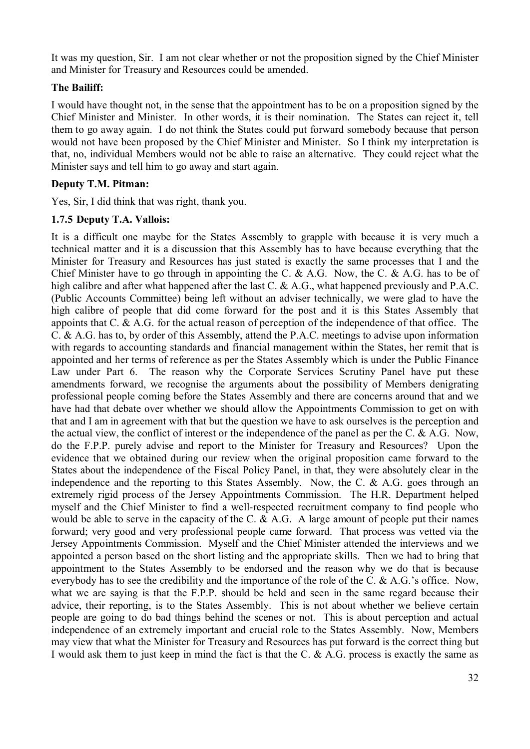It was my question, Sir. I am not clear whether or not the proposition signed by the Chief Minister and Minister for Treasury and Resources could be amended.

**The Bailiff:**

I would have thought not, in the sense that the appointment has to be on a proposition signed by the Chief Minister and Minister. In other words, it is their nomination. The States can reject it, tell them to go away again. I do not think the States could put forward somebody because that person would not have been proposed by the Chief Minister and Minister. So I think my interpretation is that, no, individual Members would not be able to raise an alternative. They could reject what the Minister says and tell him to go away and start again.

**Deputy T.M. Pitman:**

Yes, Sir, I did think that was right, thank you.

**1.7.5 Deputy T.A. Vallois:**

It is a difficult one maybe for the States Assembly to grapple with because it is very much a technical matter and it is a discussion that this Assembly has to have because everything that the Minister for Treasury and Resources has just stated is exactly the same processes that I and the Chief Minister have to go through in appointing the C. & A.G. Now, the C. & A.G. has to be of high calibre and after what happened after the last C. & A.G., what happened previously and P.A.C. (Public Accounts Committee) being left without an adviser technically, we were glad to have the high calibre of people that did come forward for the post and it is this States Assembly that appoints that C. & A.G. for the actual reason of perception of the independence of that office. The C. & A.G. has to, by order of this Assembly, attend the P.A.C. meetings to advise upon information with regards to accounting standards and financial management within the States, her remit that is appointed and her terms of reference as per the States Assembly which is under the Public Finance Law under Part 6. The reason why the Corporate Services Scrutiny Panel have put these amendments forward, we recognise the arguments about the possibility of Members denigrating professional people coming before the States Assembly and there are concerns around that and we have had that debate over whether we should allow the Appointments Commission to get on with that and I am in agreement with that but the question we have to ask ourselves is the perception and the actual view, the conflict of interest or the independence of the panel as per the C. & A.G. Now, do the F.P.P. purely advise and report to the Minister for Treasury and Resources? Upon the evidence that we obtained during our review when the original proposition came forward to the States about the independence of the Fiscal Policy Panel, in that, they were absolutely clear in the independence and the reporting to this States Assembly. Now, the C. & A.G. goes through an extremely rigid process of the Jersey Appointments Commission. The H.R. Department helped myself and the Chief Minister to find a well-respected recruitment company to find people who would be able to serve in the capacity of the C. & A.G. A large amount of people put their names forward; very good and very professional people came forward. That process was vetted via the Jersey Appointments Commission. Myself and the Chief Minister attended the interviews and we appointed a person based on the short listing and the appropriate skills. Then we had to bring that appointment to the States Assembly to be endorsed and the reason why we do that is because everybody has to see the credibility and the importance of the role of the C. & A.G.'s office. Now, what we are saying is that the F.P.P. should be held and seen in the same regard because their advice, their reporting, is to the States Assembly. This is not about whether we believe certain people are going to do bad things behind the scenes or not. This is about perception and actual independence of an extremely important and crucial role to the States Assembly. Now, Members may view that what the Minister for Treasury and Resources has put forward is the correct thing but I would ask them to just keep in mind the fact is that the C. & A.G. process is exactly the same as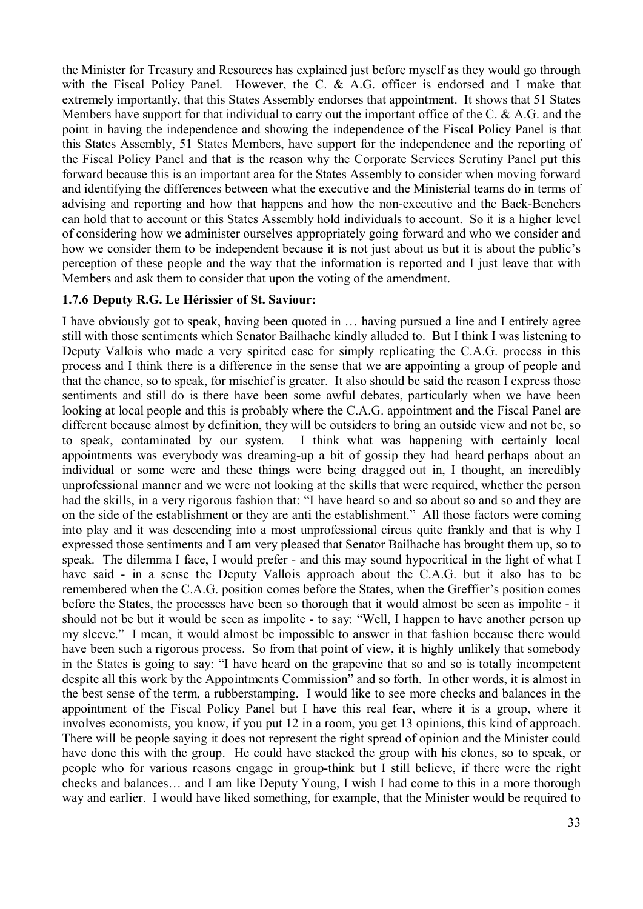the Minister for Treasury and Resources has explained just before myself as they would go through with the Fiscal Policy Panel. However, the C. & A.G. officer is endorsed and I make that extremely importantly, that this States Assembly endorses that appointment. It shows that 51 States Members have support for that individual to carry out the important office of the C. & A.G. and the point in having the independence and showing the independence of the Fiscal Policy Panel is that this States Assembly, 51 States Members, have support for the independence and the reporting of the Fiscal Policy Panel and that is the reason why the Corporate Services Scrutiny Panel put this forward because this is an important area for the States Assembly to consider when moving forward and identifying the differences between what the executive and the Ministerial teams do in terms of advising and reporting and how that happens and how the non-executive and the Back-Benchers can hold that to account or this States Assembly hold individuals to account. So it is a higher level of considering how we administer ourselves appropriately going forward and who we consider and how we consider them to be independent because it is not just about us but it is about the public's perception of these people and the way that the information is reported and I just leave that with Members and ask them to consider that upon the voting of the amendment.

### 1.7.6 Deputy R.G. Le Hérissier of St. Saviour:

I have obviously got to speak, having been quoted in … having pursued a line and I entirely agree still with those sentiments which Senator Bailhache kindly alluded to. But I think I was listening to Deputy Vallois who made a very spirited case for simply replicating the C.A.G. process in this process and I think there is a difference in the sense that we are appointing a group of people and that the chance, so to speak, for mischief is greater. It also should be said the reason I express those sentiments and still do is there have been some awful debates, particularly when we have been looking at local people and this is probably where the C.A.G. appointment and the Fiscal Panel are different because almost by definition, they will be outsiders to bring an outside view and not be, so to speak, contaminated by our system. I think what was happening with certainly local appointments was everybody was dreaming-up a bit of gossip they had heard perhaps about an individual or some were and these things were being dragged out in, I thought, an incredibly unprofessional manner and we were not looking at the skills that were required, whether the person had the skills, in a very rigorous fashion that: "I have heard so and so about so and so and they are on the side of the establishment or they are anti the establishment." All those factors were coming into play and it was descending into a most unprofessional circus quite frankly and that is why I expressed those sentiments and I am very pleased that Senator Bailhache has brought them up, so to speak. The dilemma I face, I would prefer - and this may sound hypocritical in the light of what I have said - in a sense the Deputy Vallois approach about the C.A.G. but it also has to be remembered when the C.A.G. position comes before the States, when the Greffier's position comes before the States, the processes have been so thorough that it would almost be seen as impolite - it should not be but it would be seen as impolite - to say: "Well, I happen to have another person up my sleeve." I mean, it would almost be impossible to answer in that fashion because there would have been such a rigorous process. So from that point of view, it is highly unlikely that somebody in the States is going to say: "I have heard on the grapevine that so and so is totally incompetent despite all this work by the Appointments Commission" and so forth. In other words, it is almost in the best sense of the term, a rubberstamping. I would like to see more checks and balances in the appointment of the Fiscal Policy Panel but I have this real fear, where it is a group, where it involves economists, you know, if you put 12 in a room, you get 13 opinions, this kind of approach. There will be people saying it does not represent the right spread of opinion and the Minister could have done this with the group. He could have stacked the group with his clones, so to speak, or people who for various reasons engage in group-think but I still believe, if there were the right checks and balances… and I am like Deputy Young, I wish I had come to this in a more thorough way and earlier. I would have liked something, for example, that the Minister would be required to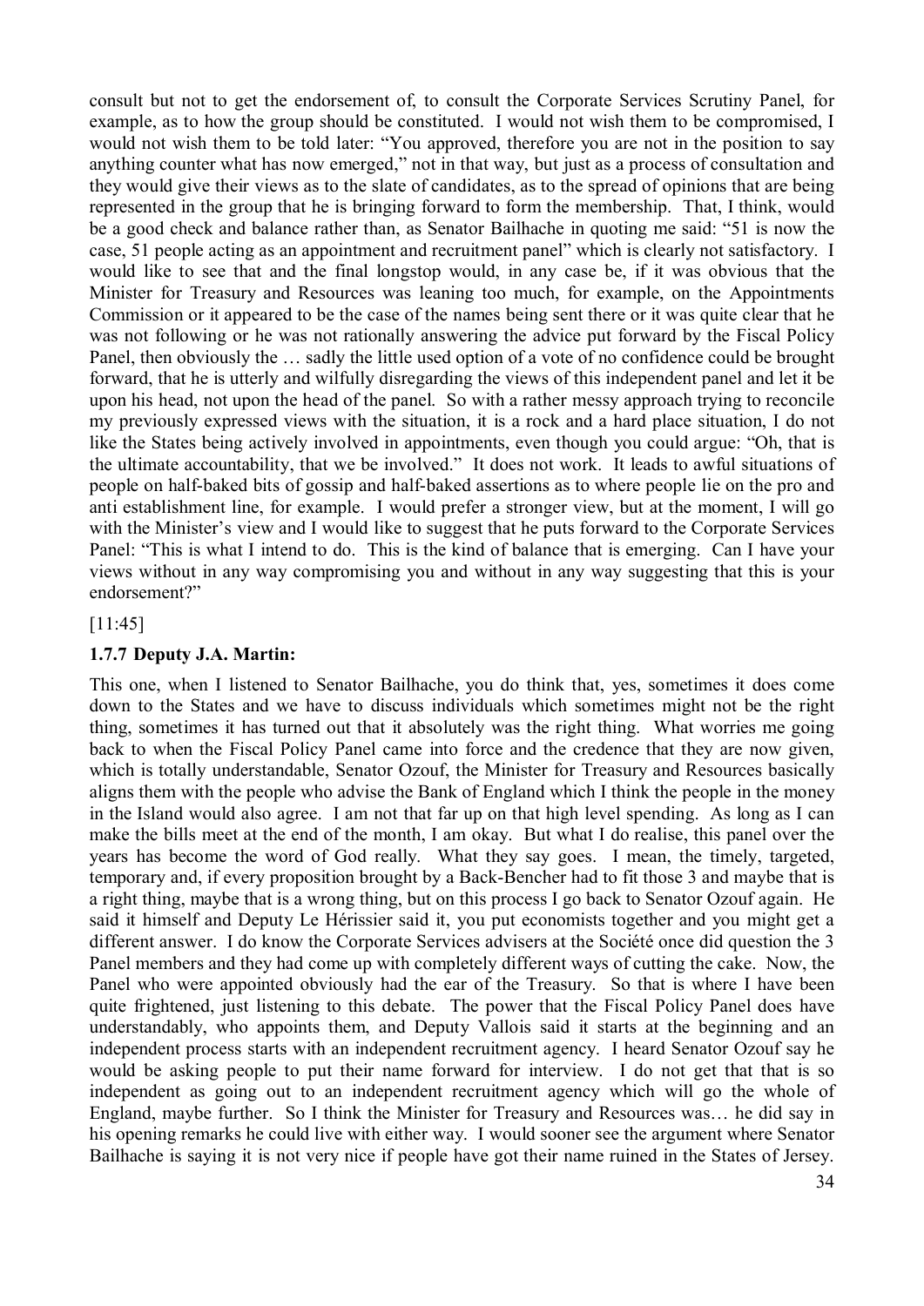consult but not to get the endorsement of, to consult the Corporate Services Scrutiny Panel, for example, as to how the group should be constituted. I would not wish them to be compromised, I would not wish them to be told later: "You approved, therefore you are not in the position to say anything counter what has now emerged," not in that way, but just as a process of consultation and they would give their views as to the slate of candidates, as to the spread of opinions that are being represented in the group that he is bringing forward to form the membership. That, I think, would be a good check and balance rather than, as Senator Bailhache in quoting me said: "51 is now the case, 51 people acting as an appointment and recruitment panel" which is clearly not satisfactory. I would like to see that and the final longstop would, in any case be, if it was obvious that the Minister for Treasury and Resources was leaning too much, for example, on the Appointments Commission or it appeared to be the case of the names being sent there or it was quite clear that he was not following or he was not rationally answering the advice put forward by the Fiscal Policy Panel, then obviously the … sadly the little used option of a vote of no confidence could be brought forward, that he is utterly and wilfully disregarding the views of this independent panel and let it be upon his head, not upon the head of the panel. So with a rather messy approach trying to reconcile my previously expressed views with the situation, it is a rock and a hard place situation, I do not like the States being actively involved in appointments, even though you could argue: "Oh, that is the ultimate accountability, that we be involved." It does not work. It leads to awful situations of people on half-baked bits of gossip and half-baked assertions as to where people lie on the pro and anti establishment line, for example. I would prefer a stronger view, but at the moment, I will go with the Minister's view and I would like to suggest that he puts forward to the Corporate Services Panel: "This is what I intend to do. This is the kind of balance that is emerging. Can I have your views without in any way compromising you and without in any way suggesting that this is your endorsement?"

[11:45]

### 1.7.7 Deputy J.A. Martin:

This one, when I listened to Senator Bailhache, you do think that, yes, sometimes it does come down to the States and we have to discuss individuals which sometimes might not be the right thing, sometimes it has turned out that it absolutely was the right thing. What worries me going back to when the Fiscal Policy Panel came into force and the credence that they are now given, which is totally understandable, Senator Ozouf, the Minister for Treasury and Resources basically aligns them with the people who advise the Bank of England which I think the people in the money in the Island would also agree. I am not that far up on that high level spending. As long as I can make the bills meet at the end of the month, I am okay. But what I do realise, this panel over the years has become the word of God really. What they say goes. I mean, the timely, targeted, temporary and, if every proposition brought by a Back-Bencher had to fit those 3 and maybe that is a right thing, maybe that is a wrong thing, but on this process I go back to Senator Ozouf again. He said it himself and Deputy Le Hérissier said it, you put economists together and you might get a different answer. I do know the Corporate Services advisers at the Société once did question the 3 Panel members and they had come up with completely different ways of cutting the cake. Now, the Panel who were appointed obviously had the ear of the Treasury. So that is where I have been quite frightened, just listening to this debate. The power that the Fiscal Policy Panel does have understandably, who appoints them, and Deputy Vallois said it starts at the beginning and an independent process starts with an independent recruitment agency. I heard Senator Ozouf say he would be asking people to put their name forward for interview. I do not get that that is so independent as going out to an independent recruitment agency which will go the whole of England, maybe further. So I think the Minister for Treasury and Resources was… he did say in his opening remarks he could live with either way. I would sooner see the argument where Senator Bailhache is saying it is not very nice if people have got their name ruined in the States of Jersey.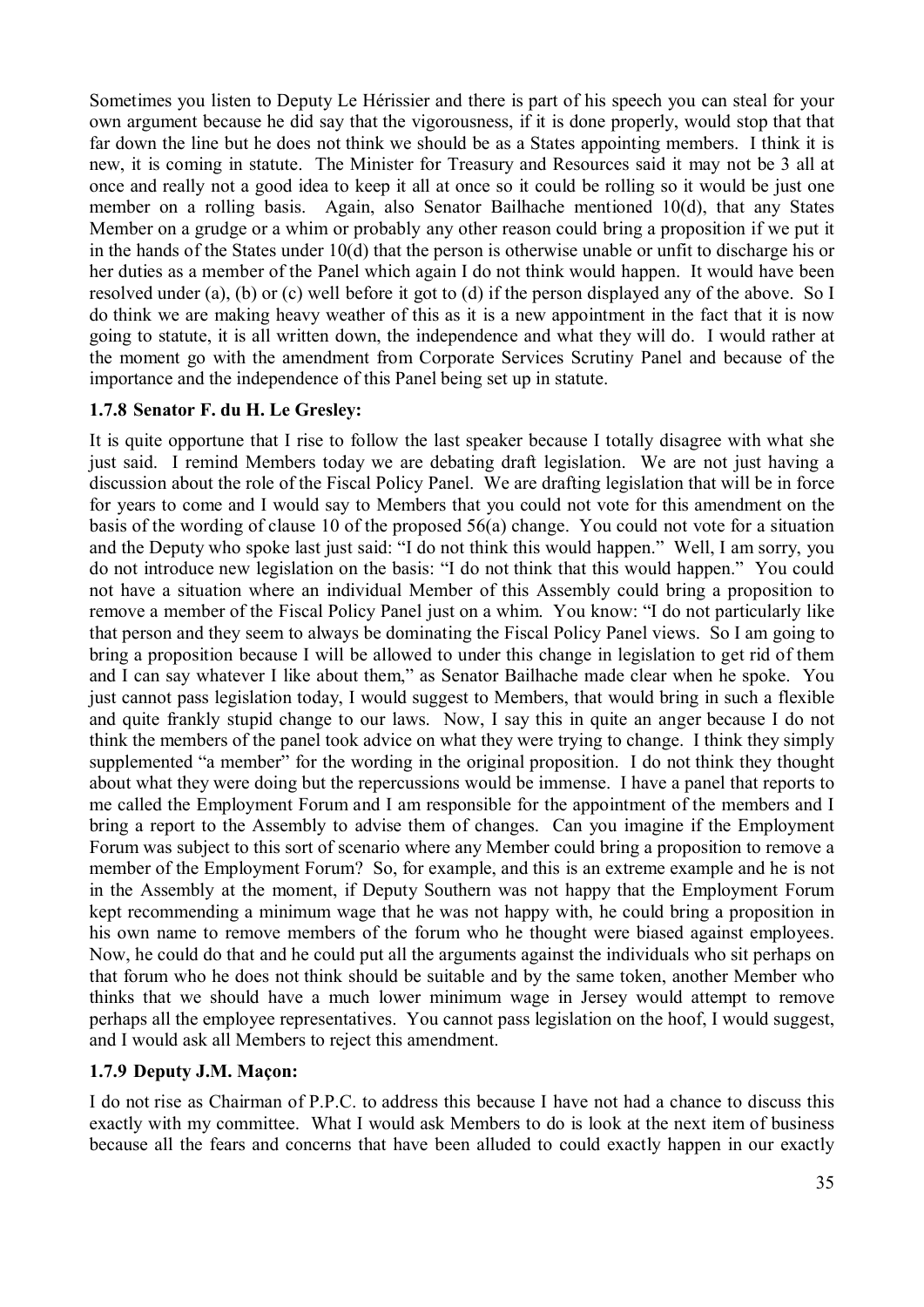Sometimes you listen to Deputy Le Hérissier and there is part of his speech you can steal for your own argument because he did say that the vigorousness, if it is done properly, would stop that that far down the line but he does not think we should be as a States appointing members. I think it is new, it is coming in statute. The Minister for Treasury and Resources said it may not be 3 all at once and really not a good idea to keep it all at once so it could be rolling so it would be just one member on a rolling basis. Again, also Senator Bailhache mentioned 10(d), that any States Member on a grudge or a whim or probably any other reason could bring a proposition if we put it in the hands of the States under 10(d) that the person is otherwise unable or unfit to discharge his or her duties as a member of the Panel which again I do not think would happen. It would have been resolved under (a), (b) or (c) well before it got to (d) if the person displayed any of the above. So I do think we are making heavy weather of this as it is a new appointment in the fact that it is now going to statute, it is all written down, the independence and what they will do. I would rather at the moment go with the amendment from Corporate Services Scrutiny Panel and because of the importance and the independence of this Panel being set up in statute.

### 1.7.8 Senator F. du H. Le Gresley:

It is quite opportune that I rise to follow the last speaker because I totally disagree with what she just said. I remind Members today we are debating draft legislation. We are not just having a discussion about the role of the Fiscal Policy Panel. We are drafting legislation that will be in force for years to come and I would say to Members that you could not vote for this amendment on the basis of the wording of clause 10 of the proposed 56(a) change. You could not vote for a situation and the Deputy who spoke last just said: "I do not think this would happen." Well, I am sorry, you do not introduce new legislation on the basis: "I do not think that this would happen." You could not have a situation where an individual Member of this Assembly could bring a proposition to remove a member of the Fiscal Policy Panel just on a whim. You know: "I do not particularly like that person and they seem to always be dominating the Fiscal Policy Panel views. So I am going to bring a proposition because I will be allowed to under this change in legislation to get rid of them and I can say whatever I like about them," as Senator Bailhache made clear when he spoke. You just cannot pass legislation today, I would suggest to Members, that would bring in such a flexible and quite frankly stupid change to our laws. Now, I say this in quite an anger because I do not think the members of the panel took advice on what they were trying to change. I think they simply supplemented "a member" for the wording in the original proposition. I do not think they thought about what they were doing but the repercussions would be immense. I have a panel that reports to me called the Employment Forum and I am responsible for the appointment of the members and I bring a report to the Assembly to advise them of changes. Can you imagine if the Employment Forum was subject to this sort of scenario where any Member could bring a proposition to remove a member of the Employment Forum? So, for example, and this is an extreme example and he is not in the Assembly at the moment, if Deputy Southern was not happy that the Employment Forum kept recommending a minimum wage that he was not happy with, he could bring a proposition in his own name to remove members of the forum who he thought were biased against employees. Now, he could do that and he could put all the arguments against the individuals who sit perhaps on that forum who he does not think should be suitable and by the same token, another Member who thinks that we should have a much lower minimum wage in Jersey would attempt to remove perhaps all the employee representatives. You cannot pass legislation on the hoof, I would suggest, and I would ask all Members to reject this amendment.

### 1.7.9 Deputy J.M. Maçon:

I do not rise as Chairman of P.P.C. to address this because I have not had a chance to discuss this exactly with my committee. What I would ask Members to do is look at the next item of business because all the fears and concerns that have been alluded to could exactly happen in our exactly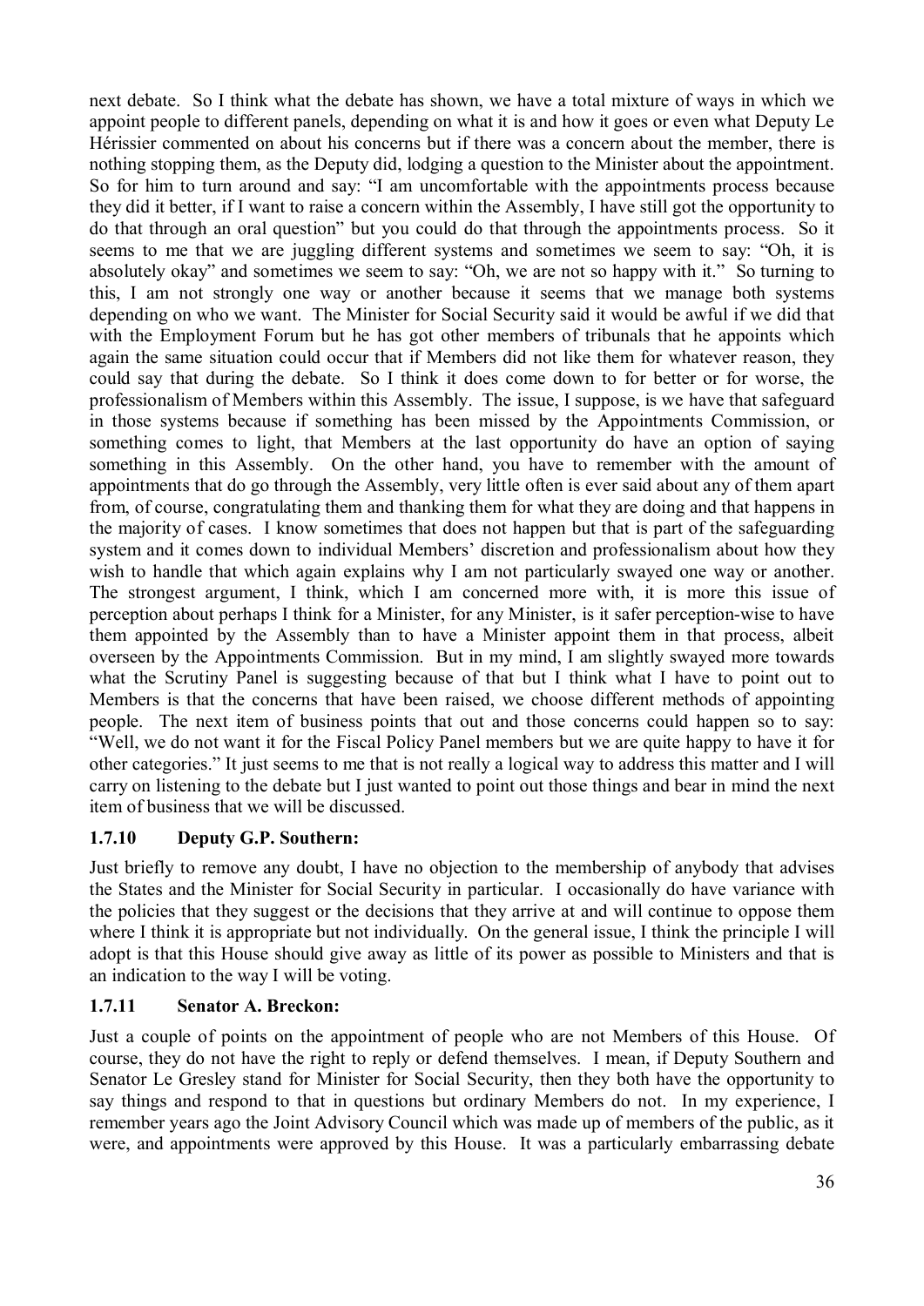next debate. So I think what the debate has shown, we have a total mixture of ways in which we appoint people to different panels, depending on what it is and how it goes or even what Deputy Le Hérissier commented on about his concerns but if there was a concern about the member, there is nothing stopping them, as the Deputy did, lodging a question to the Minister about the appointment. So for him to turn around and say: "I am uncomfortable with the appointments process because they did it better, if I want to raise a concern within the Assembly, I have still got the opportunity to do that through an oral question" but you could do that through the appointments process. So it seems to me that we are juggling different systems and sometimes we seem to say: "Oh, it is absolutely okay" and sometimes we seem to say: "Oh, we are not so happy with it." So turning to this, I am not strongly one way or another because it seems that we manage both systems depending on who we want. The Minister for Social Security said it would be awful if we did that with the Employment Forum but he has got other members of tribunals that he appoints which again the same situation could occur that if Members did not like them for whatever reason, they could say that during the debate. So I think it does come down to for better or for worse, the professionalism of Members within this Assembly. The issue, I suppose, is we have that safeguard in those systems because if something has been missed by the Appointments Commission, or something comes to light, that Members at the last opportunity do have an option of saying something in this Assembly. On the other hand, you have to remember with the amount of appointments that do go through the Assembly, very little often is ever said about any of them apart from, of course, congratulating them and thanking them for what they are doing and that happens in the majority of cases. I know sometimes that does not happen but that is part of the safeguarding system and it comes down to individual Members' discretion and professionalism about how they wish to handle that which again explains why I am not particularly swayed one way or another. The strongest argument, I think, which I am concerned more with, it is more this issue of perception about perhaps I think for a Minister, for any Minister, is it safer perception-wise to have them appointed by the Assembly than to have a Minister appoint them in that process, albeit overseen by the Appointments Commission. But in my mind, I am slightly swayed more towards what the Scrutiny Panel is suggesting because of that but I think what I have to point out to Members is that the concerns that have been raised, we choose different methods of appointing people. The next item of business points that out and those concerns could happen so to say: "Well, we do not want it for the Fiscal Policy Panel members but we are quite happy to have it for other categories." It just seems to me that is not really a logical way to address this matter and I will carry on listening to the debate but I just wanted to point out those things and bear in mind the next item of business that we will be discussed.

### 1.7.10 Deputy G.P. Southern:

Just briefly to remove any doubt, I have no objection to the membership of anybody that advises the States and the Minister for Social Security in particular. I occasionally do have variance with the policies that they suggest or the decisions that they arrive at and will continue to oppose them where I think it is appropriate but not individually. On the general issue, I think the principle I will adopt is that this House should give away as little of its power as possible to Ministers and that is an indication to the way I will be voting.

### 1.7.11 Senator A. Breckon:

Just a couple of points on the appointment of people who are not Members of this House. Of course, they do not have the right to reply or defend themselves. I mean, if Deputy Southern and Senator Le Gresley stand for Minister for Social Security, then they both have the opportunity to say things and respond to that in questions but ordinary Members do not. In my experience, I remember years ago the Joint Advisory Council which was made up of members of the public, as it were, and appointments were approved by this House. It was a particularly embarrassing debate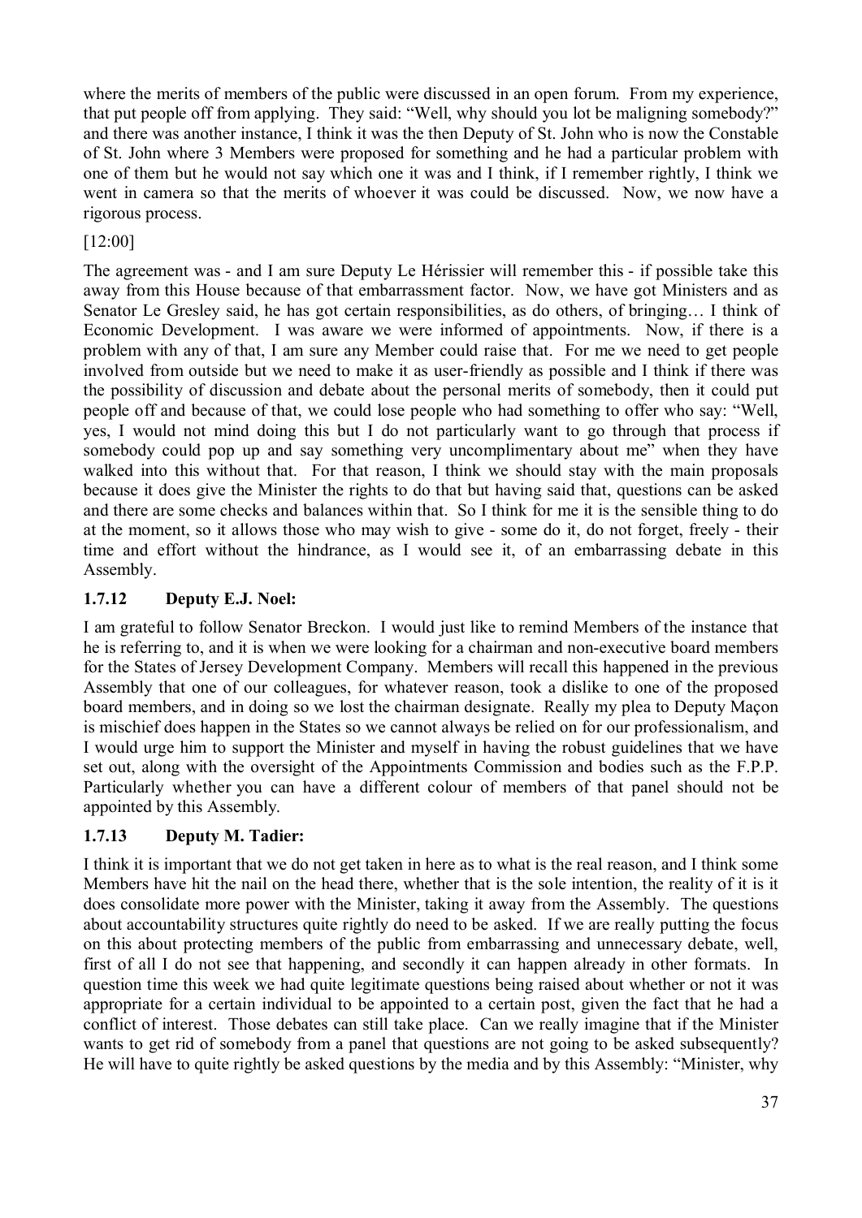where the merits of members of the public were discussed in an open forum. From my experience, that put people off from applying. They said: "Well, why should you lot be maligning somebody?" and there was another instance, I think it was the then Deputy of St. John who is now the Constable of St. John where 3 Members were proposed for something and he had a particular problem with one of them but he would not say which one it was and I think, if I remember rightly, I think we went in camera so that the merits of whoever it was could be discussed. Now, we now have a rigorous process.

[12:00]

The agreement was - and I am sure Deputy Le Hérissier will remember this - if possible take this away from this House because of that embarrassment factor. Now, we have got Ministers and as Senator Le Gresley said, he has got certain responsibilities, as do others, of bringing… I think of Economic Development. I was aware we were informed of appointments. Now, if there is a problem with any of that, I am sure any Member could raise that. For me we need to get people involved from outside but we need to make it as user-friendly as possible and I think if there was the possibility of discussion and debate about the personal merits of somebody, then it could put people off and because of that, we could lose people who had something to offer who say: "Well, yes, I would not mind doing this but I do not particularly want to go through that process if somebody could pop up and say something very uncomplimentary about me" when they have walked into this without that. For that reason, I think we should stay with the main proposals because it does give the Minister the rights to do that but having said that, questions can be asked and there are some checks and balances within that. So I think for me it is the sensible thing to do at the moment, so it allows those who may wish to give - some do it, do not forget, freely - their time and effort without the hindrance, as I would see it, of an embarrassing debate in this Assembly.

### 1.7.12 Deputy E.J. Noel:

I am grateful to follow Senator Breckon. I would just like to remind Members of the instance that he is referring to, and it is when we were looking for a chairman and non-executive board members for the States of Jersey Development Company. Members will recall this happened in the previous Assembly that one of our colleagues, for whatever reason, took a dislike to one of the proposed board members, and in doing so we lost the chairman designate. Really my plea to Deputy Maçon is mischief does happen in the States so we cannot always be relied on for our professionalism, and I would urge him to support the Minister and myself in having the robust guidelines that we have set out, along with the oversight of the Appointments Commission and bodies such as the F.P.P. Particularly whether you can have a different colour of members of that panel should not be appointed by this Assembly.

### 1.7.13 Deputy M. Tadier:

I think it is important that we do not get taken in here as to what is the real reason, and I think some Members have hit the nail on the head there, whether that is the sole intention, the reality of it is it does consolidate more power with the Minister, taking it away from the Assembly. The questions about accountability structures quite rightly do need to be asked. If we are really putting the focus on this about protecting members of the public from embarrassing and unnecessary debate, well, first of all I do not see that happening, and secondly it can happen already in other formats. In question time this week we had quite legitimate questions being raised about whether or not it was appropriate for a certain individual to be appointed to a certain post, given the fact that he had a conflict of interest. Those debates can still take place. Can we really imagine that if the Minister wants to get rid of somebody from a panel that questions are not going to be asked subsequently? He will have to quite rightly be asked questions by the media and by this Assembly: "Minister, why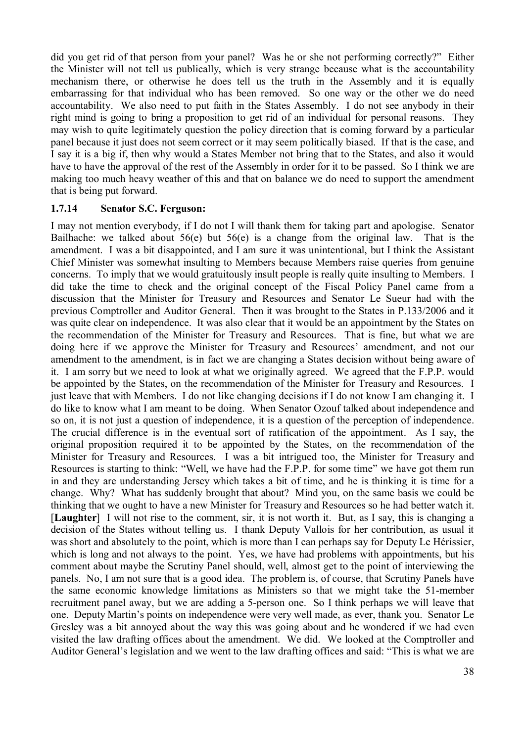did you get rid of that person from your panel? Was he or she not performing correctly?" Either the Minister will not tell us publically, which is very strange because what is the accountability mechanism there, or otherwise he does tell us the truth in the Assembly and it is equally embarrassing for that individual who has been removed. So one way or the other we do need accountability. We also need to put faith in the States Assembly. I do not see anybody in their right mind is going to bring a proposition to get rid of an individual for personal reasons. They may wish to quite legitimately question the policy direction that is coming forward by a particular panel because it just does not seem correct or it may seem politically biased. If that is the case, and I say it is a big if, then why would a States Member not bring that to the States, and also it would have to have the approval of the rest of the Assembly in order for it to be passed. So I think we are making too much heavy weather of this and that on balance we do need to support the amendment that is being put forward.

### 1.7.14 Senator S.C. Ferguson:

I may not mention everybody, if I do not I will thank them for taking part and apologise. Senator Bailhache: we talked about 56(e) but 56(e) is a change from the original law. That is the amendment. I was a bit disappointed, and I am sure it was unintentional, but I think the Assistant Chief Minister was somewhat insulting to Members because Members raise queries from genuine concerns. To imply that we would gratuitously insult people is really quite insulting to Members. I did take the time to check and the original concept of the Fiscal Policy Panel came from a discussion that the Minister for Treasury and Resources and Senator Le Sueur had with the previous Comptroller and Auditor General. Then it was brought to the States in P.133/2006 and it was quite clear on independence. It was also clear that it would be an appointment by the States on the recommendation of the Minister for Treasury and Resources. That is fine, but what we are doing here if we approve the Minister for Treasury and Resources' amendment, and not our amendment to the amendment, is in fact we are changing a States decision without being aware of it. I am sorry but we need to look at what we originally agreed. We agreed that the F.P.P. would be appointed by the States, on the recommendation of the Minister for Treasury and Resources. I just leave that with Members. I do not like changing decisions if I do not know I am changing it. I do like to know what I am meant to be doing. When Senator Ozouf talked about independence and so on, it is not just a question of independence, it is a question of the perception of independence. The crucial difference is in the eventual sort of ratification of the appointment. As I say, the original proposition required it to be appointed by the States, on the recommendation of the Minister for Treasury and Resources. I was a bit intrigued too, the Minister for Treasury and Resources is starting to think: "Well, we have had the F.P.P. for some time" we have got them run in and they are understanding Jersey which takes a bit of time, and he is thinking it is time for a change. Why? What has suddenly brought that about? Mind you, on the same basis we could be thinking that we ought to have a new Minister for Treasury and Resources so he had better watch it. [**Laughter**] I will not rise to the comment, sir, it is not worth it. But, as I say, this is changing a decision of the States without telling us. I thank Deputy Vallois for her contribution, as usual it was short and absolutely to the point, which is more than I can perhaps say for Deputy Le Hérissier, which is long and not always to the point. Yes, we have had problems with appointments, but his comment about maybe the Scrutiny Panel should, well, almost get to the point of interviewing the panels. No, I am not sure that is a good idea. The problem is, of course, that Scrutiny Panels have the same economic knowledge limitations as Ministers so that we might take the 51-member recruitment panel away, but we are adding a 5-person one. So I think perhaps we will leave that one. Deputy Martin's points on independence were very well made, as ever, thank you. Senator Le Gresley was a bit annoyed about the way this was going about and he wondered if we had even visited the law drafting offices about the amendment. We did. We looked at the Comptroller and Auditor General's legislation and we went to the law drafting offices and said: "This is what we are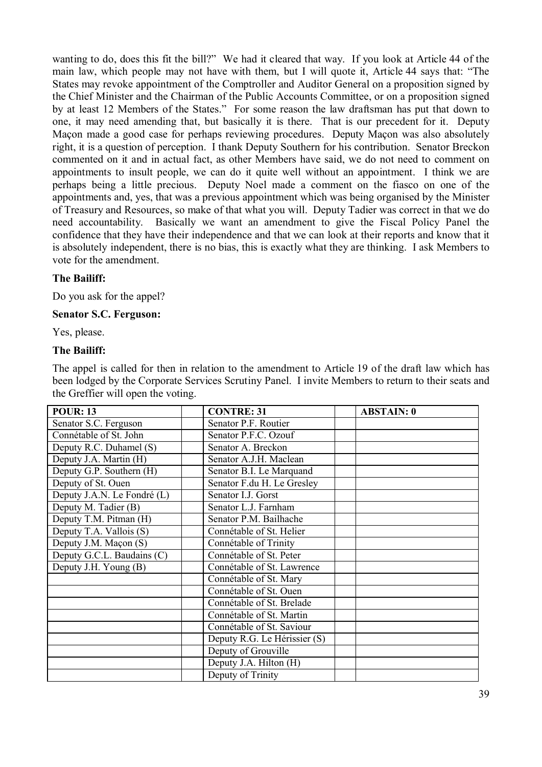wanting to do, does this fit the bill?" We had it cleared that way. If you look at Article 44 of the main law, which people may not have with them, but I will quote it, Article 44 says that: "The States may revoke appointment of the Comptroller and Auditor General on a proposition signed by the Chief Minister and the Chairman of the Public Accounts Committee, or on a proposition signed by at least 12 Members of the States." For some reason the law draftsman has put that down to one, it may need amending that, but basically it is there. That is our precedent for it. Deputy Maçon made a good case for perhaps reviewing procedures. Deputy Maçon was also absolutely right, it is a question of perception. I thank Deputy Southern for his contribution. Senator Breckon commented on it and in actual fact, as other Members have said, we do not need to comment on appointments to insult people, we can do it quite well without an appointment. I think we are perhaps being a little precious. Deputy Noel made a comment on the fiasco on one of the appointments and, yes, that was a previous appointment which was being organised by the Minister of Treasury and Resources, so make of that what you will. Deputy Tadier was correct in that we do need accountability. Basically we want an amendment to give the Fiscal Policy Panel the confidence that they have their independence and that we can look at their reports and know that it is absolutely independent, there is no bias, this is exactly what they are thinking. I ask Members to vote for the amendment.

**The Bailiff:**

Do you ask for the appel?

**Senator S.C. Ferguson:**

Yes, please.

**The Bailiff:**

The appel is called for then in relation to the amendment to Article 19 of the draft law which has been lodged by the Corporate Services Scrutiny Panel. I invite Members to return to their seats and the Greffier will open the voting.

| POUR: 13 | | CONTRE: 31 | | ABSTAIN: 0 |
|---|---|---|---|---|
| Senator S.C. Ferguson | | Senator P.F. Routier | | |
| Connétable of St. John | | Senator P.F.C. Ozouf | | |
| Deputy R.C. Duhamel (S) | | Senator A. Breckon | | |
| Deputy J.A. Martin (H) | | Senator A.J.H. Maclean | | |
| Deputy G.P. Southern (H) | | Senator B.I. Le Marquand | | |
| Deputy of St. Ouen | | Senator F.du H. Le Gresley | | |
| Deputy J.A.N. Le Fondré (L) | | Senator I.J. Gorst | | |
| Deputy M. Tadier (B) | | Senator L.J. Farnham | | |
| Deputy T.M. Pitman (H) | | Senator P.M. Bailhache | | |
| Deputy T.A. Vallois (S) | | Connétable of St. Helier | | |
| Deputy J.M. Maçon (S) | | Connétable of Trinity | | |
| Deputy G.C.L. Baudains (C) | | Connétable of St. Peter | | |
| Deputy J.H. Young (B) | | Connétable of St. Lawrence | | |
| | | Connétable of St. Mary | | |
| | | Connétable of St. Ouen | | |
| | | Connétable of St. Brelade | | |
| | | Connétable of St. Martin | | |
| | | Connétable of St. Saviour | | |
| | | Deputy R.G. Le Hérissier (S) | | |
| | | Deputy of Grouville | | |
| | | Deputy J.A. Hilton (H) | | |
| | | Deputy of Trinity | | |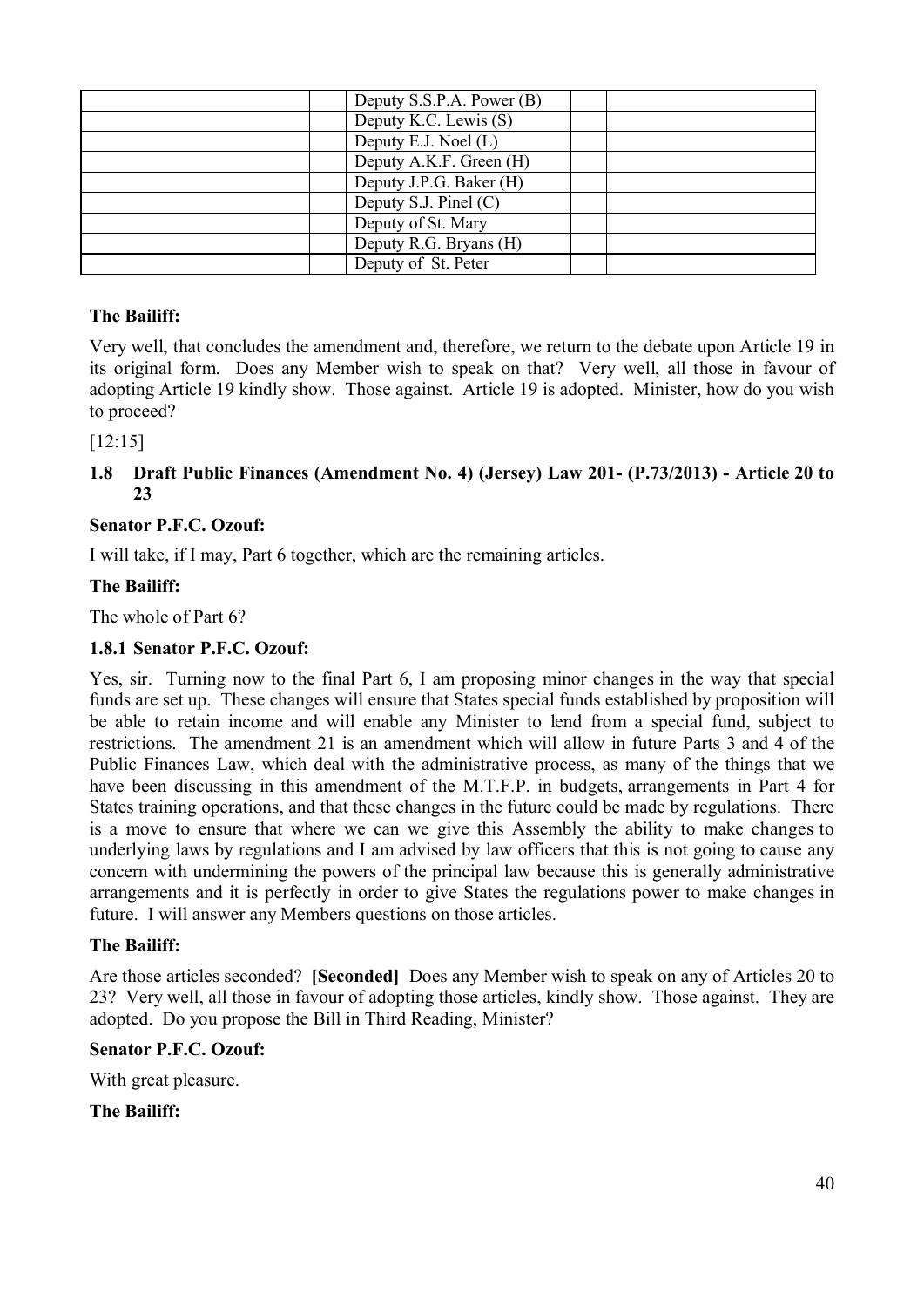| | | | | |
|---|---|---|---|---|
| | | Deputy S.S.P.A. Power (B) | | |
| | | Deputy K.C. Lewis (S) | | |
| | | Deputy E.J. Noel (L) | | |
| | | Deputy A.K.F. Green (H) | | |
| | | Deputy J.P.G. Baker (H) | | |
| | | Deputy S.J. Pinel (C) | | |
| | | Deputy of St. Mary | | |
| | | Deputy R.G. Bryans (H) | | |
| | | Deputy of St. Peter | | |

**The Bailiff:**

Very well, that concludes the amendment and, therefore, we return to the debate upon Article 19 in its original form. Does any Member wish to speak on that? Very well, all those in favour of adopting Article 19 kindly show. Those against. Article 19 is adopted. Minister, how do you wish to proceed?

[12:15]

### 1.8 Draft Public Finances (Amendment No. 4) (Jersey) Law 201- (P.73/2013) - Article 20 to 23

**Senator P.F.C. Ozouf:**

I will take, if I may, Part 6 together, which are the remaining articles.

**The Bailiff:**

The whole of Part 6?

#### 1.8.1 Senator P.F.C. Ozouf:

Yes, sir. Turning now to the final Part 6, I am proposing minor changes in the way that special funds are set up. These changes will ensure that States special funds established by proposition will be able to retain income and will enable any Minister to lend from a special fund, subject to restrictions. The amendment 21 is an amendment which will allow in future Parts 3 and 4 of the Public Finances Law, which deal with the administrative process, as many of the things that we have been discussing in this amendment of the M.T.F.P. in budgets, arrangements in Part 4 for States training operations, and that these changes in the future could be made by regulations. There is a move to ensure that where we can we give this Assembly the ability to make changes to underlying laws by regulations and I am advised by law officers that this is not going to cause any concern with undermining the powers of the principal law because this is generally administrative arrangements and it is perfectly in order to give States the regulations power to make changes in future. I will answer any Members questions on those articles.

**The Bailiff:**

Are those articles seconded? **[Seconded]** Does any Member wish to speak on any of Articles 20 to 23? Very well, all those in favour of adopting those articles, kindly show. Those against. They are adopted. Do you propose the Bill in Third Reading, Minister?

**Senator P.F.C. Ozouf:**

With great pleasure.

**The Bailiff:**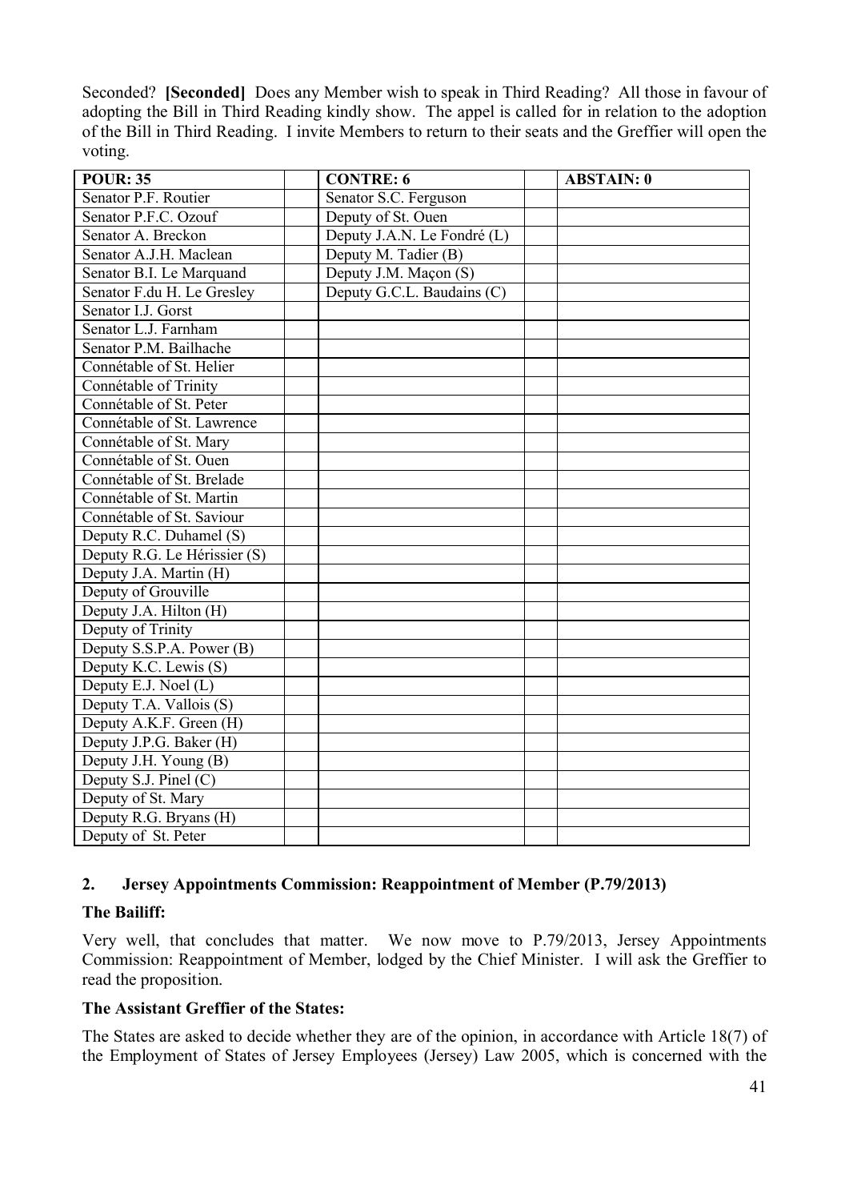Seconded? **[Seconded]** Does any Member wish to speak in Third Reading? All those in favour of adopting the Bill in Third Reading kindly show. The appel is called for in relation to the adoption of the Bill in Third Reading. I invite Members to return to their seats and the Greffier will open the voting.

| POUR: 35 | | CONTRE: 6 | | ABSTAIN: 0 |
|---|---|---|---|---|
| Senator P.F. Routier | | Senator S.C. Ferguson | | |
| Senator P.F.C. Ozouf | | Deputy of St. Ouen | | |
| Senator A. Breckon | | Deputy J.A.N. Le Fondré (L) | | |
| Senator A.J.H. Maclean | | Deputy M. Tadier (B) | | |
| Senator B.I. Le Marquand | | Deputy J.M. Maçon (S) | | |
| Senator F.du H. Le Gresley | | Deputy G.C.L. Baudains (C) | | |
| Senator I.J. Gorst | | | | |
| Senator L.J. Farnham | | | | |
| Senator P.M. Bailhache | | | | |
| Connétable of St. Helier | | | | |
| Connétable of Trinity | | | | |
| Connétable of St. Peter | | | | |
| Connétable of St. Lawrence | | | | |
| Connétable of St. Mary | | | | |
| Connétable of St. Ouen | | | | |
| Connétable of St. Brelade | | | | |
| Connétable of St. Martin | | | | |
| Connétable of St. Saviour | | | | |
| Deputy R.C. Duhamel (S) | | | | |
| Deputy R.G. Le Hérissier (S) | | | | |
| Deputy J.A. Martin (H) | | | | |
| Deputy of Grouville | | | | |
| Deputy J.A. Hilton (H) | | | | |
| Deputy of Trinity | | | | |
| Deputy S.S.P.A. Power (B) | | | | |
| Deputy K.C. Lewis (S) | | | | |
| Deputy E.J. Noel (L) | | | | |
| Deputy T.A. Vallois (S) | | | | |
| Deputy A.K.F. Green (H) | | | | |
| Deputy J.P.G. Baker (H) | | | | |
| Deputy J.H. Young (B) | | | | |
| Deputy S.J. Pinel (C) | | | | |
| Deputy of St. Mary | | | | |
| Deputy R.G. Bryans (H) | | | | |
| Deputy of St. Peter | | | | |

## 2. Jersey Appointments Commission: Reappointment of Member (P.79/2013)

### The Bailiff:

Very well, that concludes that matter. We now move to P.79/2013, Jersey Appointments Commission: Reappointment of Member, lodged by the Chief Minister. I will ask the Greffier to read the proposition.

### The Assistant Greffier of the States:

The States are asked to decide whether they are of the opinion, in accordance with Article 18(7) of the Employment of States of Jersey Employees (Jersey) Law 2005, which is concerned with the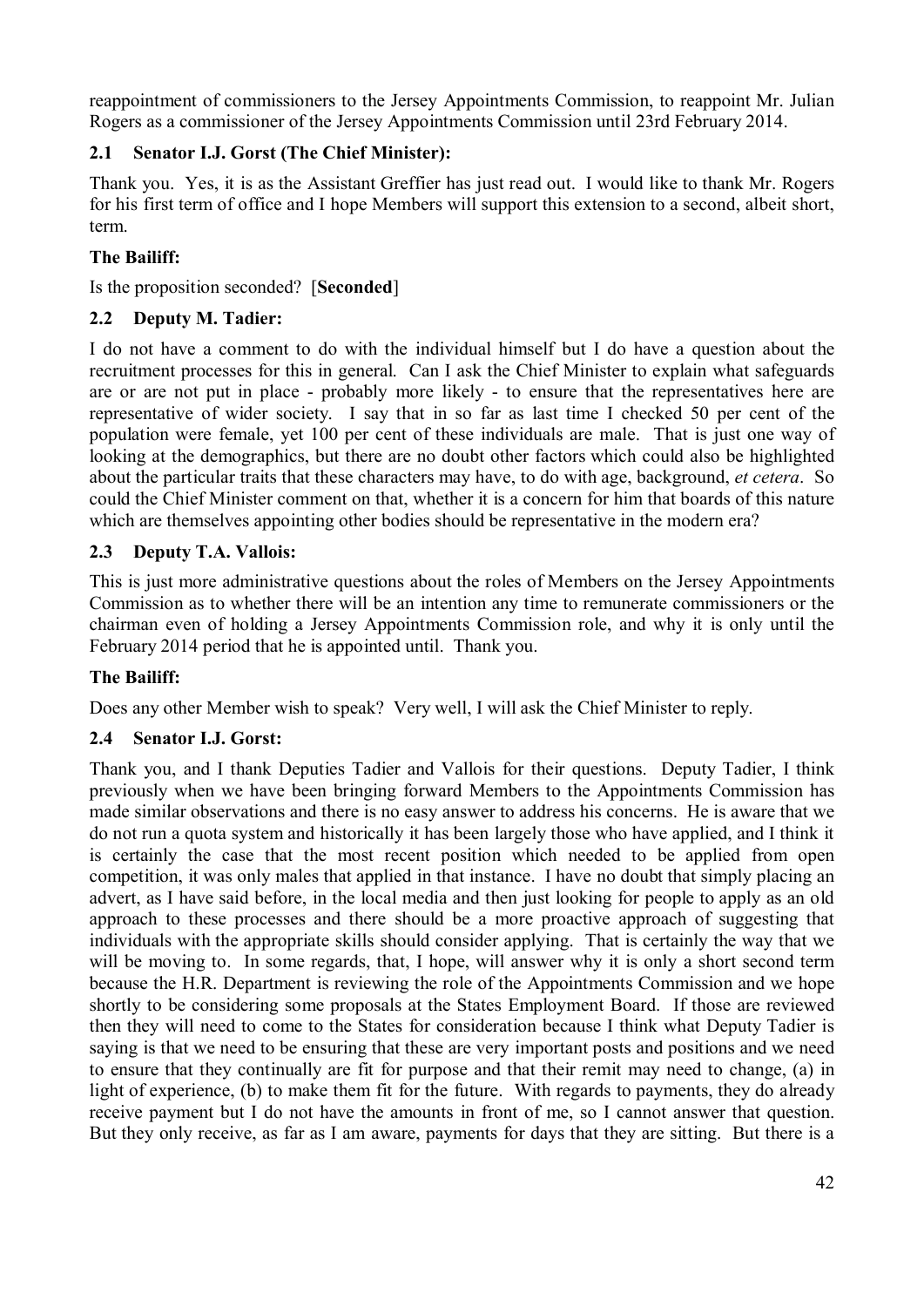reappointment of commissioners to the Jersey Appointments Commission, to reappoint Mr. Julian Rogers as a commissioner of the Jersey Appointments Commission until 23rd February 2014.

### 2.1 Senator I.J. Gorst (The Chief Minister):

Thank you. Yes, it is as the Assistant Greffier has just read out. I would like to thank Mr. Rogers for his first term of office and I hope Members will support this extension to a second, albeit short, term.

**The Bailiff:**

Is the proposition seconded? [**Seconded**]

### 2.2 Deputy M. Tadier:

I do not have a comment to do with the individual himself but I do have a question about the recruitment processes for this in general. Can I ask the Chief Minister to explain what safeguards are or are not put in place - probably more likely - to ensure that the representatives here are representative of wider society. I say that in so far as last time I checked 50 per cent of the population were female, yet 100 per cent of these individuals are male. That is just one way of looking at the demographics, but there are no doubt other factors which could also be highlighted about the particular traits that these characters may have, to do with age, background, *et cetera*. So could the Chief Minister comment on that, whether it is a concern for him that boards of this nature which are themselves appointing other bodies should be representative in the modern era?

### 2.3 Deputy T.A. Vallois:

This is just more administrative questions about the roles of Members on the Jersey Appointments Commission as to whether there will be an intention any time to remunerate commissioners or the chairman even of holding a Jersey Appointments Commission role, and why it is only until the February 2014 period that he is appointed until. Thank you.

**The Bailiff:**

Does any other Member wish to speak? Very well, I will ask the Chief Minister to reply.

### 2.4 Senator I.J. Gorst:

Thank you, and I thank Deputies Tadier and Vallois for their questions. Deputy Tadier, I think previously when we have been bringing forward Members to the Appointments Commission has made similar observations and there is no easy answer to address his concerns. He is aware that we do not run a quota system and historically it has been largely those who have applied, and I think it is certainly the case that the most recent position which needed to be applied from open competition, it was only males that applied in that instance. I have no doubt that simply placing an advert, as I have said before, in the local media and then just looking for people to apply as an old approach to these processes and there should be a more proactive approach of suggesting that individuals with the appropriate skills should consider applying. That is certainly the way that we will be moving to. In some regards, that, I hope, will answer why it is only a short second term because the H.R. Department is reviewing the role of the Appointments Commission and we hope shortly to be considering some proposals at the States Employment Board. If those are reviewed then they will need to come to the States for consideration because I think what Deputy Tadier is saying is that we need to be ensuring that these are very important posts and positions and we need to ensure that they continually are fit for purpose and that their remit may need to change, (a) in light of experience, (b) to make them fit for the future. With regards to payments, they do already receive payment but I do not have the amounts in front of me, so I cannot answer that question. But they only receive, as far as I am aware, payments for days that they are sitting. But there is a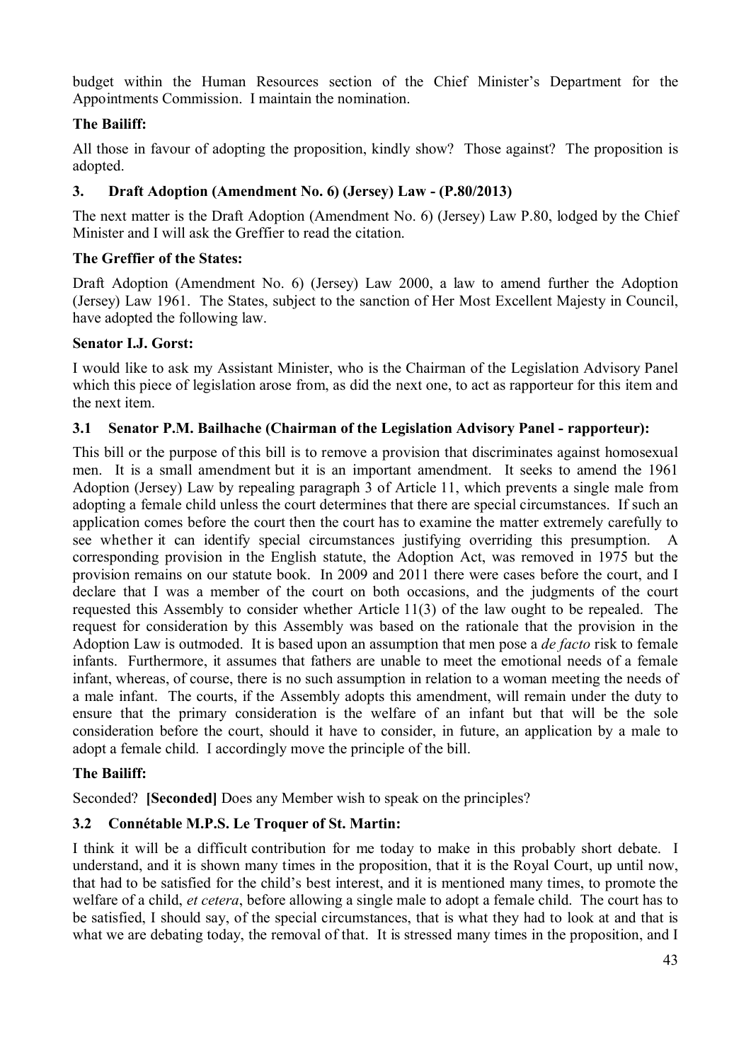budget within the Human Resources section of the Chief Minister's Department for the Appointments Commission. I maintain the nomination.

**The Bailiff:**

All those in favour of adopting the proposition, kindly show? Those against? The proposition is adopted.

### 3. Draft Adoption (Amendment No. 6) (Jersey) Law - (P.80/2013)

The next matter is the Draft Adoption (Amendment No. 6) (Jersey) Law P.80, lodged by the Chief Minister and I will ask the Greffier to read the citation.

**The Greffier of the States:**

Draft Adoption (Amendment No. 6) (Jersey) Law 2000, a law to amend further the Adoption (Jersey) Law 1961. The States, subject to the sanction of Her Most Excellent Majesty in Council, have adopted the following law.

**Senator I.J. Gorst:**

I would like to ask my Assistant Minister, who is the Chairman of the Legislation Advisory Panel which this piece of legislation arose from, as did the next one, to act as rapporteur for this item and the next item.

### 3.1 Senator P.M. Bailhache (Chairman of the Legislation Advisory Panel - rapporteur):

This bill or the purpose of this bill is to remove a provision that discriminates against homosexual men. It is a small amendment but it is an important amendment. It seeks to amend the 1961 Adoption (Jersey) Law by repealing paragraph 3 of Article 11, which prevents a single male from adopting a female child unless the court determines that there are special circumstances. If such an application comes before the court then the court has to examine the matter extremely carefully to see whether it can identify special circumstances justifying overriding this presumption. A corresponding provision in the English statute, the Adoption Act, was removed in 1975 but the provision remains on our statute book. In 2009 and 2011 there were cases before the court, and I declare that I was a member of the court on both occasions, and the judgments of the court requested this Assembly to consider whether Article 11(3) of the law ought to be repealed. The request for consideration by this Assembly was based on the rationale that the provision in the Adoption Law is outmoded. It is based upon an assumption that men pose a *de facto* risk to female infants. Furthermore, it assumes that fathers are unable to meet the emotional needs of a female infant, whereas, of course, there is no such assumption in relation to a woman meeting the needs of a male infant. The courts, if the Assembly adopts this amendment, will remain under the duty to ensure that the primary consideration is the welfare of an infant but that will be the sole consideration before the court, should it have to consider, in future, an application by a male to adopt a female child. I accordingly move the principle of the bill.

**The Bailiff:**

Seconded? **[Seconded]** Does any Member wish to speak on the principles?

### 3.2 Connétable M.P.S. Le Troquer of St. Martin:

I think it will be a difficult contribution for me today to make in this probably short debate. I understand, and it is shown many times in the proposition, that it is the Royal Court, up until now, that had to be satisfied for the child's best interest, and it is mentioned many times, to promote the welfare of a child, *et cetera*, before allowing a single male to adopt a female child. The court has to be satisfied, I should say, of the special circumstances, that is what they had to look at and that is what we are debating today, the removal of that. It is stressed many times in the proposition, and I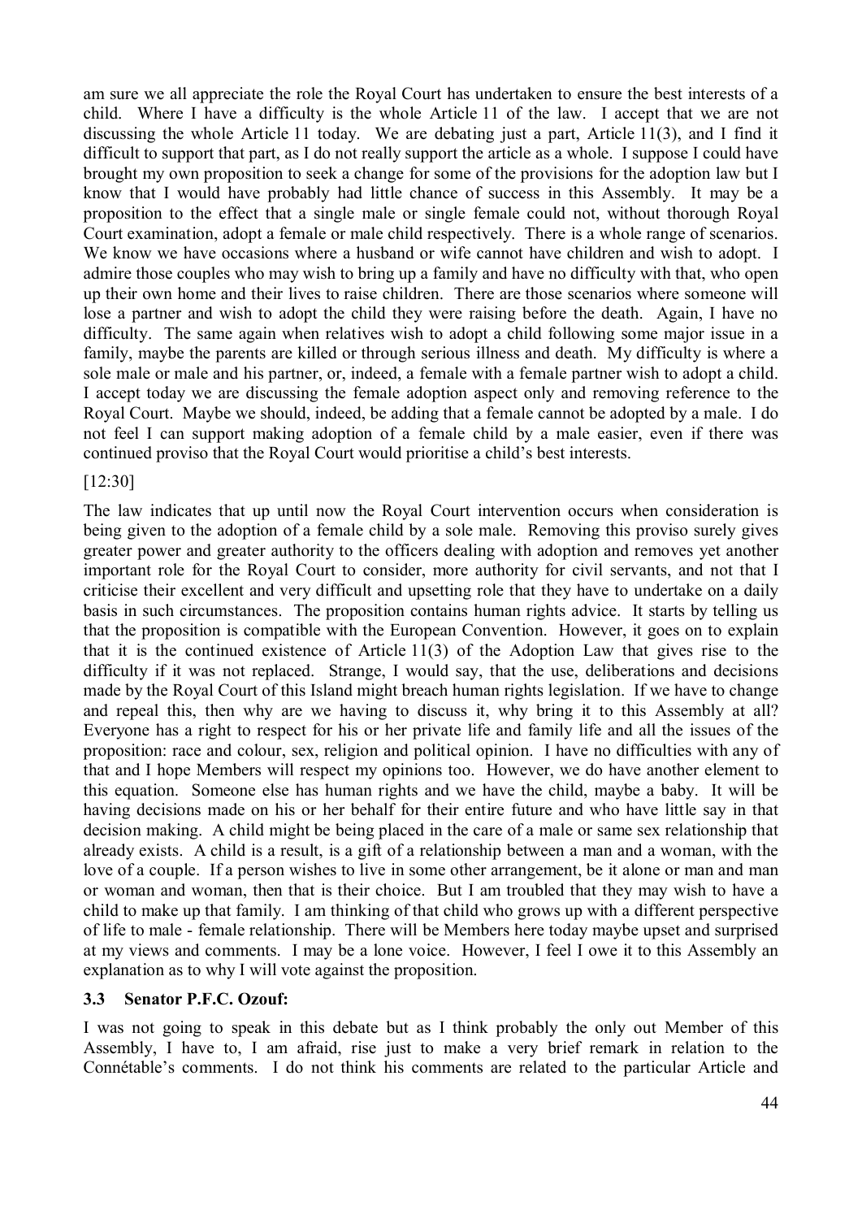am sure we all appreciate the role the Royal Court has undertaken to ensure the best interests of a child. Where I have a difficulty is the whole Article 11 of the law. I accept that we are not discussing the whole Article 11 today. We are debating just a part, Article 11(3), and I find it difficult to support that part, as I do not really support the article as a whole. I suppose I could have brought my own proposition to seek a change for some of the provisions for the adoption law but I know that I would have probably had little chance of success in this Assembly. It may be a proposition to the effect that a single male or single female could not, without thorough Royal Court examination, adopt a female or male child respectively. There is a whole range of scenarios. We know we have occasions where a husband or wife cannot have children and wish to adopt. I admire those couples who may wish to bring up a family and have no difficulty with that, who open up their own home and their lives to raise children. There are those scenarios where someone will lose a partner and wish to adopt the child they were raising before the death. Again, I have no difficulty. The same again when relatives wish to adopt a child following some major issue in a family, maybe the parents are killed or through serious illness and death. My difficulty is where a sole male or male and his partner, or, indeed, a female with a female partner wish to adopt a child. I accept today we are discussing the female adoption aspect only and removing reference to the Royal Court. Maybe we should, indeed, be adding that a female cannot be adopted by a male. I do not feel I can support making adoption of a female child by a male easier, even if there was continued proviso that the Royal Court would prioritise a child's best interests.

[12:30]

The law indicates that up until now the Royal Court intervention occurs when consideration is being given to the adoption of a female child by a sole male. Removing this proviso surely gives greater power and greater authority to the officers dealing with adoption and removes yet another important role for the Royal Court to consider, more authority for civil servants, and not that I criticise their excellent and very difficult and upsetting role that they have to undertake on a daily basis in such circumstances. The proposition contains human rights advice. It starts by telling us that the proposition is compatible with the European Convention. However, it goes on to explain that it is the continued existence of Article 11(3) of the Adoption Law that gives rise to the difficulty if it was not replaced. Strange, I would say, that the use, deliberations and decisions made by the Royal Court of this Island might breach human rights legislation. If we have to change and repeal this, then why are we having to discuss it, why bring it to this Assembly at all? Everyone has a right to respect for his or her private life and family life and all the issues of the proposition: race and colour, sex, religion and political opinion. I have no difficulties with any of that and I hope Members will respect my opinions too. However, we do have another element to this equation. Someone else has human rights and we have the child, maybe a baby. It will be having decisions made on his or her behalf for their entire future and who have little say in that decision making. A child might be being placed in the care of a male or same sex relationship that already exists. A child is a result, is a gift of a relationship between a man and a woman, with the love of a couple. If a person wishes to live in some other arrangement, be it alone or man and man or woman and woman, then that is their choice. But I am troubled that they may wish to have a child to make up that family. I am thinking of that child who grows up with a different perspective of life to male - female relationship. There will be Members here today maybe upset and surprised at my views and comments. I may be a lone voice. However, I feel I owe it to this Assembly an explanation as to why I will vote against the proposition.

### 3.3 Senator P.F.C. Ozouf:

I was not going to speak in this debate but as I think probably the only out Member of this Assembly, I have to, I am afraid, rise just to make a very brief remark in relation to the Connétable's comments. I do not think his comments are related to the particular Article and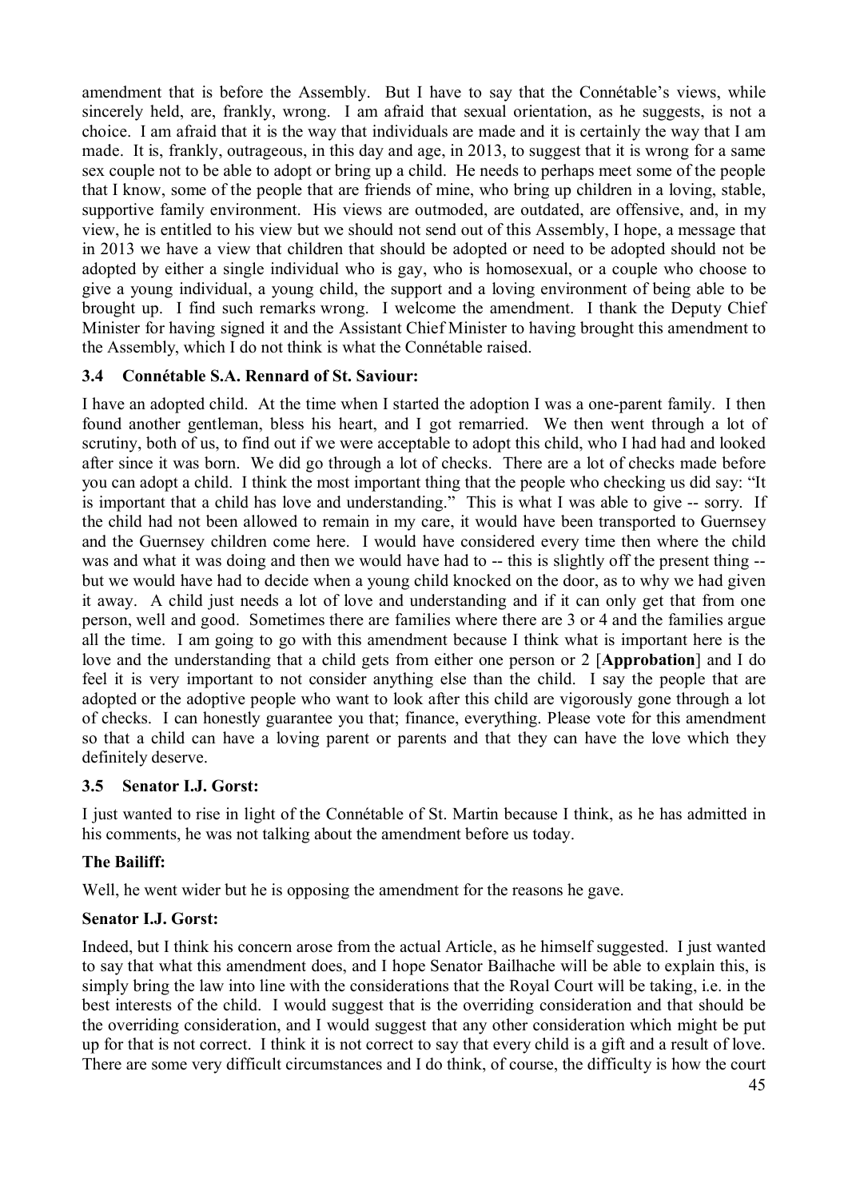amendment that is before the Assembly. But I have to say that the Connétable's views, while sincerely held, are, frankly, wrong. I am afraid that sexual orientation, as he suggests, is not a choice. I am afraid that it is the way that individuals are made and it is certainly the way that I am made. It is, frankly, outrageous, in this day and age, in 2013, to suggest that it is wrong for a same sex couple not to be able to adopt or bring up a child. He needs to perhaps meet some of the people that I know, some of the people that are friends of mine, who bring up children in a loving, stable, supportive family environment. His views are outmoded, are outdated, are offensive, and, in my view, he is entitled to his view but we should not send out of this Assembly, I hope, a message that in 2013 we have a view that children that should be adopted or need to be adopted should not be adopted by either a single individual who is gay, who is homosexual, or a couple who choose to give a young individual, a young child, the support and a loving environment of being able to be brought up. I find such remarks wrong. I welcome the amendment. I thank the Deputy Chief Minister for having signed it and the Assistant Chief Minister to having brought this amendment to the Assembly, which I do not think is what the Connétable raised.

### 3.4 Connétable S.A. Rennard of St. Saviour:

I have an adopted child. At the time when I started the adoption I was a one-parent family. I then found another gentleman, bless his heart, and I got remarried. We then went through a lot of scrutiny, both of us, to find out if we were acceptable to adopt this child, who I had had and looked after since it was born. We did go through a lot of checks. There are a lot of checks made before you can adopt a child. I think the most important thing that the people who checking us did say: "It is important that a child has love and understanding." This is what I was able to give -- sorry. If the child had not been allowed to remain in my care, it would have been transported to Guernsey and the Guernsey children come here. I would have considered every time then where the child was and what it was doing and then we would have had to -- this is slightly off the present thing -- but we would have had to decide when a young child knocked on the door, as to why we had given it away. A child just needs a lot of love and understanding and if it can only get that from one person, well and good. Sometimes there are families where there are 3 or 4 and the families argue all the time. I am going to go with this amendment because I think what is important here is the love and the understanding that a child gets from either one person or 2 [**Approbation**] and I do feel it is very important to not consider anything else than the child. I say the people that are adopted or the adoptive people who want to look after this child are vigorously gone through a lot of checks. I can honestly guarantee you that; finance, everything. Please vote for this amendment so that a child can have a loving parent or parents and that they can have the love which they definitely deserve.

### 3.5 Senator I.J. Gorst:

I just wanted to rise in light of the Connétable of St. Martin because I think, as he has admitted in his comments, he was not talking about the amendment before us today.

**The Bailiff:**

Well, he went wider but he is opposing the amendment for the reasons he gave.

**Senator I.J. Gorst:**

Indeed, but I think his concern arose from the actual Article, as he himself suggested. I just wanted to say that what this amendment does, and I hope Senator Bailhache will be able to explain this, is simply bring the law into line with the considerations that the Royal Court will be taking, i.e. in the best interests of the child. I would suggest that is the overriding consideration and that should be the overriding consideration, and I would suggest that any other consideration which might be put up for that is not correct. I think it is not correct to say that every child is a gift and a result of love. There are some very difficult circumstances and I do think, of course, the difficulty is how the court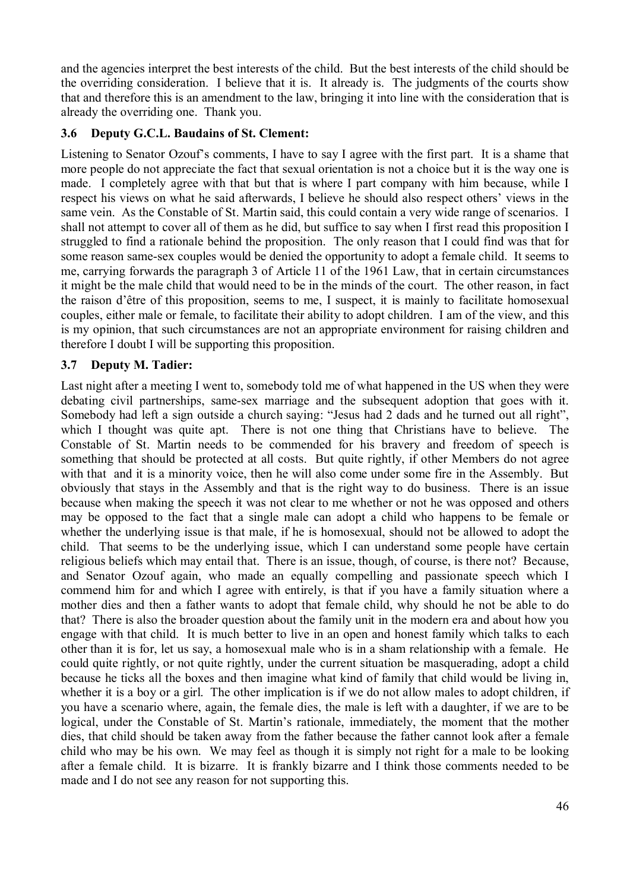and the agencies interpret the best interests of the child. But the best interests of the child should be the overriding consideration. I believe that it is. It already is. The judgments of the courts show that and therefore this is an amendment to the law, bringing it into line with the consideration that is already the overriding one. Thank you.

### 3.6 Deputy G.C.L. Baudains of St. Clement:

Listening to Senator Ozouf's comments, I have to say I agree with the first part. It is a shame that more people do not appreciate the fact that sexual orientation is not a choice but it is the way one is made. I completely agree with that but that is where I part company with him because, while I respect his views on what he said afterwards, I believe he should also respect others' views in the same vein. As the Constable of St. Martin said, this could contain a very wide range of scenarios. I shall not attempt to cover all of them as he did, but suffice to say when I first read this proposition I struggled to find a rationale behind the proposition. The only reason that I could find was that for some reason same-sex couples would be denied the opportunity to adopt a female child. It seems to me, carrying forwards the paragraph 3 of Article 11 of the 1961 Law, that in certain circumstances it might be the male child that would need to be in the minds of the court. The other reason, in fact the raison d'être of this proposition, seems to me, I suspect, it is mainly to facilitate homosexual couples, either male or female, to facilitate their ability to adopt children. I am of the view, and this is my opinion, that such circumstances are not an appropriate environment for raising children and therefore I doubt I will be supporting this proposition.

### 3.7 Deputy M. Tadier:

Last night after a meeting I went to, somebody told me of what happened in the US when they were debating civil partnerships, same-sex marriage and the subsequent adoption that goes with it. Somebody had left a sign outside a church saying: "Jesus had 2 dads and he turned out all right", which I thought was quite apt. There is not one thing that Christians have to believe. The Constable of St. Martin needs to be commended for his bravery and freedom of speech is something that should be protected at all costs. But quite rightly, if other Members do not agree with that and it is a minority voice, then he will also come under some fire in the Assembly. But obviously that stays in the Assembly and that is the right way to do business. There is an issue because when making the speech it was not clear to me whether or not he was opposed and others may be opposed to the fact that a single male can adopt a child who happens to be female or whether the underlying issue is that male, if he is homosexual, should not be allowed to adopt the child. That seems to be the underlying issue, which I can understand some people have certain religious beliefs which may entail that. There is an issue, though, of course, is there not? Because, and Senator Ozouf again, who made an equally compelling and passionate speech which I commend him for and which I agree with entirely, is that if you have a family situation where a mother dies and then a father wants to adopt that female child, why should he not be able to do that? There is also the broader question about the family unit in the modern era and about how you engage with that child. It is much better to live in an open and honest family which talks to each other than it is for, let us say, a homosexual male who is in a sham relationship with a female. He could quite rightly, or not quite rightly, under the current situation be masquerading, adopt a child because he ticks all the boxes and then imagine what kind of family that child would be living in, whether it is a boy or a girl. The other implication is if we do not allow males to adopt children, if you have a scenario where, again, the female dies, the male is left with a daughter, if we are to be logical, under the Constable of St. Martin's rationale, immediately, the moment that the mother dies, that child should be taken away from the father because the father cannot look after a female child who may be his own. We may feel as though it is simply not right for a male to be looking after a female child. It is bizarre. It is frankly bizarre and I think those comments needed to be made and I do not see any reason for not supporting this.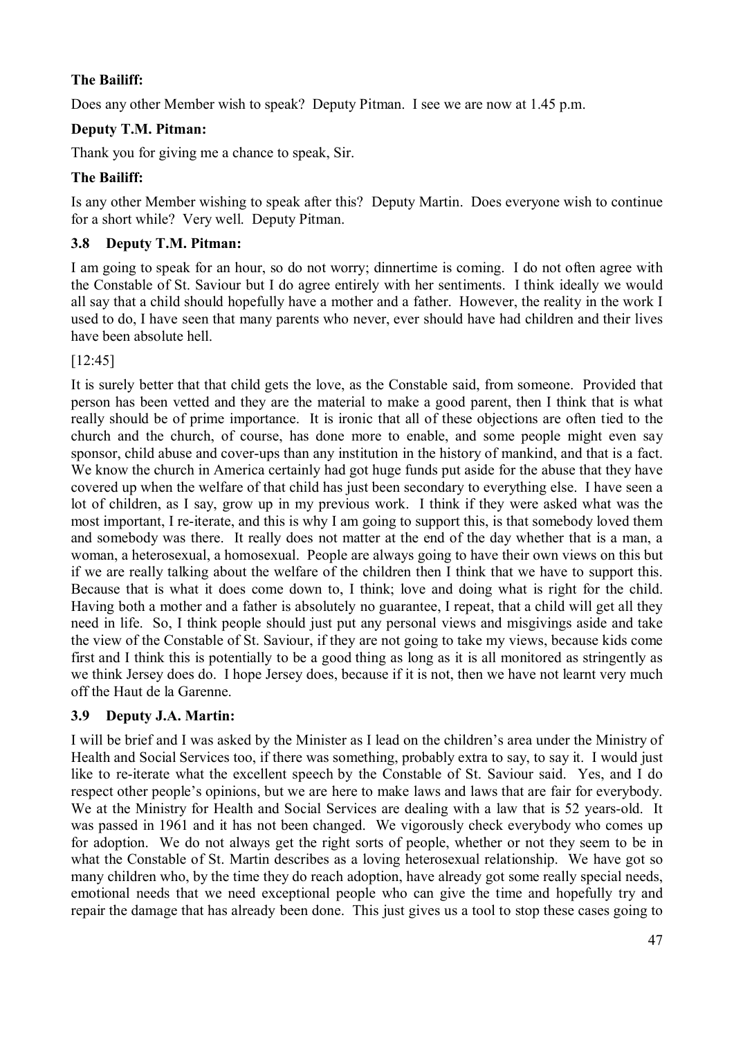**The Bailiff:**

Does any other Member wish to speak? Deputy Pitman. I see we are now at 1.45 p.m.

**Deputy T.M. Pitman:**

Thank you for giving me a chance to speak, Sir.

**The Bailiff:**

Is any other Member wishing to speak after this? Deputy Martin. Does everyone wish to continue for a short while? Very well. Deputy Pitman.

### 3.8 Deputy T.M. Pitman:

I am going to speak for an hour, so do not worry; dinnertime is coming. I do not often agree with the Constable of St. Saviour but I do agree entirely with her sentiments. I think ideally we would all say that a child should hopefully have a mother and a father. However, the reality in the work I used to do, I have seen that many parents who never, ever should have had children and their lives have been absolute hell.

[12:45]

It is surely better that that child gets the love, as the Constable said, from someone. Provided that person has been vetted and they are the material to make a good parent, then I think that is what really should be of prime importance. It is ironic that all of these objections are often tied to the church and the church, of course, has done more to enable, and some people might even say sponsor, child abuse and cover-ups than any institution in the history of mankind, and that is a fact. We know the church in America certainly had got huge funds put aside for the abuse that they have covered up when the welfare of that child has just been secondary to everything else. I have seen a lot of children, as I say, grow up in my previous work. I think if they were asked what was the most important, I re-iterate, and this is why I am going to support this, is that somebody loved them and somebody was there. It really does not matter at the end of the day whether that is a man, a woman, a heterosexual, a homosexual. People are always going to have their own views on this but if we are really talking about the welfare of the children then I think that we have to support this. Because that is what it does come down to, I think; love and doing what is right for the child. Having both a mother and a father is absolutely no guarantee, I repeat, that a child will get all they need in life. So, I think people should just put any personal views and misgivings aside and take the view of the Constable of St. Saviour, if they are not going to take my views, because kids come first and I think this is potentially to be a good thing as long as it is all monitored as stringently as we think Jersey does do. I hope Jersey does, because if it is not, then we have not learnt very much off the Haut de la Garenne.

### 3.9 Deputy J.A. Martin:

I will be brief and I was asked by the Minister as I lead on the children's area under the Ministry of Health and Social Services too, if there was something, probably extra to say, to say it. I would just like to re-iterate what the excellent speech by the Constable of St. Saviour said. Yes, and I do respect other people's opinions, but we are here to make laws and laws that are fair for everybody. We at the Ministry for Health and Social Services are dealing with a law that is 52 years-old. It was passed in 1961 and it has not been changed. We vigorously check everybody who comes up for adoption. We do not always get the right sorts of people, whether or not they seem to be in what the Constable of St. Martin describes as a loving heterosexual relationship. We have got so many children who, by the time they do reach adoption, have already got some really special needs, emotional needs that we need exceptional people who can give the time and hopefully try and repair the damage that has already been done. This just gives us a tool to stop these cases going to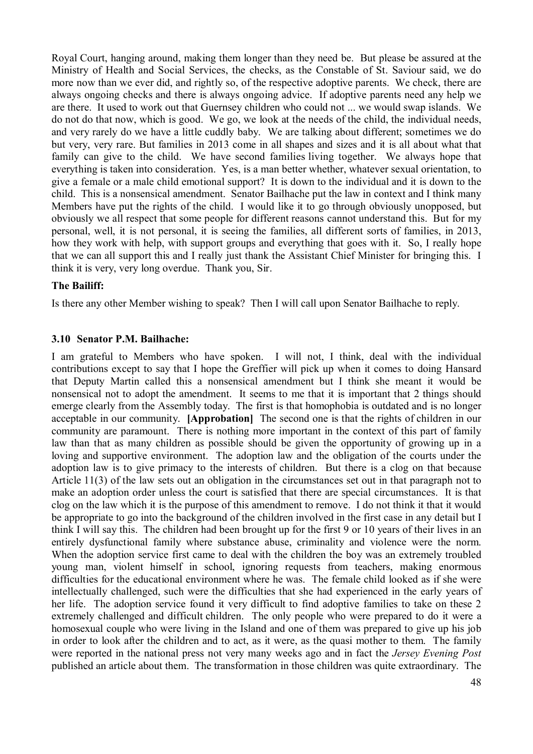Royal Court, hanging around, making them longer than they need be. But please be assured at the Ministry of Health and Social Services, the checks, as the Constable of St. Saviour said, we do more now than we ever did, and rightly so, of the respective adoptive parents. We check, there are always ongoing checks and there is always ongoing advice. If adoptive parents need any help we are there. It used to work out that Guernsey children who could not ... we would swap islands. We do not do that now, which is good. We go, we look at the needs of the child, the individual needs, and very rarely do we have a little cuddly baby. We are talking about different; sometimes we do but very, very rare. But families in 2013 come in all shapes and sizes and it is all about what that family can give to the child. We have second families living together. We always hope that everything is taken into consideration. Yes, is a man better whether, whatever sexual orientation, to give a female or a male child emotional support? It is down to the individual and it is down to the child. This is a nonsensical amendment. Senator Bailhache put the law in context and I think many Members have put the rights of the child. I would like it to go through obviously unopposed, but obviously we all respect that some people for different reasons cannot understand this. But for my personal, well, it is not personal, it is seeing the families, all different sorts of families, in 2013, how they work with help, with support groups and everything that goes with it. So, I really hope that we can all support this and I really just thank the Assistant Chief Minister for bringing this. I think it is very, very long overdue. Thank you, Sir.

**The Bailiff:**

Is there any other Member wishing to speak? Then I will call upon Senator Bailhache to reply.

### 3.10 Senator P.M. Bailhache:

I am grateful to Members who have spoken. I will not, I think, deal with the individual contributions except to say that I hope the Greffier will pick up when it comes to doing Hansard that Deputy Martin called this a nonsensical amendment but I think she meant it would be nonsensical not to adopt the amendment. It seems to me that it is important that 2 things should emerge clearly from the Assembly today. The first is that homophobia is outdated and is no longer acceptable in our community. **[Approbation]** The second one is that the rights of children in our community are paramount. There is nothing more important in the context of this part of family law than that as many children as possible should be given the opportunity of growing up in a loving and supportive environment. The adoption law and the obligation of the courts under the adoption law is to give primacy to the interests of children. But there is a clog on that because Article 11(3) of the law sets out an obligation in the circumstances set out in that paragraph not to make an adoption order unless the court is satisfied that there are special circumstances. It is that clog on the law which it is the purpose of this amendment to remove. I do not think it that it would be appropriate to go into the background of the children involved in the first case in any detail but I think I will say this. The children had been brought up for the first 9 or 10 years of their lives in an entirely dysfunctional family where substance abuse, criminality and violence were the norm. When the adoption service first came to deal with the children the boy was an extremely troubled young man, violent himself in school, ignoring requests from teachers, making enormous difficulties for the educational environment where he was. The female child looked as if she were intellectually challenged, such were the difficulties that she had experienced in the early years of her life. The adoption service found it very difficult to find adoptive families to take on these 2 extremely challenged and difficult children. The only people who were prepared to do it were a homosexual couple who were living in the Island and one of them was prepared to give up his job in order to look after the children and to act, as it were, as the quasi mother to them. The family were reported in the national press not very many weeks ago and in fact the *Jersey Evening Post* published an article about them. The transformation in those children was quite extraordinary. The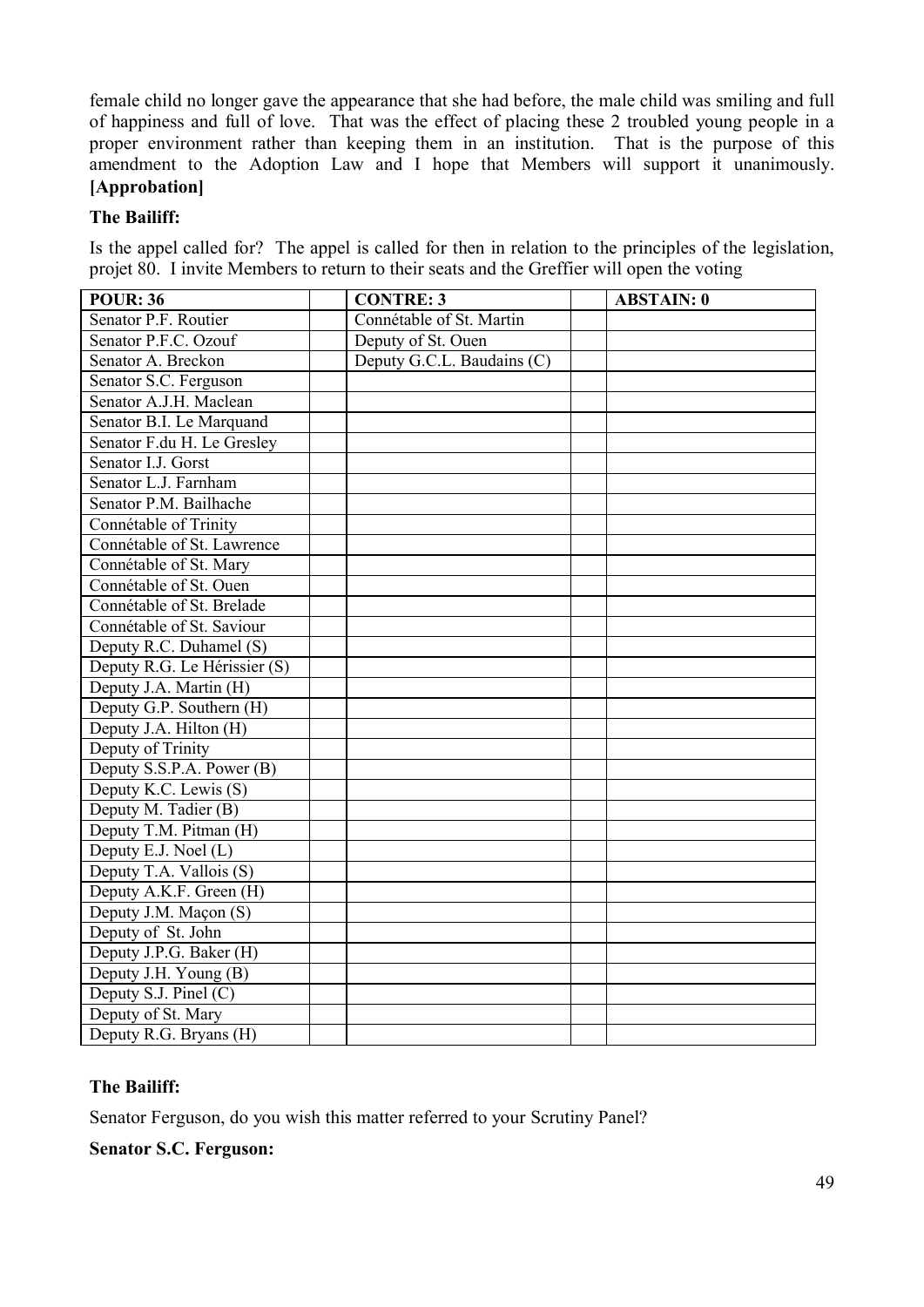female child no longer gave the appearance that she had before, the male child was smiling and full of happiness and full of love. That was the effect of placing these 2 troubled young people in a proper environment rather than keeping them in an institution. That is the purpose of this amendment to the Adoption Law and I hope that Members will support it unanimously. **[Approbation]**

**The Bailiff:**

Is the appel called for? The appel is called for then in relation to the principles of the legislation, projet 80. I invite Members to return to their seats and the Greffier will open the voting

| POUR: 36 | | CONTRE: 3 | | ABSTAIN: 0 |
|---|---|---|---|---|
| Senator P.F. Routier | | Connétable of St. Martin | | |
| Senator P.F.C. Ozouf | | Deputy of St. Ouen | | |
| Senator A. Breckon | | Deputy G.C.L. Baudains (C) | | |
| Senator S.C. Ferguson | | | | |
| Senator A.J.H. Maclean | | | | |
| Senator B.I. Le Marquand | | | | |
| Senator F.du H. Le Gresley | | | | |
| Senator I.J. Gorst | | | | |
| Senator L.J. Farnham | | | | |
| Senator P.M. Bailhache | | | | |
| Connétable of Trinity | | | | |
| Connétable of St. Lawrence | | | | |
| Connétable of St. Mary | | | | |
| Connétable of St. Ouen | | | | |
| Connétable of St. Brelade | | | | |
| Connétable of St. Saviour | | | | |
| Deputy R.C. Duhamel (S) | | | | |
| Deputy R.G. Le Hérissier (S) | | | | |
| Deputy J.A. Martin (H) | | | | |
| Deputy G.P. Southern (H) | | | | |
| Deputy J.A. Hilton (H) | | | | |
| Deputy of Trinity | | | | |
| Deputy S.S.P.A. Power (B) | | | | |
| Deputy K.C. Lewis (S) | | | | |
| Deputy M. Tadier (B) | | | | |
| Deputy T.M. Pitman (H) | | | | |
| Deputy E.J. Noel (L) | | | | |
| Deputy T.A. Vallois (S) | | | | |
| Deputy A.K.F. Green (H) | | | | |
| Deputy J.M. Maçon (S) | | | | |
| Deputy of St. John | | | | |
| Deputy J.P.G. Baker (H) | | | | |
| Deputy J.H. Young (B) | | | | |
| Deputy S.J. Pinel (C) | | | | |
| Deputy of St. Mary | | | | |
| Deputy R.G. Bryans (H) | | | | |

**The Bailiff:**

Senator Ferguson, do you wish this matter referred to your Scrutiny Panel?

**Senator S.C. Ferguson:**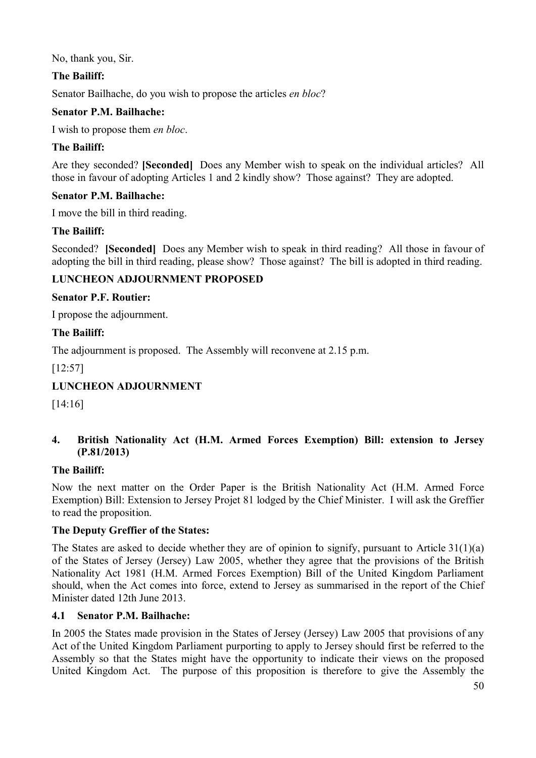No, thank you, Sir.

**The Bailiff:**

Senator Bailhache, do you wish to propose the articles *en bloc*?

**Senator P.M. Bailhache:**

I wish to propose them *en bloc*.

**The Bailiff:**

Are they seconded? **[Seconded]** Does any Member wish to speak on the individual articles? All those in favour of adopting Articles 1 and 2 kindly show? Those against? They are adopted.

**Senator P.M. Bailhache:**

I move the bill in third reading.

**The Bailiff:**

Seconded? **[Seconded]** Does any Member wish to speak in third reading? All those in favour of adopting the bill in third reading, please show? Those against? The bill is adopted in third reading.

**LUNCHEON ADJOURNMENT PROPOSED**

**Senator P.F. Routier:**

I propose the adjournment.

**The Bailiff:**

The adjournment is proposed. The Assembly will reconvene at 2.15 p.m.

[12:57]

**LUNCHEON ADJOURNMENT**

[14:16]

## 4. British Nationality Act (H.M. Armed Forces Exemption) Bill: extension to Jersey (P.81/2013)

**The Bailiff:**

Now the next matter on the Order Paper is the British Nationality Act (H.M. Armed Force Exemption) Bill: Extension to Jersey Projet 81 lodged by the Chief Minister. I will ask the Greffier to read the proposition.

**The Deputy Greffier of the States:**

The States are asked to decide whether they are of opinion to signify, pursuant to Article 31(1)(a) of the States of Jersey (Jersey) Law 2005, whether they agree that the provisions of the British Nationality Act 1981 (H.M. Armed Forces Exemption) Bill of the United Kingdom Parliament should, when the Act comes into force, extend to Jersey as summarised in the report of the Chief Minister dated 12th June 2013.

### 4.1 Senator P.M. Bailhache:

In 2005 the States made provision in the States of Jersey (Jersey) Law 2005 that provisions of any Act of the United Kingdom Parliament purporting to apply to Jersey should first be referred to the Assembly so that the States might have the opportunity to indicate their views on the proposed United Kingdom Act. The purpose of this proposition is therefore to give the Assembly the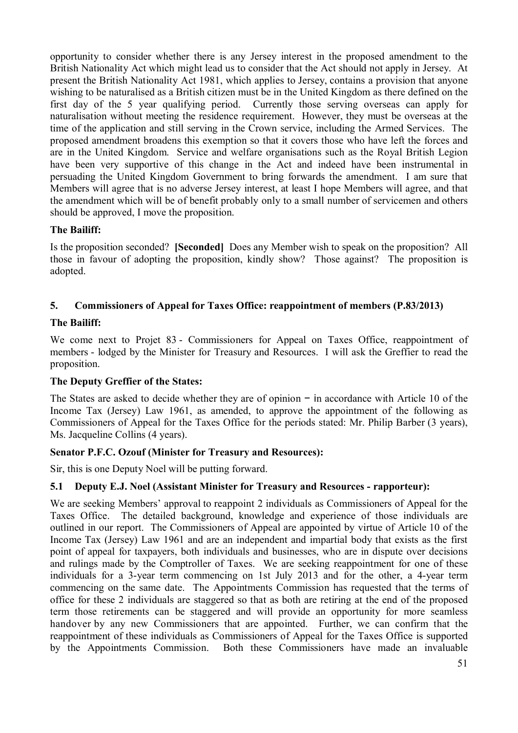opportunity to consider whether there is any Jersey interest in the proposed amendment to the British Nationality Act which might lead us to consider that the Act should not apply in Jersey. At present the British Nationality Act 1981, which applies to Jersey, contains a provision that anyone wishing to be naturalised as a British citizen must be in the United Kingdom as there defined on the first day of the 5 year qualifying period. Currently those serving overseas can apply for naturalisation without meeting the residence requirement. However, they must be overseas at the time of the application and still serving in the Crown service, including the Armed Services. The proposed amendment broadens this exemption so that it covers those who have left the forces and are in the United Kingdom. Service and welfare organisations such as the Royal British Legion have been very supportive of this change in the Act and indeed have been instrumental in persuading the United Kingdom Government to bring forwards the amendment. I am sure that Members will agree that is no adverse Jersey interest, at least I hope Members will agree, and that the amendment which will be of benefit probably only to a small number of servicemen and others should be approved, I move the proposition.

**The Bailiff:**

Is the proposition seconded? **[Seconded]** Does any Member wish to speak on the proposition? All those in favour of adopting the proposition, kindly show? Those against? The proposition is adopted.

## 5. Commissioners of Appeal for Taxes Office: reappointment of members (P.83/2013)

**The Bailiff:**

We come next to Projet 83 - Commissioners for Appeal on Taxes Office, reappointment of members - lodged by the Minister for Treasury and Resources. I will ask the Greffier to read the proposition.

**The Deputy Greffier of the States:**

The States are asked to decide whether they are of opinion − in accordance with Article 10 of the Income Tax (Jersey) Law 1961, as amended, to approve the appointment of the following as Commissioners of Appeal for the Taxes Office for the periods stated: Mr. Philip Barber (3 years), Ms. Jacqueline Collins (4 years).

**Senator P.F.C. Ozouf (Minister for Treasury and Resources):**

Sir, this is one Deputy Noel will be putting forward.

### 5.1 Deputy E.J. Noel (Assistant Minister for Treasury and Resources - rapporteur):

We are seeking Members' approval to reappoint 2 individuals as Commissioners of Appeal for the Taxes Office. The detailed background, knowledge and experience of those individuals are outlined in our report. The Commissioners of Appeal are appointed by virtue of Article 10 of the Income Tax (Jersey) Law 1961 and are an independent and impartial body that exists as the first point of appeal for taxpayers, both individuals and businesses, who are in dispute over decisions and rulings made by the Comptroller of Taxes. We are seeking reappointment for one of these individuals for a 3-year term commencing on 1st July 2013 and for the other, a 4-year term commencing on the same date. The Appointments Commission has requested that the terms of office for these 2 individuals are staggered so that as both are retiring at the end of the proposed term those retirements can be staggered and will provide an opportunity for more seamless handover by any new Commissioners that are appointed. Further, we can confirm that the reappointment of these individuals as Commissioners of Appeal for the Taxes Office is supported by the Appointments Commission. Both these Commissioners have made an invaluable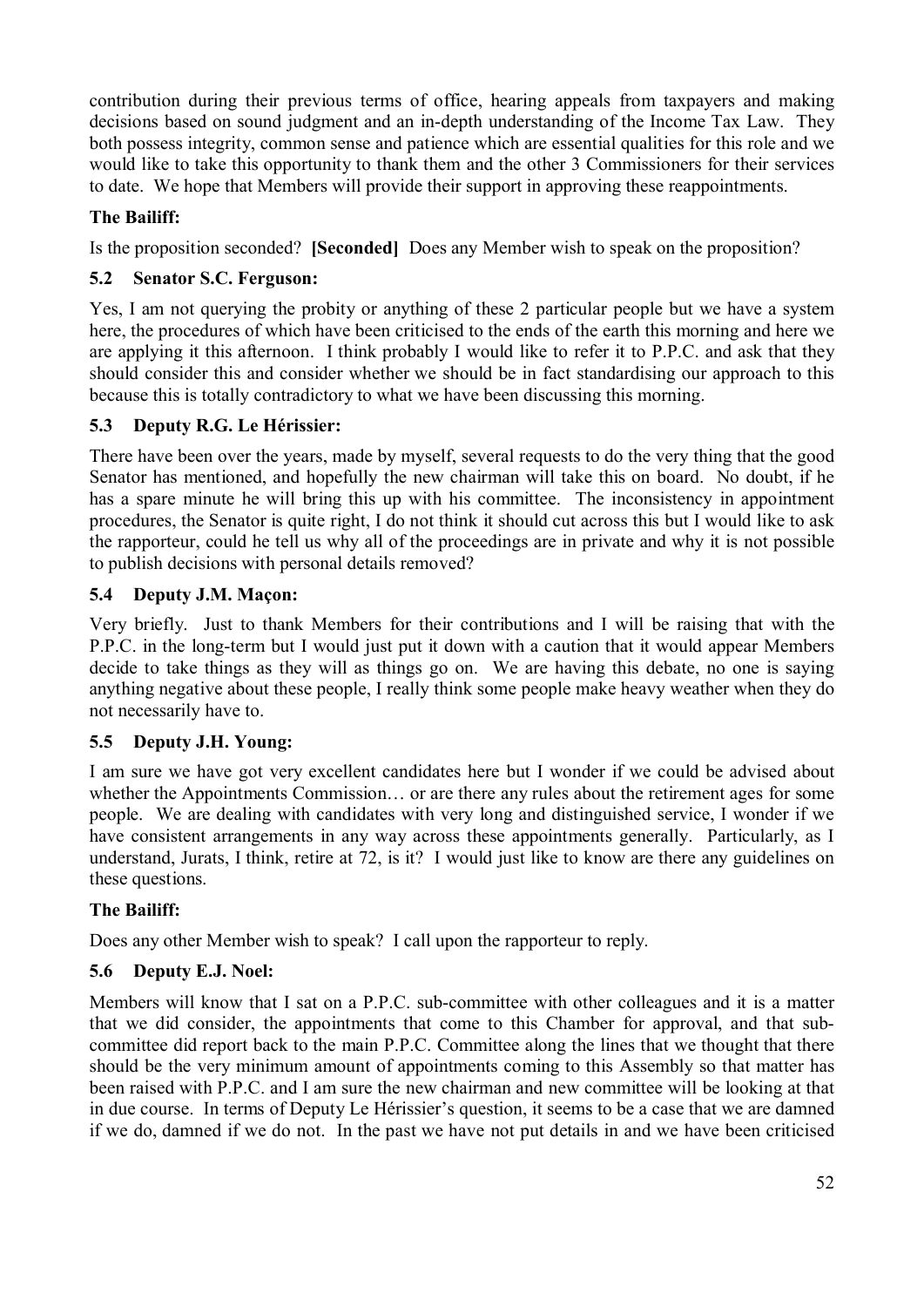contribution during their previous terms of office, hearing appeals from taxpayers and making decisions based on sound judgment and an in-depth understanding of the Income Tax Law. They both possess integrity, common sense and patience which are essential qualities for this role and we would like to take this opportunity to thank them and the other 3 Commissioners for their services to date. We hope that Members will provide their support in approving these reappointments.

**The Bailiff:**

Is the proposition seconded? **[Seconded]** Does any Member wish to speak on the proposition?

### 5.2 Senator S.C. Ferguson:

Yes, I am not querying the probity or anything of these 2 particular people but we have a system here, the procedures of which have been criticised to the ends of the earth this morning and here we are applying it this afternoon. I think probably I would like to refer it to P.P.C. and ask that they should consider this and consider whether we should be in fact standardising our approach to this because this is totally contradictory to what we have been discussing this morning.

### 5.3 Deputy R.G. Le Hérissier:

There have been over the years, made by myself, several requests to do the very thing that the good Senator has mentioned, and hopefully the new chairman will take this on board. No doubt, if he has a spare minute he will bring this up with his committee. The inconsistency in appointment procedures, the Senator is quite right, I do not think it should cut across this but I would like to ask the rapporteur, could he tell us why all of the proceedings are in private and why it is not possible to publish decisions with personal details removed?

### 5.4 Deputy J.M. Maçon:

Very briefly. Just to thank Members for their contributions and I will be raising that with the P.P.C. in the long-term but I would just put it down with a caution that it would appear Members decide to take things as they will as things go on. We are having this debate, no one is saying anything negative about these people, I really think some people make heavy weather when they do not necessarily have to.

### 5.5 Deputy J.H. Young:

I am sure we have got very excellent candidates here but I wonder if we could be advised about whether the Appointments Commission… or are there any rules about the retirement ages for some people. We are dealing with candidates with very long and distinguished service, I wonder if we have consistent arrangements in any way across these appointments generally. Particularly, as I understand, Jurats, I think, retire at 72, is it? I would just like to know are there any guidelines on these questions.

**The Bailiff:**

Does any other Member wish to speak? I call upon the rapporteur to reply.

### 5.6 Deputy E.J. Noel:

Members will know that I sat on a P.P.C. sub-committee with other colleagues and it is a matter that we did consider, the appointments that come to this Chamber for approval, and that sub-committee did report back to the main P.P.C. Committee along the lines that we thought that there should be the very minimum amount of appointments coming to this Assembly so that matter has been raised with P.P.C. and I am sure the new chairman and new committee will be looking at that in due course. In terms of Deputy Le Hérissier's question, it seems to be a case that we are damned if we do, damned if we do not. In the past we have not put details in and we have been criticised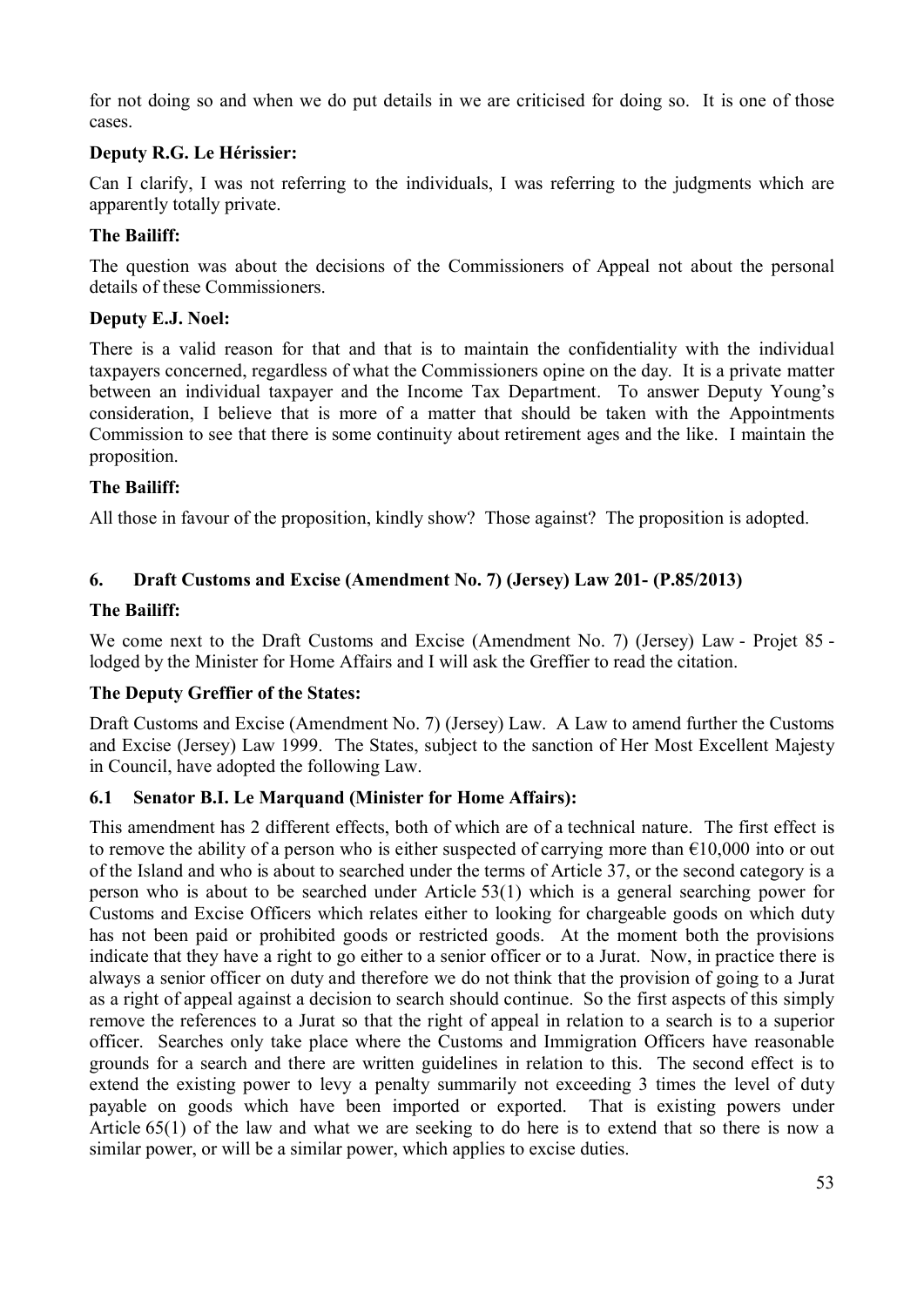for not doing so and when we do put details in we are criticised for doing so. It is one of those cases.

**Deputy R.G. Le Hérissier:**

Can I clarify, I was not referring to the individuals, I was referring to the judgments which are apparently totally private.

**The Bailiff:**

The question was about the decisions of the Commissioners of Appeal not about the personal details of these Commissioners.

**Deputy E.J. Noel:**

There is a valid reason for that and that is to maintain the confidentiality with the individual taxpayers concerned, regardless of what the Commissioners opine on the day. It is a private matter between an individual taxpayer and the Income Tax Department. To answer Deputy Young's consideration, I believe that is more of a matter that should be taken with the Appointments Commission to see that there is some continuity about retirement ages and the like. I maintain the proposition.

**The Bailiff:**

All those in favour of the proposition, kindly show? Those against? The proposition is adopted.

## 6. Draft Customs and Excise (Amendment No. 7) (Jersey) Law 201- (P.85/2013)

**The Bailiff:**

We come next to the Draft Customs and Excise (Amendment No. 7) (Jersey) Law - Projet 85 - lodged by the Minister for Home Affairs and I will ask the Greffier to read the citation.

**The Deputy Greffier of the States:**

Draft Customs and Excise (Amendment No. 7) (Jersey) Law. A Law to amend further the Customs and Excise (Jersey) Law 1999. The States, subject to the sanction of Her Most Excellent Majesty in Council, have adopted the following Law.

### 6.1 Senator B.I. Le Marquand (Minister for Home Affairs):

This amendment has 2 different effects, both of which are of a technical nature. The first effect is to remove the ability of a person who is either suspected of carrying more than €10,000 into or out of the Island and who is about to searched under the terms of Article 37, or the second category is a person who is about to be searched under Article 53(1) which is a general searching power for Customs and Excise Officers which relates either to looking for chargeable goods on which duty has not been paid or prohibited goods or restricted goods. At the moment both the provisions indicate that they have a right to go either to a senior officer or to a Jurat. Now, in practice there is always a senior officer on duty and therefore we do not think that the provision of going to a Jurat as a right of appeal against a decision to search should continue. So the first aspects of this simply remove the references to a Jurat so that the right of appeal in relation to a search is to a superior officer. Searches only take place where the Customs and Immigration Officers have reasonable grounds for a search and there are written guidelines in relation to this. The second effect is to extend the existing power to levy a penalty summarily not exceeding 3 times the level of duty payable on goods which have been imported or exported. That is existing powers under Article 65(1) of the law and what we are seeking to do here is to extend that so there is now a similar power, or will be a similar power, which applies to excise duties.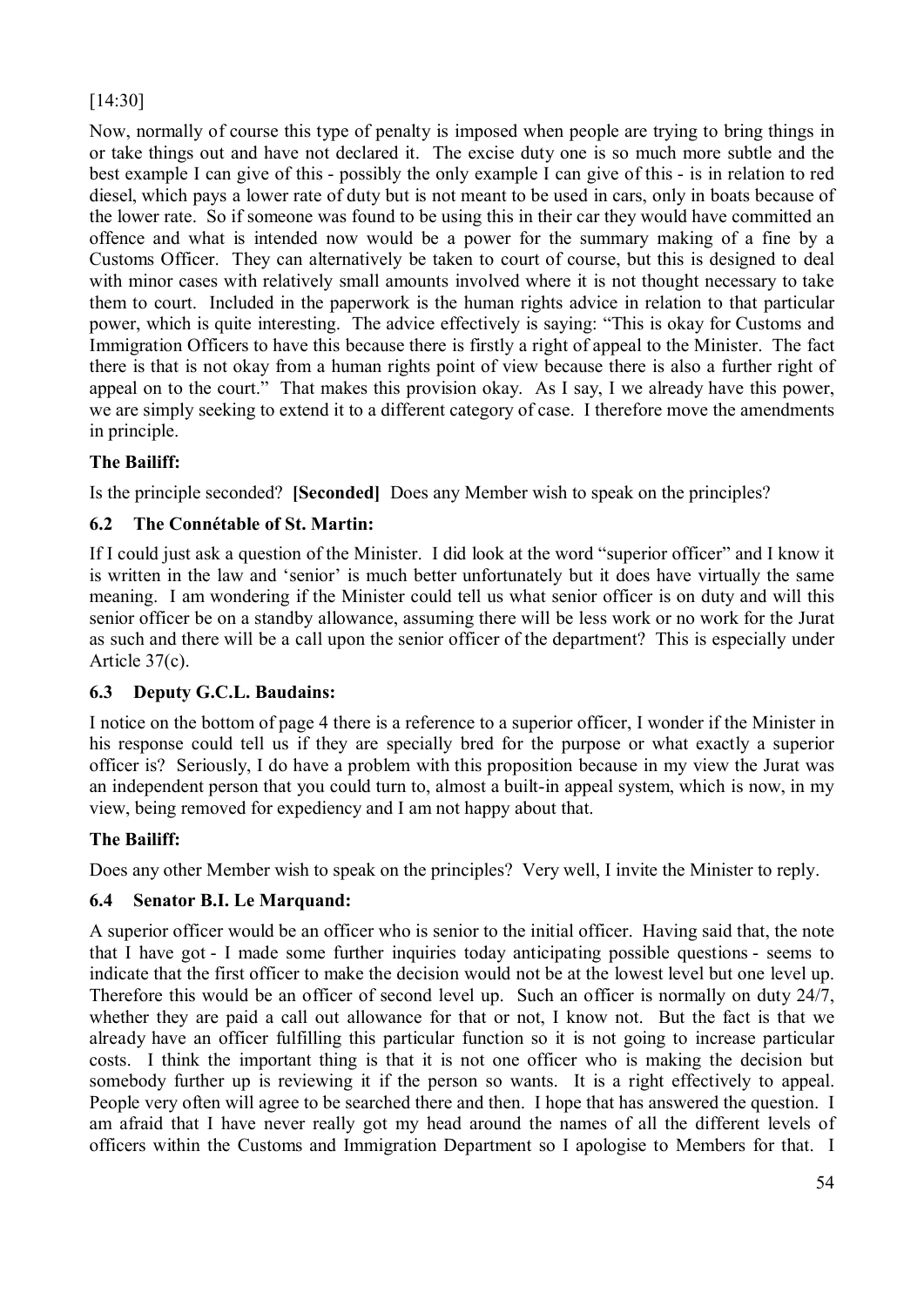[14:30]

Now, normally of course this type of penalty is imposed when people are trying to bring things in or take things out and have not declared it. The excise duty one is so much more subtle and the best example I can give of this - possibly the only example I can give of this - is in relation to red diesel, which pays a lower rate of duty but is not meant to be used in cars, only in boats because of the lower rate. So if someone was found to be using this in their car they would have committed an offence and what is intended now would be a power for the summary making of a fine by a Customs Officer. They can alternatively be taken to court of course, but this is designed to deal with minor cases with relatively small amounts involved where it is not thought necessary to take them to court. Included in the paperwork is the human rights advice in relation to that particular power, which is quite interesting. The advice effectively is saying: "This is okay for Customs and Immigration Officers to have this because there is firstly a right of appeal to the Minister. The fact there is that is not okay from a human rights point of view because there is also a further right of appeal on to the court." That makes this provision okay. As I say, I we already have this power, we are simply seeking to extend it to a different category of case. I therefore move the amendments in principle.

**The Bailiff:**

Is the principle seconded? **[Seconded]** Does any Member wish to speak on the principles?

### 6.2 The Connétable of St. Martin:

If I could just ask a question of the Minister. I did look at the word "superior officer" and I know it is written in the law and 'senior' is much better unfortunately but it does have virtually the same meaning. I am wondering if the Minister could tell us what senior officer is on duty and will this senior officer be on a standby allowance, assuming there will be less work or no work for the Jurat as such and there will be a call upon the senior officer of the department? This is especially under Article 37(c).

### 6.3 Deputy G.C.L. Baudains:

I notice on the bottom of page 4 there is a reference to a superior officer, I wonder if the Minister in his response could tell us if they are specially bred for the purpose or what exactly a superior officer is? Seriously, I do have a problem with this proposition because in my view the Jurat was an independent person that you could turn to, almost a built-in appeal system, which is now, in my view, being removed for expediency and I am not happy about that.

**The Bailiff:**

Does any other Member wish to speak on the principles? Very well, I invite the Minister to reply.

### 6.4 Senator B.I. Le Marquand:

A superior officer would be an officer who is senior to the initial officer. Having said that, the note that I have got - I made some further inquiries today anticipating possible questions - seems to indicate that the first officer to make the decision would not be at the lowest level but one level up. Therefore this would be an officer of second level up. Such an officer is normally on duty 24/7, whether they are paid a call out allowance for that or not, I know not. But the fact is that we already have an officer fulfilling this particular function so it is not going to increase particular costs. I think the important thing is that it is not one officer who is making the decision but somebody further up is reviewing it if the person so wants. It is a right effectively to appeal. People very often will agree to be searched there and then. I hope that has answered the question. I am afraid that I have never really got my head around the names of all the different levels of officers within the Customs and Immigration Department so I apologise to Members for that. I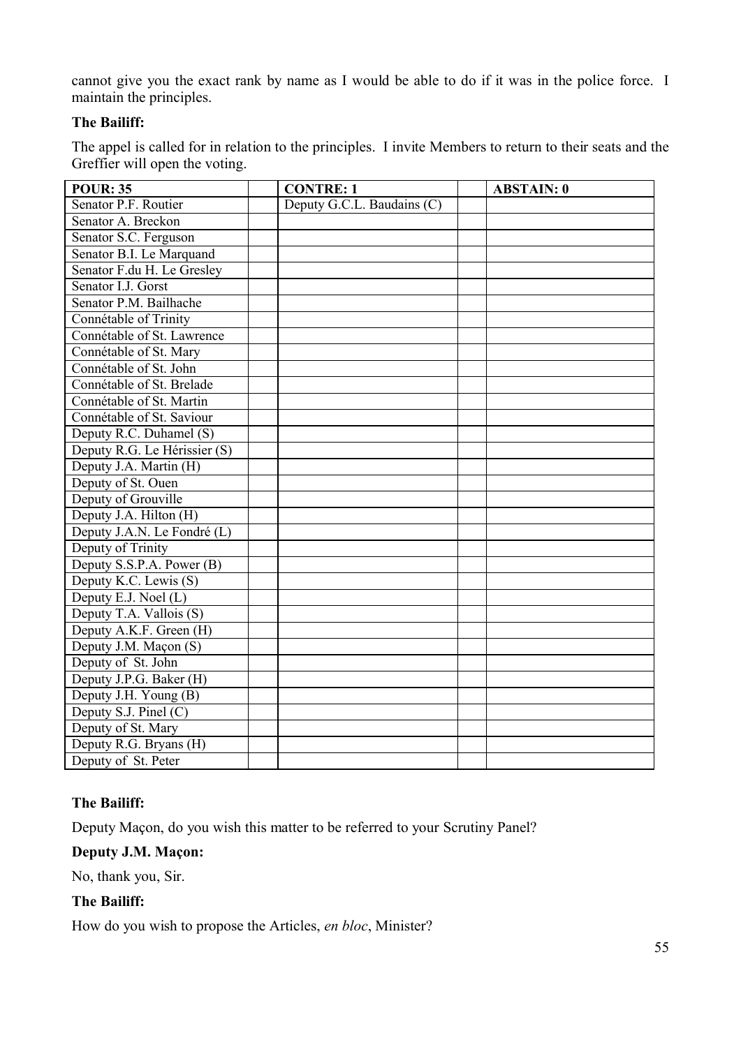cannot give you the exact rank by name as I would be able to do if it was in the police force. I maintain the principles.

**The Bailiff:**

The appel is called for in relation to the principles. I invite Members to return to their seats and the Greffier will open the voting.

| POUR: 35 | | CONTRE: 1 | | ABSTAIN: 0 |
|---|---|---|---|---|
| Senator P.F. Routier | | Deputy G.C.L. Baudains (C) | | |
| Senator A. Breckon | | | | |
| Senator S.C. Ferguson | | | | |
| Senator B.I. Le Marquand | | | | |
| Senator F.du H. Le Gresley | | | | |
| Senator I.J. Gorst | | | | |
| Senator P.M. Bailhache | | | | |
| Connétable of Trinity | | | | |
| Connétable of St. Lawrence | | | | |
| Connétable of St. Mary | | | | |
| Connétable of St. John | | | | |
| Connétable of St. Brelade | | | | |
| Connétable of St. Martin | | | | |
| Connétable of St. Saviour | | | | |
| Deputy R.C. Duhamel (S) | | | | |
| Deputy R.G. Le Hérissier (S) | | | | |
| Deputy J.A. Martin (H) | | | | |
| Deputy of St. Ouen | | | | |
| Deputy of Grouville | | | | |
| Deputy J.A. Hilton (H) | | | | |
| Deputy J.A.N. Le Fondré (L) | | | | |
| Deputy of Trinity | | | | |
| Deputy S.S.P.A. Power (B) | | | | |
| Deputy K.C. Lewis (S) | | | | |
| Deputy E.J. Noel (L) | | | | |
| Deputy T.A. Vallois (S) | | | | |
| Deputy A.K.F. Green (H) | | | | |
| Deputy J.M. Maçon (S) | | | | |
| Deputy of St. John | | | | |
| Deputy J.P.G. Baker (H) | | | | |
| Deputy J.H. Young (B) | | | | |
| Deputy S.J. Pinel (C) | | | | |
| Deputy of St. Mary | | | | |
| Deputy R.G. Bryans (H) | | | | |
| Deputy of St. Peter | | | | |

**The Bailiff:**

Deputy Maçon, do you wish this matter to be referred to your Scrutiny Panel?

**Deputy J.M. Maçon:**

No, thank you, Sir.

**The Bailiff:**

How do you wish to propose the Articles, *en bloc*, Minister?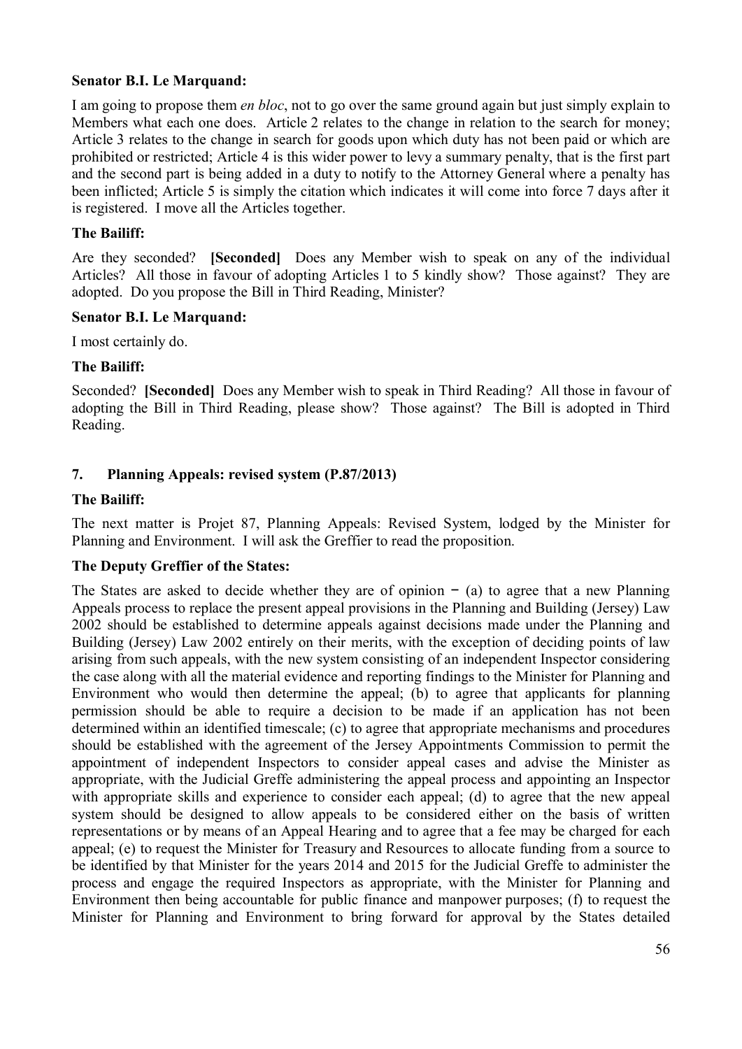**Senator B.I. Le Marquand:**

I am going to propose them *en bloc*, not to go over the same ground again but just simply explain to Members what each one does. Article 2 relates to the change in relation to the search for money; Article 3 relates to the change in search for goods upon which duty has not been paid or which are prohibited or restricted; Article 4 is this wider power to levy a summary penalty, that is the first part and the second part is being added in a duty to notify to the Attorney General where a penalty has been inflicted; Article 5 is simply the citation which indicates it will come into force 7 days after it is registered. I move all the Articles together.

**The Bailiff:**

Are they seconded? **[Seconded]** Does any Member wish to speak on any of the individual Articles? All those in favour of adopting Articles 1 to 5 kindly show? Those against? They are adopted. Do you propose the Bill in Third Reading, Minister?

**Senator B.I. Le Marquand:**

I most certainly do.

**The Bailiff:**

Seconded? **[Seconded]** Does any Member wish to speak in Third Reading? All those in favour of adopting the Bill in Third Reading, please show? Those against? The Bill is adopted in Third Reading.

## 7. Planning Appeals: revised system (P.87/2013)

**The Bailiff:**

The next matter is Projet 87, Planning Appeals: Revised System, lodged by the Minister for Planning and Environment. I will ask the Greffier to read the proposition.

**The Deputy Greffier of the States:**

The States are asked to decide whether they are of opinion − (a) to agree that a new Planning Appeals process to replace the present appeal provisions in the Planning and Building (Jersey) Law 2002 should be established to determine appeals against decisions made under the Planning and Building (Jersey) Law 2002 entirely on their merits, with the exception of deciding points of law arising from such appeals, with the new system consisting of an independent Inspector considering the case along with all the material evidence and reporting findings to the Minister for Planning and Environment who would then determine the appeal; (b) to agree that applicants for planning permission should be able to require a decision to be made if an application has not been determined within an identified timescale; (c) to agree that appropriate mechanisms and procedures should be established with the agreement of the Jersey Appointments Commission to permit the appointment of independent Inspectors to consider appeal cases and advise the Minister as appropriate, with the Judicial Greffe administering the appeal process and appointing an Inspector with appropriate skills and experience to consider each appeal; (d) to agree that the new appeal system should be designed to allow appeals to be considered either on the basis of written representations or by means of an Appeal Hearing and to agree that a fee may be charged for each appeal; (e) to request the Minister for Treasury and Resources to allocate funding from a source to be identified by that Minister for the years 2014 and 2015 for the Judicial Greffe to administer the process and engage the required Inspectors as appropriate, with the Minister for Planning and Environment then being accountable for public finance and manpower purposes; (f) to request the Minister for Planning and Environment to bring forward for approval by the States detailed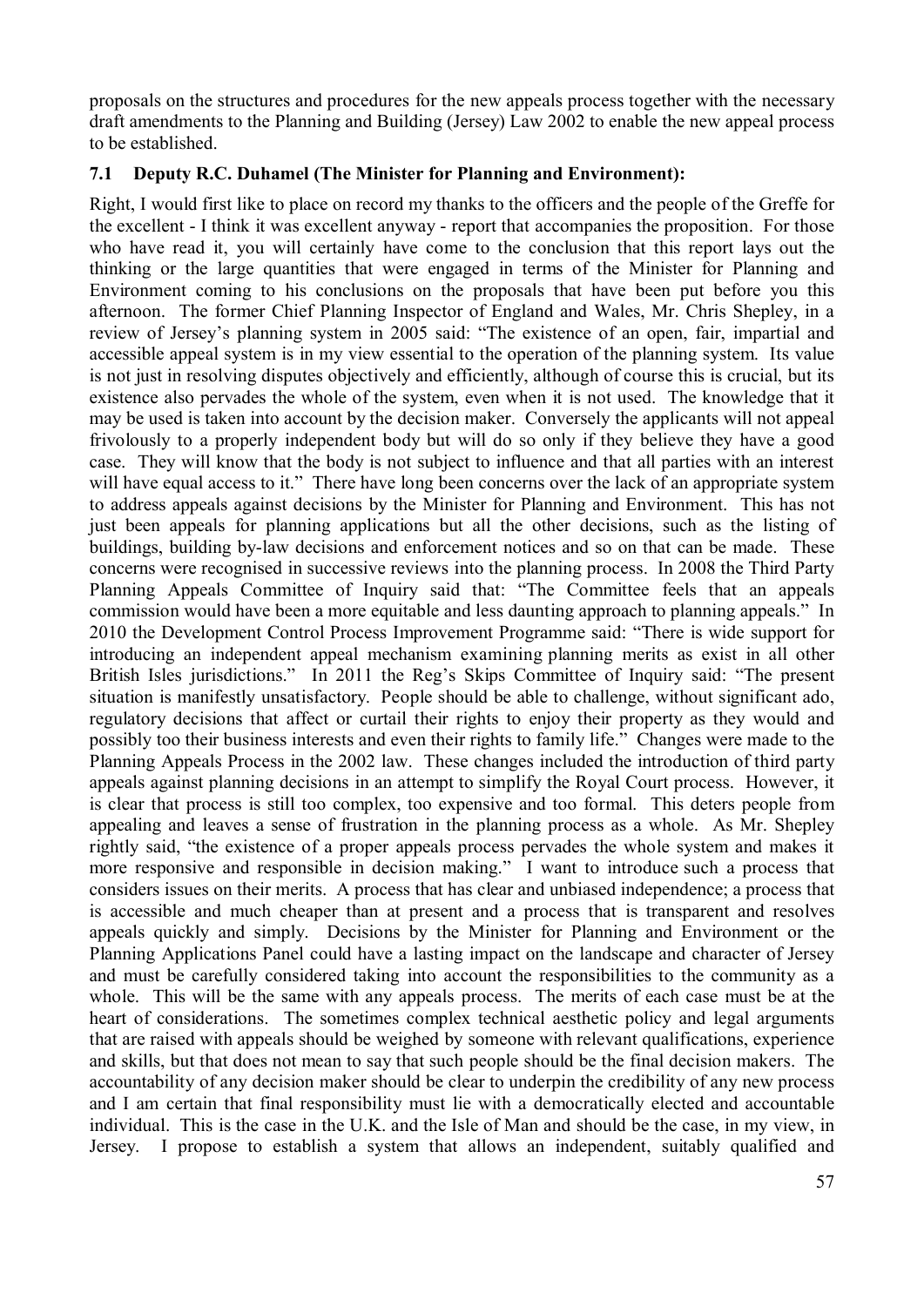proposals on the structures and procedures for the new appeals process together with the necessary draft amendments to the Planning and Building (Jersey) Law 2002 to enable the new appeal process to be established.

### 7.1 Deputy R.C. Duhamel (The Minister for Planning and Environment):

Right, I would first like to place on record my thanks to the officers and the people of the Greffe for the excellent - I think it was excellent anyway - report that accompanies the proposition. For those who have read it, you will certainly have come to the conclusion that this report lays out the thinking or the large quantities that were engaged in terms of the Minister for Planning and Environment coming to his conclusions on the proposals that have been put before you this afternoon. The former Chief Planning Inspector of England and Wales, Mr. Chris Shepley, in a review of Jersey's planning system in 2005 said: "The existence of an open, fair, impartial and accessible appeal system is in my view essential to the operation of the planning system. Its value is not just in resolving disputes objectively and efficiently, although of course this is crucial, but its existence also pervades the whole of the system, even when it is not used. The knowledge that it may be used is taken into account by the decision maker. Conversely the applicants will not appeal frivolously to a properly independent body but will do so only if they believe they have a good case. They will know that the body is not subject to influence and that all parties with an interest will have equal access to it." There have long been concerns over the lack of an appropriate system to address appeals against decisions by the Minister for Planning and Environment. This has not just been appeals for planning applications but all the other decisions, such as the listing of buildings, building by-law decisions and enforcement notices and so on that can be made. These concerns were recognised in successive reviews into the planning process. In 2008 the Third Party Planning Appeals Committee of Inquiry said that: "The Committee feels that an appeals commission would have been a more equitable and less daunting approach to planning appeals." In 2010 the Development Control Process Improvement Programme said: "There is wide support for introducing an independent appeal mechanism examining planning merits as exist in all other British Isles jurisdictions." In 2011 the Reg's Skips Committee of Inquiry said: "The present situation is manifestly unsatisfactory. People should be able to challenge, without significant ado, regulatory decisions that affect or curtail their rights to enjoy their property as they would and possibly too their business interests and even their rights to family life." Changes were made to the Planning Appeals Process in the 2002 law. These changes included the introduction of third party appeals against planning decisions in an attempt to simplify the Royal Court process. However, it is clear that process is still too complex, too expensive and too formal. This deters people from appealing and leaves a sense of frustration in the planning process as a whole. As Mr. Shepley rightly said, "the existence of a proper appeals process pervades the whole system and makes it more responsive and responsible in decision making." I want to introduce such a process that considers issues on their merits. A process that has clear and unbiased independence; a process that is accessible and much cheaper than at present and a process that is transparent and resolves appeals quickly and simply. Decisions by the Minister for Planning and Environment or the Planning Applications Panel could have a lasting impact on the landscape and character of Jersey and must be carefully considered taking into account the responsibilities to the community as a whole. This will be the same with any appeals process. The merits of each case must be at the heart of considerations. The sometimes complex technical aesthetic policy and legal arguments that are raised with appeals should be weighed by someone with relevant qualifications, experience and skills, but that does not mean to say that such people should be the final decision makers. The accountability of any decision maker should be clear to underpin the credibility of any new process and I am certain that final responsibility must lie with a democratically elected and accountable individual. This is the case in the U.K. and the Isle of Man and should be the case, in my view, in Jersey. I propose to establish a system that allows an independent, suitably qualified and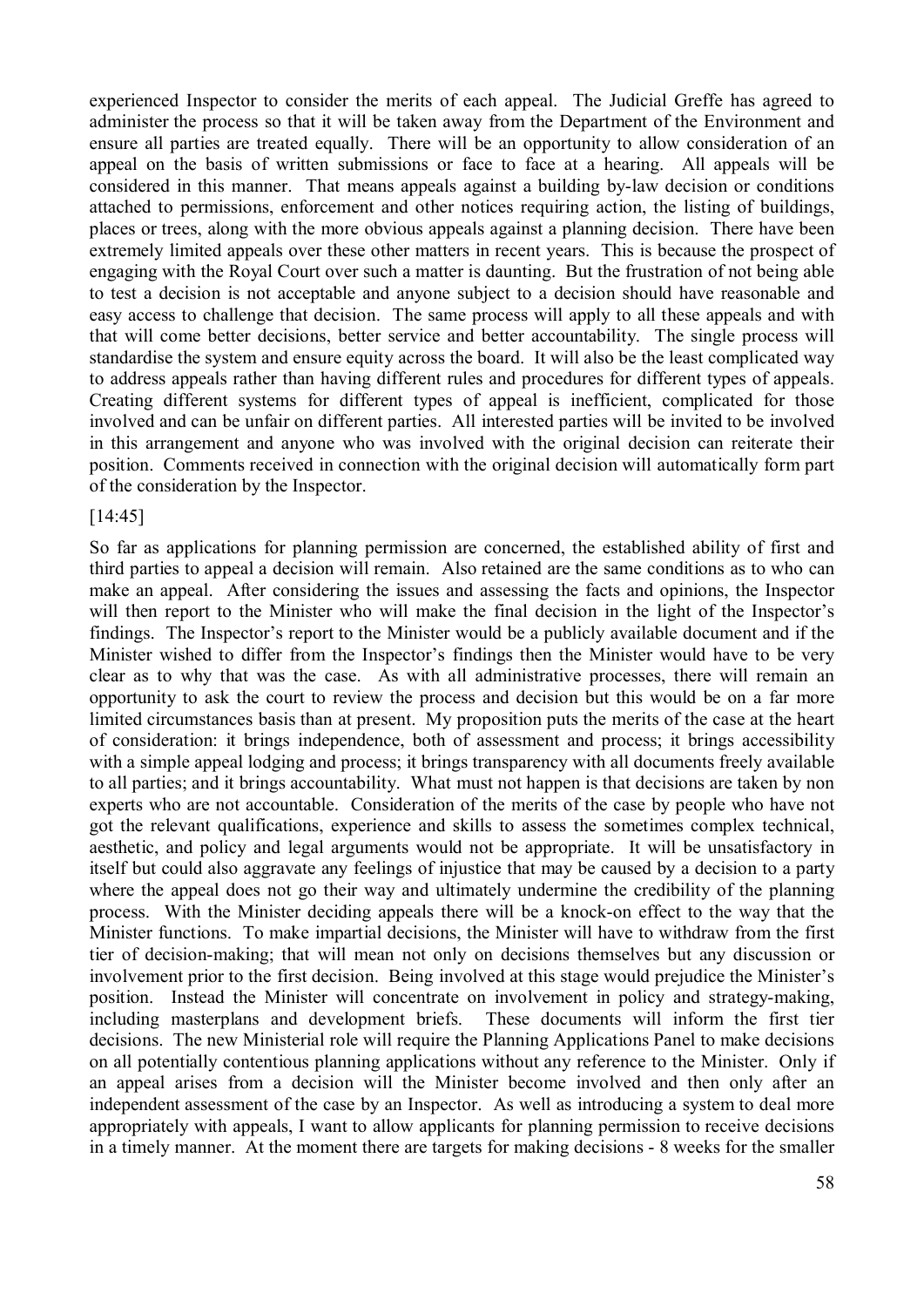experienced Inspector to consider the merits of each appeal. The Judicial Greffe has agreed to administer the process so that it will be taken away from the Department of the Environment and ensure all parties are treated equally. There will be an opportunity to allow consideration of an appeal on the basis of written submissions or face to face at a hearing. All appeals will be considered in this manner. That means appeals against a building by-law decision or conditions attached to permissions, enforcement and other notices requiring action, the listing of buildings, places or trees, along with the more obvious appeals against a planning decision. There have been extremely limited appeals over these other matters in recent years. This is because the prospect of engaging with the Royal Court over such a matter is daunting. But the frustration of not being able to test a decision is not acceptable and anyone subject to a decision should have reasonable and easy access to challenge that decision. The same process will apply to all these appeals and with that will come better decisions, better service and better accountability. The single process will standardise the system and ensure equity across the board. It will also be the least complicated way to address appeals rather than having different rules and procedures for different types of appeals. Creating different systems for different types of appeal is inefficient, complicated for those involved and can be unfair on different parties. All interested parties will be invited to be involved in this arrangement and anyone who was involved with the original decision can reiterate their position. Comments received in connection with the original decision will automatically form part of the consideration by the Inspector.

[14:45]

So far as applications for planning permission are concerned, the established ability of first and third parties to appeal a decision will remain. Also retained are the same conditions as to who can make an appeal. After considering the issues and assessing the facts and opinions, the Inspector will then report to the Minister who will make the final decision in the light of the Inspector's findings. The Inspector's report to the Minister would be a publicly available document and if the Minister wished to differ from the Inspector's findings then the Minister would have to be very clear as to why that was the case. As with all administrative processes, there will remain an opportunity to ask the court to review the process and decision but this would be on a far more limited circumstances basis than at present. My proposition puts the merits of the case at the heart of consideration: it brings independence, both of assessment and process; it brings accessibility with a simple appeal lodging and process; it brings transparency with all documents freely available to all parties; and it brings accountability. What must not happen is that decisions are taken by non experts who are not accountable. Consideration of the merits of the case by people who have not got the relevant qualifications, experience and skills to assess the sometimes complex technical, aesthetic, and policy and legal arguments would not be appropriate. It will be unsatisfactory in itself but could also aggravate any feelings of injustice that may be caused by a decision to a party where the appeal does not go their way and ultimately undermine the credibility of the planning process. With the Minister deciding appeals there will be a knock-on effect to the way that the Minister functions. To make impartial decisions, the Minister will have to withdraw from the first tier of decision-making; that will mean not only on decisions themselves but any discussion or involvement prior to the first decision. Being involved at this stage would prejudice the Minister's position. Instead the Minister will concentrate on involvement in policy and strategy-making, including masterplans and development briefs. These documents will inform the first tier decisions. The new Ministerial role will require the Planning Applications Panel to make decisions on all potentially contentious planning applications without any reference to the Minister. Only if an appeal arises from a decision will the Minister become involved and then only after an independent assessment of the case by an Inspector. As well as introducing a system to deal more appropriately with appeals, I want to allow applicants for planning permission to receive decisions in a timely manner. At the moment there are targets for making decisions - 8 weeks for the smaller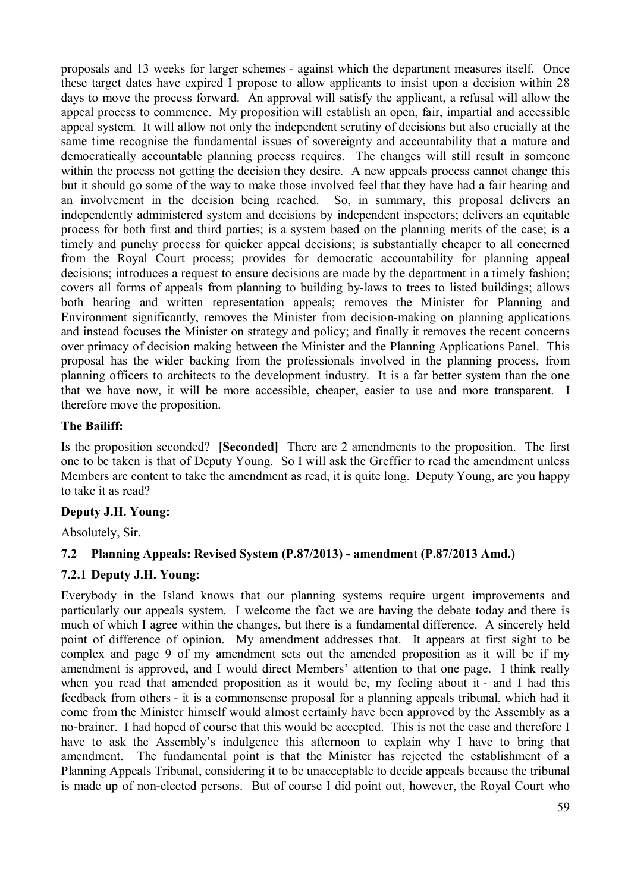proposals and 13 weeks for larger schemes - against which the department measures itself. Once these target dates have expired I propose to allow applicants to insist upon a decision within 28 days to move the process forward. An approval will satisfy the applicant, a refusal will allow the appeal process to commence. My proposition will establish an open, fair, impartial and accessible appeal system. It will allow not only the independent scrutiny of decisions but also crucially at the same time recognise the fundamental issues of sovereignty and accountability that a mature and democratically accountable planning process requires. The changes will still result in someone within the process not getting the decision they desire. A new appeals process cannot change this but it should go some of the way to make those involved feel that they have had a fair hearing and an involvement in the decision being reached. So, in summary, this proposal delivers an independently administered system and decisions by independent inspectors; delivers an equitable process for both first and third parties; is a system based on the planning merits of the case; is a timely and punchy process for quicker appeal decisions; is substantially cheaper to all concerned from the Royal Court process; provides for democratic accountability for planning appeal decisions; introduces a request to ensure decisions are made by the department in a timely fashion; covers all forms of appeals from planning to building by-laws to trees to listed buildings; allows both hearing and written representation appeals; removes the Minister for Planning and Environment significantly, removes the Minister from decision-making on planning applications and instead focuses the Minister on strategy and policy; and finally it removes the recent concerns over primacy of decision making between the Minister and the Planning Applications Panel. This proposal has the wider backing from the professionals involved in the planning process, from planning officers to architects to the development industry. It is a far better system than the one that we have now, it will be more accessible, cheaper, easier to use and more transparent. I therefore move the proposition.

**The Bailiff:**

Is the proposition seconded? **[Seconded]** There are 2 amendments to the proposition. The first one to be taken is that of Deputy Young. So I will ask the Greffier to read the amendment unless Members are content to take the amendment as read, it is quite long. Deputy Young, are you happy to take it as read?

**Deputy J.H. Young:**

Absolutely, Sir.

### 7.2 Planning Appeals: Revised System (P.87/2013) - amendment (P.87/2013 Amd.)

### 7.2.1 Deputy J.H. Young:

Everybody in the Island knows that our planning systems require urgent improvements and particularly our appeals system. I welcome the fact we are having the debate today and there is much of which I agree within the changes, but there is a fundamental difference. A sincerely held point of difference of opinion. My amendment addresses that. It appears at first sight to be complex and page 9 of my amendment sets out the amended proposition as it will be if my amendment is approved, and I would direct Members' attention to that one page. I think really when you read that amended proposition as it would be, my feeling about it - and I had this feedback from others - it is a commonsense proposal for a planning appeals tribunal, which had it come from the Minister himself would almost certainly have been approved by the Assembly as a no-brainer. I had hoped of course that this would be accepted. This is not the case and therefore I have to ask the Assembly's indulgence this afternoon to explain why I have to bring that amendment. The fundamental point is that the Minister has rejected the establishment of a Planning Appeals Tribunal, considering it to be unacceptable to decide appeals because the tribunal is made up of non-elected persons. But of course I did point out, however, the Royal Court who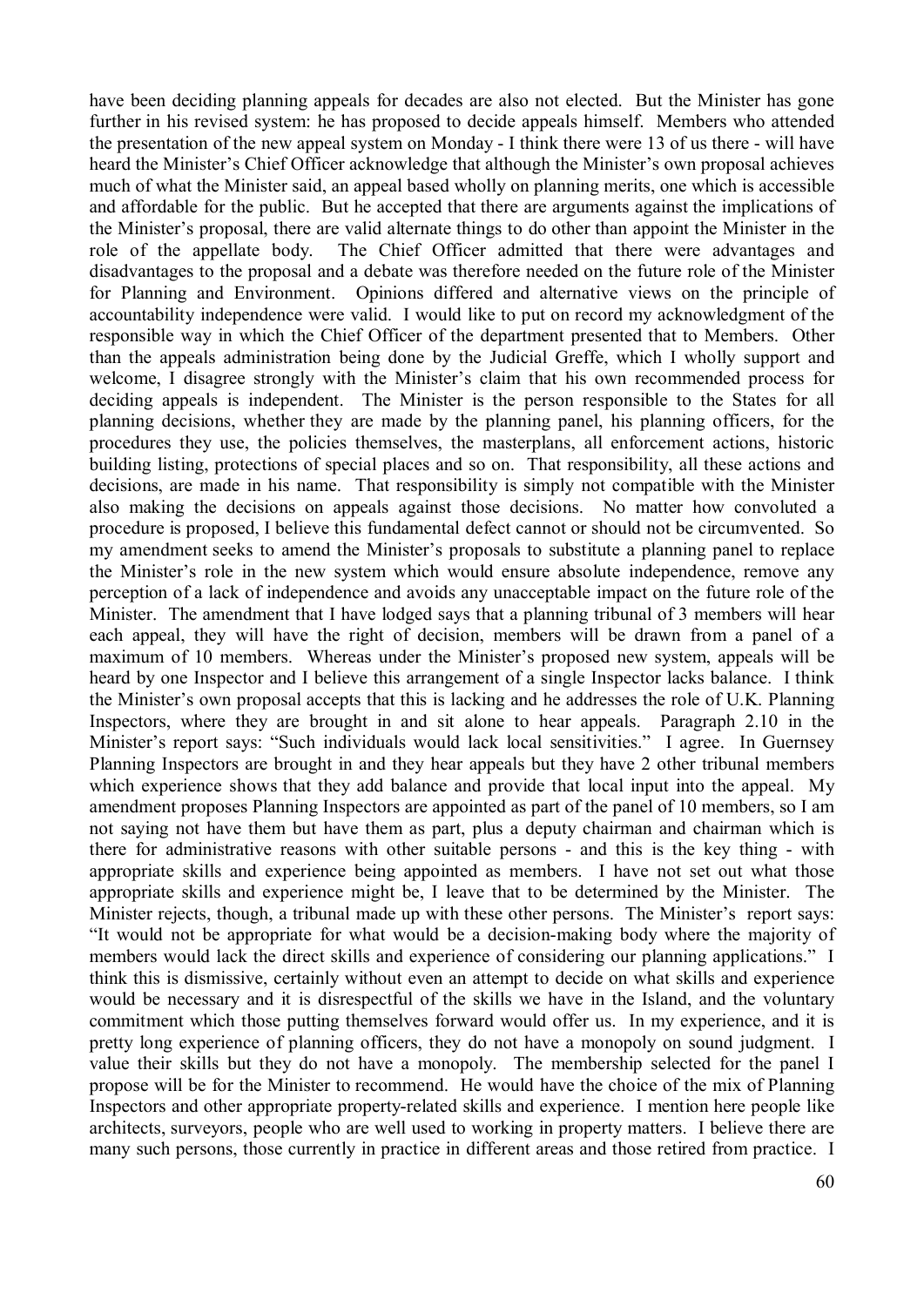have been deciding planning appeals for decades are also not elected. But the Minister has gone further in his revised system: he has proposed to decide appeals himself. Members who attended the presentation of the new appeal system on Monday - I think there were 13 of us there - will have heard the Minister's Chief Officer acknowledge that although the Minister's own proposal achieves much of what the Minister said, an appeal based wholly on planning merits, one which is accessible and affordable for the public. But he accepted that there are arguments against the implications of the Minister's proposal, there are valid alternate things to do other than appoint the Minister in the role of the appellate body. The Chief Officer admitted that there were advantages and disadvantages to the proposal and a debate was therefore needed on the future role of the Minister for Planning and Environment. Opinions differed and alternative views on the principle of accountability independence were valid. I would like to put on record my acknowledgment of the responsible way in which the Chief Officer of the department presented that to Members. Other than the appeals administration being done by the Judicial Greffe, which I wholly support and welcome, I disagree strongly with the Minister's claim that his own recommended process for deciding appeals is independent. The Minister is the person responsible to the States for all planning decisions, whether they are made by the planning panel, his planning officers, for the procedures they use, the policies themselves, the masterplans, all enforcement actions, historic building listing, protections of special places and so on. That responsibility, all these actions and decisions, are made in his name. That responsibility is simply not compatible with the Minister also making the decisions on appeals against those decisions. No matter how convoluted a procedure is proposed, I believe this fundamental defect cannot or should not be circumvented. So my amendment seeks to amend the Minister's proposals to substitute a planning panel to replace the Minister's role in the new system which would ensure absolute independence, remove any perception of a lack of independence and avoids any unacceptable impact on the future role of the Minister. The amendment that I have lodged says that a planning tribunal of 3 members will hear each appeal, they will have the right of decision, members will be drawn from a panel of a maximum of 10 members. Whereas under the Minister's proposed new system, appeals will be heard by one Inspector and I believe this arrangement of a single Inspector lacks balance. I think the Minister's own proposal accepts that this is lacking and he addresses the role of U.K. Planning Inspectors, where they are brought in and sit alone to hear appeals. Paragraph 2.10 in the Minister's report says: "Such individuals would lack local sensitivities." I agree. In Guernsey Planning Inspectors are brought in and they hear appeals but they have 2 other tribunal members which experience shows that they add balance and provide that local input into the appeal. My amendment proposes Planning Inspectors are appointed as part of the panel of 10 members, so I am not saying not have them but have them as part, plus a deputy chairman and chairman which is there for administrative reasons with other suitable persons - and this is the key thing - with appropriate skills and experience being appointed as members. I have not set out what those appropriate skills and experience might be, I leave that to be determined by the Minister. The Minister rejects, though, a tribunal made up with these other persons. The Minister's report says: "It would not be appropriate for what would be a decision-making body where the majority of members would lack the direct skills and experience of considering our planning applications." I think this is dismissive, certainly without even an attempt to decide on what skills and experience would be necessary and it is disrespectful of the skills we have in the Island, and the voluntary commitment which those putting themselves forward would offer us. In my experience, and it is pretty long experience of planning officers, they do not have a monopoly on sound judgment. I value their skills but they do not have a monopoly. The membership selected for the panel I propose will be for the Minister to recommend. He would have the choice of the mix of Planning Inspectors and other appropriate property-related skills and experience. I mention here people like architects, surveyors, people who are well used to working in property matters. I believe there are many such persons, those currently in practice in different areas and those retired from practice. I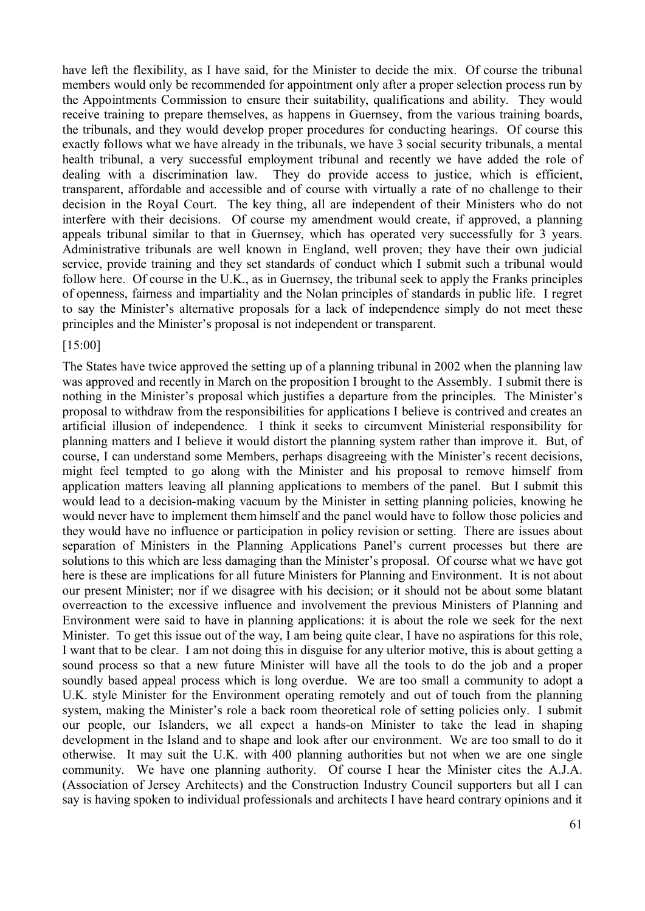have left the flexibility, as I have said, for the Minister to decide the mix. Of course the tribunal members would only be recommended for appointment only after a proper selection process run by the Appointments Commission to ensure their suitability, qualifications and ability. They would receive training to prepare themselves, as happens in Guernsey, from the various training boards, the tribunals, and they would develop proper procedures for conducting hearings. Of course this exactly follows what we have already in the tribunals, we have 3 social security tribunals, a mental health tribunal, a very successful employment tribunal and recently we have added the role of dealing with a discrimination law. They do provide access to justice, which is efficient, transparent, affordable and accessible and of course with virtually a rate of no challenge to their decision in the Royal Court. The key thing, all are independent of their Ministers who do not interfere with their decisions. Of course my amendment would create, if approved, a planning appeals tribunal similar to that in Guernsey, which has operated very successfully for 3 years. Administrative tribunals are well known in England, well proven; they have their own judicial service, provide training and they set standards of conduct which I submit such a tribunal would follow here. Of course in the U.K., as in Guernsey, the tribunal seek to apply the Franks principles of openness, fairness and impartiality and the Nolan principles of standards in public life. I regret to say the Minister's alternative proposals for a lack of independence simply do not meet these principles and the Minister's proposal is not independent or transparent.

[15:00]

The States have twice approved the setting up of a planning tribunal in 2002 when the planning law was approved and recently in March on the proposition I brought to the Assembly. I submit there is nothing in the Minister's proposal which justifies a departure from the principles. The Minister's proposal to withdraw from the responsibilities for applications I believe is contrived and creates an artificial illusion of independence. I think it seeks to circumvent Ministerial responsibility for planning matters and I believe it would distort the planning system rather than improve it. But, of course, I can understand some Members, perhaps disagreeing with the Minister's recent decisions, might feel tempted to go along with the Minister and his proposal to remove himself from application matters leaving all planning applications to members of the panel. But I submit this would lead to a decision-making vacuum by the Minister in setting planning policies, knowing he would never have to implement them himself and the panel would have to follow those policies and they would have no influence or participation in policy revision or setting. There are issues about separation of Ministers in the Planning Applications Panel's current processes but there are solutions to this which are less damaging than the Minister's proposal. Of course what we have got here is these are implications for all future Ministers for Planning and Environment. It is not about our present Minister; nor if we disagree with his decision; or it should not be about some blatant overreaction to the excessive influence and involvement the previous Ministers of Planning and Environment were said to have in planning applications: it is about the role we seek for the next Minister. To get this issue out of the way, I am being quite clear, I have no aspirations for this role, I want that to be clear. I am not doing this in disguise for any ulterior motive, this is about getting a sound process so that a new future Minister will have all the tools to do the job and a proper soundly based appeal process which is long overdue. We are too small a community to adopt a U.K. style Minister for the Environment operating remotely and out of touch from the planning system, making the Minister's role a back room theoretical role of setting policies only. I submit our people, our Islanders, we all expect a hands-on Minister to take the lead in shaping development in the Island and to shape and look after our environment. We are too small to do it otherwise. It may suit the U.K. with 400 planning authorities but not when we are one single community. We have one planning authority. Of course I hear the Minister cites the A.J.A. (Association of Jersey Architects) and the Construction Industry Council supporters but all I can say is having spoken to individual professionals and architects I have heard contrary opinions and it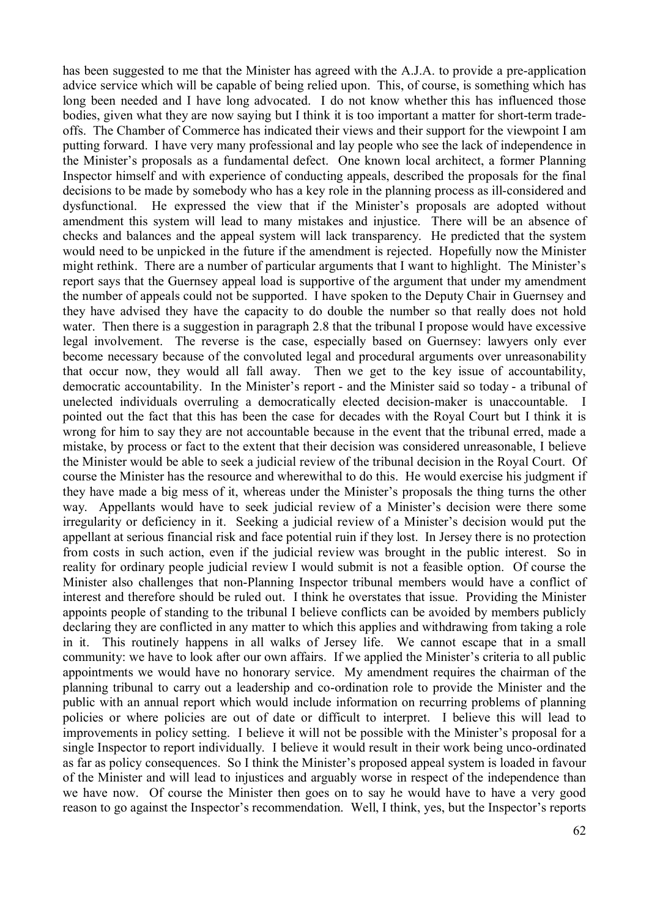has been suggested to me that the Minister has agreed with the A.J.A. to provide a pre-application advice service which will be capable of being relied upon. This, of course, is something which has long been needed and I have long advocated. I do not know whether this has influenced those bodies, given what they are now saying but I think it is too important a matter for short-term trade-offs. The Chamber of Commerce has indicated their views and their support for the viewpoint I am putting forward. I have very many professional and lay people who see the lack of independence in the Minister's proposals as a fundamental defect. One known local architect, a former Planning Inspector himself and with experience of conducting appeals, described the proposals for the final decisions to be made by somebody who has a key role in the planning process as ill-considered and dysfunctional. He expressed the view that if the Minister's proposals are adopted without amendment this system will lead to many mistakes and injustice. There will be an absence of checks and balances and the appeal system will lack transparency. He predicted that the system would need to be unpicked in the future if the amendment is rejected. Hopefully now the Minister might rethink. There are a number of particular arguments that I want to highlight. The Minister's report says that the Guernsey appeal load is supportive of the argument that under my amendment the number of appeals could not be supported. I have spoken to the Deputy Chair in Guernsey and they have advised they have the capacity to do double the number so that really does not hold water. Then there is a suggestion in paragraph 2.8 that the tribunal I propose would have excessive legal involvement. The reverse is the case, especially based on Guernsey: lawyers only ever become necessary because of the convoluted legal and procedural arguments over unreasonability that occur now, they would all fall away. Then we get to the key issue of accountability, democratic accountability. In the Minister's report - and the Minister said so today - a tribunal of unelected individuals overruling a democratically elected decision-maker is unaccountable. I pointed out the fact that this has been the case for decades with the Royal Court but I think it is wrong for him to say they are not accountable because in the event that the tribunal erred, made a mistake, by process or fact to the extent that their decision was considered unreasonable, I believe the Minister would be able to seek a judicial review of the tribunal decision in the Royal Court. Of course the Minister has the resource and wherewithal to do this. He would exercise his judgment if they have made a big mess of it, whereas under the Minister's proposals the thing turns the other way. Appellants would have to seek judicial review of a Minister's decision were there some irregularity or deficiency in it. Seeking a judicial review of a Minister's decision would put the appellant at serious financial risk and face potential ruin if they lost. In Jersey there is no protection from costs in such action, even if the judicial review was brought in the public interest. So in reality for ordinary people judicial review I would submit is not a feasible option. Of course the Minister also challenges that non-Planning Inspector tribunal members would have a conflict of interest and therefore should be ruled out. I think he overstates that issue. Providing the Minister appoints people of standing to the tribunal I believe conflicts can be avoided by members publicly declaring they are conflicted in any matter to which this applies and withdrawing from taking a role in it. This routinely happens in all walks of Jersey life. We cannot escape that in a small community: we have to look after our own affairs. If we applied the Minister's criteria to all public appointments we would have no honorary service. My amendment requires the chairman of the planning tribunal to carry out a leadership and co-ordination role to provide the Minister and the public with an annual report which would include information on recurring problems of planning policies or where policies are out of date or difficult to interpret. I believe this will lead to improvements in policy setting. I believe it will not be possible with the Minister's proposal for a single Inspector to report individually. I believe it would result in their work being unco-ordinated as far as policy consequences. So I think the Minister's proposed appeal system is loaded in favour of the Minister and will lead to injustices and arguably worse in respect of the independence than we have now. Of course the Minister then goes on to say he would have to have a very good reason to go against the Inspector's recommendation. Well, I think, yes, but the Inspector's reports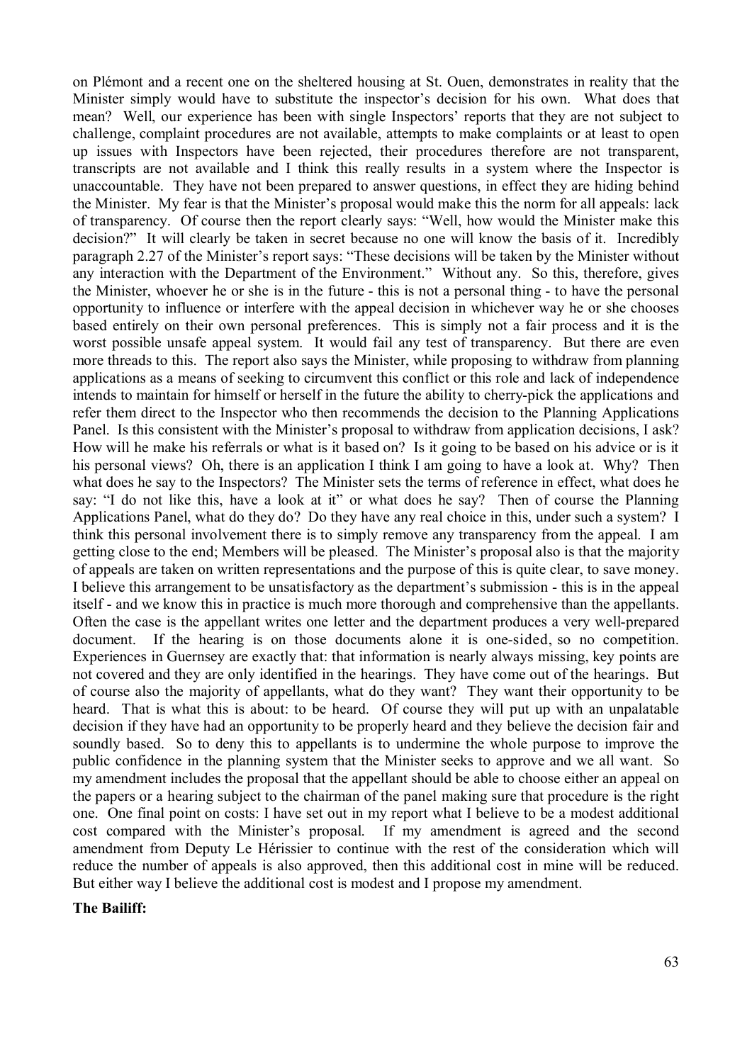on Plémont and a recent one on the sheltered housing at St. Ouen, demonstrates in reality that the Minister simply would have to substitute the inspector's decision for his own. What does that mean? Well, our experience has been with single Inspectors' reports that they are not subject to challenge, complaint procedures are not available, attempts to make complaints or at least to open up issues with Inspectors have been rejected, their procedures therefore are not transparent, transcripts are not available and I think this really results in a system where the Inspector is unaccountable. They have not been prepared to answer questions, in effect they are hiding behind the Minister. My fear is that the Minister's proposal would make this the norm for all appeals: lack of transparency. Of course then the report clearly says: "Well, how would the Minister make this decision?" It will clearly be taken in secret because no one will know the basis of it. Incredibly paragraph 2.27 of the Minister's report says: "These decisions will be taken by the Minister without any interaction with the Department of the Environment." Without any. So this, therefore, gives the Minister, whoever he or she is in the future - this is not a personal thing - to have the personal opportunity to influence or interfere with the appeal decision in whichever way he or she chooses based entirely on their own personal preferences. This is simply not a fair process and it is the worst possible unsafe appeal system. It would fail any test of transparency. But there are even more threads to this. The report also says the Minister, while proposing to withdraw from planning applications as a means of seeking to circumvent this conflict or this role and lack of independence intends to maintain for himself or herself in the future the ability to cherry-pick the applications and refer them direct to the Inspector who then recommends the decision to the Planning Applications Panel. Is this consistent with the Minister's proposal to withdraw from application decisions, I ask? How will he make his referrals or what is it based on? Is it going to be based on his advice or is it his personal views? Oh, there is an application I think I am going to have a look at. Why? Then what does he say to the Inspectors? The Minister sets the terms of reference in effect, what does he say: "I do not like this, have a look at it" or what does he say? Then of course the Planning Applications Panel, what do they do? Do they have any real choice in this, under such a system? I think this personal involvement there is to simply remove any transparency from the appeal. I am getting close to the end; Members will be pleased. The Minister's proposal also is that the majority of appeals are taken on written representations and the purpose of this is quite clear, to save money. I believe this arrangement to be unsatisfactory as the department's submission - this is in the appeal itself - and we know this in practice is much more thorough and comprehensive than the appellants. Often the case is the appellant writes one letter and the department produces a very well-prepared document. If the hearing is on those documents alone it is one-sided, so no competition. Experiences in Guernsey are exactly that: that information is nearly always missing, key points are not covered and they are only identified in the hearings. They have come out of the hearings. But of course also the majority of appellants, what do they want? They want their opportunity to be heard. That is what this is about: to be heard. Of course they will put up with an unpalatable decision if they have had an opportunity to be properly heard and they believe the decision fair and soundly based. So to deny this to appellants is to undermine the whole purpose to improve the public confidence in the planning system that the Minister seeks to approve and we all want. So my amendment includes the proposal that the appellant should be able to choose either an appeal on the papers or a hearing subject to the chairman of the panel making sure that procedure is the right one. One final point on costs: I have set out in my report what I believe to be a modest additional cost compared with the Minister's proposal. If my amendment is agreed and the second amendment from Deputy Le Hérissier to continue with the rest of the consideration which will reduce the number of appeals is also approved, then this additional cost in mine will be reduced. But either way I believe the additional cost is modest and I propose my amendment.

**The Bailiff:**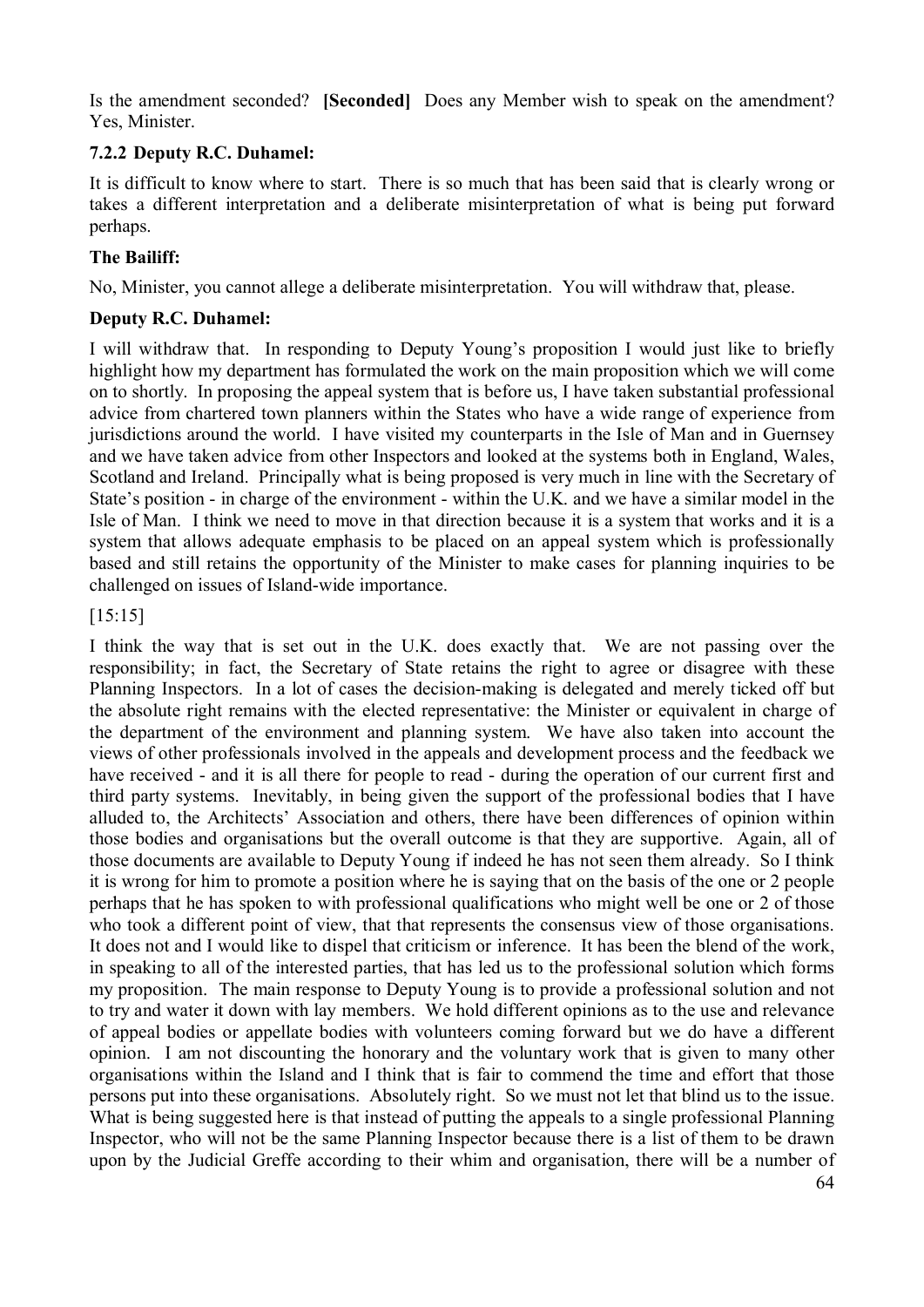Is the amendment seconded? **[Seconded]** Does any Member wish to speak on the amendment? Yes, Minister.

### 7.2.2 Deputy R.C. Duhamel:

It is difficult to know where to start. There is so much that has been said that is clearly wrong or takes a different interpretation and a deliberate misinterpretation of what is being put forward perhaps.

### The Bailiff:

No, Minister, you cannot allege a deliberate misinterpretation. You will withdraw that, please.

### Deputy R.C. Duhamel:

I will withdraw that. In responding to Deputy Young's proposition I would just like to briefly highlight how my department has formulated the work on the main proposition which we will come on to shortly. In proposing the appeal system that is before us, I have taken substantial professional advice from chartered town planners within the States who have a wide range of experience from jurisdictions around the world. I have visited my counterparts in the Isle of Man and in Guernsey and we have taken advice from other Inspectors and looked at the systems both in England, Wales, Scotland and Ireland. Principally what is being proposed is very much in line with the Secretary of State's position - in charge of the environment - within the U.K. and we have a similar model in the Isle of Man. I think we need to move in that direction because it is a system that works and it is a system that allows adequate emphasis to be placed on an appeal system which is professionally based and still retains the opportunity of the Minister to make cases for planning inquiries to be challenged on issues of Island-wide importance.

[15:15]

I think the way that is set out in the U.K. does exactly that. We are not passing over the responsibility; in fact, the Secretary of State retains the right to agree or disagree with these Planning Inspectors. In a lot of cases the decision-making is delegated and merely ticked off but the absolute right remains with the elected representative: the Minister or equivalent in charge of the department of the environment and planning system. We have also taken into account the views of other professionals involved in the appeals and development process and the feedback we have received - and it is all there for people to read - during the operation of our current first and third party systems. Inevitably, in being given the support of the professional bodies that I have alluded to, the Architects' Association and others, there have been differences of opinion within those bodies and organisations but the overall outcome is that they are supportive. Again, all of those documents are available to Deputy Young if indeed he has not seen them already. So I think it is wrong for him to promote a position where he is saying that on the basis of the one or 2 people perhaps that he has spoken to with professional qualifications who might well be one or 2 of those who took a different point of view, that that represents the consensus view of those organisations. It does not and I would like to dispel that criticism or inference. It has been the blend of the work, in speaking to all of the interested parties, that has led us to the professional solution which forms my proposition. The main response to Deputy Young is to provide a professional solution and not to try and water it down with lay members. We hold different opinions as to the use and relevance of appeal bodies or appellate bodies with volunteers coming forward but we do have a different opinion. I am not discounting the honorary and the voluntary work that is given to many other organisations within the Island and I think that is fair to commend the time and effort that those persons put into these organisations. Absolutely right. So we must not let that blind us to the issue. What is being suggested here is that instead of putting the appeals to a single professional Planning Inspector, who will not be the same Planning Inspector because there is a list of them to be drawn upon by the Judicial Greffe according to their whim and organisation, there will be a number of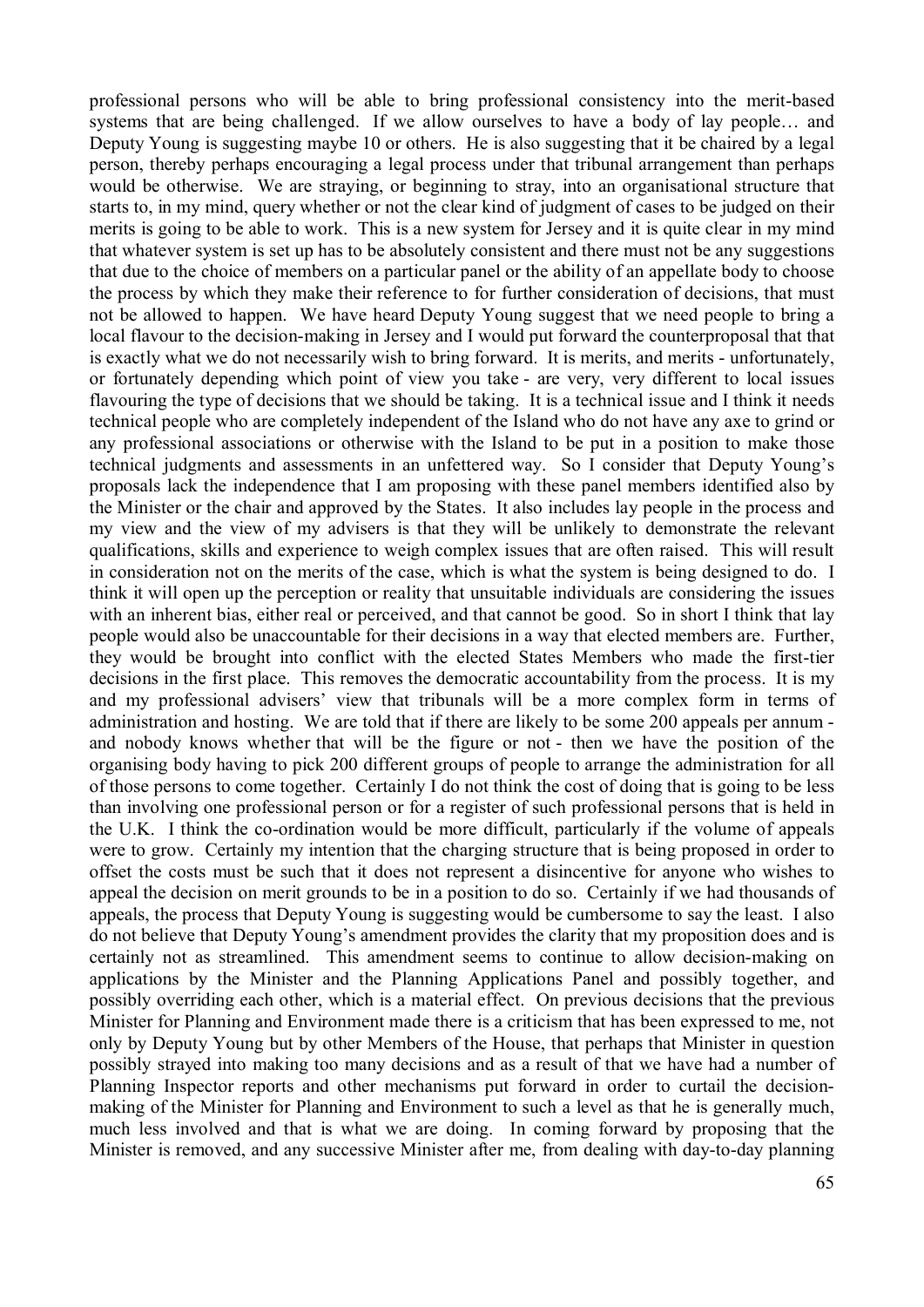professional persons who will be able to bring professional consistency into the merit-based systems that are being challenged. If we allow ourselves to have a body of lay people… and Deputy Young is suggesting maybe 10 or others. He is also suggesting that it be chaired by a legal person, thereby perhaps encouraging a legal process under that tribunal arrangement than perhaps would be otherwise. We are straying, or beginning to stray, into an organisational structure that starts to, in my mind, query whether or not the clear kind of judgment of cases to be judged on their merits is going to be able to work. This is a new system for Jersey and it is quite clear in my mind that whatever system is set up has to be absolutely consistent and there must not be any suggestions that due to the choice of members on a particular panel or the ability of an appellate body to choose the process by which they make their reference to for further consideration of decisions, that must not be allowed to happen. We have heard Deputy Young suggest that we need people to bring a local flavour to the decision-making in Jersey and I would put forward the counterproposal that that is exactly what we do not necessarily wish to bring forward. It is merits, and merits - unfortunately, or fortunately depending which point of view you take - are very, very different to local issues flavouring the type of decisions that we should be taking. It is a technical issue and I think it needs technical people who are completely independent of the Island who do not have any axe to grind or any professional associations or otherwise with the Island to be put in a position to make those technical judgments and assessments in an unfettered way. So I consider that Deputy Young's proposals lack the independence that I am proposing with these panel members identified also by the Minister or the chair and approved by the States. It also includes lay people in the process and my view and the view of my advisers is that they will be unlikely to demonstrate the relevant qualifications, skills and experience to weigh complex issues that are often raised. This will result in consideration not on the merits of the case, which is what the system is being designed to do. I think it will open up the perception or reality that unsuitable individuals are considering the issues with an inherent bias, either real or perceived, and that cannot be good. So in short I think that lay people would also be unaccountable for their decisions in a way that elected members are. Further, they would be brought into conflict with the elected States Members who made the first-tier decisions in the first place. This removes the democratic accountability from the process. It is my and my professional advisers' view that tribunals will be a more complex form in terms of administration and hosting. We are told that if there are likely to be some 200 appeals per annum - and nobody knows whether that will be the figure or not - then we have the position of the organising body having to pick 200 different groups of people to arrange the administration for all of those persons to come together. Certainly I do not think the cost of doing that is going to be less than involving one professional person or for a register of such professional persons that is held in the U.K. I think the co-ordination would be more difficult, particularly if the volume of appeals were to grow. Certainly my intention that the charging structure that is being proposed in order to offset the costs must be such that it does not represent a disincentive for anyone who wishes to appeal the decision on merit grounds to be in a position to do so. Certainly if we had thousands of appeals, the process that Deputy Young is suggesting would be cumbersome to say the least. I also do not believe that Deputy Young's amendment provides the clarity that my proposition does and is certainly not as streamlined. This amendment seems to continue to allow decision-making on applications by the Minister and the Planning Applications Panel and possibly together, and possibly overriding each other, which is a material effect. On previous decisions that the previous Minister for Planning and Environment made there is a criticism that has been expressed to me, not only by Deputy Young but by other Members of the House, that perhaps that Minister in question possibly strayed into making too many decisions and as a result of that we have had a number of Planning Inspector reports and other mechanisms put forward in order to curtail the decision-making of the Minister for Planning and Environment to such a level as that he is generally much, much less involved and that is what we are doing. In coming forward by proposing that the Minister is removed, and any successive Minister after me, from dealing with day-to-day planning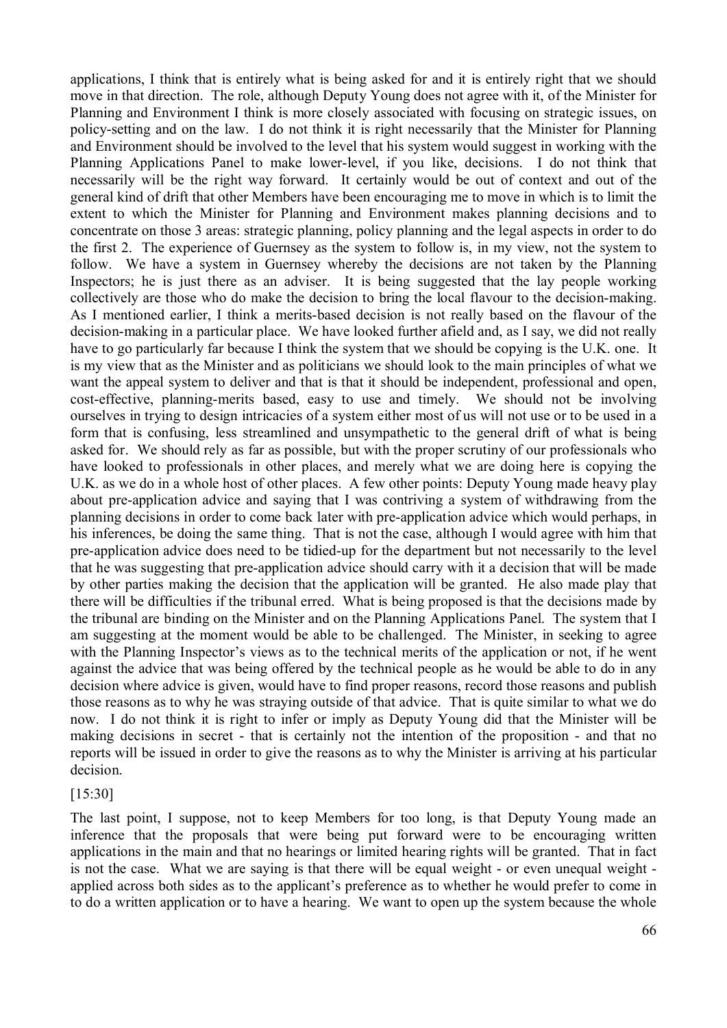applications, I think that is entirely what is being asked for and it is entirely right that we should move in that direction. The role, although Deputy Young does not agree with it, of the Minister for Planning and Environment I think is more closely associated with focusing on strategic issues, on policy-setting and on the law. I do not think it is right necessarily that the Minister for Planning and Environment should be involved to the level that his system would suggest in working with the Planning Applications Panel to make lower-level, if you like, decisions. I do not think that necessarily will be the right way forward. It certainly would be out of context and out of the general kind of drift that other Members have been encouraging me to move in which is to limit the extent to which the Minister for Planning and Environment makes planning decisions and to concentrate on those 3 areas: strategic planning, policy planning and the legal aspects in order to do the first 2. The experience of Guernsey as the system to follow is, in my view, not the system to follow. We have a system in Guernsey whereby the decisions are not taken by the Planning Inspectors; he is just there as an adviser. It is being suggested that the lay people working collectively are those who do make the decision to bring the local flavour to the decision-making. As I mentioned earlier, I think a merits-based decision is not really based on the flavour of the decision-making in a particular place. We have looked further afield and, as I say, we did not really have to go particularly far because I think the system that we should be copying is the U.K. one. It is my view that as the Minister and as politicians we should look to the main principles of what we want the appeal system to deliver and that is that it should be independent, professional and open, cost-effective, planning-merits based, easy to use and timely. We should not be involving ourselves in trying to design intricacies of a system either most of us will not use or to be used in a form that is confusing, less streamlined and unsympathetic to the general drift of what is being asked for. We should rely as far as possible, but with the proper scrutiny of our professionals who have looked to professionals in other places, and merely what we are doing here is copying the U.K. as we do in a whole host of other places. A few other points: Deputy Young made heavy play about pre-application advice and saying that I was contriving a system of withdrawing from the planning decisions in order to come back later with pre-application advice which would perhaps, in his inferences, be doing the same thing. That is not the case, although I would agree with him that pre-application advice does need to be tidied-up for the department but not necessarily to the level that he was suggesting that pre-application advice should carry with it a decision that will be made by other parties making the decision that the application will be granted. He also made play that there will be difficulties if the tribunal erred. What is being proposed is that the decisions made by the tribunal are binding on the Minister and on the Planning Applications Panel. The system that I am suggesting at the moment would be able to be challenged. The Minister, in seeking to agree with the Planning Inspector's views as to the technical merits of the application or not, if he went against the advice that was being offered by the technical people as he would be able to do in any decision where advice is given, would have to find proper reasons, record those reasons and publish those reasons as to why he was straying outside of that advice. That is quite similar to what we do now. I do not think it is right to infer or imply as Deputy Young did that the Minister will be making decisions in secret - that is certainly not the intention of the proposition - and that no reports will be issued in order to give the reasons as to why the Minister is arriving at his particular decision.

[15:30]

The last point, I suppose, not to keep Members for too long, is that Deputy Young made an inference that the proposals that were being put forward were to be encouraging written applications in the main and that no hearings or limited hearing rights will be granted. That in fact is not the case. What we are saying is that there will be equal weight - or even unequal weight - applied across both sides as to the applicant's preference as to whether he would prefer to come in to do a written application or to have a hearing. We want to open up the system because the whole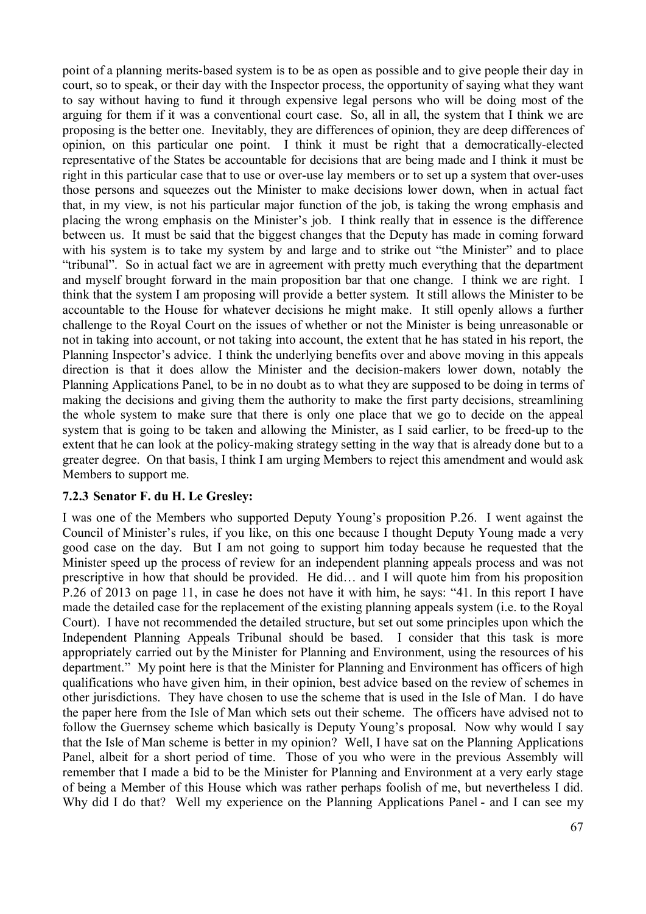point of a planning merits-based system is to be as open as possible and to give people their day in court, so to speak, or their day with the Inspector process, the opportunity of saying what they want to say without having to fund it through expensive legal persons who will be doing most of the arguing for them if it was a conventional court case. So, all in all, the system that I think we are proposing is the better one. Inevitably, they are differences of opinion, they are deep differences of opinion, on this particular one point. I think it must be right that a democratically-elected representative of the States be accountable for decisions that are being made and I think it must be right in this particular case that to use or over-use lay members or to set up a system that over-uses those persons and squeezes out the Minister to make decisions lower down, when in actual fact that, in my view, is not his particular major function of the job, is taking the wrong emphasis and placing the wrong emphasis on the Minister's job. I think really that in essence is the difference between us. It must be said that the biggest changes that the Deputy has made in coming forward with his system is to take my system by and large and to strike out "the Minister" and to place "tribunal". So in actual fact we are in agreement with pretty much everything that the department and myself brought forward in the main proposition bar that one change. I think we are right. I think that the system I am proposing will provide a better system. It still allows the Minister to be accountable to the House for whatever decisions he might make. It still openly allows a further challenge to the Royal Court on the issues of whether or not the Minister is being unreasonable or not in taking into account, or not taking into account, the extent that he has stated in his report, the Planning Inspector's advice. I think the underlying benefits over and above moving in this appeals direction is that it does allow the Minister and the decision-makers lower down, notably the Planning Applications Panel, to be in no doubt as to what they are supposed to be doing in terms of making the decisions and giving them the authority to make the first party decisions, streamlining the whole system to make sure that there is only one place that we go to decide on the appeal system that is going to be taken and allowing the Minister, as I said earlier, to be freed-up to the extent that he can look at the policy-making strategy setting in the way that is already done but to a greater degree. On that basis, I think I am urging Members to reject this amendment and would ask Members to support me.

### 7.2.3 Senator F. du H. Le Gresley:

I was one of the Members who supported Deputy Young's proposition P.26. I went against the Council of Minister's rules, if you like, on this one because I thought Deputy Young made a very good case on the day. But I am not going to support him today because he requested that the Minister speed up the process of review for an independent planning appeals process and was not prescriptive in how that should be provided. He did… and I will quote him from his proposition P.26 of 2013 on page 11, in case he does not have it with him, he says: "41. In this report I have made the detailed case for the replacement of the existing planning appeals system (i.e. to the Royal Court). I have not recommended the detailed structure, but set out some principles upon which the Independent Planning Appeals Tribunal should be based. I consider that this task is more appropriately carried out by the Minister for Planning and Environment, using the resources of his department." My point here is that the Minister for Planning and Environment has officers of high qualifications who have given him, in their opinion, best advice based on the review of schemes in other jurisdictions. They have chosen to use the scheme that is used in the Isle of Man. I do have the paper here from the Isle of Man which sets out their scheme. The officers have advised not to follow the Guernsey scheme which basically is Deputy Young's proposal. Now why would I say that the Isle of Man scheme is better in my opinion? Well, I have sat on the Planning Applications Panel, albeit for a short period of time. Those of you who were in the previous Assembly will remember that I made a bid to be the Minister for Planning and Environment at a very early stage of being a Member of this House which was rather perhaps foolish of me, but nevertheless I did. Why did I do that? Well my experience on the Planning Applications Panel - and I can see my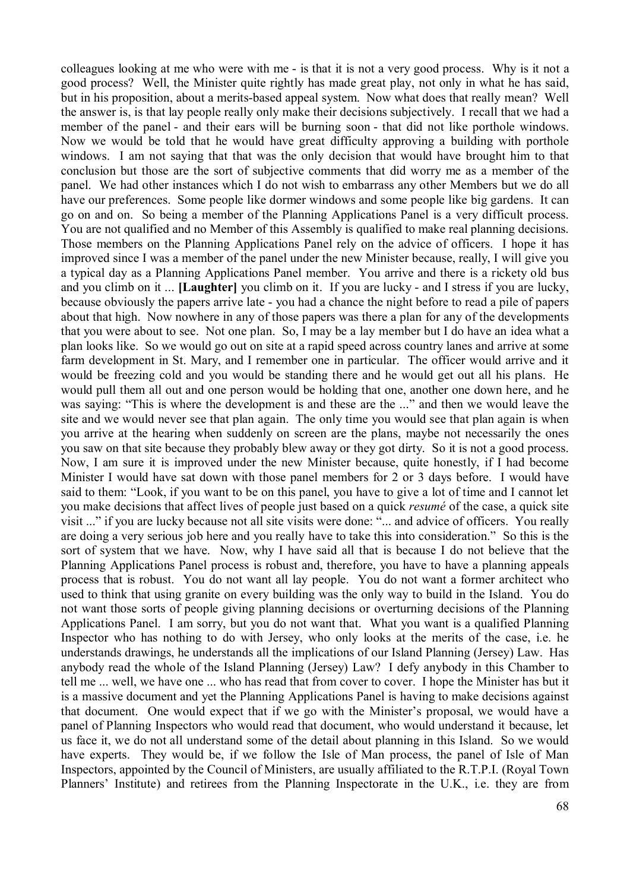colleagues looking at me who were with me - is that it is not a very good process. Why is it not a good process? Well, the Minister quite rightly has made great play, not only in what he has said, but in his proposition, about a merits-based appeal system. Now what does that really mean? Well the answer is, is that lay people really only make their decisions subjectively. I recall that we had a member of the panel - and their ears will be burning soon - that did not like porthole windows. Now we would be told that he would have great difficulty approving a building with porthole windows. I am not saying that that was the only decision that would have brought him to that conclusion but those are the sort of subjective comments that did worry me as a member of the panel. We had other instances which I do not wish to embarrass any other Members but we do all have our preferences. Some people like dormer windows and some people like big gardens. It can go on and on. So being a member of the Planning Applications Panel is a very difficult process. You are not qualified and no Member of this Assembly is qualified to make real planning decisions. Those members on the Planning Applications Panel rely on the advice of officers. I hope it has improved since I was a member of the panel under the new Minister because, really, I will give you a typical day as a Planning Applications Panel member. You arrive and there is a rickety old bus and you climb on it ... **[Laughter]** you climb on it. If you are lucky - and I stress if you are lucky, because obviously the papers arrive late - you had a chance the night before to read a pile of papers about that high. Now nowhere in any of those papers was there a plan for any of the developments that you were about to see. Not one plan. So, I may be a lay member but I do have an idea what a plan looks like. So we would go out on site at a rapid speed across country lanes and arrive at some farm development in St. Mary, and I remember one in particular. The officer would arrive and it would be freezing cold and you would be standing there and he would get out all his plans. He would pull them all out and one person would be holding that one, another one down here, and he was saying: "This is where the development is and these are the ..." and then we would leave the site and we would never see that plan again. The only time you would see that plan again is when you arrive at the hearing when suddenly on screen are the plans, maybe not necessarily the ones you saw on that site because they probably blew away or they got dirty. So it is not a good process. Now, I am sure it is improved under the new Minister because, quite honestly, if I had become Minister I would have sat down with those panel members for 2 or 3 days before. I would have said to them: "Look, if you want to be on this panel, you have to give a lot of time and I cannot let you make decisions that affect lives of people just based on a quick *resumé* of the case, a quick site visit ..." if you are lucky because not all site visits were done: "... and advice of officers. You really are doing a very serious job here and you really have to take this into consideration." So this is the sort of system that we have. Now, why I have said all that is because I do not believe that the Planning Applications Panel process is robust and, therefore, you have to have a planning appeals process that is robust. You do not want all lay people. You do not want a former architect who used to think that using granite on every building was the only way to build in the Island. You do not want those sorts of people giving planning decisions or overturning decisions of the Planning Applications Panel. I am sorry, but you do not want that. What you want is a qualified Planning Inspector who has nothing to do with Jersey, who only looks at the merits of the case, i.e. he understands drawings, he understands all the implications of our Island Planning (Jersey) Law. Has anybody read the whole of the Island Planning (Jersey) Law? I defy anybody in this Chamber to tell me ... well, we have one ... who has read that from cover to cover. I hope the Minister has but it is a massive document and yet the Planning Applications Panel is having to make decisions against that document. One would expect that if we go with the Minister's proposal, we would have a panel of Planning Inspectors who would read that document, who would understand it because, let us face it, we do not all understand some of the detail about planning in this Island. So we would have experts. They would be, if we follow the Isle of Man process, the panel of Isle of Man Inspectors, appointed by the Council of Ministers, are usually affiliated to the R.T.P.I. (Royal Town Planners' Institute) and retirees from the Planning Inspectorate in the U.K., i.e. they are from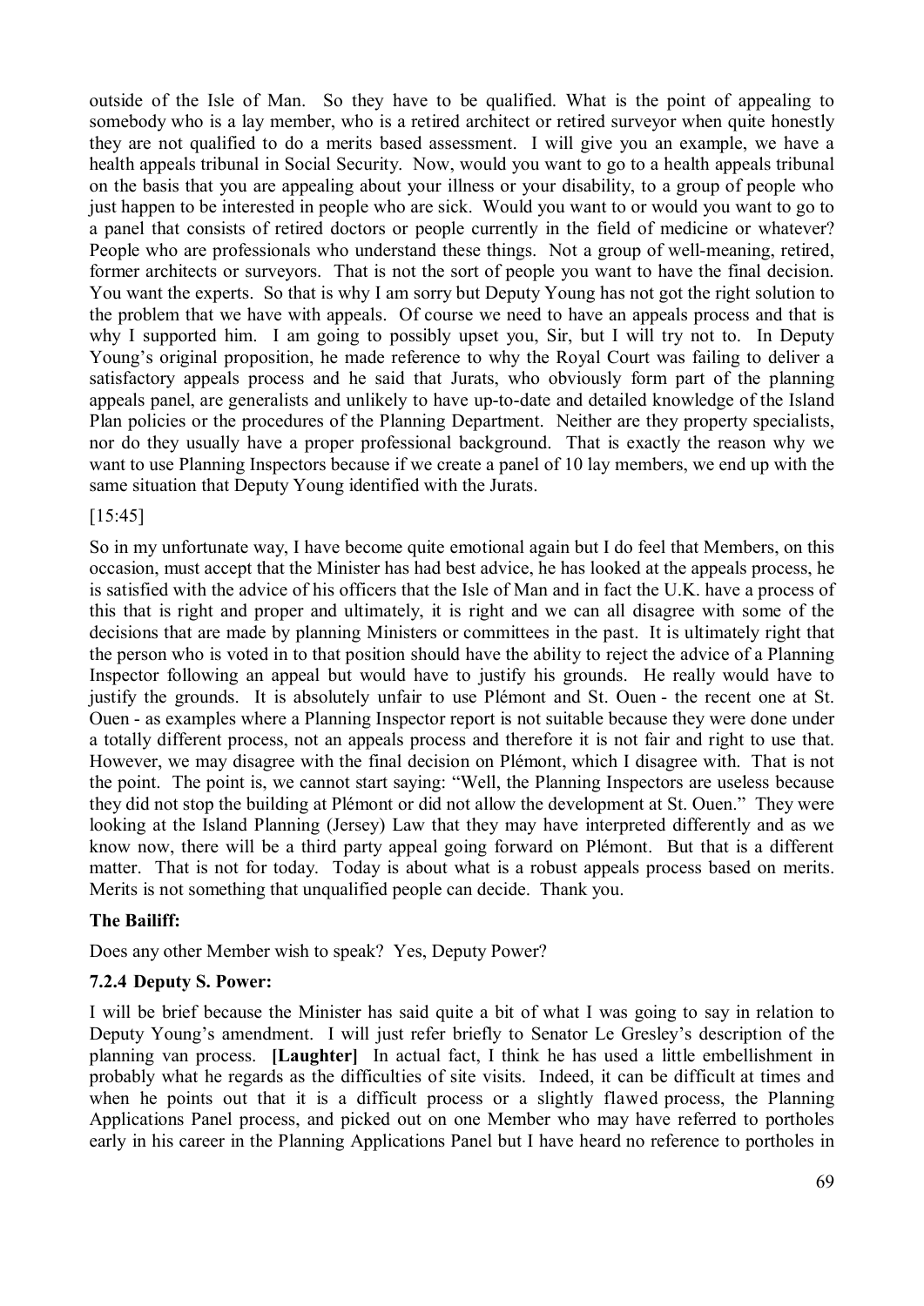outside of the Isle of Man. So they have to be qualified. What is the point of appealing to somebody who is a lay member, who is a retired architect or retired surveyor when quite honestly they are not qualified to do a merits based assessment. I will give you an example, we have a health appeals tribunal in Social Security. Now, would you want to go to a health appeals tribunal on the basis that you are appealing about your illness or your disability, to a group of people who just happen to be interested in people who are sick. Would you want to or would you want to go to a panel that consists of retired doctors or people currently in the field of medicine or whatever? People who are professionals who understand these things. Not a group of well-meaning, retired, former architects or surveyors. That is not the sort of people you want to have the final decision. You want the experts. So that is why I am sorry but Deputy Young has not got the right solution to the problem that we have with appeals. Of course we need to have an appeals process and that is why I supported him. I am going to possibly upset you, Sir, but I will try not to. In Deputy Young's original proposition, he made reference to why the Royal Court was failing to deliver a satisfactory appeals process and he said that Jurats, who obviously form part of the planning appeals panel, are generalists and unlikely to have up-to-date and detailed knowledge of the Island Plan policies or the procedures of the Planning Department. Neither are they property specialists, nor do they usually have a proper professional background. That is exactly the reason why we want to use Planning Inspectors because if we create a panel of 10 lay members, we end up with the same situation that Deputy Young identified with the Jurats.

[15:45]

So in my unfortunate way, I have become quite emotional again but I do feel that Members, on this occasion, must accept that the Minister has had best advice, he has looked at the appeals process, he is satisfied with the advice of his officers that the Isle of Man and in fact the U.K. have a process of this that is right and proper and ultimately, it is right and we can all disagree with some of the decisions that are made by planning Ministers or committees in the past. It is ultimately right that the person who is voted in to that position should have the ability to reject the advice of a Planning Inspector following an appeal but would have to justify his grounds. He really would have to justify the grounds. It is absolutely unfair to use Plémont and St. Ouen - the recent one at St. Ouen - as examples where a Planning Inspector report is not suitable because they were done under a totally different process, not an appeals process and therefore it is not fair and right to use that. However, we may disagree with the final decision on Plémont, which I disagree with. That is not the point. The point is, we cannot start saying: "Well, the Planning Inspectors are useless because they did not stop the building at Plémont or did not allow the development at St. Ouen." They were looking at the Island Planning (Jersey) Law that they may have interpreted differently and as we know now, there will be a third party appeal going forward on Plémont. But that is a different matter. That is not for today. Today is about what is a robust appeals process based on merits. Merits is not something that unqualified people can decide. Thank you.

**The Bailiff:**

Does any other Member wish to speak? Yes, Deputy Power?

**7.2.4 Deputy S. Power:**

I will be brief because the Minister has said quite a bit of what I was going to say in relation to Deputy Young's amendment. I will just refer briefly to Senator Le Gresley's description of the planning van process. **[Laughter]** In actual fact, I think he has used a little embellishment in probably what he regards as the difficulties of site visits. Indeed, it can be difficult at times and when he points out that it is a difficult process or a slightly flawed process, the Planning Applications Panel process, and picked out on one Member who may have referred to portholes early in his career in the Planning Applications Panel but I have heard no reference to portholes in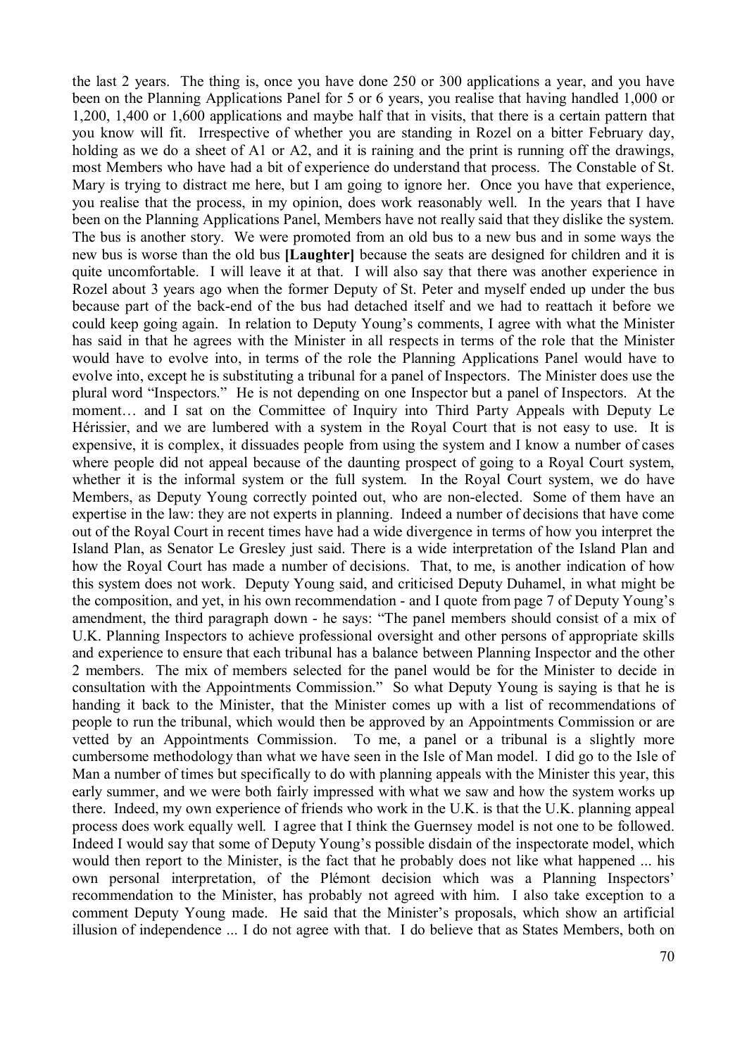the last 2 years. The thing is, once you have done 250 or 300 applications a year, and you have been on the Planning Applications Panel for 5 or 6 years, you realise that having handled 1,000 or 1,200, 1,400 or 1,600 applications and maybe half that in visits, that there is a certain pattern that you know will fit. Irrespective of whether you are standing in Rozel on a bitter February day, holding as we do a sheet of A1 or A2, and it is raining and the print is running off the drawings, most Members who have had a bit of experience do understand that process. The Constable of St. Mary is trying to distract me here, but I am going to ignore her. Once you have that experience, you realise that the process, in my opinion, does work reasonably well. In the years that I have been on the Planning Applications Panel, Members have not really said that they dislike the system. The bus is another story. We were promoted from an old bus to a new bus and in some ways the new bus is worse than the old bus **[Laughter]** because the seats are designed for children and it is quite uncomfortable. I will leave it at that. I will also say that there was another experience in Rozel about 3 years ago when the former Deputy of St. Peter and myself ended up under the bus because part of the back-end of the bus had detached itself and we had to reattach it before we could keep going again. In relation to Deputy Young's comments, I agree with what the Minister has said in that he agrees with the Minister in all respects in terms of the role that the Minister would have to evolve into, in terms of the role the Planning Applications Panel would have to evolve into, except he is substituting a tribunal for a panel of Inspectors. The Minister does use the plural word "Inspectors." He is not depending on one Inspector but a panel of Inspectors. At the moment… and I sat on the Committee of Inquiry into Third Party Appeals with Deputy Le Hérissier, and we are lumbered with a system in the Royal Court that is not easy to use. It is expensive, it is complex, it dissuades people from using the system and I know a number of cases where people did not appeal because of the daunting prospect of going to a Royal Court system, whether it is the informal system or the full system. In the Royal Court system, we do have Members, as Deputy Young correctly pointed out, who are non-elected. Some of them have an expertise in the law: they are not experts in planning. Indeed a number of decisions that have come out of the Royal Court in recent times have had a wide divergence in terms of how you interpret the Island Plan, as Senator Le Gresley just said. There is a wide interpretation of the Island Plan and how the Royal Court has made a number of decisions. That, to me, is another indication of how this system does not work. Deputy Young said, and criticised Deputy Duhamel, in what might be the composition, and yet, in his own recommendation - and I quote from page 7 of Deputy Young's amendment, the third paragraph down - he says: "The panel members should consist of a mix of U.K. Planning Inspectors to achieve professional oversight and other persons of appropriate skills and experience to ensure that each tribunal has a balance between Planning Inspector and the other 2 members. The mix of members selected for the panel would be for the Minister to decide in consultation with the Appointments Commission." So what Deputy Young is saying is that he is handing it back to the Minister, that the Minister comes up with a list of recommendations of people to run the tribunal, which would then be approved by an Appointments Commission or are vetted by an Appointments Commission. To me, a panel or a tribunal is a slightly more cumbersome methodology than what we have seen in the Isle of Man model. I did go to the Isle of Man a number of times but specifically to do with planning appeals with the Minister this year, this early summer, and we were both fairly impressed with what we saw and how the system works up there. Indeed, my own experience of friends who work in the U.K. is that the U.K. planning appeal process does work equally well. I agree that I think the Guernsey model is not one to be followed. Indeed I would say that some of Deputy Young's possible disdain of the inspectorate model, which would then report to the Minister, is the fact that he probably does not like what happened ... his own personal interpretation, of the Plémont decision which was a Planning Inspectors' recommendation to the Minister, has probably not agreed with him. I also take exception to a comment Deputy Young made. He said that the Minister's proposals, which show an artificial illusion of independence ... I do not agree with that. I do believe that as States Members, both on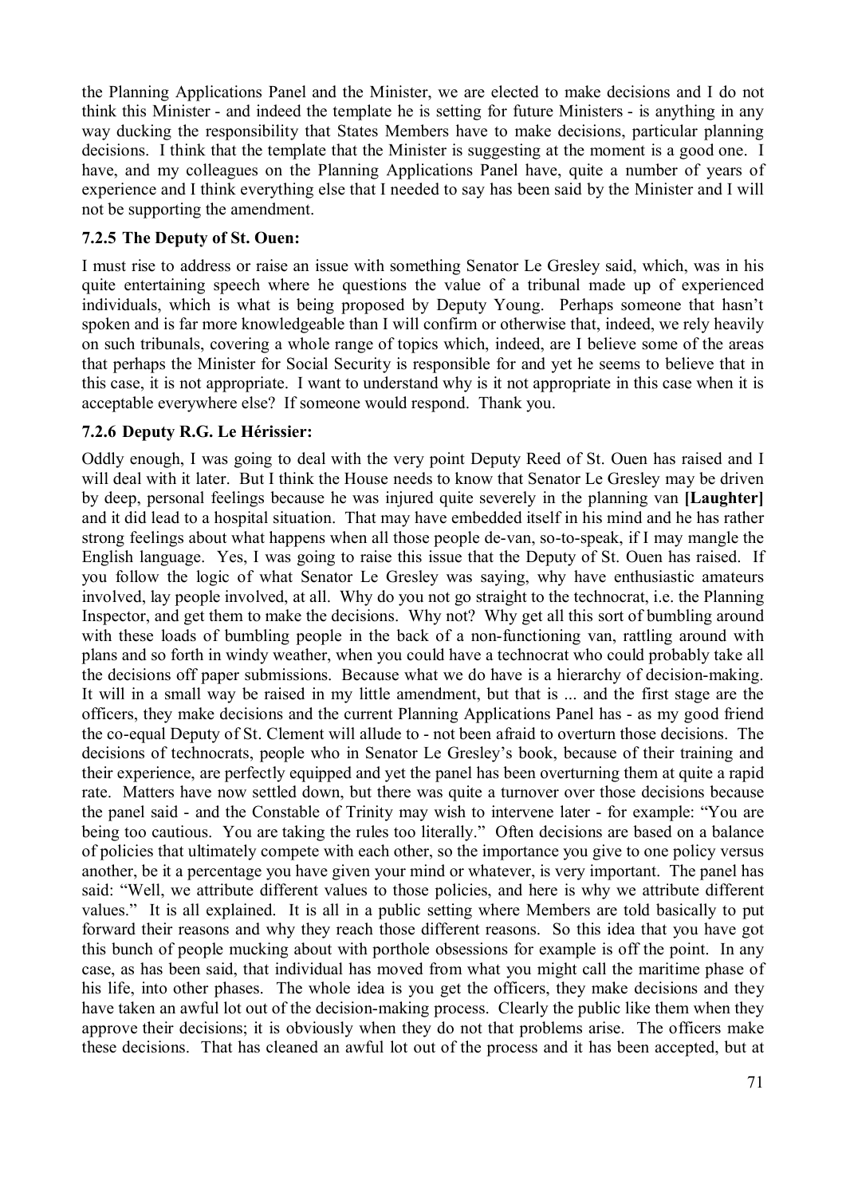the Planning Applications Panel and the Minister, we are elected to make decisions and I do not think this Minister - and indeed the template he is setting for future Ministers - is anything in any way ducking the responsibility that States Members have to make decisions, particular planning decisions. I think that the template that the Minister is suggesting at the moment is a good one. I have, and my colleagues on the Planning Applications Panel have, quite a number of years of experience and I think everything else that I needed to say has been said by the Minister and I will not be supporting the amendment.

### 7.2.5 The Deputy of St. Ouen:

I must rise to address or raise an issue with something Senator Le Gresley said, which, was in his quite entertaining speech where he questions the value of a tribunal made up of experienced individuals, which is what is being proposed by Deputy Young. Perhaps someone that hasn't spoken and is far more knowledgeable than I will confirm or otherwise that, indeed, we rely heavily on such tribunals, covering a whole range of topics which, indeed, are I believe some of the areas that perhaps the Minister for Social Security is responsible for and yet he seems to believe that in this case, it is not appropriate. I want to understand why is it not appropriate in this case when it is acceptable everywhere else? If someone would respond. Thank you.

### 7.2.6 Deputy R.G. Le Hérissier:

Oddly enough, I was going to deal with the very point Deputy Reed of St. Ouen has raised and I will deal with it later. But I think the House needs to know that Senator Le Gresley may be driven by deep, personal feelings because he was injured quite severely in the planning van **[Laughter]** and it did lead to a hospital situation. That may have embedded itself in his mind and he has rather strong feelings about what happens when all those people de-van, so-to-speak, if I may mangle the English language. Yes, I was going to raise this issue that the Deputy of St. Ouen has raised. If you follow the logic of what Senator Le Gresley was saying, why have enthusiastic amateurs involved, lay people involved, at all. Why do you not go straight to the technocrat, i.e. the Planning Inspector, and get them to make the decisions. Why not? Why get all this sort of bumbling around with these loads of bumbling people in the back of a non-functioning van, rattling around with plans and so forth in windy weather, when you could have a technocrat who could probably take all the decisions off paper submissions. Because what we do have is a hierarchy of decision-making. It will in a small way be raised in my little amendment, but that is ... and the first stage are the officers, they make decisions and the current Planning Applications Panel has - as my good friend the co-equal Deputy of St. Clement will allude to - not been afraid to overturn those decisions. The decisions of technocrats, people who in Senator Le Gresley's book, because of their training and their experience, are perfectly equipped and yet the panel has been overturning them at quite a rapid rate. Matters have now settled down, but there was quite a turnover over those decisions because the panel said - and the Constable of Trinity may wish to intervene later - for example: "You are being too cautious. You are taking the rules too literally." Often decisions are based on a balance of policies that ultimately compete with each other, so the importance you give to one policy versus another, be it a percentage you have given your mind or whatever, is very important. The panel has said: "Well, we attribute different values to those policies, and here is why we attribute different values." It is all explained. It is all in a public setting where Members are told basically to put forward their reasons and why they reach those different reasons. So this idea that you have got this bunch of people mucking about with porthole obsessions for example is off the point. In any case, as has been said, that individual has moved from what you might call the maritime phase of his life, into other phases. The whole idea is you get the officers, they make decisions and they have taken an awful lot out of the decision-making process. Clearly the public like them when they approve their decisions; it is obviously when they do not that problems arise. The officers make these decisions. That has cleaned an awful lot out of the process and it has been accepted, but at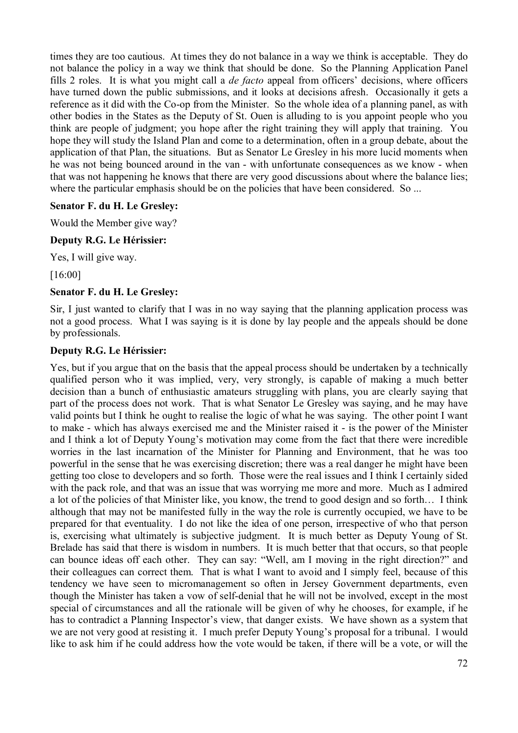times they are too cautious. At times they do not balance in a way we think is acceptable. They do not balance the policy in a way we think that should be done. So the Planning Application Panel fills 2 roles. It is what you might call a *de facto* appeal from officers' decisions, where officers have turned down the public submissions, and it looks at decisions afresh. Occasionally it gets a reference as it did with the Co-op from the Minister. So the whole idea of a planning panel, as with other bodies in the States as the Deputy of St. Ouen is alluding to is you appoint people who you think are people of judgment; you hope after the right training they will apply that training. You hope they will study the Island Plan and come to a determination, often in a group debate, about the application of that Plan, the situations. But as Senator Le Gresley in his more lucid moments when he was not being bounced around in the van - with unfortunate consequences as we know - when that was not happening he knows that there are very good discussions about where the balance lies; where the particular emphasis should be on the policies that have been considered. So ...

**Senator F. du H. Le Gresley:**

Would the Member give way?

**Deputy R.G. Le Hérissier:**

Yes, I will give way.

[16:00]

**Senator F. du H. Le Gresley:**

Sir, I just wanted to clarify that I was in no way saying that the planning application process was not a good process. What I was saying is it is done by lay people and the appeals should be done by professionals.

**Deputy R.G. Le Hérissier:**

Yes, but if you argue that on the basis that the appeal process should be undertaken by a technically qualified person who it was implied, very, very strongly, is capable of making a much better decision than a bunch of enthusiastic amateurs struggling with plans, you are clearly saying that part of the process does not work. That is what Senator Le Gresley was saying, and he may have valid points but I think he ought to realise the logic of what he was saying. The other point I want to make - which has always exercised me and the Minister raised it - is the power of the Minister and I think a lot of Deputy Young's motivation may come from the fact that there were incredible worries in the last incarnation of the Minister for Planning and Environment, that he was too powerful in the sense that he was exercising discretion; there was a real danger he might have been getting too close to developers and so forth. Those were the real issues and I think I certainly sided with the pack role, and that was an issue that was worrying me more and more. Much as I admired a lot of the policies of that Minister like, you know, the trend to good design and so forth… I think although that may not be manifested fully in the way the role is currently occupied, we have to be prepared for that eventuality. I do not like the idea of one person, irrespective of who that person is, exercising what ultimately is subjective judgment. It is much better as Deputy Young of St. Brelade has said that there is wisdom in numbers. It is much better that that occurs, so that people can bounce ideas off each other. They can say: "Well, am I moving in the right direction?" and their colleagues can correct them. That is what I want to avoid and I simply feel, because of this tendency we have seen to micromanagement so often in Jersey Government departments, even though the Minister has taken a vow of self-denial that he will not be involved, except in the most special of circumstances and all the rationale will be given of why he chooses, for example, if he has to contradict a Planning Inspector's view, that danger exists. We have shown as a system that we are not very good at resisting it. I much prefer Deputy Young's proposal for a tribunal. I would like to ask him if he could address how the vote would be taken, if there will be a vote, or will the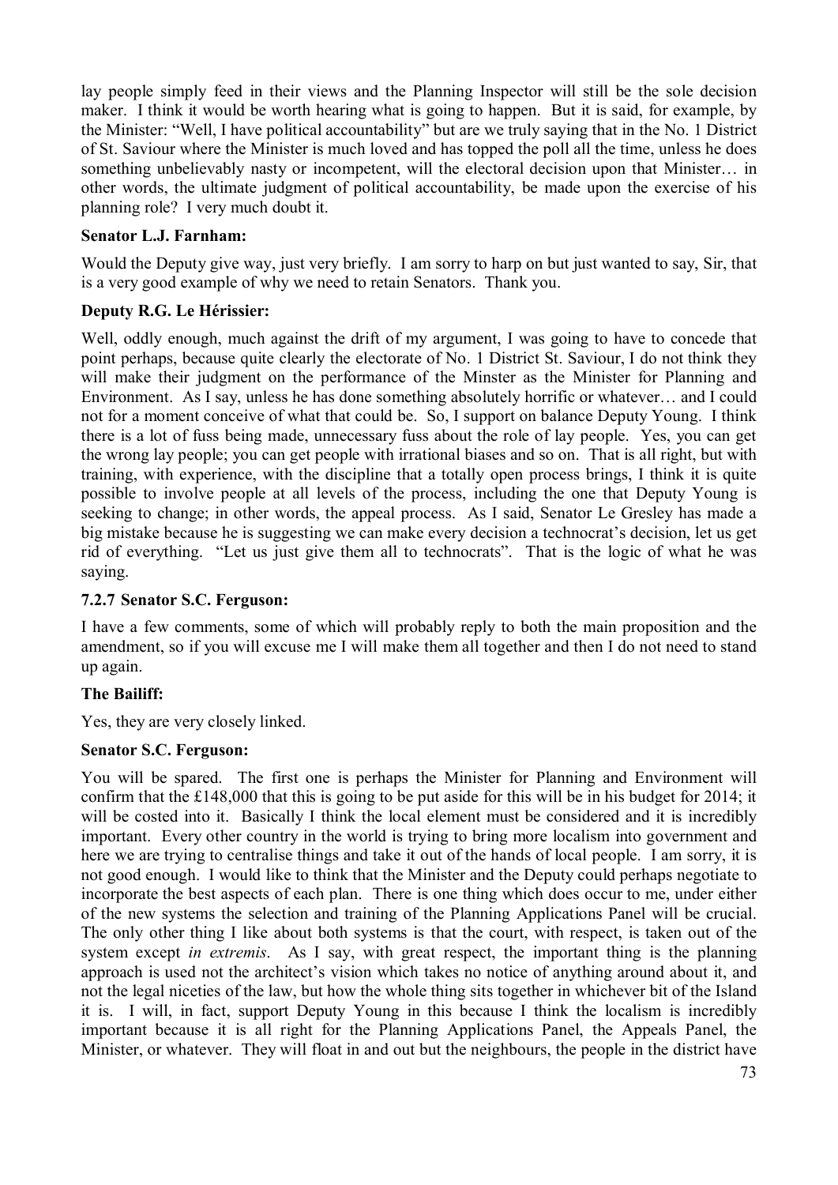lay people simply feed in their views and the Planning Inspector will still be the sole decision maker. I think it would be worth hearing what is going to happen. But it is said, for example, by the Minister: "Well, I have political accountability" but are we truly saying that in the No. 1 District of St. Saviour where the Minister is much loved and has topped the poll all the time, unless he does something unbelievably nasty or incompetent, will the electoral decision upon that Minister… in other words, the ultimate judgment of political accountability, be made upon the exercise of his planning role? I very much doubt it.

**Senator L.J. Farnham:**

Would the Deputy give way, just very briefly. I am sorry to harp on but just wanted to say, Sir, that is a very good example of why we need to retain Senators. Thank you.

**Deputy R.G. Le Hérissier:**

Well, oddly enough, much against the drift of my argument, I was going to have to concede that point perhaps, because quite clearly the electorate of No. 1 District St. Saviour, I do not think they will make their judgment on the performance of the Minster as the Minister for Planning and Environment. As I say, unless he has done something absolutely horrific or whatever… and I could not for a moment conceive of what that could be. So, I support on balance Deputy Young. I think there is a lot of fuss being made, unnecessary fuss about the role of lay people. Yes, you can get the wrong lay people; you can get people with irrational biases and so on. That is all right, but with training, with experience, with the discipline that a totally open process brings, I think it is quite possible to involve people at all levels of the process, including the one that Deputy Young is seeking to change; in other words, the appeal process. As I said, Senator Le Gresley has made a big mistake because he is suggesting we can make every decision a technocrat's decision, let us get rid of everything. "Let us just give them all to technocrats". That is the logic of what he was saying.

### 7.2.7 Senator S.C. Ferguson:

I have a few comments, some of which will probably reply to both the main proposition and the amendment, so if you will excuse me I will make them all together and then I do not need to stand up again.

**The Bailiff:**

Yes, they are very closely linked.

**Senator S.C. Ferguson:**

You will be spared. The first one is perhaps the Minister for Planning and Environment will confirm that the £148,000 that this is going to be put aside for this will be in his budget for 2014; it will be costed into it. Basically I think the local element must be considered and it is incredibly important. Every other country in the world is trying to bring more localism into government and here we are trying to centralise things and take it out of the hands of local people. I am sorry, it is not good enough. I would like to think that the Minister and the Deputy could perhaps negotiate to incorporate the best aspects of each plan. There is one thing which does occur to me, under either of the new systems the selection and training of the Planning Applications Panel will be crucial. The only other thing I like about both systems is that the court, with respect, is taken out of the system except *in extremis*. As I say, with great respect, the important thing is the planning approach is used not the architect's vision which takes no notice of anything around about it, and not the legal niceties of the law, but how the whole thing sits together in whichever bit of the Island it is. I will, in fact, support Deputy Young in this because I think the localism is incredibly important because it is all right for the Planning Applications Panel, the Appeals Panel, the Minister, or whatever. They will float in and out but the neighbours, the people in the district have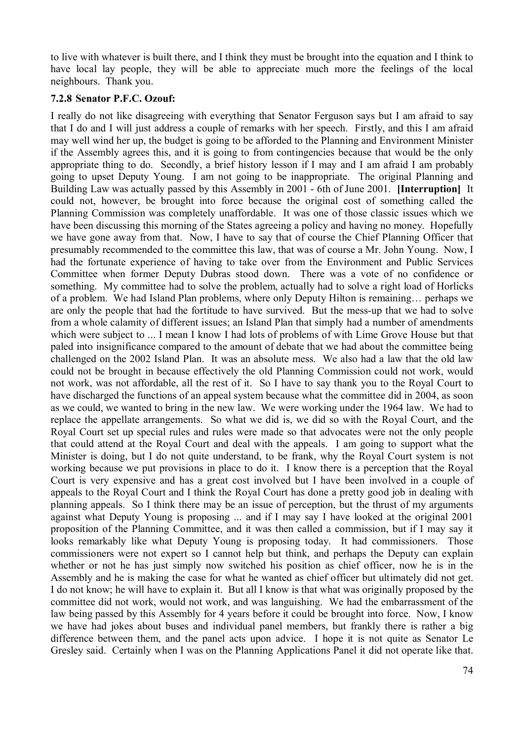to live with whatever is built there, and I think they must be brought into the equation and I think to have local lay people, they will be able to appreciate much more the feelings of the local neighbours. Thank you.

### 7.2.8 Senator P.F.C. Ozouf:

I really do not like disagreeing with everything that Senator Ferguson says but I am afraid to say that I do and I will just address a couple of remarks with her speech. Firstly, and this I am afraid may well wind her up, the budget is going to be afforded to the Planning and Environment Minister if the Assembly agrees this, and it is going to from contingencies because that would be the only appropriate thing to do. Secondly, a brief history lesson if I may and I am afraid I am probably going to upset Deputy Young. I am not going to be inappropriate. The original Planning and Building Law was actually passed by this Assembly in 2001 - 6th of June 2001. **[Interruption]** It could not, however, be brought into force because the original cost of something called the Planning Commission was completely unaffordable. It was one of those classic issues which we have been discussing this morning of the States agreeing a policy and having no money. Hopefully we have gone away from that. Now, I have to say that of course the Chief Planning Officer that presumably recommended to the committee this law, that was of course a Mr. John Young. Now, I had the fortunate experience of having to take over from the Environment and Public Services Committee when former Deputy Dubras stood down. There was a vote of no confidence or something. My committee had to solve the problem, actually had to solve a right load of Horlicks of a problem. We had Island Plan problems, where only Deputy Hilton is remaining… perhaps we are only the people that had the fortitude to have survived. But the mess-up that we had to solve from a whole calamity of different issues; an Island Plan that simply had a number of amendments which were subject to ... I mean I know I had lots of problems of with Lime Grove House but that paled into insignificance compared to the amount of debate that we had about the committee being challenged on the 2002 Island Plan. It was an absolute mess. We also had a law that the old law could not be brought in because effectively the old Planning Commission could not work, would not work, was not affordable, all the rest of it. So I have to say thank you to the Royal Court to have discharged the functions of an appeal system because what the committee did in 2004, as soon as we could, we wanted to bring in the new law. We were working under the 1964 law. We had to replace the appellate arrangements. So what we did is, we did so with the Royal Court, and the Royal Court set up special rules and rules were made so that advocates were not the only people that could attend at the Royal Court and deal with the appeals. I am going to support what the Minister is doing, but I do not quite understand, to be frank, why the Royal Court system is not working because we put provisions in place to do it. I know there is a perception that the Royal Court is very expensive and has a great cost involved but I have been involved in a couple of appeals to the Royal Court and I think the Royal Court has done a pretty good job in dealing with planning appeals. So I think there may be an issue of perception, but the thrust of my arguments against what Deputy Young is proposing ... and if I may say I have looked at the original 2001 proposition of the Planning Committee, and it was then called a commission, but if I may say it looks remarkably like what Deputy Young is proposing today. It had commissioners. Those commissioners were not expert so I cannot help but think, and perhaps the Deputy can explain whether or not he has just simply now switched his position as chief officer, now he is in the Assembly and he is making the case for what he wanted as chief officer but ultimately did not get. I do not know; he will have to explain it. But all I know is that what was originally proposed by the committee did not work, would not work, and was languishing. We had the embarrassment of the law being passed by this Assembly for 4 years before it could be brought into force. Now, I know we have had jokes about buses and individual panel members, but frankly there is rather a big difference between them, and the panel acts upon advice. I hope it is not quite as Senator Le Gresley said. Certainly when I was on the Planning Applications Panel it did not operate like that.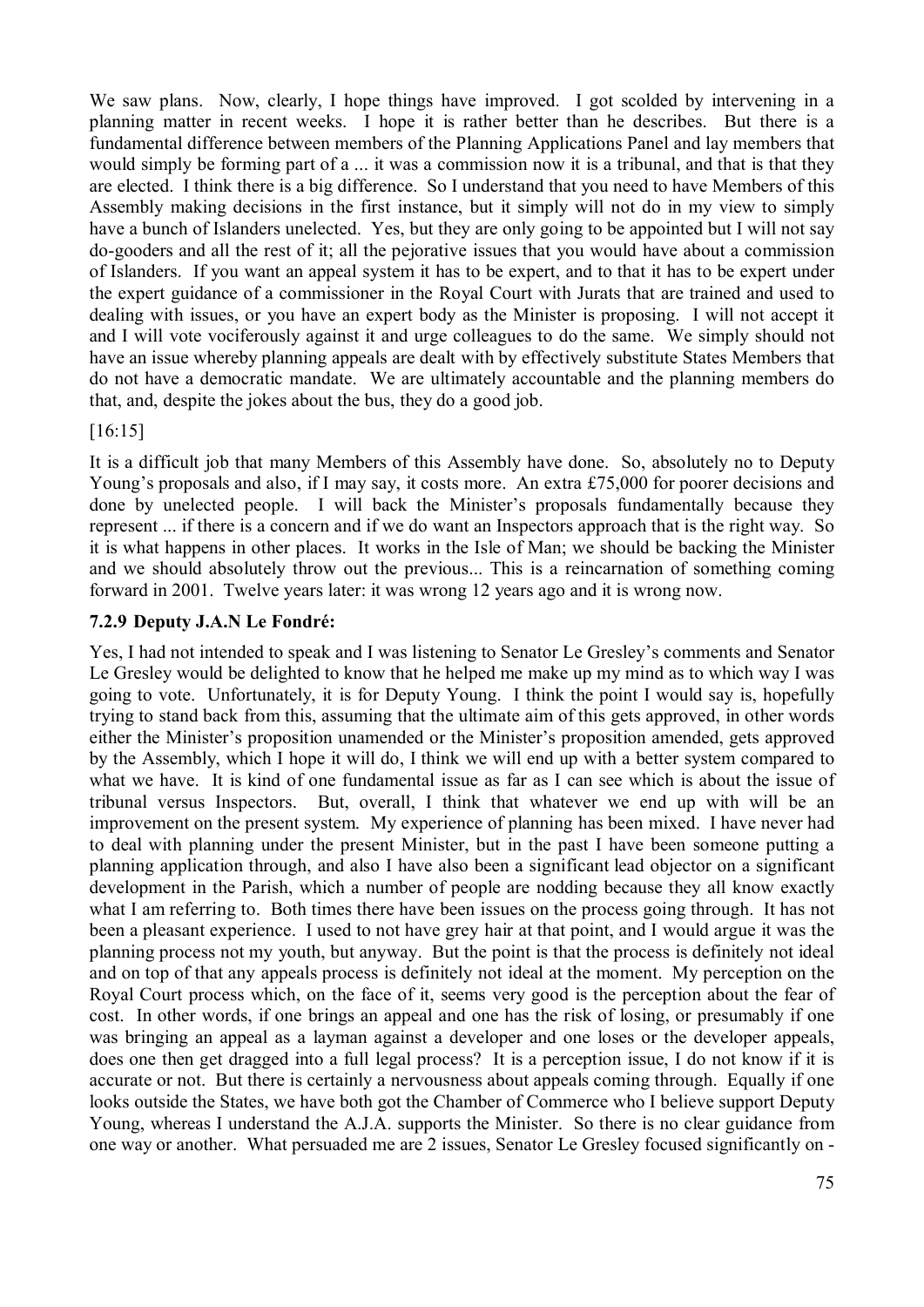We saw plans. Now, clearly, I hope things have improved. I got scolded by intervening in a planning matter in recent weeks. I hope it is rather better than he describes. But there is a fundamental difference between members of the Planning Applications Panel and lay members that would simply be forming part of a ... it was a commission now it is a tribunal, and that is that they are elected. I think there is a big difference. So I understand that you need to have Members of this Assembly making decisions in the first instance, but it simply will not do in my view to simply have a bunch of Islanders unelected. Yes, but they are only going to be appointed but I will not say do-gooders and all the rest of it; all the pejorative issues that you would have about a commission of Islanders. If you want an appeal system it has to be expert, and to that it has to be expert under the expert guidance of a commissioner in the Royal Court with Jurats that are trained and used to dealing with issues, or you have an expert body as the Minister is proposing. I will not accept it and I will vote vociferously against it and urge colleagues to do the same. We simply should not have an issue whereby planning appeals are dealt with by effectively substitute States Members that do not have a democratic mandate. We are ultimately accountable and the planning members do that, and, despite the jokes about the bus, they do a good job.

[16:15]

It is a difficult job that many Members of this Assembly have done. So, absolutely no to Deputy Young's proposals and also, if I may say, it costs more. An extra £75,000 for poorer decisions and done by unelected people. I will back the Minister's proposals fundamentally because they represent ... if there is a concern and if we do want an Inspectors approach that is the right way. So it is what happens in other places. It works in the Isle of Man; we should be backing the Minister and we should absolutely throw out the previous... This is a reincarnation of something coming forward in 2001. Twelve years later: it was wrong 12 years ago and it is wrong now.

### 7.2.9 Deputy J.A.N Le Fondré:

Yes, I had not intended to speak and I was listening to Senator Le Gresley's comments and Senator Le Gresley would be delighted to know that he helped me make up my mind as to which way I was going to vote. Unfortunately, it is for Deputy Young. I think the point I would say is, hopefully trying to stand back from this, assuming that the ultimate aim of this gets approved, in other words either the Minister's proposition unamended or the Minister's proposition amended, gets approved by the Assembly, which I hope it will do, I think we will end up with a better system compared to what we have. It is kind of one fundamental issue as far as I can see which is about the issue of tribunal versus Inspectors. But, overall, I think that whatever we end up with will be an improvement on the present system. My experience of planning has been mixed. I have never had to deal with planning under the present Minister, but in the past I have been someone putting a planning application through, and also I have also been a significant lead objector on a significant development in the Parish, which a number of people are nodding because they all know exactly what I am referring to. Both times there have been issues on the process going through. It has not been a pleasant experience. I used to not have grey hair at that point, and I would argue it was the planning process not my youth, but anyway. But the point is that the process is definitely not ideal and on top of that any appeals process is definitely not ideal at the moment. My perception on the Royal Court process which, on the face of it, seems very good is the perception about the fear of cost. In other words, if one brings an appeal and one has the risk of losing, or presumably if one was bringing an appeal as a layman against a developer and one loses or the developer appeals, does one then get dragged into a full legal process? It is a perception issue, I do not know if it is accurate or not. But there is certainly a nervousness about appeals coming through. Equally if one looks outside the States, we have both got the Chamber of Commerce who I believe support Deputy Young, whereas I understand the A.J.A. supports the Minister. So there is no clear guidance from one way or another. What persuaded me are 2 issues, Senator Le Gresley focused significantly on -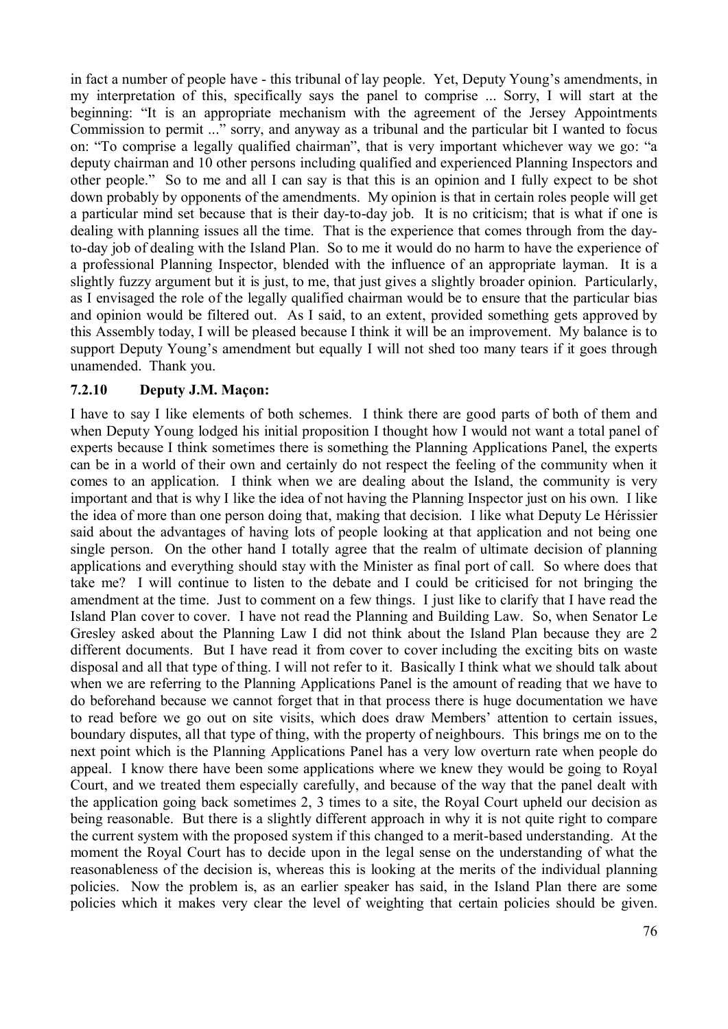in fact a number of people have - this tribunal of lay people. Yet, Deputy Young's amendments, in my interpretation of this, specifically says the panel to comprise ... Sorry, I will start at the beginning: "It is an appropriate mechanism with the agreement of the Jersey Appointments Commission to permit ..." sorry, and anyway as a tribunal and the particular bit I wanted to focus on: "To comprise a legally qualified chairman", that is very important whichever way we go: "a deputy chairman and 10 other persons including qualified and experienced Planning Inspectors and other people." So to me and all I can say is that this is an opinion and I fully expect to be shot down probably by opponents of the amendments. My opinion is that in certain roles people will get a particular mind set because that is their day-to-day job. It is no criticism; that is what if one is dealing with planning issues all the time. That is the experience that comes through from the day-to-day job of dealing with the Island Plan. So to me it would do no harm to have the experience of a professional Planning Inspector, blended with the influence of an appropriate layman. It is a slightly fuzzy argument but it is just, to me, that just gives a slightly broader opinion. Particularly, as I envisaged the role of the legally qualified chairman would be to ensure that the particular bias and opinion would be filtered out. As I said, to an extent, provided something gets approved by this Assembly today, I will be pleased because I think it will be an improvement. My balance is to support Deputy Young's amendment but equally I will not shed too many tears if it goes through unamended. Thank you.

### 7.2.10 Deputy J.M. Maçon:

I have to say I like elements of both schemes. I think there are good parts of both of them and when Deputy Young lodged his initial proposition I thought how I would not want a total panel of experts because I think sometimes there is something the Planning Applications Panel, the experts can be in a world of their own and certainly do not respect the feeling of the community when it comes to an application. I think when we are dealing about the Island, the community is very important and that is why I like the idea of not having the Planning Inspector just on his own. I like the idea of more than one person doing that, making that decision. I like what Deputy Le Hérissier said about the advantages of having lots of people looking at that application and not being one single person. On the other hand I totally agree that the realm of ultimate decision of planning applications and everything should stay with the Minister as final port of call. So where does that take me? I will continue to listen to the debate and I could be criticised for not bringing the amendment at the time. Just to comment on a few things. I just like to clarify that I have read the Island Plan cover to cover. I have not read the Planning and Building Law. So, when Senator Le Gresley asked about the Planning Law I did not think about the Island Plan because they are 2 different documents. But I have read it from cover to cover including the exciting bits on waste disposal and all that type of thing. I will not refer to it. Basically I think what we should talk about when we are referring to the Planning Applications Panel is the amount of reading that we have to do beforehand because we cannot forget that in that process there is huge documentation we have to read before we go out on site visits, which does draw Members' attention to certain issues, boundary disputes, all that type of thing, with the property of neighbours. This brings me on to the next point which is the Planning Applications Panel has a very low overturn rate when people do appeal. I know there have been some applications where we knew they would be going to Royal Court, and we treated them especially carefully, and because of the way that the panel dealt with the application going back sometimes 2, 3 times to a site, the Royal Court upheld our decision as being reasonable. But there is a slightly different approach in why it is not quite right to compare the current system with the proposed system if this changed to a merit-based understanding. At the moment the Royal Court has to decide upon in the legal sense on the understanding of what the reasonableness of the decision is, whereas this is looking at the merits of the individual planning policies. Now the problem is, as an earlier speaker has said, in the Island Plan there are some policies which it makes very clear the level of weighting that certain policies should be given.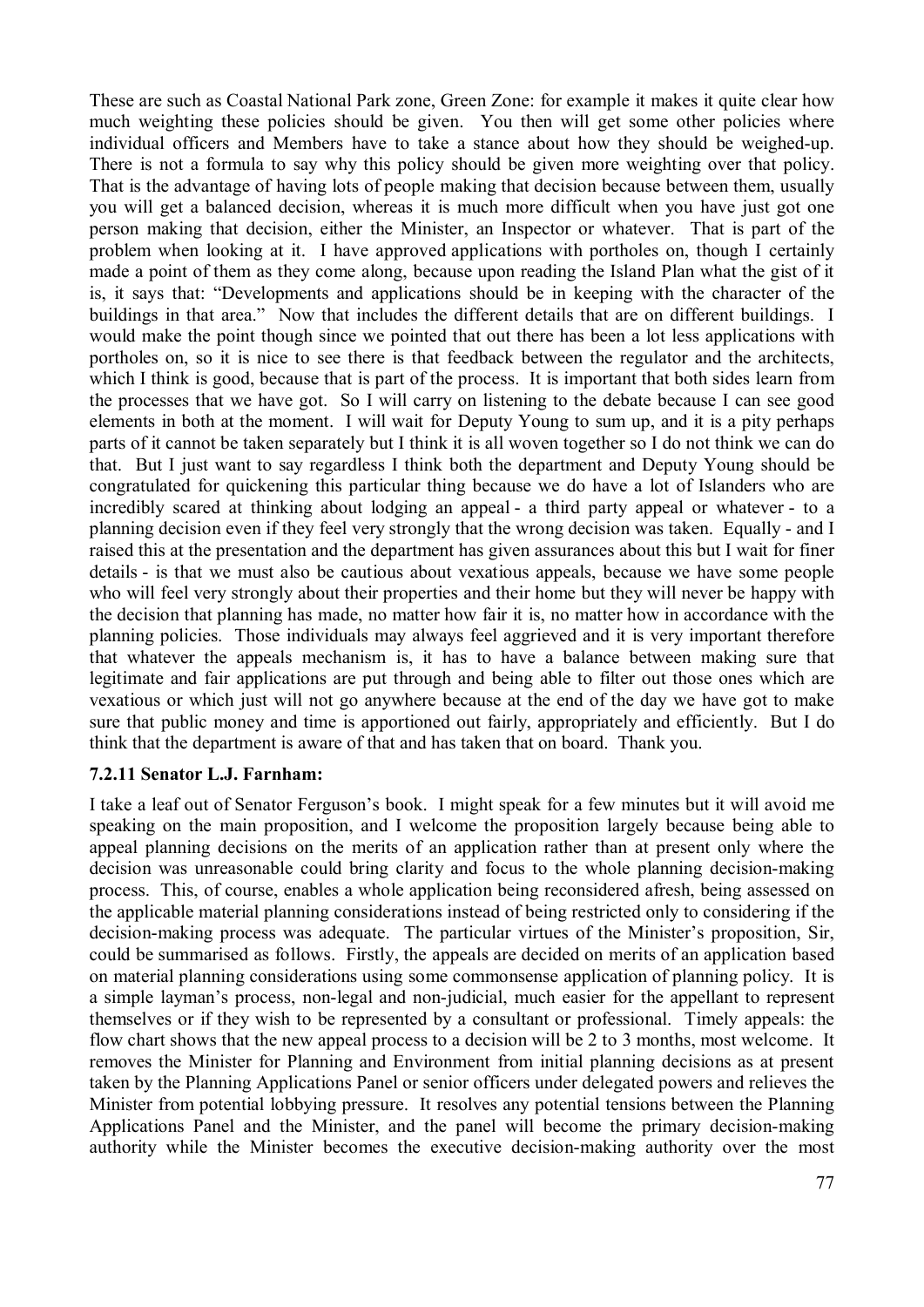These are such as Coastal National Park zone, Green Zone: for example it makes it quite clear how much weighting these policies should be given. You then will get some other policies where individual officers and Members have to take a stance about how they should be weighed-up. There is not a formula to say why this policy should be given more weighting over that policy. That is the advantage of having lots of people making that decision because between them, usually you will get a balanced decision, whereas it is much more difficult when you have just got one person making that decision, either the Minister, an Inspector or whatever. That is part of the problem when looking at it. I have approved applications with portholes on, though I certainly made a point of them as they come along, because upon reading the Island Plan what the gist of it is, it says that: "Developments and applications should be in keeping with the character of the buildings in that area." Now that includes the different details that are on different buildings. I would make the point though since we pointed that out there has been a lot less applications with portholes on, so it is nice to see there is that feedback between the regulator and the architects, which I think is good, because that is part of the process. It is important that both sides learn from the processes that we have got. So I will carry on listening to the debate because I can see good elements in both at the moment. I will wait for Deputy Young to sum up, and it is a pity perhaps parts of it cannot be taken separately but I think it is all woven together so I do not think we can do that. But I just want to say regardless I think both the department and Deputy Young should be congratulated for quickening this particular thing because we do have a lot of Islanders who are incredibly scared at thinking about lodging an appeal - a third party appeal or whatever - to a planning decision even if they feel very strongly that the wrong decision was taken. Equally - and I raised this at the presentation and the department has given assurances about this but I wait for finer details - is that we must also be cautious about vexatious appeals, because we have some people who will feel very strongly about their properties and their home but they will never be happy with the decision that planning has made, no matter how fair it is, no matter how in accordance with the planning policies. Those individuals may always feel aggrieved and it is very important therefore that whatever the appeals mechanism is, it has to have a balance between making sure that legitimate and fair applications are put through and being able to filter out those ones which are vexatious or which just will not go anywhere because at the end of the day we have got to make sure that public money and time is apportioned out fairly, appropriately and efficiently. But I do think that the department is aware of that and has taken that on board. Thank you.

### 7.2.11 Senator L.J. Farnham:

I take a leaf out of Senator Ferguson's book. I might speak for a few minutes but it will avoid me speaking on the main proposition, and I welcome the proposition largely because being able to appeal planning decisions on the merits of an application rather than at present only where the decision was unreasonable could bring clarity and focus to the whole planning decision-making process. This, of course, enables a whole application being reconsidered afresh, being assessed on the applicable material planning considerations instead of being restricted only to considering if the decision-making process was adequate. The particular virtues of the Minister's proposition, Sir, could be summarised as follows. Firstly, the appeals are decided on merits of an application based on material planning considerations using some commonsense application of planning policy. It is a simple layman's process, non-legal and non-judicial, much easier for the appellant to represent themselves or if they wish to be represented by a consultant or professional. Timely appeals: the flow chart shows that the new appeal process to a decision will be 2 to 3 months, most welcome. It removes the Minister for Planning and Environment from initial planning decisions as at present taken by the Planning Applications Panel or senior officers under delegated powers and relieves the Minister from potential lobbying pressure. It resolves any potential tensions between the Planning Applications Panel and the Minister, and the panel will become the primary decision-making authority while the Minister becomes the executive decision-making authority over the most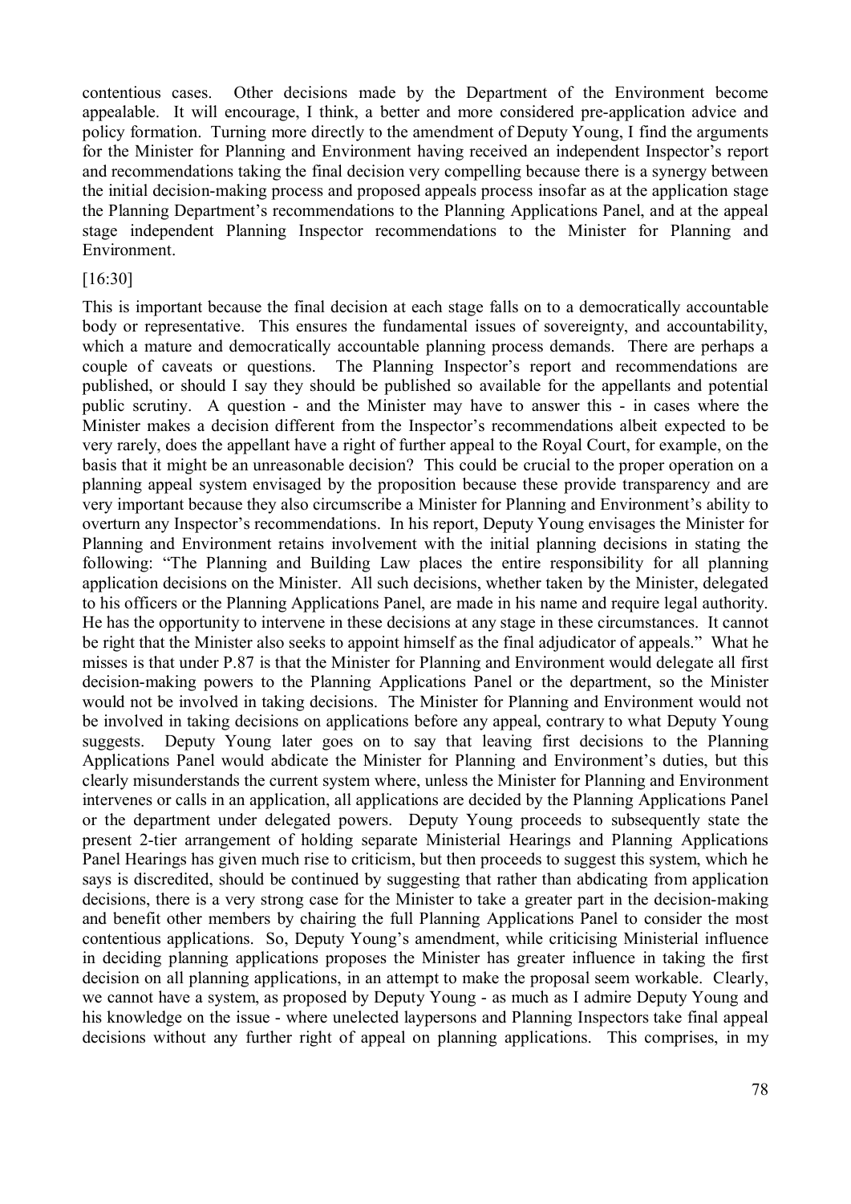contentious cases. Other decisions made by the Department of the Environment become appealable. It will encourage, I think, a better and more considered pre-application advice and policy formation. Turning more directly to the amendment of Deputy Young, I find the arguments for the Minister for Planning and Environment having received an independent Inspector's report and recommendations taking the final decision very compelling because there is a synergy between the initial decision-making process and proposed appeals process insofar as at the application stage the Planning Department's recommendations to the Planning Applications Panel, and at the appeal stage independent Planning Inspector recommendations to the Minister for Planning and Environment.

[16:30]

This is important because the final decision at each stage falls on to a democratically accountable body or representative. This ensures the fundamental issues of sovereignty, and accountability, which a mature and democratically accountable planning process demands. There are perhaps a couple of caveats or questions. The Planning Inspector's report and recommendations are published, or should I say they should be published so available for the appellants and potential public scrutiny. A question - and the Minister may have to answer this - in cases where the Minister makes a decision different from the Inspector's recommendations albeit expected to be very rarely, does the appellant have a right of further appeal to the Royal Court, for example, on the basis that it might be an unreasonable decision? This could be crucial to the proper operation on a planning appeal system envisaged by the proposition because these provide transparency and are very important because they also circumscribe a Minister for Planning and Environment's ability to overturn any Inspector's recommendations. In his report, Deputy Young envisages the Minister for Planning and Environment retains involvement with the initial planning decisions in stating the following: "The Planning and Building Law places the entire responsibility for all planning application decisions on the Minister. All such decisions, whether taken by the Minister, delegated to his officers or the Planning Applications Panel, are made in his name and require legal authority. He has the opportunity to intervene in these decisions at any stage in these circumstances. It cannot be right that the Minister also seeks to appoint himself as the final adjudicator of appeals." What he misses is that under P.87 is that the Minister for Planning and Environment would delegate all first decision-making powers to the Planning Applications Panel or the department, so the Minister would not be involved in taking decisions. The Minister for Planning and Environment would not be involved in taking decisions on applications before any appeal, contrary to what Deputy Young suggests. Deputy Young later goes on to say that leaving first decisions to the Planning Applications Panel would abdicate the Minister for Planning and Environment's duties, but this clearly misunderstands the current system where, unless the Minister for Planning and Environment intervenes or calls in an application, all applications are decided by the Planning Applications Panel or the department under delegated powers. Deputy Young proceeds to subsequently state the present 2-tier arrangement of holding separate Ministerial Hearings and Planning Applications Panel Hearings has given much rise to criticism, but then proceeds to suggest this system, which he says is discredited, should be continued by suggesting that rather than abdicating from application decisions, there is a very strong case for the Minister to take a greater part in the decision-making and benefit other members by chairing the full Planning Applications Panel to consider the most contentious applications. So, Deputy Young's amendment, while criticising Ministerial influence in deciding planning applications proposes the Minister has greater influence in taking the first decision on all planning applications, in an attempt to make the proposal seem workable. Clearly, we cannot have a system, as proposed by Deputy Young - as much as I admire Deputy Young and his knowledge on the issue - where unelected laypersons and Planning Inspectors take final appeal decisions without any further right of appeal on planning applications. This comprises, in my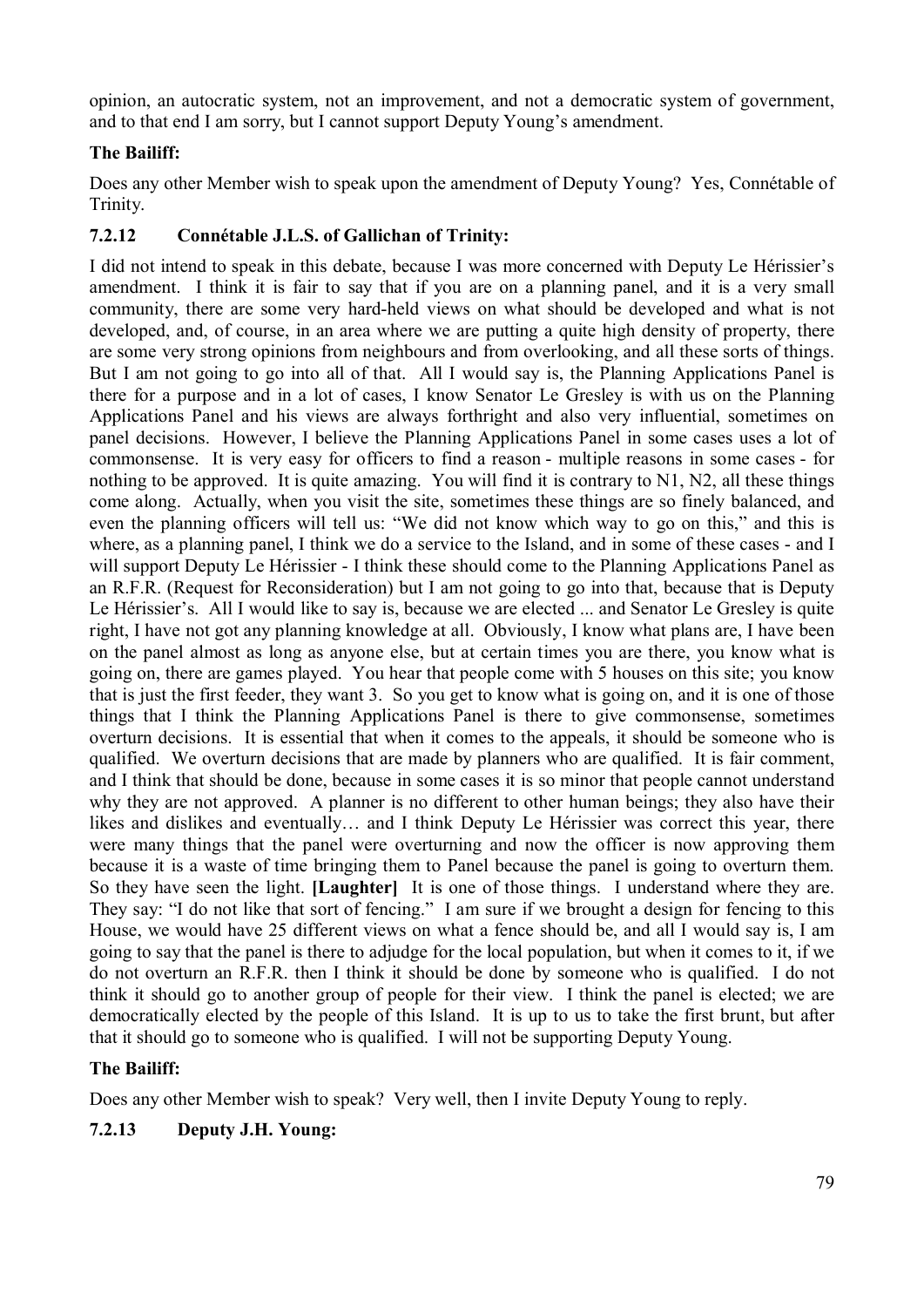opinion, an autocratic system, not an improvement, and not a democratic system of government, and to that end I am sorry, but I cannot support Deputy Young's amendment.

**The Bailiff:**

Does any other Member wish to speak upon the amendment of Deputy Young? Yes, Connétable of Trinity.

### 7.2.12 Connétable J.L.S. of Gallichan of Trinity:

I did not intend to speak in this debate, because I was more concerned with Deputy Le Hérissier's amendment. I think it is fair to say that if you are on a planning panel, and it is a very small community, there are some very hard-held views on what should be developed and what is not developed, and, of course, in an area where we are putting a quite high density of property, there are some very strong opinions from neighbours and from overlooking, and all these sorts of things. But I am not going to go into all of that. All I would say is, the Planning Applications Panel is there for a purpose and in a lot of cases, I know Senator Le Gresley is with us on the Planning Applications Panel and his views are always forthright and also very influential, sometimes on panel decisions. However, I believe the Planning Applications Panel in some cases uses a lot of commonsense. It is very easy for officers to find a reason - multiple reasons in some cases - for nothing to be approved. It is quite amazing. You will find it is contrary to N1, N2, all these things come along. Actually, when you visit the site, sometimes these things are so finely balanced, and even the planning officers will tell us: "We did not know which way to go on this," and this is where, as a planning panel, I think we do a service to the Island, and in some of these cases - and I will support Deputy Le Hérissier - I think these should come to the Planning Applications Panel as an R.F.R. (Request for Reconsideration) but I am not going to go into that, because that is Deputy Le Hérissier's. All I would like to say is, because we are elected ... and Senator Le Gresley is quite right, I have not got any planning knowledge at all. Obviously, I know what plans are, I have been on the panel almost as long as anyone else, but at certain times you are there, you know what is going on, there are games played. You hear that people come with 5 houses on this site; you know that is just the first feeder, they want 3. So you get to know what is going on, and it is one of those things that I think the Planning Applications Panel is there to give commonsense, sometimes overturn decisions. It is essential that when it comes to the appeals, it should be someone who is qualified. We overturn decisions that are made by planners who are qualified. It is fair comment, and I think that should be done, because in some cases it is so minor that people cannot understand why they are not approved. A planner is no different to other human beings; they also have their likes and dislikes and eventually… and I think Deputy Le Hérissier was correct this year, there were many things that the panel were overturning and now the officer is now approving them because it is a waste of time bringing them to Panel because the panel is going to overturn them. So they have seen the light. **[Laughter]** It is one of those things. I understand where they are. They say: "I do not like that sort of fencing." I am sure if we brought a design for fencing to this House, we would have 25 different views on what a fence should be, and all I would say is, I am going to say that the panel is there to adjudge for the local population, but when it comes to it, if we do not overturn an R.F.R. then I think it should be done by someone who is qualified. I do not think it should go to another group of people for their view. I think the panel is elected; we are democratically elected by the people of this Island. It is up to us to take the first brunt, but after that it should go to someone who is qualified. I will not be supporting Deputy Young.

**The Bailiff:**

Does any other Member wish to speak? Very well, then I invite Deputy Young to reply.

### 7.2.13 Deputy J.H. Young: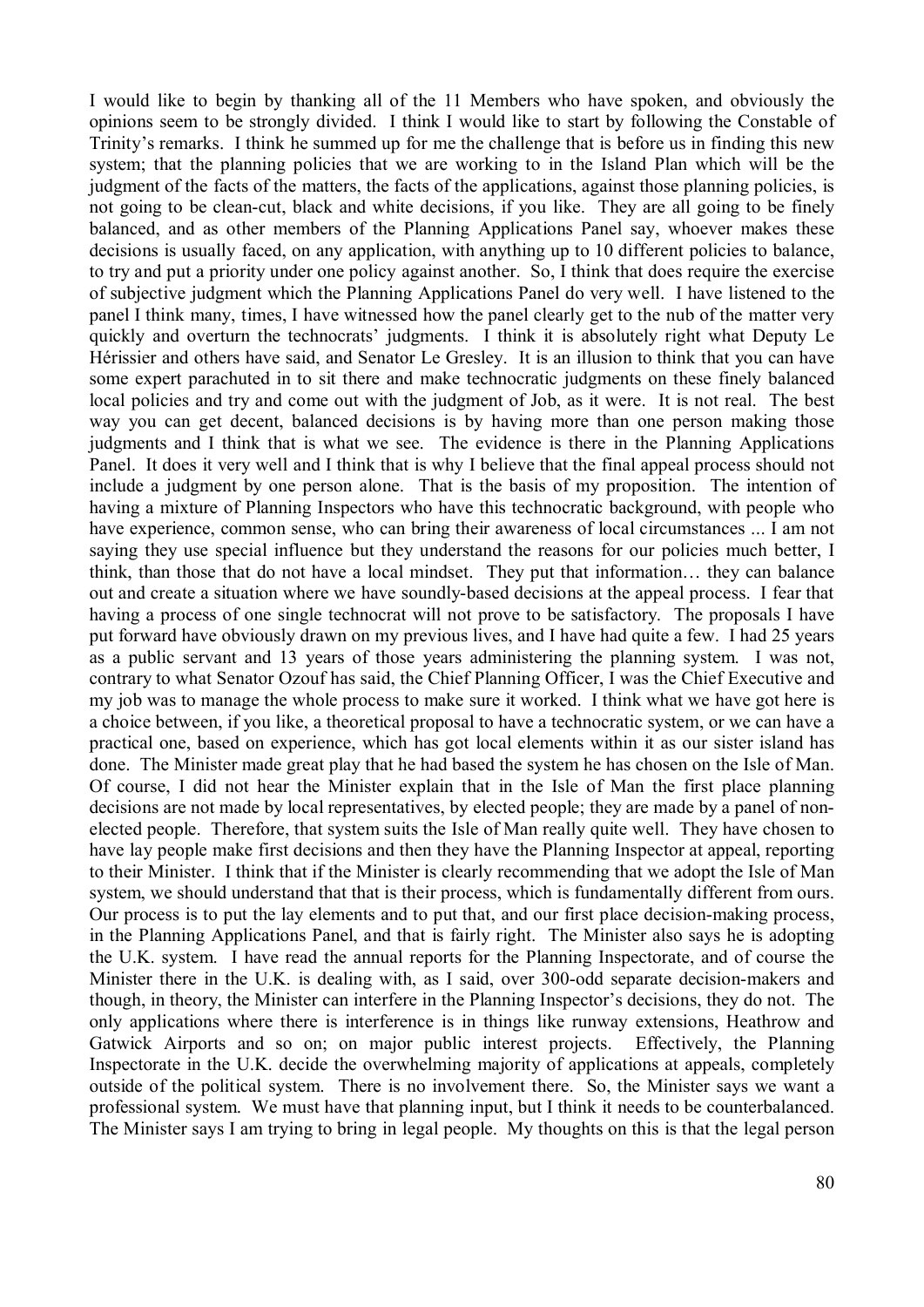I would like to begin by thanking all of the 11 Members who have spoken, and obviously the opinions seem to be strongly divided. I think I would like to start by following the Constable of Trinity's remarks. I think he summed up for me the challenge that is before us in finding this new system; that the planning policies that we are working to in the Island Plan which will be the judgment of the facts of the matters, the facts of the applications, against those planning policies, is not going to be clean-cut, black and white decisions, if you like. They are all going to be finely balanced, and as other members of the Planning Applications Panel say, whoever makes these decisions is usually faced, on any application, with anything up to 10 different policies to balance, to try and put a priority under one policy against another. So, I think that does require the exercise of subjective judgment which the Planning Applications Panel do very well. I have listened to the panel I think many, times, I have witnessed how the panel clearly get to the nub of the matter very quickly and overturn the technocrats' judgments. I think it is absolutely right what Deputy Le Hérissier and others have said, and Senator Le Gresley. It is an illusion to think that you can have some expert parachuted in to sit there and make technocratic judgments on these finely balanced local policies and try and come out with the judgment of Job, as it were. It is not real. The best way you can get decent, balanced decisions is by having more than one person making those judgments and I think that is what we see. The evidence is there in the Planning Applications Panel. It does it very well and I think that is why I believe that the final appeal process should not include a judgment by one person alone. That is the basis of my proposition. The intention of having a mixture of Planning Inspectors who have this technocratic background, with people who have experience, common sense, who can bring their awareness of local circumstances ... I am not saying they use special influence but they understand the reasons for our policies much better, I think, than those that do not have a local mindset. They put that information… they can balance out and create a situation where we have soundly-based decisions at the appeal process. I fear that having a process of one single technocrat will not prove to be satisfactory. The proposals I have put forward have obviously drawn on my previous lives, and I have had quite a few. I had 25 years as a public servant and 13 years of those years administering the planning system. I was not, contrary to what Senator Ozouf has said, the Chief Planning Officer, I was the Chief Executive and my job was to manage the whole process to make sure it worked. I think what we have got here is a choice between, if you like, a theoretical proposal to have a technocratic system, or we can have a practical one, based on experience, which has got local elements within it as our sister island has done. The Minister made great play that he had based the system he has chosen on the Isle of Man. Of course, I did not hear the Minister explain that in the Isle of Man the first place planning decisions are not made by local representatives, by elected people; they are made by a panel of non-elected people. Therefore, that system suits the Isle of Man really quite well. They have chosen to have lay people make first decisions and then they have the Planning Inspector at appeal, reporting to their Minister. I think that if the Minister is clearly recommending that we adopt the Isle of Man system, we should understand that that is their process, which is fundamentally different from ours. Our process is to put the lay elements and to put that, and our first place decision-making process, in the Planning Applications Panel, and that is fairly right. The Minister also says he is adopting the U.K. system. I have read the annual reports for the Planning Inspectorate, and of course the Minister there in the U.K. is dealing with, as I said, over 300-odd separate decision-makers and though, in theory, the Minister can interfere in the Planning Inspector's decisions, they do not. The only applications where there is interference is in things like runway extensions, Heathrow and Gatwick Airports and so on; on major public interest projects. Effectively, the Planning Inspectorate in the U.K. decide the overwhelming majority of applications at appeals, completely outside of the political system. There is no involvement there. So, the Minister says we want a professional system. We must have that planning input, but I think it needs to be counterbalanced. The Minister says I am trying to bring in legal people. My thoughts on this is that the legal person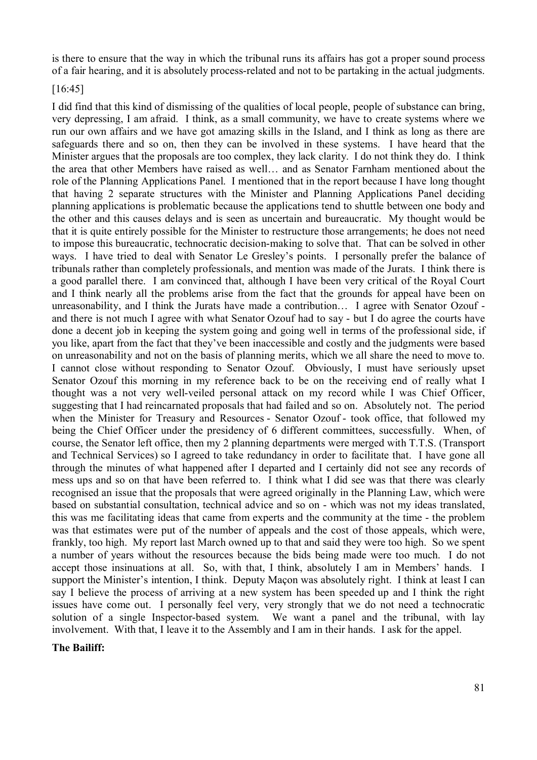is there to ensure that the way in which the tribunal runs its affairs has got a proper sound process of a fair hearing, and it is absolutely process-related and not to be partaking in the actual judgments.

[16:45]

I did find that this kind of dismissing of the qualities of local people, people of substance can bring, very depressing, I am afraid. I think, as a small community, we have to create systems where we run our own affairs and we have got amazing skills in the Island, and I think as long as there are safeguards there and so on, then they can be involved in these systems. I have heard that the Minister argues that the proposals are too complex, they lack clarity. I do not think they do. I think the area that other Members have raised as well… and as Senator Farnham mentioned about the role of the Planning Applications Panel. I mentioned that in the report because I have long thought that having 2 separate structures with the Minister and Planning Applications Panel deciding planning applications is problematic because the applications tend to shuttle between one body and the other and this causes delays and is seen as uncertain and bureaucratic. My thought would be that it is quite entirely possible for the Minister to restructure those arrangements; he does not need to impose this bureaucratic, technocratic decision-making to solve that. That can be solved in other ways. I have tried to deal with Senator Le Gresley's points. I personally prefer the balance of tribunals rather than completely professionals, and mention was made of the Jurats. I think there is a good parallel there. I am convinced that, although I have been very critical of the Royal Court and I think nearly all the problems arise from the fact that the grounds for appeal have been on unreasonability, and I think the Jurats have made a contribution… I agree with Senator Ozouf - and there is not much I agree with what Senator Ozouf had to say - but I do agree the courts have done a decent job in keeping the system going and going well in terms of the professional side, if you like, apart from the fact that they've been inaccessible and costly and the judgments were based on unreasonability and not on the basis of planning merits, which we all share the need to move to. I cannot close without responding to Senator Ozouf. Obviously, I must have seriously upset Senator Ozouf this morning in my reference back to be on the receiving end of really what I thought was a not very well-veiled personal attack on my record while I was Chief Officer, suggesting that I had reincarnated proposals that had failed and so on. Absolutely not. The period when the Minister for Treasury and Resources - Senator Ozouf - took office, that followed my being the Chief Officer under the presidency of 6 different committees, successfully. When, of course, the Senator left office, then my 2 planning departments were merged with T.T.S. (Transport and Technical Services) so I agreed to take redundancy in order to facilitate that. I have gone all through the minutes of what happened after I departed and I certainly did not see any records of mess ups and so on that have been referred to. I think what I did see was that there was clearly recognised an issue that the proposals that were agreed originally in the Planning Law, which were based on substantial consultation, technical advice and so on - which was not my ideas translated, this was me facilitating ideas that came from experts and the community at the time - the problem was that estimates were put of the number of appeals and the cost of those appeals, which were, frankly, too high. My report last March owned up to that and said they were too high. So we spent a number of years without the resources because the bids being made were too much. I do not accept those insinuations at all. So, with that, I think, absolutely I am in Members' hands. I support the Minister's intention, I think. Deputy Maçon was absolutely right. I think at least I can say I believe the process of arriving at a new system has been speeded up and I think the right issues have come out. I personally feel very, very strongly that we do not need a technocratic solution of a single Inspector-based system. We want a panel and the tribunal, with lay involvement. With that, I leave it to the Assembly and I am in their hands. I ask for the appel.

**The Bailiff:**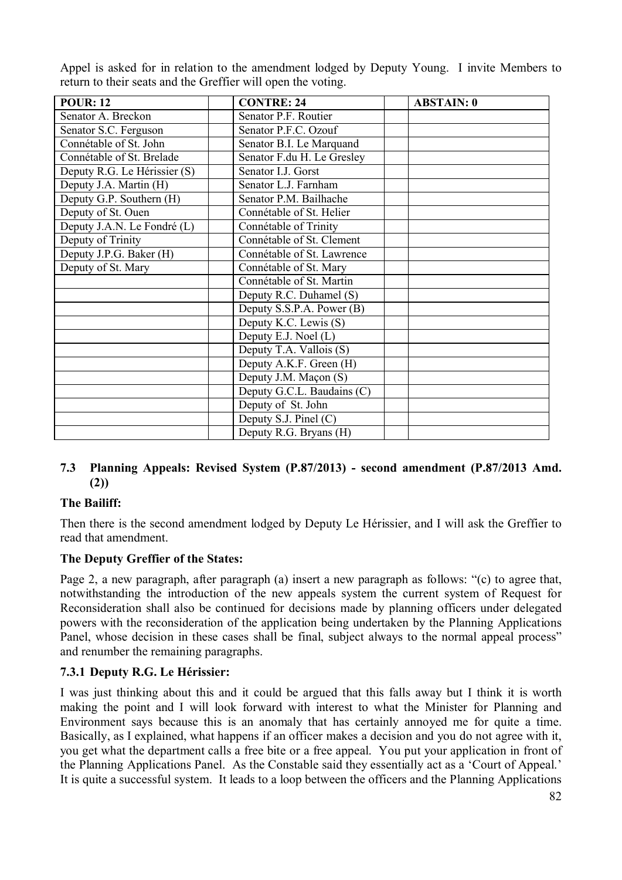Appel is asked for in relation to the amendment lodged by Deputy Young. I invite Members to return to their seats and the Greffier will open the voting.

| POUR: 12 | | CONTRE: 24 | | ABSTAIN: 0 |
|---|---|---|---|---|
| Senator A. Breckon | | Senator P.F. Routier | | |
| Senator S.C. Ferguson | | Senator P.F.C. Ozouf | | |
| Connétable of St. John | | Senator B.I. Le Marquand | | |
| Connétable of St. Brelade | | Senator F.du H. Le Gresley | | |
| Deputy R.G. Le Hérissier (S) | | Senator I.J. Gorst | | |
| Deputy J.A. Martin (H) | | Senator L.J. Farnham | | |
| Deputy G.P. Southern (H) | | Senator P.M. Bailhache | | |
| Deputy of St. Ouen | | Connétable of St. Helier | | |
| Deputy J.A.N. Le Fondré (L) | | Connétable of Trinity | | |
| Deputy of Trinity | | Connétable of St. Clement | | |
| Deputy J.P.G. Baker (H) | | Connétable of St. Lawrence | | |
| Deputy of St. Mary | | Connétable of St. Mary | | |
| | | Connétable of St. Martin | | |
| | | Deputy R.C. Duhamel (S) | | |
| | | Deputy S.S.P.A. Power (B) | | |
| | | Deputy K.C. Lewis (S) | | |
| | | Deputy E.J. Noel (L) | | |
| | | Deputy T.A. Vallois (S) | | |
| | | Deputy A.K.F. Green (H) | | |
| | | Deputy J.M. Maçon (S) | | |
| | | Deputy G.C.L. Baudains (C) | | |
| | | Deputy of St. John | | |
| | | Deputy S.J. Pinel (C) | | |
| | | Deputy R.G. Bryans (H) | | |

## 7.3 Planning Appeals: Revised System (P.87/2013) - second amendment (P.87/2013 Amd. (2))

**The Bailiff:**

Then there is the second amendment lodged by Deputy Le Hérissier, and I will ask the Greffier to read that amendment.

**The Deputy Greffier of the States:**

Page 2, a new paragraph, after paragraph (a) insert a new paragraph as follows: "(c) to agree that, notwithstanding the introduction of the new appeals system the current system of Request for Reconsideration shall also be continued for decisions made by planning officers under delegated powers with the reconsideration of the application being undertaken by the Planning Applications Panel, whose decision in these cases shall be final, subject always to the normal appeal process" and renumber the remaining paragraphs.

### 7.3.1 Deputy R.G. Le Hérissier:

I was just thinking about this and it could be argued that this falls away but I think it is worth making the point and I will look forward with interest to what the Minister for Planning and Environment says because this is an anomaly that has certainly annoyed me for quite a time. Basically, as I explained, what happens if an officer makes a decision and you do not agree with it, you get what the department calls a free bite or a free appeal. You put your application in front of the Planning Applications Panel. As the Constable said they essentially act as a 'Court of Appeal.' It is quite a successful system. It leads to a loop between the officers and the Planning Applications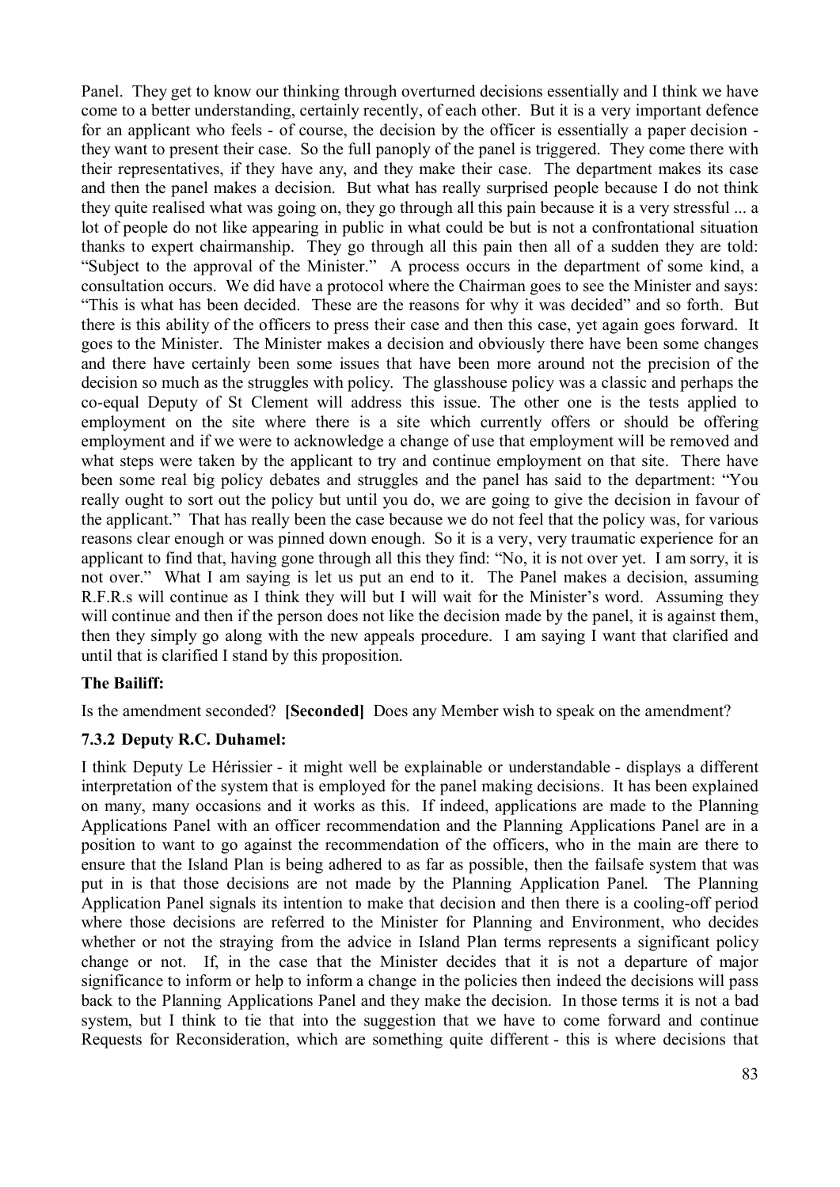Panel. They get to know our thinking through overturned decisions essentially and I think we have come to a better understanding, certainly recently, of each other. But it is a very important defence for an applicant who feels - of course, the decision by the officer is essentially a paper decision - they want to present their case. So the full panoply of the panel is triggered. They come there with their representatives, if they have any, and they make their case. The department makes its case and then the panel makes a decision. But what has really surprised people because I do not think they quite realised what was going on, they go through all this pain because it is a very stressful ... a lot of people do not like appearing in public in what could be but is not a confrontational situation thanks to expert chairmanship. They go through all this pain then all of a sudden they are told: "Subject to the approval of the Minister." A process occurs in the department of some kind, a consultation occurs. We did have a protocol where the Chairman goes to see the Minister and says: "This is what has been decided. These are the reasons for why it was decided" and so forth. But there is this ability of the officers to press their case and then this case, yet again goes forward. It goes to the Minister. The Minister makes a decision and obviously there have been some changes and there have certainly been some issues that have been more around not the precision of the decision so much as the struggles with policy. The glasshouse policy was a classic and perhaps the co-equal Deputy of St Clement will address this issue. The other one is the tests applied to employment on the site where there is a site which currently offers or should be offering employment and if we were to acknowledge a change of use that employment will be removed and what steps were taken by the applicant to try and continue employment on that site. There have been some real big policy debates and struggles and the panel has said to the department: "You really ought to sort out the policy but until you do, we are going to give the decision in favour of the applicant." That has really been the case because we do not feel that the policy was, for various reasons clear enough or was pinned down enough. So it is a very, very traumatic experience for an applicant to find that, having gone through all this they find: "No, it is not over yet. I am sorry, it is not over." What I am saying is let us put an end to it. The Panel makes a decision, assuming R.F.R.s will continue as I think they will but I will wait for the Minister's word. Assuming they will continue and then if the person does not like the decision made by the panel, it is against them, then they simply go along with the new appeals procedure. I am saying I want that clarified and until that is clarified I stand by this proposition.

**The Bailiff:**

Is the amendment seconded? **[Seconded]** Does any Member wish to speak on the amendment?

### 7.3.2 Deputy R.C. Duhamel:

I think Deputy Le Hérissier - it might well be explainable or understandable - displays a different interpretation of the system that is employed for the panel making decisions. It has been explained on many, many occasions and it works as this. If indeed, applications are made to the Planning Applications Panel with an officer recommendation and the Planning Applications Panel are in a position to want to go against the recommendation of the officers, who in the main are there to ensure that the Island Plan is being adhered to as far as possible, then the failsafe system that was put in is that those decisions are not made by the Planning Application Panel. The Planning Application Panel signals its intention to make that decision and then there is a cooling-off period where those decisions are referred to the Minister for Planning and Environment, who decides whether or not the straying from the advice in Island Plan terms represents a significant policy change or not. If, in the case that the Minister decides that it is not a departure of major significance to inform or help to inform a change in the policies then indeed the decisions will pass back to the Planning Applications Panel and they make the decision. In those terms it is not a bad system, but I think to tie that into the suggestion that we have to come forward and continue Requests for Reconsideration, which are something quite different - this is where decisions that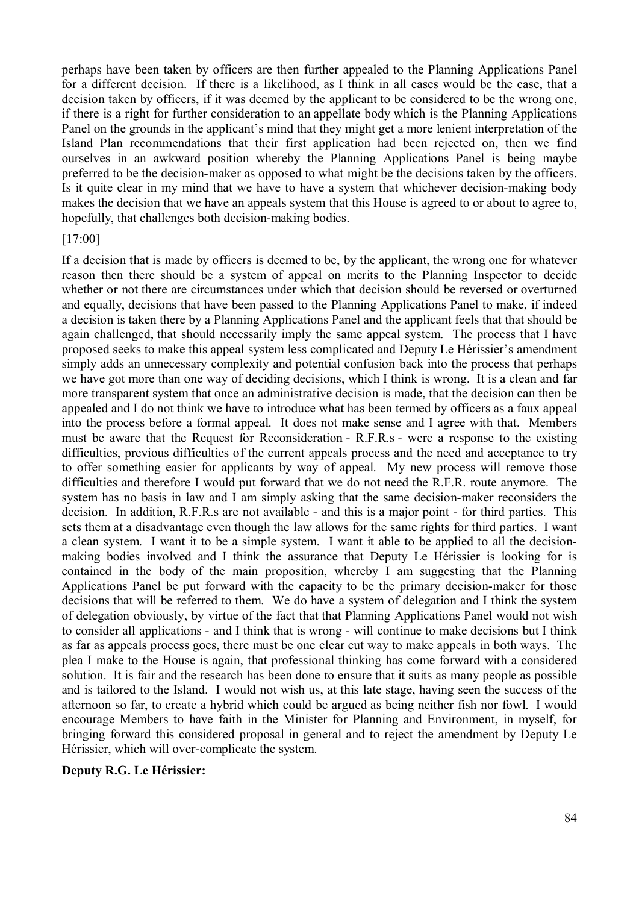perhaps have been taken by officers are then further appealed to the Planning Applications Panel for a different decision. If there is a likelihood, as I think in all cases would be the case, that a decision taken by officers, if it was deemed by the applicant to be considered to be the wrong one, if there is a right for further consideration to an appellate body which is the Planning Applications Panel on the grounds in the applicant's mind that they might get a more lenient interpretation of the Island Plan recommendations that their first application had been rejected on, then we find ourselves in an awkward position whereby the Planning Applications Panel is being maybe preferred to be the decision-maker as opposed to what might be the decisions taken by the officers. Is it quite clear in my mind that we have to have a system that whichever decision-making body makes the decision that we have an appeals system that this House is agreed to or about to agree to, hopefully, that challenges both decision-making bodies.

[17:00]

If a decision that is made by officers is deemed to be, by the applicant, the wrong one for whatever reason then there should be a system of appeal on merits to the Planning Inspector to decide whether or not there are circumstances under which that decision should be reversed or overturned and equally, decisions that have been passed to the Planning Applications Panel to make, if indeed a decision is taken there by a Planning Applications Panel and the applicant feels that that should be again challenged, that should necessarily imply the same appeal system. The process that I have proposed seeks to make this appeal system less complicated and Deputy Le Hérissier's amendment simply adds an unnecessary complexity and potential confusion back into the process that perhaps we have got more than one way of deciding decisions, which I think is wrong. It is a clean and far more transparent system that once an administrative decision is made, that the decision can then be appealed and I do not think we have to introduce what has been termed by officers as a faux appeal into the process before a formal appeal. It does not make sense and I agree with that. Members must be aware that the Request for Reconsideration - R.F.R.s - were a response to the existing difficulties, previous difficulties of the current appeals process and the need and acceptance to try to offer something easier for applicants by way of appeal. My new process will remove those difficulties and therefore I would put forward that we do not need the R.F.R. route anymore. The system has no basis in law and I am simply asking that the same decision-maker reconsiders the decision. In addition, R.F.R.s are not available - and this is a major point - for third parties. This sets them at a disadvantage even though the law allows for the same rights for third parties. I want a clean system. I want it to be a simple system. I want it able to be applied to all the decision-making bodies involved and I think the assurance that Deputy Le Hérissier is looking for is contained in the body of the main proposition, whereby I am suggesting that the Planning Applications Panel be put forward with the capacity to be the primary decision-maker for those decisions that will be referred to them. We do have a system of delegation and I think the system of delegation obviously, by virtue of the fact that that Planning Applications Panel would not wish to consider all applications - and I think that is wrong - will continue to make decisions but I think as far as appeals process goes, there must be one clear cut way to make appeals in both ways. The plea I make to the House is again, that professional thinking has come forward with a considered solution. It is fair and the research has been done to ensure that it suits as many people as possible and is tailored to the Island. I would not wish us, at this late stage, having seen the success of the afternoon so far, to create a hybrid which could be argued as being neither fish nor fowl. I would encourage Members to have faith in the Minister for Planning and Environment, in myself, for bringing forward this considered proposal in general and to reject the amendment by Deputy Le Hérissier, which will over-complicate the system.

**Deputy R.G. Le Hérissier:**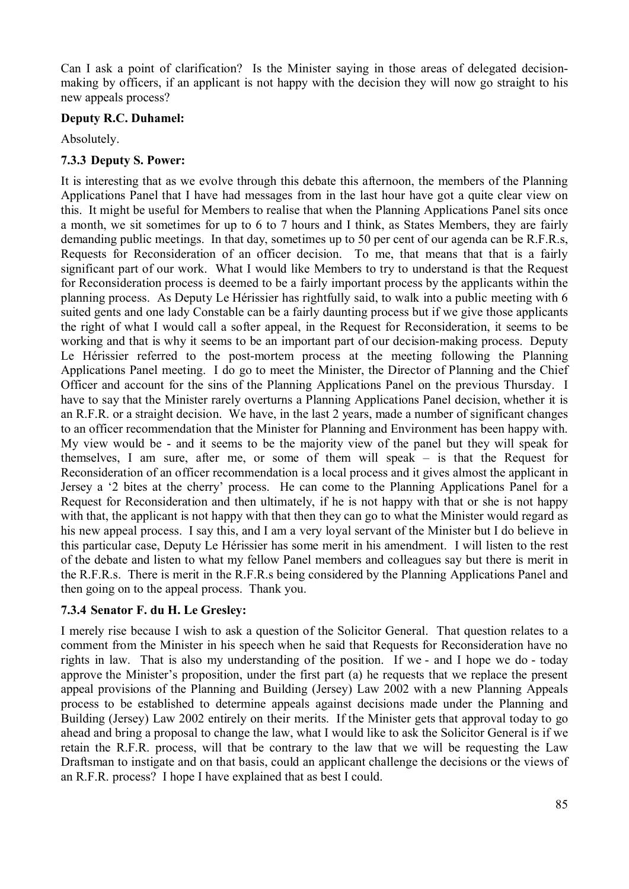Can I ask a point of clarification? Is the Minister saying in those areas of delegated decision-making by officers, if an applicant is not happy with the decision they will now go straight to his new appeals process?

**Deputy R.C. Duhamel:**

Absolutely.

### 7.3.3 Deputy S. Power:

It is interesting that as we evolve through this debate this afternoon, the members of the Planning Applications Panel that I have had messages from in the last hour have got a quite clear view on this. It might be useful for Members to realise that when the Planning Applications Panel sits once a month, we sit sometimes for up to 6 to 7 hours and I think, as States Members, they are fairly demanding public meetings. In that day, sometimes up to 50 per cent of our agenda can be R.F.R.s, Requests for Reconsideration of an officer decision. To me, that means that that is a fairly significant part of our work. What I would like Members to try to understand is that the Request for Reconsideration process is deemed to be a fairly important process by the applicants within the planning process. As Deputy Le Hérissier has rightfully said, to walk into a public meeting with 6 suited gents and one lady Constable can be a fairly daunting process but if we give those applicants the right of what I would call a softer appeal, in the Request for Reconsideration, it seems to be working and that is why it seems to be an important part of our decision-making process. Deputy Le Hérissier referred to the post-mortem process at the meeting following the Planning Applications Panel meeting. I do go to meet the Minister, the Director of Planning and the Chief Officer and account for the sins of the Planning Applications Panel on the previous Thursday. I have to say that the Minister rarely overturns a Planning Applications Panel decision, whether it is an R.F.R. or a straight decision. We have, in the last 2 years, made a number of significant changes to an officer recommendation that the Minister for Planning and Environment has been happy with. My view would be - and it seems to be the majority view of the panel but they will speak for themselves, I am sure, after me, or some of them will speak – is that the Request for Reconsideration of an officer recommendation is a local process and it gives almost the applicant in Jersey a '2 bites at the cherry' process. He can come to the Planning Applications Panel for a Request for Reconsideration and then ultimately, if he is not happy with that or she is not happy with that, the applicant is not happy with that then they can go to what the Minister would regard as his new appeal process. I say this, and I am a very loyal servant of the Minister but I do believe in this particular case, Deputy Le Hérissier has some merit in his amendment. I will listen to the rest of the debate and listen to what my fellow Panel members and colleagues say but there is merit in the R.F.R.s. There is merit in the R.F.R.s being considered by the Planning Applications Panel and then going on to the appeal process. Thank you.

### 7.3.4 Senator F. du H. Le Gresley:

I merely rise because I wish to ask a question of the Solicitor General. That question relates to a comment from the Minister in his speech when he said that Requests for Reconsideration have no rights in law. That is also my understanding of the position. If we - and I hope we do - today approve the Minister's proposition, under the first part (a) he requests that we replace the present appeal provisions of the Planning and Building (Jersey) Law 2002 with a new Planning Appeals process to be established to determine appeals against decisions made under the Planning and Building (Jersey) Law 2002 entirely on their merits. If the Minister gets that approval today to go ahead and bring a proposal to change the law, what I would like to ask the Solicitor General is if we retain the R.F.R. process, will that be contrary to the law that we will be requesting the Law Draftsman to instigate and on that basis, could an applicant challenge the decisions or the views of an R.F.R. process? I hope I have explained that as best I could.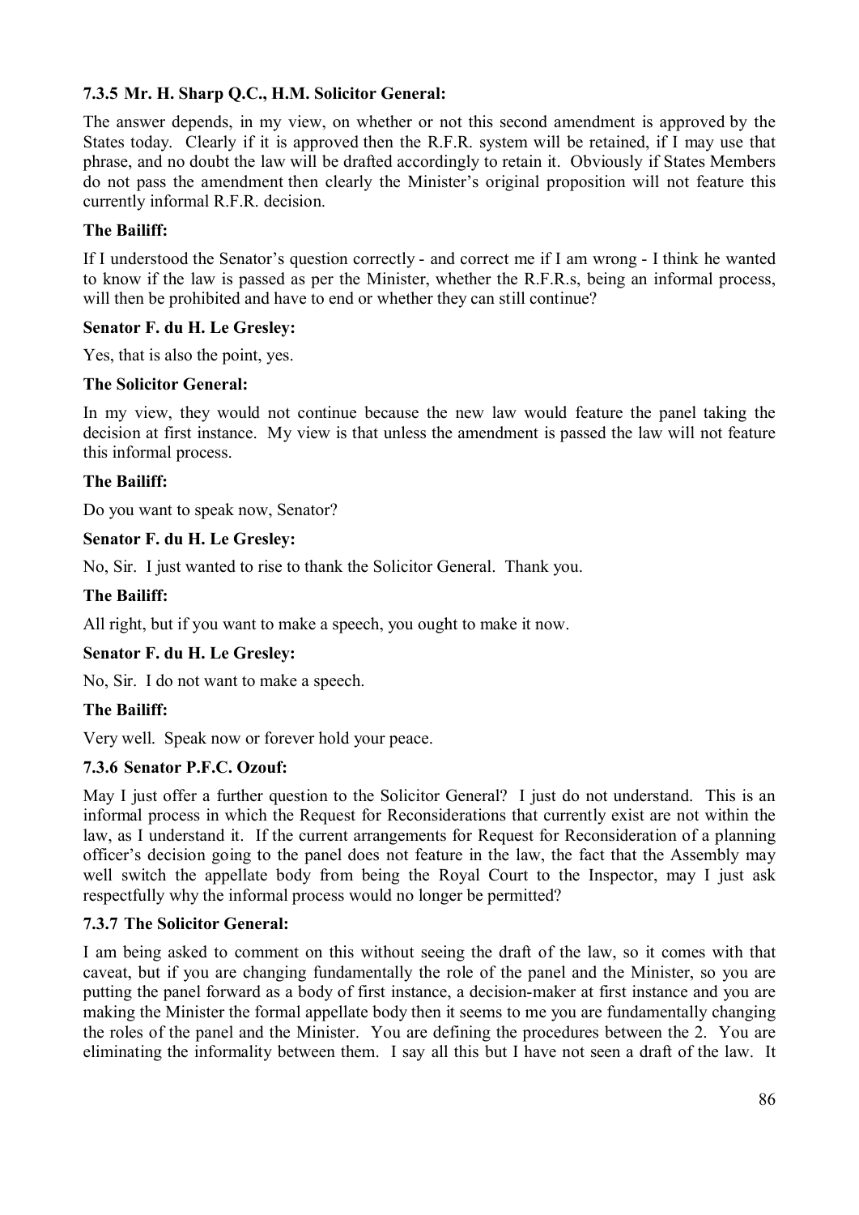**7.3.5 Mr. H. Sharp Q.C., H.M. Solicitor General:**

The answer depends, in my view, on whether or not this second amendment is approved by the States today. Clearly if it is approved then the R.F.R. system will be retained, if I may use that phrase, and no doubt the law will be drafted accordingly to retain it. Obviously if States Members do not pass the amendment then clearly the Minister's original proposition will not feature this currently informal R.F.R. decision.

**The Bailiff:**

If I understood the Senator's question correctly - and correct me if I am wrong - I think he wanted to know if the law is passed as per the Minister, whether the R.F.R.s, being an informal process, will then be prohibited and have to end or whether they can still continue?

**Senator F. du H. Le Gresley:**

Yes, that is also the point, yes.

**The Solicitor General:**

In my view, they would not continue because the new law would feature the panel taking the decision at first instance. My view is that unless the amendment is passed the law will not feature this informal process.

**The Bailiff:**

Do you want to speak now, Senator?

**Senator F. du H. Le Gresley:**

No, Sir. I just wanted to rise to thank the Solicitor General. Thank you.

**The Bailiff:**

All right, but if you want to make a speech, you ought to make it now.

**Senator F. du H. Le Gresley:**

No, Sir. I do not want to make a speech.

**The Bailiff:**

Very well. Speak now or forever hold your peace.

**7.3.6 Senator P.F.C. Ozouf:**

May I just offer a further question to the Solicitor General? I just do not understand. This is an informal process in which the Request for Reconsiderations that currently exist are not within the law, as I understand it. If the current arrangements for Request for Reconsideration of a planning officer's decision going to the panel does not feature in the law, the fact that the Assembly may well switch the appellate body from being the Royal Court to the Inspector, may I just ask respectfully why the informal process would no longer be permitted?

**7.3.7 The Solicitor General:**

I am being asked to comment on this without seeing the draft of the law, so it comes with that caveat, but if you are changing fundamentally the role of the panel and the Minister, so you are putting the panel forward as a body of first instance, a decision-maker at first instance and you are making the Minister the formal appellate body then it seems to me you are fundamentally changing the roles of the panel and the Minister. You are defining the procedures between the 2. You are eliminating the informality between them. I say all this but I have not seen a draft of the law. It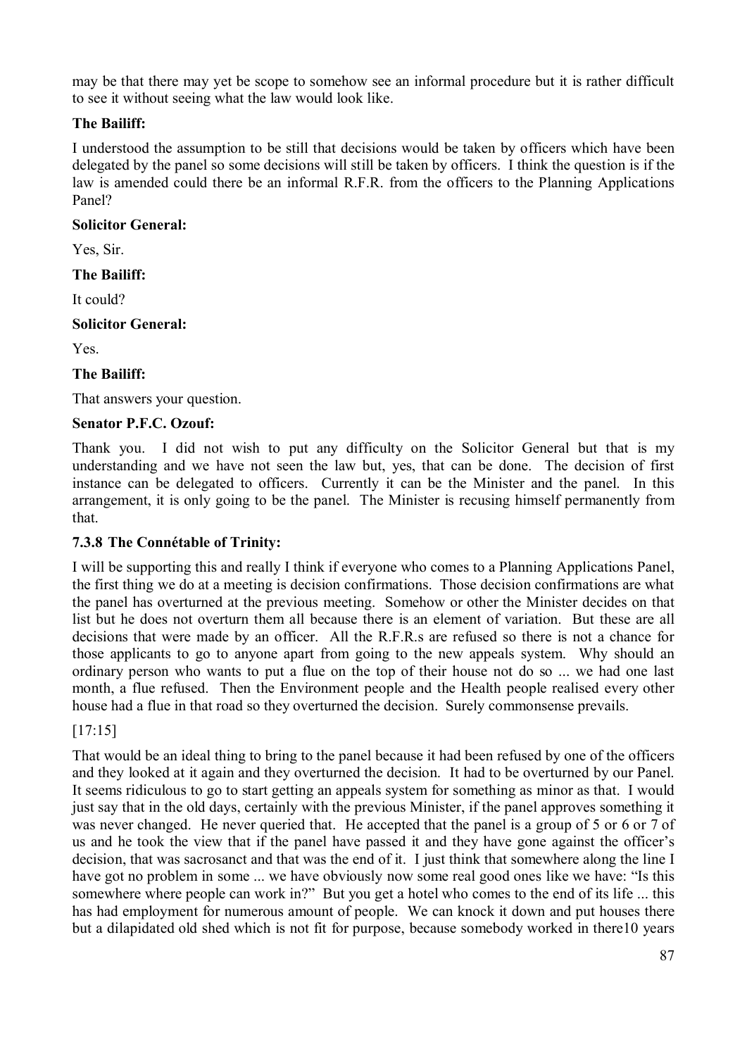may be that there may yet be scope to somehow see an informal procedure but it is rather difficult to see it without seeing what the law would look like.

**The Bailiff:**

I understood the assumption to be still that decisions would be taken by officers which have been delegated by the panel so some decisions will still be taken by officers. I think the question is if the law is amended could there be an informal R.F.R. from the officers to the Planning Applications Panel?

**Solicitor General:**

Yes, Sir.

**The Bailiff:**

It could?

**Solicitor General:**

Yes.

**The Bailiff:**

That answers your question.

**Senator P.F.C. Ozouf:**

Thank you. I did not wish to put any difficulty on the Solicitor General but that is my understanding and we have not seen the law but, yes, that can be done. The decision of first instance can be delegated to officers. Currently it can be the Minister and the panel. In this arrangement, it is only going to be the panel. The Minister is recusing himself permanently from that.

### 7.3.8 The Connétable of Trinity:

I will be supporting this and really I think if everyone who comes to a Planning Applications Panel, the first thing we do at a meeting is decision confirmations. Those decision confirmations are what the panel has overturned at the previous meeting. Somehow or other the Minister decides on that list but he does not overturn them all because there is an element of variation. But these are all decisions that were made by an officer. All the R.F.R.s are refused so there is not a chance for those applicants to go to anyone apart from going to the new appeals system. Why should an ordinary person who wants to put a flue on the top of their house not do so ... we had one last month, a flue refused. Then the Environment people and the Health people realised every other house had a flue in that road so they overturned the decision. Surely commonsense prevails.

[17:15]

That would be an ideal thing to bring to the panel because it had been refused by one of the officers and they looked at it again and they overturned the decision. It had to be overturned by our Panel. It seems ridiculous to go to start getting an appeals system for something as minor as that. I would just say that in the old days, certainly with the previous Minister, if the panel approves something it was never changed. He never queried that. He accepted that the panel is a group of 5 or 6 or 7 of us and he took the view that if the panel have passed it and they have gone against the officer's decision, that was sacrosanct and that was the end of it. I just think that somewhere along the line I have got no problem in some ... we have obviously now some real good ones like we have: "Is this somewhere where people can work in?" But you get a hotel who comes to the end of its life ... this has had employment for numerous amount of people. We can knock it down and put houses there but a dilapidated old shed which is not fit for purpose, because somebody worked in there10 years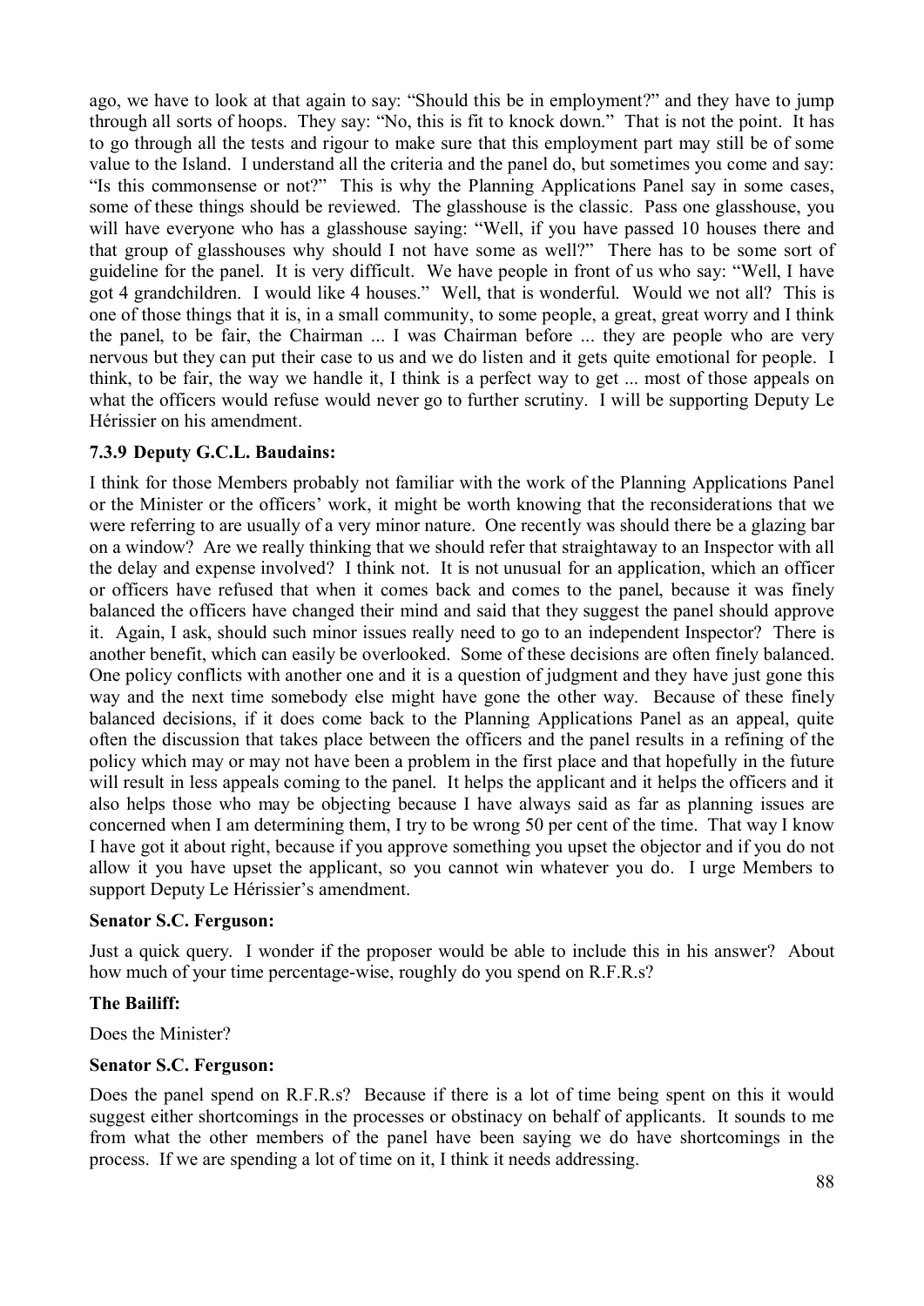ago, we have to look at that again to say: "Should this be in employment?" and they have to jump through all sorts of hoops. They say: "No, this is fit to knock down." That is not the point. It has to go through all the tests and rigour to make sure that this employment part may still be of some value to the Island. I understand all the criteria and the panel do, but sometimes you come and say: "Is this commonsense or not?" This is why the Planning Applications Panel say in some cases, some of these things should be reviewed. The glasshouse is the classic. Pass one glasshouse, you will have everyone who has a glasshouse saying: "Well, if you have passed 10 houses there and that group of glasshouses why should I not have some as well?" There has to be some sort of guideline for the panel. It is very difficult. We have people in front of us who say: "Well, I have got 4 grandchildren. I would like 4 houses." Well, that is wonderful. Would we not all? This is one of those things that it is, in a small community, to some people, a great, great worry and I think the panel, to be fair, the Chairman ... I was Chairman before ... they are people who are very nervous but they can put their case to us and we do listen and it gets quite emotional for people. I think, to be fair, the way we handle it, I think is a perfect way to get ... most of those appeals on what the officers would refuse would never go to further scrutiny. I will be supporting Deputy Le Hérissier on his amendment.

### 7.3.9 Deputy G.C.L. Baudains:

I think for those Members probably not familiar with the work of the Planning Applications Panel or the Minister or the officers' work, it might be worth knowing that the reconsiderations that we were referring to are usually of a very minor nature. One recently was should there be a glazing bar on a window? Are we really thinking that we should refer that straightaway to an Inspector with all the delay and expense involved? I think not. It is not unusual for an application, which an officer or officers have refused that when it comes back and comes to the panel, because it was finely balanced the officers have changed their mind and said that they suggest the panel should approve it. Again, I ask, should such minor issues really need to go to an independent Inspector? There is another benefit, which can easily be overlooked. Some of these decisions are often finely balanced. One policy conflicts with another one and it is a question of judgment and they have just gone this way and the next time somebody else might have gone the other way. Because of these finely balanced decisions, if it does come back to the Planning Applications Panel as an appeal, quite often the discussion that takes place between the officers and the panel results in a refining of the policy which may or may not have been a problem in the first place and that hopefully in the future will result in less appeals coming to the panel. It helps the applicant and it helps the officers and it also helps those who may be objecting because I have always said as far as planning issues are concerned when I am determining them, I try to be wrong 50 per cent of the time. That way I know I have got it about right, because if you approve something you upset the objector and if you do not allow it you have upset the applicant, so you cannot win whatever you do. I urge Members to support Deputy Le Hérissier's amendment.

**Senator S.C. Ferguson:**

Just a quick query. I wonder if the proposer would be able to include this in his answer? About how much of your time percentage-wise, roughly do you spend on R.F.R.s?

**The Bailiff:**

Does the Minister?

**Senator S.C. Ferguson:**

Does the panel spend on R.F.R.s? Because if there is a lot of time being spent on this it would suggest either shortcomings in the processes or obstinacy on behalf of applicants. It sounds to me from what the other members of the panel have been saying we do have shortcomings in the process. If we are spending a lot of time on it, I think it needs addressing.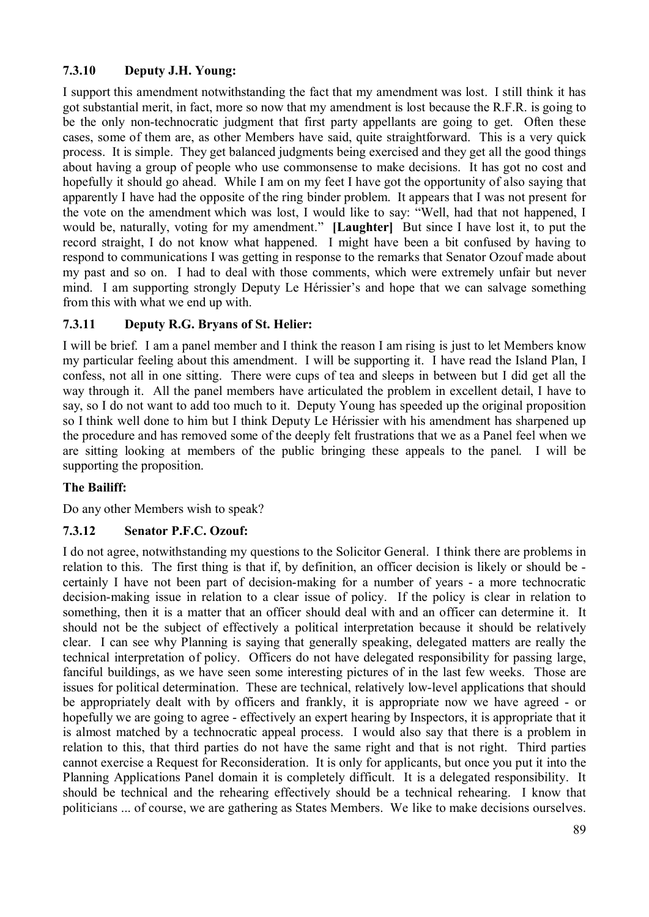### 7.3.10 Deputy J.H. Young:

I support this amendment notwithstanding the fact that my amendment was lost. I still think it has got substantial merit, in fact, more so now that my amendment is lost because the R.F.R. is going to be the only non-technocratic judgment that first party appellants are going to get. Often these cases, some of them are, as other Members have said, quite straightforward. This is a very quick process. It is simple. They get balanced judgments being exercised and they get all the good things about having a group of people who use commonsense to make decisions. It has got no cost and hopefully it should go ahead. While I am on my feet I have got the opportunity of also saying that apparently I have had the opposite of the ring binder problem. It appears that I was not present for the vote on the amendment which was lost, I would like to say: "Well, had that not happened, I would be, naturally, voting for my amendment." **[Laughter]** But since I have lost it, to put the record straight, I do not know what happened. I might have been a bit confused by having to respond to communications I was getting in response to the remarks that Senator Ozouf made about my past and so on. I had to deal with those comments, which were extremely unfair but never mind. I am supporting strongly Deputy Le Hérissier's and hope that we can salvage something from this with what we end up with.

### 7.3.11 Deputy R.G. Bryans of St. Helier:

I will be brief. I am a panel member and I think the reason I am rising is just to let Members know my particular feeling about this amendment. I will be supporting it. I have read the Island Plan, I confess, not all in one sitting. There were cups of tea and sleeps in between but I did get all the way through it. All the panel members have articulated the problem in excellent detail, I have to say, so I do not want to add too much to it. Deputy Young has speeded up the original proposition so I think well done to him but I think Deputy Le Hérissier with his amendment has sharpened up the procedure and has removed some of the deeply felt frustrations that we as a Panel feel when we are sitting looking at members of the public bringing these appeals to the panel. I will be supporting the proposition.

**The Bailiff:**

Do any other Members wish to speak?

### 7.3.12 Senator P.F.C. Ozouf:

I do not agree, notwithstanding my questions to the Solicitor General. I think there are problems in relation to this. The first thing is that if, by definition, an officer decision is likely or should be - certainly I have not been part of decision-making for a number of years - a more technocratic decision-making issue in relation to a clear issue of policy. If the policy is clear in relation to something, then it is a matter that an officer should deal with and an officer can determine it. It should not be the subject of effectively a political interpretation because it should be relatively clear. I can see why Planning is saying that generally speaking, delegated matters are really the technical interpretation of policy. Officers do not have delegated responsibility for passing large, fanciful buildings, as we have seen some interesting pictures of in the last few weeks. Those are issues for political determination. These are technical, relatively low-level applications that should be appropriately dealt with by officers and frankly, it is appropriate now we have agreed - or hopefully we are going to agree - effectively an expert hearing by Inspectors, it is appropriate that it is almost matched by a technocratic appeal process. I would also say that there is a problem in relation to this, that third parties do not have the same right and that is not right. Third parties cannot exercise a Request for Reconsideration. It is only for applicants, but once you put it into the Planning Applications Panel domain it is completely difficult. It is a delegated responsibility. It should be technical and the rehearing effectively should be a technical rehearing. I know that politicians ... of course, we are gathering as States Members. We like to make decisions ourselves.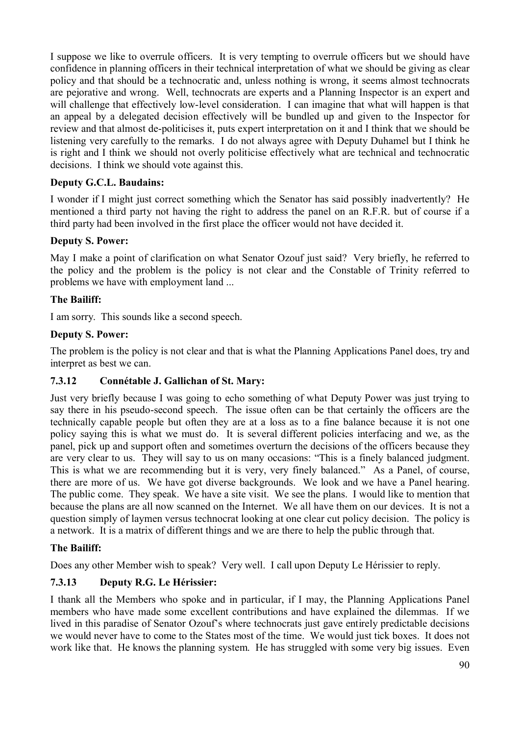I suppose we like to overrule officers. It is very tempting to overrule officers but we should have confidence in planning officers in their technical interpretation of what we should be giving as clear policy and that should be a technocratic and, unless nothing is wrong, it seems almost technocrats are pejorative and wrong. Well, technocrats are experts and a Planning Inspector is an expert and will challenge that effectively low-level consideration. I can imagine that what will happen is that an appeal by a delegated decision effectively will be bundled up and given to the Inspector for review and that almost de-politicises it, puts expert interpretation on it and I think that we should be listening very carefully to the remarks. I do not always agree with Deputy Duhamel but I think he is right and I think we should not overly politicise effectively what are technical and technocratic decisions. I think we should vote against this.

**Deputy G.C.L. Baudains:**

I wonder if I might just correct something which the Senator has said possibly inadvertently? He mentioned a third party not having the right to address the panel on an R.F.R. but of course if a third party had been involved in the first place the officer would not have decided it.

**Deputy S. Power:**

May I make a point of clarification on what Senator Ozouf just said? Very briefly, he referred to the policy and the problem is the policy is not clear and the Constable of Trinity referred to problems we have with employment land ...

**The Bailiff:**

I am sorry. This sounds like a second speech.

**Deputy S. Power:**

The problem is the policy is not clear and that is what the Planning Applications Panel does, try and interpret as best we can.

### 7.3.12 Connétable J. Gallichan of St. Mary:

Just very briefly because I was going to echo something of what Deputy Power was just trying to say there in his pseudo-second speech. The issue often can be that certainly the officers are the technically capable people but often they are at a loss as to a fine balance because it is not one policy saying this is what we must do. It is several different policies interfacing and we, as the panel, pick up and support often and sometimes overturn the decisions of the officers because they are very clear to us. They will say to us on many occasions: "This is a finely balanced judgment. This is what we are recommending but it is very, very finely balanced." As a Panel, of course, there are more of us. We have got diverse backgrounds. We look and we have a Panel hearing. The public come. They speak. We have a site visit. We see the plans. I would like to mention that because the plans are all now scanned on the Internet. We all have them on our devices. It is not a question simply of laymen versus technocrat looking at one clear cut policy decision. The policy is a network. It is a matrix of different things and we are there to help the public through that.

**The Bailiff:**

Does any other Member wish to speak? Very well. I call upon Deputy Le Hérissier to reply.

### 7.3.13 Deputy R.G. Le Hérissier:

I thank all the Members who spoke and in particular, if I may, the Planning Applications Panel members who have made some excellent contributions and have explained the dilemmas. If we lived in this paradise of Senator Ozouf's where technocrats just gave entirely predictable decisions we would never have to come to the States most of the time. We would just tick boxes. It does not work like that. He knows the planning system. He has struggled with some very big issues. Even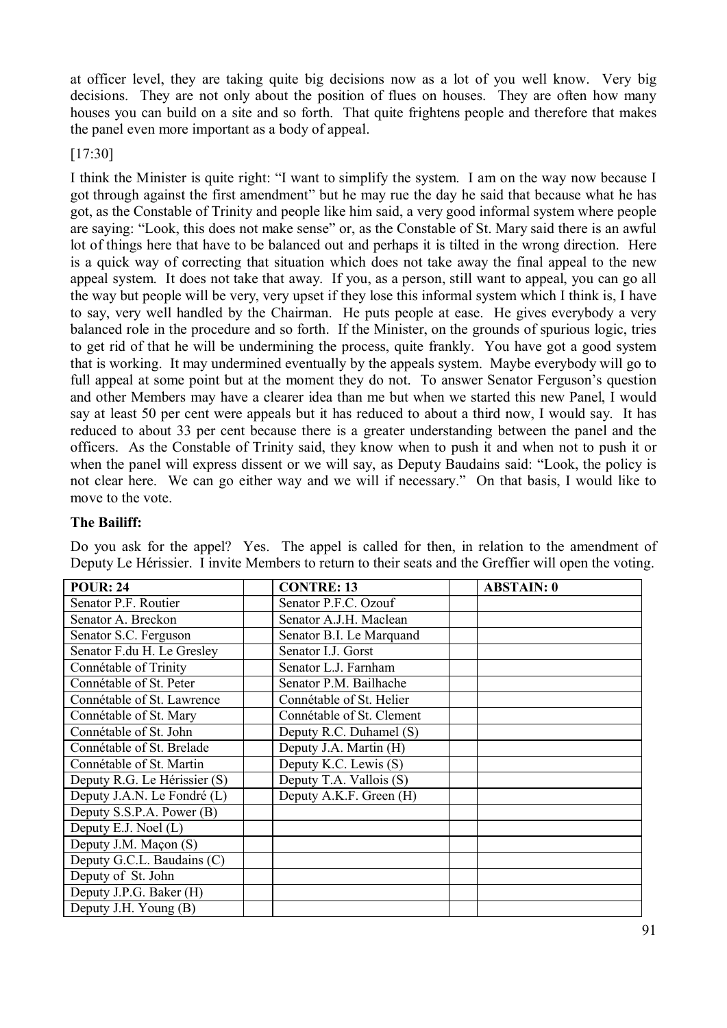at officer level, they are taking quite big decisions now as a lot of you well know. Very big decisions. They are not only about the position of flues on houses. They are often how many houses you can build on a site and so forth. That quite frightens people and therefore that makes the panel even more important as a body of appeal.

[17:30]

I think the Minister is quite right: "I want to simplify the system. I am on the way now because I got through against the first amendment" but he may rue the day he said that because what he has got, as the Constable of Trinity and people like him said, a very good informal system where people are saying: "Look, this does not make sense" or, as the Constable of St. Mary said there is an awful lot of things here that have to be balanced out and perhaps it is tilted in the wrong direction. Here is a quick way of correcting that situation which does not take away the final appeal to the new appeal system. It does not take that away. If you, as a person, still want to appeal, you can go all the way but people will be very, very upset if they lose this informal system which I think is, I have to say, very well handled by the Chairman. He puts people at ease. He gives everybody a very balanced role in the procedure and so forth. If the Minister, on the grounds of spurious logic, tries to get rid of that he will be undermining the process, quite frankly. You have got a good system that is working. It may undermined eventually by the appeals system. Maybe everybody will go to full appeal at some point but at the moment they do not. To answer Senator Ferguson's question and other Members may have a clearer idea than me but when we started this new Panel, I would say at least 50 per cent were appeals but it has reduced to about a third now, I would say. It has reduced to about 33 per cent because there is a greater understanding between the panel and the officers. As the Constable of Trinity said, they know when to push it and when not to push it or when the panel will express dissent or we will say, as Deputy Baudains said: "Look, the policy is not clear here. We can go either way and we will if necessary." On that basis, I would like to move to the vote.

**The Bailiff:**

Do you ask for the appel? Yes. The appel is called for then, in relation to the amendment of Deputy Le Hérissier. I invite Members to return to their seats and the Greffier will open the voting.

| POUR: 24 | | CONTRE: 13 | | ABSTAIN: 0 |
|---|---|---|---|---|
| Senator P.F. Routier | | Senator P.F.C. Ozouf | | |
| Senator A. Breckon | | Senator A.J.H. Maclean | | |
| Senator S.C. Ferguson | | Senator B.I. Le Marquand | | |
| Senator F.du H. Le Gresley | | Senator I.J. Gorst | | |
| Connétable of Trinity | | Senator L.J. Farnham | | |
| Connétable of St. Peter | | Senator P.M. Bailhache | | |
| Connétable of St. Lawrence | | Connétable of St. Helier | | |
| Connétable of St. Mary | | Connétable of St. Clement | | |
| Connétable of St. John | | Deputy R.C. Duhamel (S) | | |
| Connétable of St. Brelade | | Deputy J.A. Martin (H) | | |
| Connétable of St. Martin | | Deputy K.C. Lewis (S) | | |
| Deputy R.G. Le Hérissier (S) | | Deputy T.A. Vallois (S) | | |
| Deputy J.A.N. Le Fondré (L) | | Deputy A.K.F. Green (H) | | |
| Deputy S.S.P.A. Power (B) | | | | |
| Deputy E.J. Noel (L) | | | | |
| Deputy J.M. Maçon (S) | | | | |
| Deputy G.C.L. Baudains (C) | | | | |
| Deputy of St. John | | | | |
| Deputy J.P.G. Baker (H) | | | | |
| Deputy J.H. Young (B) | | | | |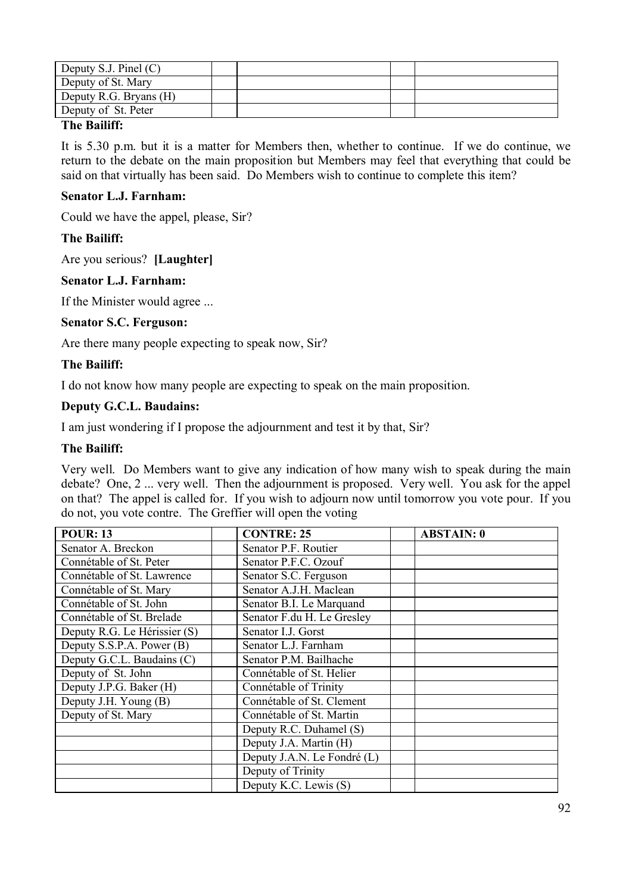| | | | | |
|---|---|---|---|---|
| Deputy S.J. Pinel (C) | | | | |
| Deputy of St. Mary | | | | |
| Deputy R.G. Bryans (H) | | | | |
| Deputy of St. Peter | | | | |

**The Bailiff:**

It is 5.30 p.m. but it is a matter for Members then, whether to continue. If we do continue, we return to the debate on the main proposition but Members may feel that everything that could be said on that virtually has been said. Do Members wish to continue to complete this item?

**Senator L.J. Farnham:**

Could we have the appel, please, Sir?

**The Bailiff:**

Are you serious? **[Laughter]**

**Senator L.J. Farnham:**

If the Minister would agree ...

**Senator S.C. Ferguson:**

Are there many people expecting to speak now, Sir?

**The Bailiff:**

I do not know how many people are expecting to speak on the main proposition.

**Deputy G.C.L. Baudains:**

I am just wondering if I propose the adjournment and test it by that, Sir?

**The Bailiff:**

Very well. Do Members want to give any indication of how many wish to speak during the main debate? One, 2 ... very well. Then the adjournment is proposed. Very well. You ask for the appel on that? The appel is called for. If you wish to adjourn now until tomorrow you vote pour. If you do not, you vote contre. The Greffier will open the voting

| POUR: 13 | | CONTRE: 25 | | ABSTAIN: 0 |
|---|---|---|---|---|
| Senator A. Breckon | | Senator P.F. Routier | | |
| Connétable of St. Peter | | Senator P.F.C. Ozouf | | |
| Connétable of St. Lawrence | | Senator S.C. Ferguson | | |
| Connétable of St. Mary | | Senator A.J.H. Maclean | | |
| Connétable of St. John | | Senator B.I. Le Marquand | | |
| Connétable of St. Brelade | | Senator F.du H. Le Gresley | | |
| Deputy R.G. Le Hérissier (S) | | Senator I.J. Gorst | | |
| Deputy S.S.P.A. Power (B) | | Senator L.J. Farnham | | |
| Deputy G.C.L. Baudains (C) | | Senator P.M. Bailhache | | |
| Deputy of St. John | | Connétable of St. Helier | | |
| Deputy J.P.G. Baker (H) | | Connétable of Trinity | | |
| Deputy J.H. Young (B) | | Connétable of St. Clement | | |
| Deputy of St. Mary | | Connétable of St. Martin | | |
| | | Deputy R.C. Duhamel (S) | | |
| | | Deputy J.A. Martin (H) | | |
| | | Deputy J.A.N. Le Fondré (L) | | |
| | | Deputy of Trinity | | |
| | | Deputy K.C. Lewis (S) | | |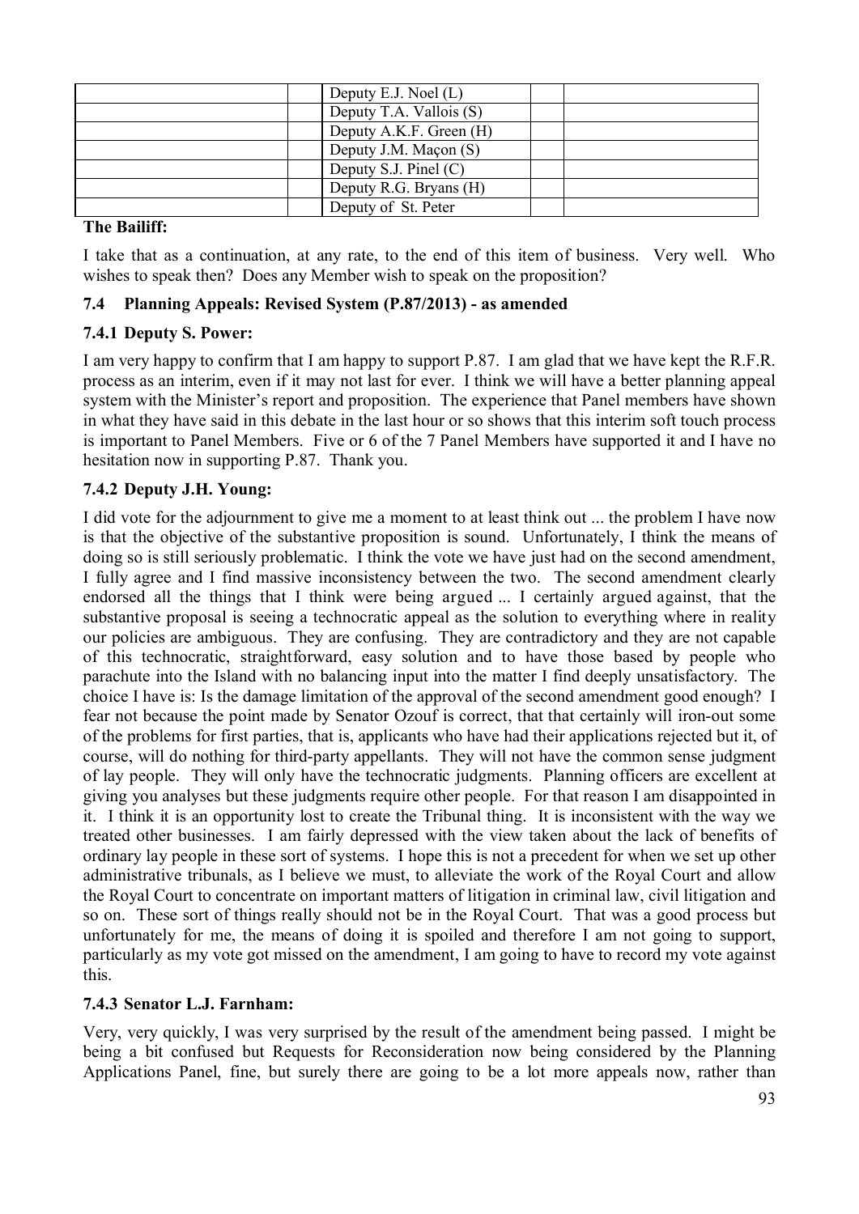| | | | | |
|---|---|---|---|---|
| | | Deputy E.J. Noel (L) | | |
| | | Deputy T.A. Vallois (S) | | |
| | | Deputy A.K.F. Green (H) | | |
| | | Deputy J.M. Maçon (S) | | |
| | | Deputy S.J. Pinel (C) | | |
| | | Deputy R.G. Bryans (H) | | |
| | | Deputy of St. Peter | | |

**The Bailiff:**

I take that as a continuation, at any rate, to the end of this item of business. Very well. Who wishes to speak then? Does any Member wish to speak on the proposition?

### 7.4 Planning Appeals: Revised System (P.87/2013) - as amended

### 7.4.1 Deputy S. Power:

I am very happy to confirm that I am happy to support P.87. I am glad that we have kept the R.F.R. process as an interim, even if it may not last for ever. I think we will have a better planning appeal system with the Minister's report and proposition. The experience that Panel members have shown in what they have said in this debate in the last hour or so shows that this interim soft touch process is important to Panel Members. Five or 6 of the 7 Panel Members have supported it and I have no hesitation now in supporting P.87. Thank you.

### 7.4.2 Deputy J.H. Young:

I did vote for the adjournment to give me a moment to at least think out ... the problem I have now is that the objective of the substantive proposition is sound. Unfortunately, I think the means of doing so is still seriously problematic. I think the vote we have just had on the second amendment, I fully agree and I find massive inconsistency between the two. The second amendment clearly endorsed all the things that I think were being argued ... I certainly argued against, that the substantive proposal is seeing a technocratic appeal as the solution to everything where in reality our policies are ambiguous. They are confusing. They are contradictory and they are not capable of this technocratic, straightforward, easy solution and to have those based by people who parachute into the Island with no balancing input into the matter I find deeply unsatisfactory. The choice I have is: Is the damage limitation of the approval of the second amendment good enough? I fear not because the point made by Senator Ozouf is correct, that that certainly will iron-out some of the problems for first parties, that is, applicants who have had their applications rejected but it, of course, will do nothing for third-party appellants. They will not have the common sense judgment of lay people. They will only have the technocratic judgments. Planning officers are excellent at giving you analyses but these judgments require other people. For that reason I am disappointed in it. I think it is an opportunity lost to create the Tribunal thing. It is inconsistent with the way we treated other businesses. I am fairly depressed with the view taken about the lack of benefits of ordinary lay people in these sort of systems. I hope this is not a precedent for when we set up other administrative tribunals, as I believe we must, to alleviate the work of the Royal Court and allow the Royal Court to concentrate on important matters of litigation in criminal law, civil litigation and so on. These sort of things really should not be in the Royal Court. That was a good process but unfortunately for me, the means of doing it is spoiled and therefore I am not going to support, particularly as my vote got missed on the amendment, I am going to have to record my vote against this.

### 7.4.3 Senator L.J. Farnham:

Very, very quickly, I was very surprised by the result of the amendment being passed. I might be being a bit confused but Requests for Reconsideration now being considered by the Planning Applications Panel, fine, but surely there are going to be a lot more appeals now, rather than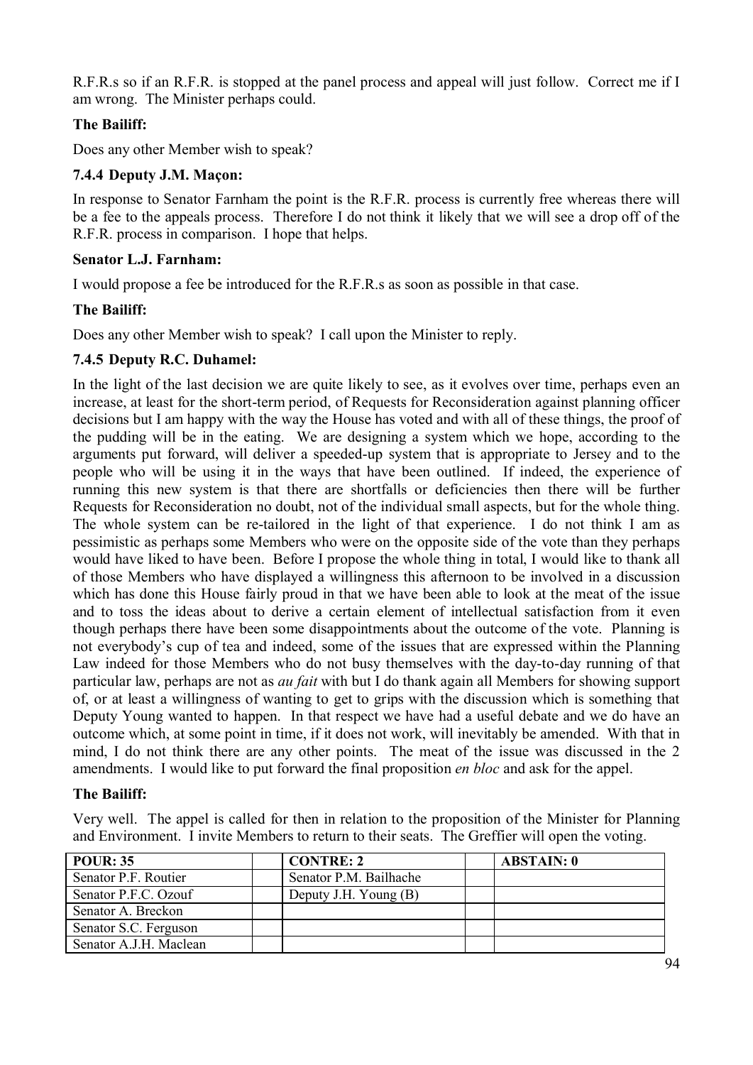R.F.R.s so if an R.F.R. is stopped at the panel process and appeal will just follow. Correct me if I am wrong. The Minister perhaps could.

**The Bailiff:**

Does any other Member wish to speak?

### 7.4.4 Deputy J.M. Maçon:

In response to Senator Farnham the point is the R.F.R. process is currently free whereas there will be a fee to the appeals process. Therefore I do not think it likely that we will see a drop off of the R.F.R. process in comparison. I hope that helps.

**Senator L.J. Farnham:**

I would propose a fee be introduced for the R.F.R.s as soon as possible in that case.

**The Bailiff:**

Does any other Member wish to speak? I call upon the Minister to reply.

### 7.4.5 Deputy R.C. Duhamel:

In the light of the last decision we are quite likely to see, as it evolves over time, perhaps even an increase, at least for the short-term period, of Requests for Reconsideration against planning officer decisions but I am happy with the way the House has voted and with all of these things, the proof of the pudding will be in the eating. We are designing a system which we hope, according to the arguments put forward, will deliver a speeded-up system that is appropriate to Jersey and to the people who will be using it in the ways that have been outlined. If indeed, the experience of running this new system is that there are shortfalls or deficiencies then there will be further Requests for Reconsideration no doubt, not of the individual small aspects, but for the whole thing. The whole system can be re-tailored in the light of that experience. I do not think I am as pessimistic as perhaps some Members who were on the opposite side of the vote than they perhaps would have liked to have been. Before I propose the whole thing in total, I would like to thank all of those Members who have displayed a willingness this afternoon to be involved in a discussion which has done this House fairly proud in that we have been able to look at the meat of the issue and to toss the ideas about to derive a certain element of intellectual satisfaction from it even though perhaps there have been some disappointments about the outcome of the vote. Planning is not everybody's cup of tea and indeed, some of the issues that are expressed within the Planning Law indeed for those Members who do not busy themselves with the day-to-day running of that particular law, perhaps are not as *au fait* with but I do thank again all Members for showing support of, or at least a willingness of wanting to get to grips with the discussion which is something that Deputy Young wanted to happen. In that respect we have had a useful debate and we do have an outcome which, at some point in time, if it does not work, will inevitably be amended. With that in mind, I do not think there are any other points. The meat of the issue was discussed in the 2 amendments. I would like to put forward the final proposition *en bloc* and ask for the appel.

**The Bailiff:**

Very well. The appel is called for then in relation to the proposition of the Minister for Planning and Environment. I invite Members to return to their seats. The Greffier will open the voting.

| POUR: 35 | | CONTRE: 2 | | ABSTAIN: 0 |
|---|---|---|---|---|
| Senator P.F. Routier | | Senator P.M. Bailhache | | |
| Senator P.F.C. Ozouf | | Deputy J.H. Young (B) | | |
| Senator A. Breckon | | | | |
| Senator S.C. Ferguson | | | | |
| Senator A.J.H. Maclean | | | | |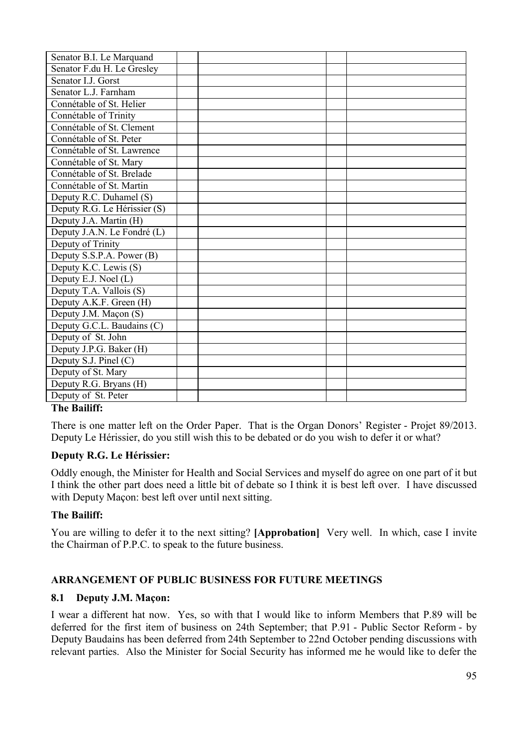| | | | | |
|---|---|---|---|---|
| Senator B.I. Le Marquand | | | | |
| Senator F.du H. Le Gresley | | | | |
| Senator I.J. Gorst | | | | |
| Senator L.J. Farnham | | | | |
| Connétable of St. Helier | | | | |
| Connétable of Trinity | | | | |
| Connétable of St. Clement | | | | |
| Connétable of St. Peter | | | | |
| Connétable of St. Lawrence | | | | |
| Connétable of St. Mary | | | | |
| Connétable of St. Brelade | | | | |
| Connétable of St. Martin | | | | |
| Deputy R.C. Duhamel (S) | | | | |
| Deputy R.G. Le Hérissier (S) | | | | |
| Deputy J.A. Martin (H) | | | | |
| Deputy J.A.N. Le Fondré (L) | | | | |
| Deputy of Trinity | | | | |
| Deputy S.S.P.A. Power (B) | | | | |
| Deputy K.C. Lewis (S) | | | | |
| Deputy E.J. Noel (L) | | | | |
| Deputy T.A. Vallois (S) | | | | |
| Deputy A.K.F. Green (H) | | | | |
| Deputy J.M. Maçon (S) | | | | |
| Deputy G.C.L. Baudains (C) | | | | |
| Deputy of St. John | | | | |
| Deputy J.P.G. Baker (H) | | | | |
| Deputy S.J. Pinel (C) | | | | |
| Deputy of St. Mary | | | | |
| Deputy R.G. Bryans (H) | | | | |
| Deputy of St. Peter | | | | |

**The Bailiff:**

There is one matter left on the Order Paper. That is the Organ Donors' Register - Projet 89/2013. Deputy Le Hérissier, do you still wish this to be debated or do you wish to defer it or what?

**Deputy R.G. Le Hérissier:**

Oddly enough, the Minister for Health and Social Services and myself do agree on one part of it but I think the other part does need a little bit of debate so I think it is best left over. I have discussed with Deputy Maçon: best left over until next sitting.

**The Bailiff:**

You are willing to defer it to the next sitting? **[Approbation]** Very well. In which, case I invite the Chairman of P.P.C. to speak to the future business.

### ARRANGEMENT OF PUBLIC BUSINESS FOR FUTURE MEETINGS

#### 8.1 Deputy J.M. Maçon:

I wear a different hat now. Yes, so with that I would like to inform Members that P.89 will be deferred for the first item of business on 24th September; that P.91 - Public Sector Reform - by Deputy Baudains has been deferred from 24th September to 22nd October pending discussions with relevant parties. Also the Minister for Social Security has informed me he would like to defer the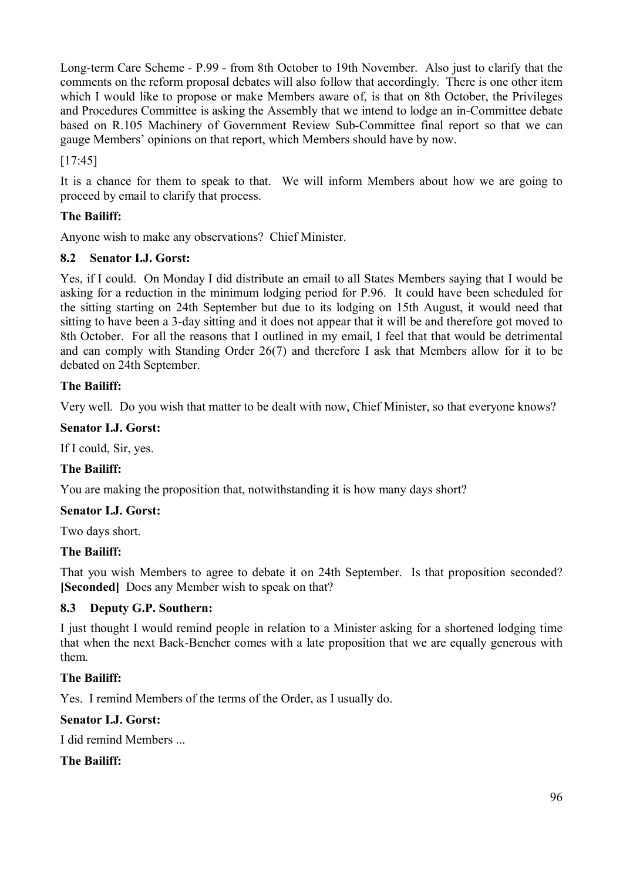Long-term Care Scheme - P.99 - from 8th October to 19th November. Also just to clarify that the comments on the reform proposal debates will also follow that accordingly. There is one other item which I would like to propose or make Members aware of, is that on 8th October, the Privileges and Procedures Committee is asking the Assembly that we intend to lodge an in-Committee debate based on R.105 Machinery of Government Review Sub-Committee final report so that we can gauge Members' opinions on that report, which Members should have by now.

[17:45]

It is a chance for them to speak to that. We will inform Members about how we are going to proceed by email to clarify that process.

**The Bailiff:**

Anyone wish to make any observations? Chief Minister.

### 8.2 Senator I.J. Gorst:

Yes, if I could. On Monday I did distribute an email to all States Members saying that I would be asking for a reduction in the minimum lodging period for P.96. It could have been scheduled for the sitting starting on 24th September but due to its lodging on 15th August, it would need that sitting to have been a 3-day sitting and it does not appear that it will be and therefore got moved to 8th October. For all the reasons that I outlined in my email, I feel that that would be detrimental and can comply with Standing Order 26(7) and therefore I ask that Members allow for it to be debated on 24th September.

**The Bailiff:**

Very well. Do you wish that matter to be dealt with now, Chief Minister, so that everyone knows?

**Senator I.J. Gorst:**

If I could, Sir, yes.

**The Bailiff:**

You are making the proposition that, notwithstanding it is how many days short?

**Senator I.J. Gorst:**

Two days short.

**The Bailiff:**

That you wish Members to agree to debate it on 24th September. Is that proposition seconded? **[Seconded]** Does any Member wish to speak on that?

### 8.3 Deputy G.P. Southern:

I just thought I would remind people in relation to a Minister asking for a shortened lodging time that when the next Back-Bencher comes with a late proposition that we are equally generous with them.

**The Bailiff:**

Yes. I remind Members of the terms of the Order, as I usually do.

**Senator I.J. Gorst:**

I did remind Members ...

**The Bailiff:**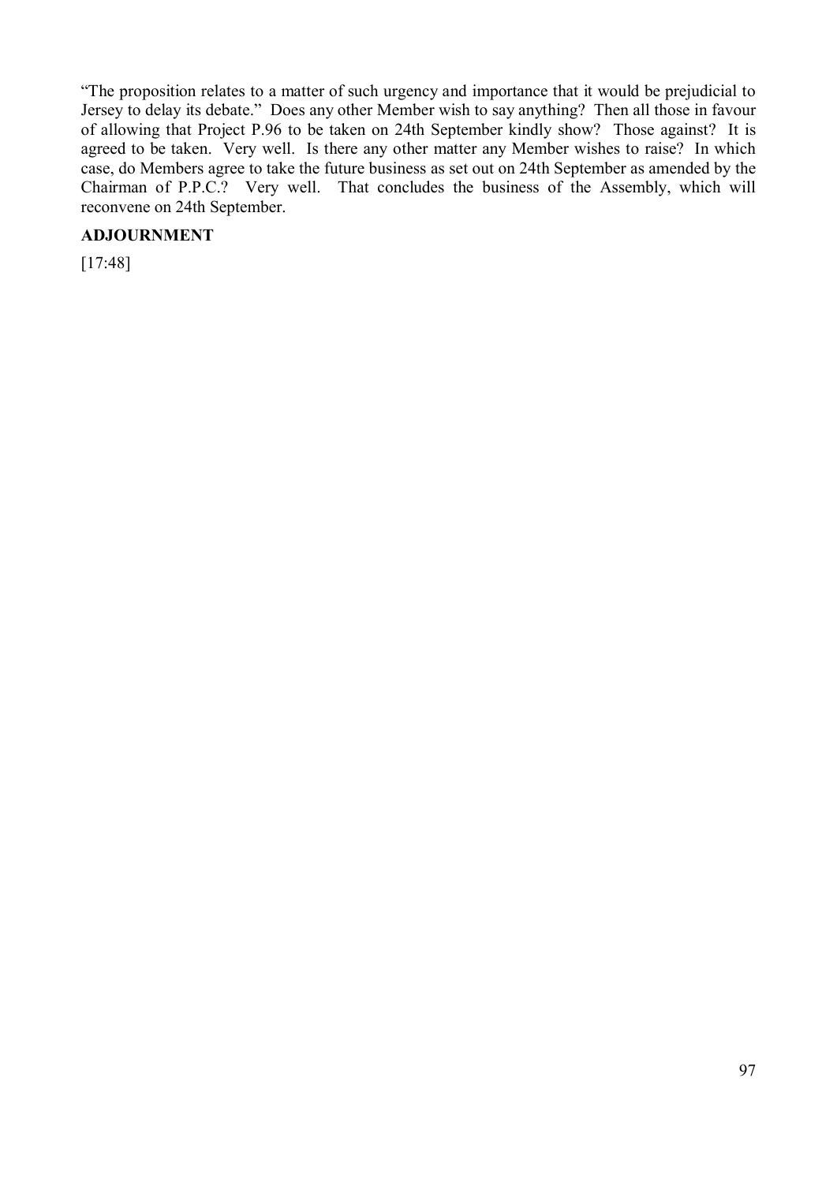"The proposition relates to a matter of such urgency and importance that it would be prejudicial to Jersey to delay its debate." Does any other Member wish to say anything? Then all those in favour of allowing that Project P.96 to be taken on 24th September kindly show? Those against? It is agreed to be taken. Very well. Is there any other matter any Member wishes to raise? In which case, do Members agree to take the future business as set out on 24th September as amended by the Chairman of P.P.C.? Very well. That concludes the business of the Assembly, which will reconvene on 24th September.

**ADJOURNMENT**

[17:48]